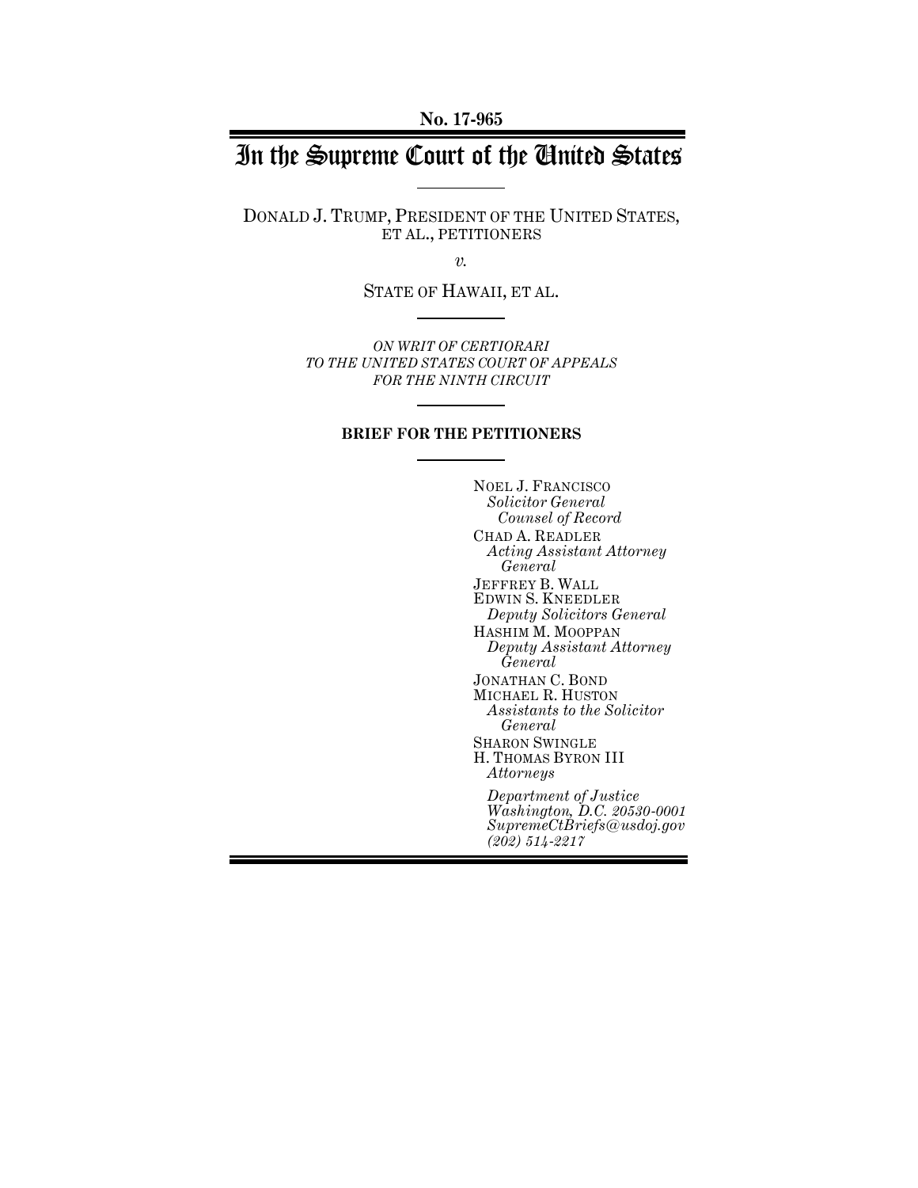**No. 17-965**

# In the Supreme Court of the United States

DONALD J. TRUMP, PRESIDENT OF THE UNITED STATES, ET AL., PETITIONERS

*v.*

STATE OF HAWAII, ET AL.

*ON WRIT OF CERTIORARI TO THE UNITED STATES COURT OF APPEALS FOR THE NINTH CIRCUIT*

**BRIEF FOR THE PETITIONERS**

NOEL J. FRANCISCO
*Solicitor General*
*Counsel of Record*

CHAD A. READLER
*Acting Assistant Attorney General*

JEFFREY B. WALL
EDWIN S. KNEEDLER
*Deputy Solicitors General*

HASHIM M. MOOPPAN
*Deputy Assistant Attorney General*

JONATHAN C. BOND
MICHAEL R. HUSTON
*Assistants to the Solicitor General*

SHARON SWINGLE
H. THOMAS BYRON III
*Attorneys*

*Department of Justice*
*Washington, D.C. 20530-0001*
*SupremeCtBriefs@usdoj.gov*
*(202) 514-2217*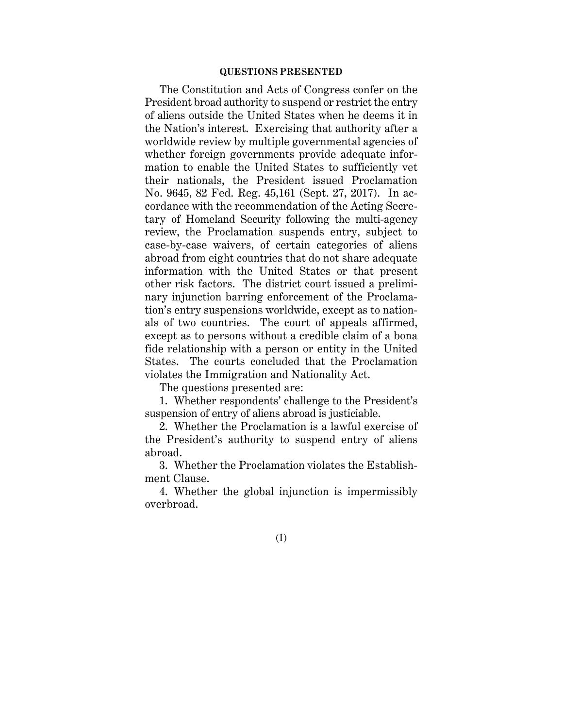## QUESTIONS PRESENTED

The Constitution and Acts of Congress confer on the President broad authority to suspend or restrict the entry of aliens outside the United States when he deems it in the Nation's interest. Exercising that authority after a worldwide review by multiple governmental agencies of whether foreign governments provide adequate information to enable the United States to sufficiently vet their nationals, the President issued Proclamation No. 9645, 82 Fed. Reg. 45,161 (Sept. 27, 2017). In accordance with the recommendation of the Acting Secretary of Homeland Security following the multi-agency review, the Proclamation suspends entry, subject to case-by-case waivers, of certain categories of aliens abroad from eight countries that do not share adequate information with the United States or that present other risk factors. The district court issued a preliminary injunction barring enforcement of the Proclamation's entry suspensions worldwide, except as to nationals of two countries. The court of appeals affirmed, except as to persons without a credible claim of a bona fide relationship with a person or entity in the United States. The courts concluded that the Proclamation violates the Immigration and Nationality Act.

The questions presented are:

1. Whether respondents' challenge to the President's suspension of entry of aliens abroad is justiciable.

2. Whether the Proclamation is a lawful exercise of the President's authority to suspend entry of aliens abroad.

3. Whether the Proclamation violates the Establishment Clause.

4. Whether the global injunction is impermissibly overbroad.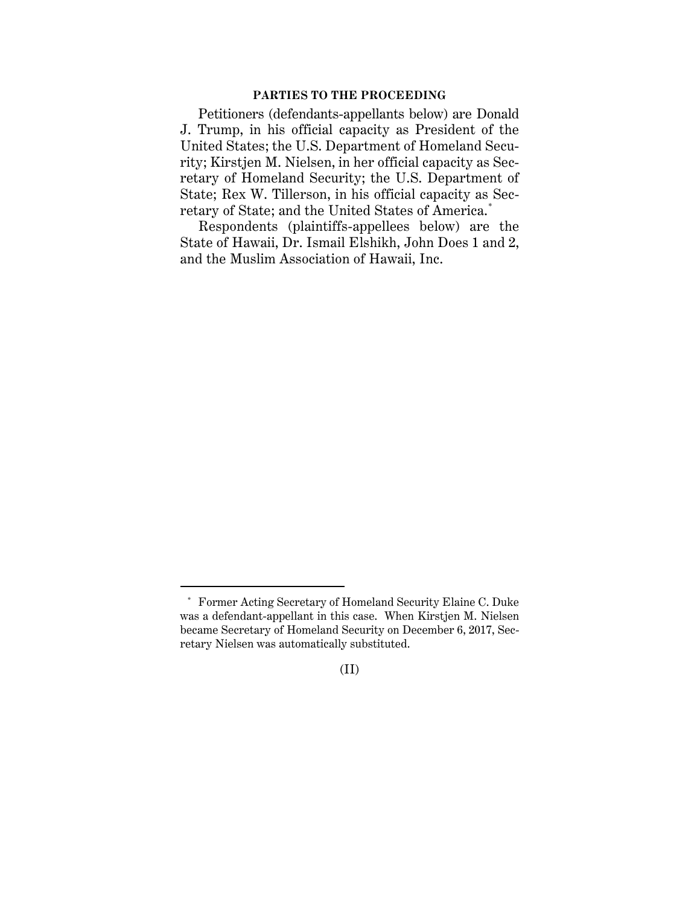## PARTIES TO THE PROCEEDING

Petitioners (defendants-appellants below) are Donald J. Trump, in his official capacity as President of the United States; the U.S. Department of Homeland Security; Kirstjen M. Nielsen, in her official capacity as Secretary of Homeland Security; the U.S. Department of State; Rex W. Tillerson, in his official capacity as Secretary of State; and the United States of America.[*]

Respondents (plaintiffs-appellees below) are the State of Hawaii, Dr. Ismail Elshikh, John Does 1 and 2, and the Muslim Association of Hawaii, Inc.

---

[*] Former Acting Secretary of Homeland Security Elaine C. Duke was a defendant-appellant in this case. When Kirstjen M. Nielsen became Secretary of Homeland Security on December 6, 2017, Secretary Nielsen was automatically substituted.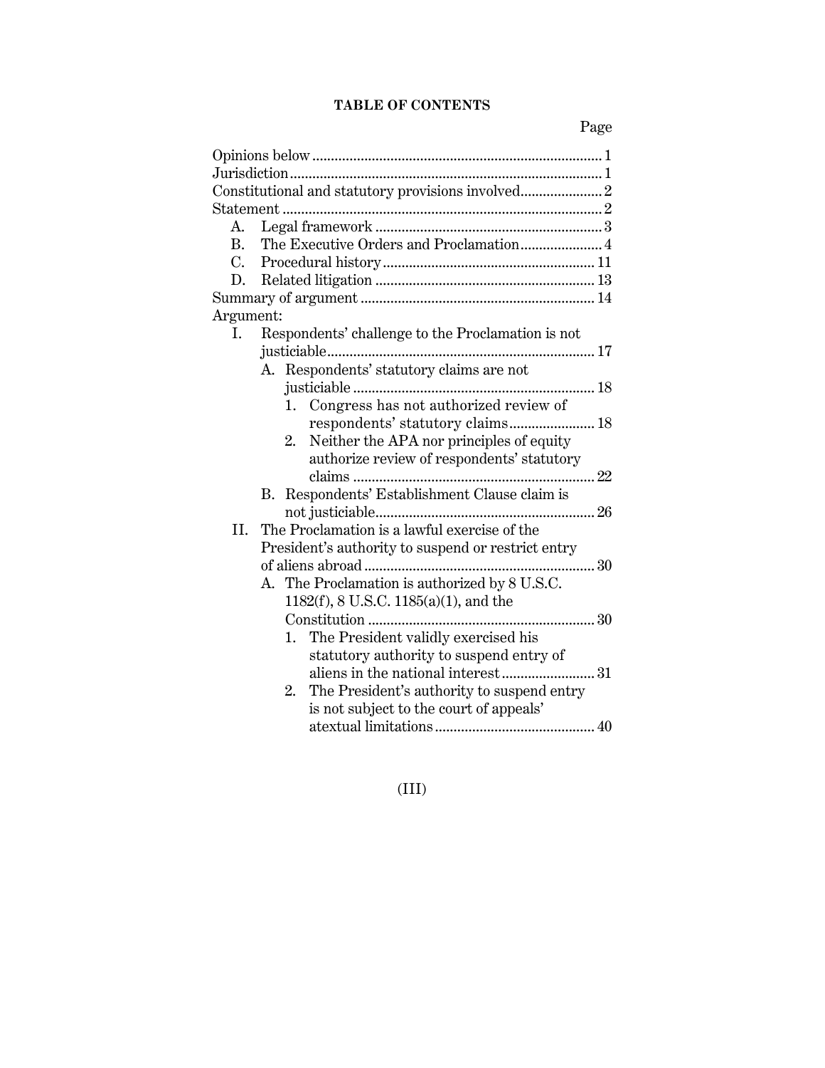**TABLE OF CONTENTS**

Page

Opinions below ........................................................................... 1
Jurisdiction ................................................................................. 1
Constitutional and statutory provisions involved ..................... 2
Statement ................................................................................... 2
- A. Legal framework ........................................................... 3
- B. The Executive Orders and Proclamation ..................... 4
- C. Procedural history ........................................................ 11
- D. Related litigation .......................................................... 13

Summary of argument .............................................................. 14
Argument:
- I. Respondents' challenge to the Proclamation is not justiciable ........................................................................ 17
  - A. Respondents' statutory claims are not justiciable ................................................................ 18
    - 1. Congress has not authorized review of respondents' statutory claims ...................... 18
    - 2. Neither the APA nor principles of equity authorize review of respondents' statutory claims ................................................................ 22
  - B. Respondents' Establishment Clause claim is not justiciable .......................................................... 26
- II. The Proclamation is a lawful exercise of the President's authority to suspend or restrict entry of aliens abroad ............................................................ 30
  - A. The Proclamation is authorized by 8 U.S.C. 1182(f), 8 U.S.C. 1185(a)(1), and the Constitution ............................................................ 30
    - 1. The President validly exercised his statutory authority to suspend entry of aliens in the national interest ........................ 31
    - 2. The President's authority to suspend entry is not subject to the court of appeals' atextual limitations .......................................... 40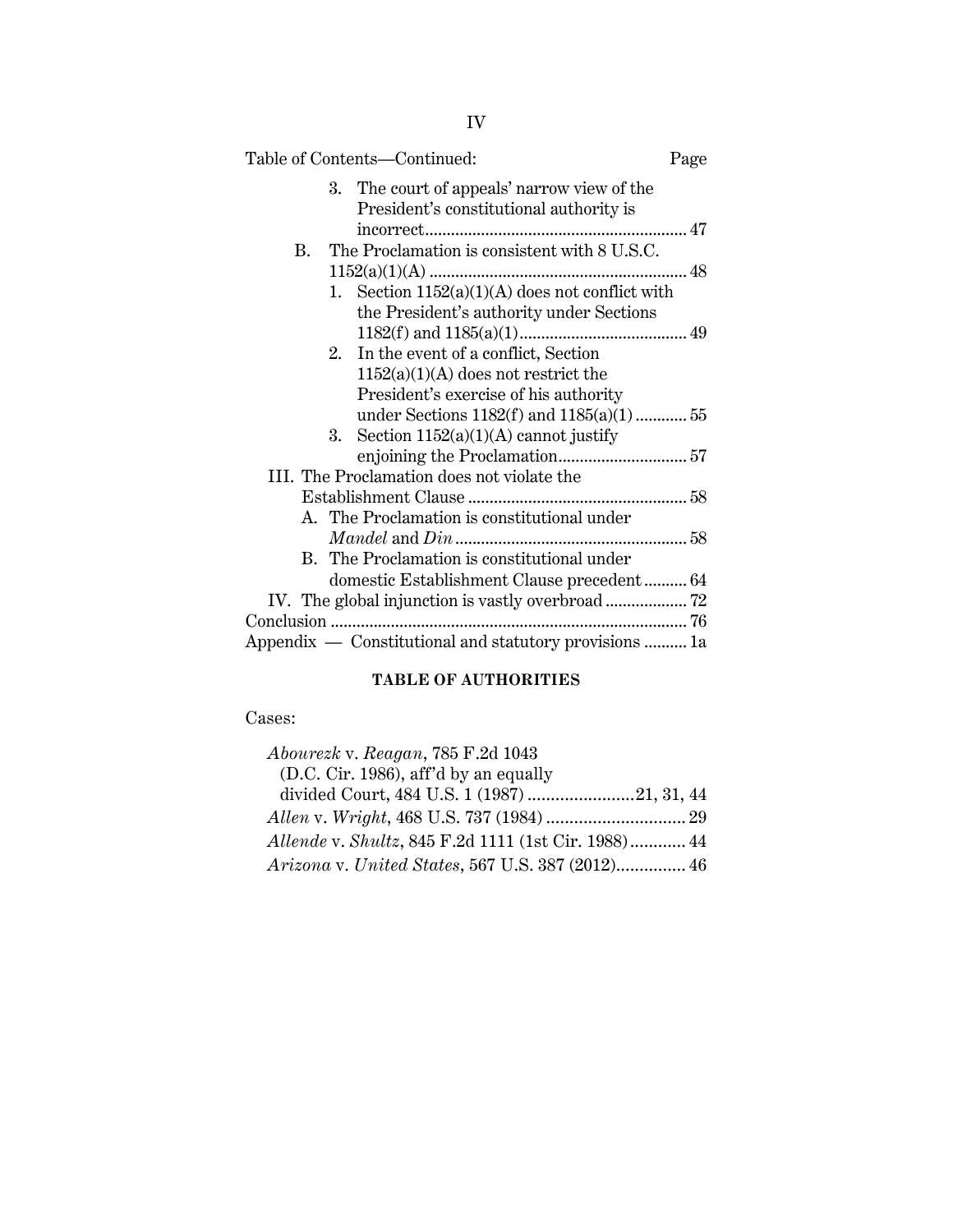Table of Contents—Continued: Page

3. The court of appeals' narrow view of the President's constitutional authority is incorrect ........ 47

B. The Proclamation is consistent with 8 U.S.C. 1152(a)(1)(A) ........ 48

1. Section 1152(a)(1)(A) does not conflict with the President's authority under Sections 1182(f) and 1185(a)(1) ........ 49

2. In the event of a conflict, Section 1152(a)(1)(A) does not restrict the President's exercise of his authority under Sections 1182(f) and 1185(a)(1) ........ 55

3. Section 1152(a)(1)(A) cannot justify enjoining the Proclamation ........ 57

III. The Proclamation does not violate the Establishment Clause ........ 58

A. The Proclamation is constitutional under *Mandel* and *Din* ........ 58

B. The Proclamation is constitutional under domestic Establishment Clause precedent ........ 64

IV. The global injunction is vastly overbroad ........ 72

Conclusion ........ 76

Appendix — Constitutional and statutory provisions ........ 1a

**TABLE OF AUTHORITIES**

Cases:

*Abourezk* v. *Reagan*, 785 F.2d 1043 (D.C. Cir. 1986), aff'd by an equally divided Court, 484 U.S. 1 (1987) ........ 21, 31, 44

*Allen* v. *Wright*, 468 U.S. 737 (1984) ........ 29

*Allende* v. *Shultz*, 845 F.2d 1111 (1st Cir. 1988) ........ 44

*Arizona* v. *United States*, 567 U.S. 387 (2012) ........ 46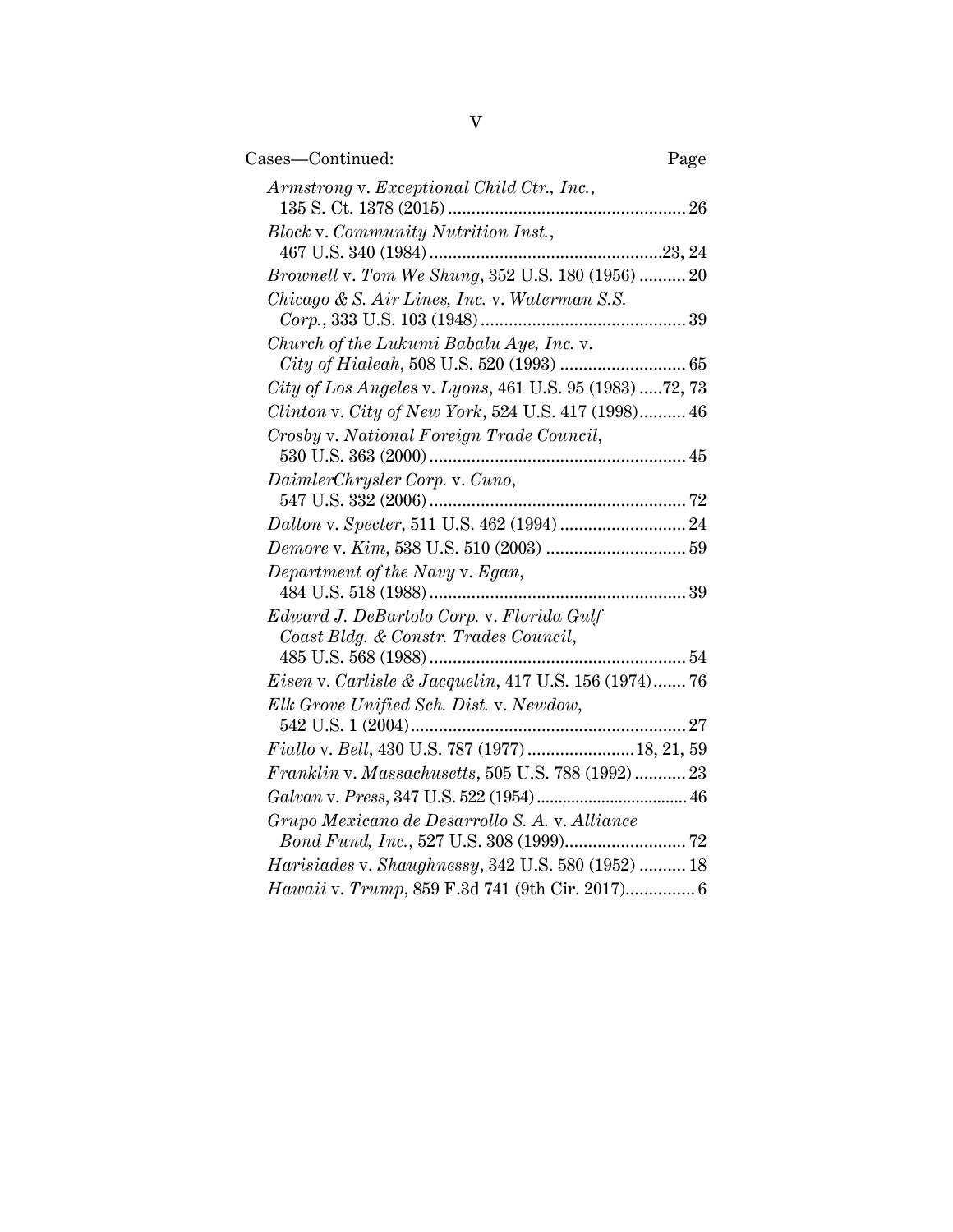Cases—Continued: Page

*Armstrong* v. *Exceptional Child Ctr., Inc.*, 135 S. Ct. 1378 (2015) .................................................. 26

*Block* v. *Community Nutrition Inst.*, 467 U.S. 340 (1984) .................................................23, 24

*Brownell* v. *Tom We Shung*, 352 U.S. 180 (1956) .......... 20

*Chicago & S. Air Lines, Inc.* v. *Waterman S.S. Corp.*, 333 U.S. 103 (1948) ........................................... 39

*Church of the Lukumi Babalu Aye, Inc.* v. *City of Hialeah*, 508 U.S. 520 (1993) ........................... 65

*City of Los Angeles* v. *Lyons*, 461 U.S. 95 (1983) .....72, 73

*Clinton* v. *City of New York*, 524 U.S. 417 (1998).......... 46

*Crosby* v. *National Foreign Trade Council*, 530 U.S. 363 (2000) ....................................................... 45

*DaimlerChrysler Corp.* v. *Cuno*, 547 U.S. 332 (2006) ....................................................... 72

*Dalton* v. *Specter*, 511 U.S. 462 (1994) ........................... 24

*Demore* v. *Kim*, 538 U.S. 510 (2003) .............................. 59

*Department of the Navy* v. *Egan*, 484 U.S. 518 (1988) ....................................................... 39

*Edward J. DeBartolo Corp.* v. *Florida Gulf Coast Bldg. & Constr. Trades Council*, 485 U.S. 568 (1988) ....................................................... 54

*Eisen* v. *Carlisle & Jacquelin*, 417 U.S. 156 (1974)....... 76

*Elk Grove Unified Sch. Dist.* v. *Newdow*, 542 U.S. 1 (2004)........................................................... 27

*Fiallo* v. *Bell*, 430 U.S. 787 (1977) .......................18, 21, 59

*Franklin* v. *Massachusetts*, 505 U.S. 788 (1992)........... 23

*Galvan* v. *Press*, 347 U.S. 522 (1954) .................................. 46

*Grupo Mexicano de Desarrollo S. A.* v. *Alliance Bond Fund, Inc.*, 527 U.S. 308 (1999).......................... 72

*Harisiades* v. *Shaughnessy*, 342 U.S. 580 (1952) .......... 18

*Hawaii* v. *Trump*, 859 F.3d 741 (9th Cir. 2017)............... 6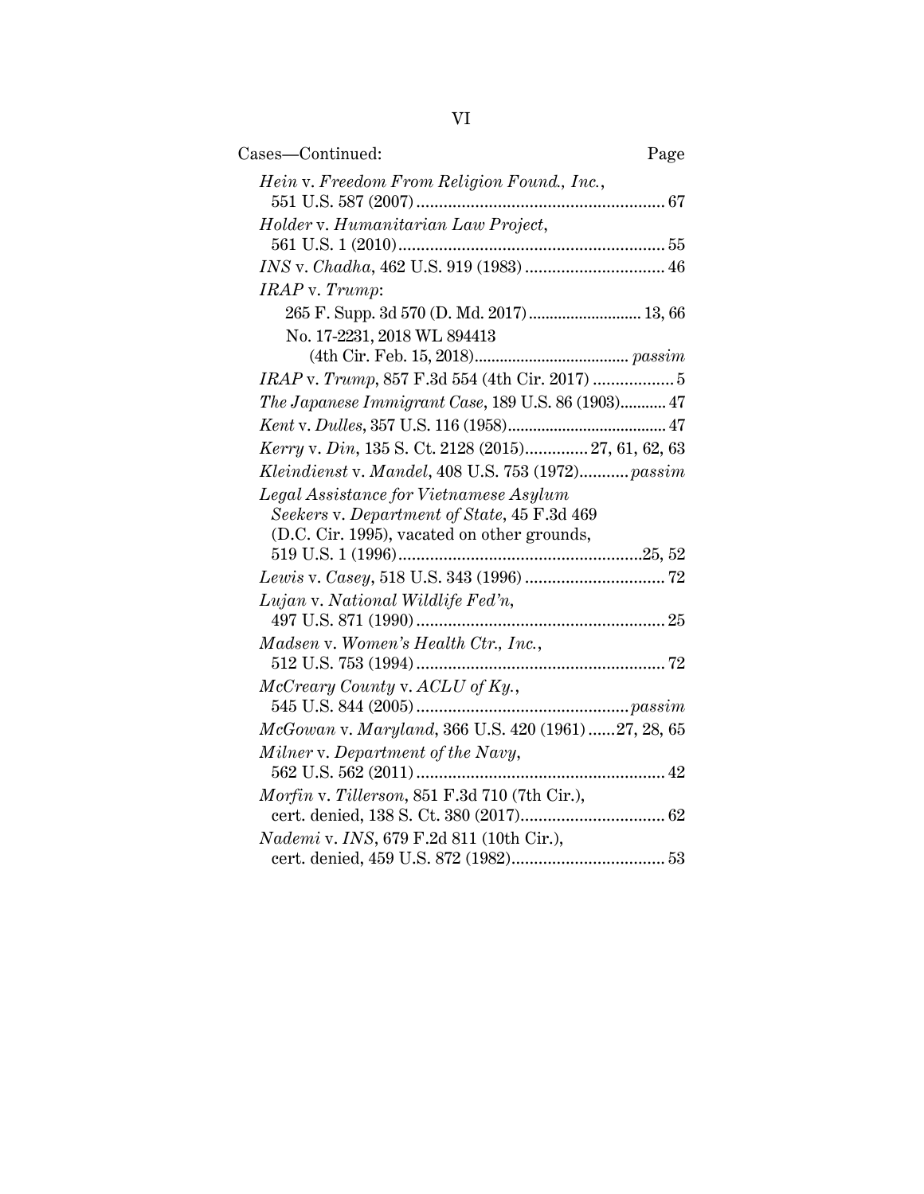Cases—Continued: Page

*Hein* v. *Freedom From Religion Found., Inc.*, 551 U.S. 587 (2007) ........................................................ 67

*Holder* v. *Humanitarian Law Project*, 561 U.S. 1 (2010) ........................................................ 55

*INS* v. *Chadha*, 462 U.S. 919 (1983) ............................... 46

*IRAP* v. *Trump*:

- 265 F. Supp. 3d 570 (D. Md. 2017) .......................... 13, 66
- No. 17-2231, 2018 WL 894413 (4th Cir. Feb. 15, 2018) .................................... *passim*

*IRAP* v. *Trump*, 857 F.3d 554 (4th Cir. 2017) .................. 5

*The Japanese Immigrant Case*, 189 U.S. 86 (1903) ........... 47

*Kent* v. *Dulles*, 357 U.S. 116 (1958) ..................................... 47

*Kerry* v. *Din*, 135 S. Ct. 2128 (2015) .............. 27, 61, 62, 63

*Kleindienst* v. *Mandel*, 408 U.S. 753 (1972) ........... *passim*

*Legal Assistance for Vietnamese Asylum Seekers* v. *Department of State*, 45 F.3d 469 (D.C. Cir. 1995), vacated on other grounds, 519 U.S. 1 (1996) ...................................................... 25, 52

*Lewis* v. *Casey*, 518 U.S. 343 (1996) ............................... 72

*Lujan* v. *National Wildlife Fed'n*, 497 U.S. 871 (1990) ....................................................... 25

*Madsen* v. *Women's Health Ctr., Inc.*, 512 U.S. 753 (1994) ....................................................... 72

*McCreary County* v. *ACLU of Ky.*, 545 U.S. 844 (2005) ............................................... *passim*

*McGowan* v. *Maryland*, 366 U.S. 420 (1961) ...... 27, 28, 65

*Milner* v. *Department of the Navy*, 562 U.S. 562 (2011) ....................................................... 42

*Morfin* v. *Tillerson*, 851 F.3d 710 (7th Cir.), cert. denied, 138 S. Ct. 380 (2017) ................................ 62

*Nademi* v. *INS*, 679 F.2d 811 (10th Cir.), cert. denied, 459 U.S. 872 (1982) .................................. 53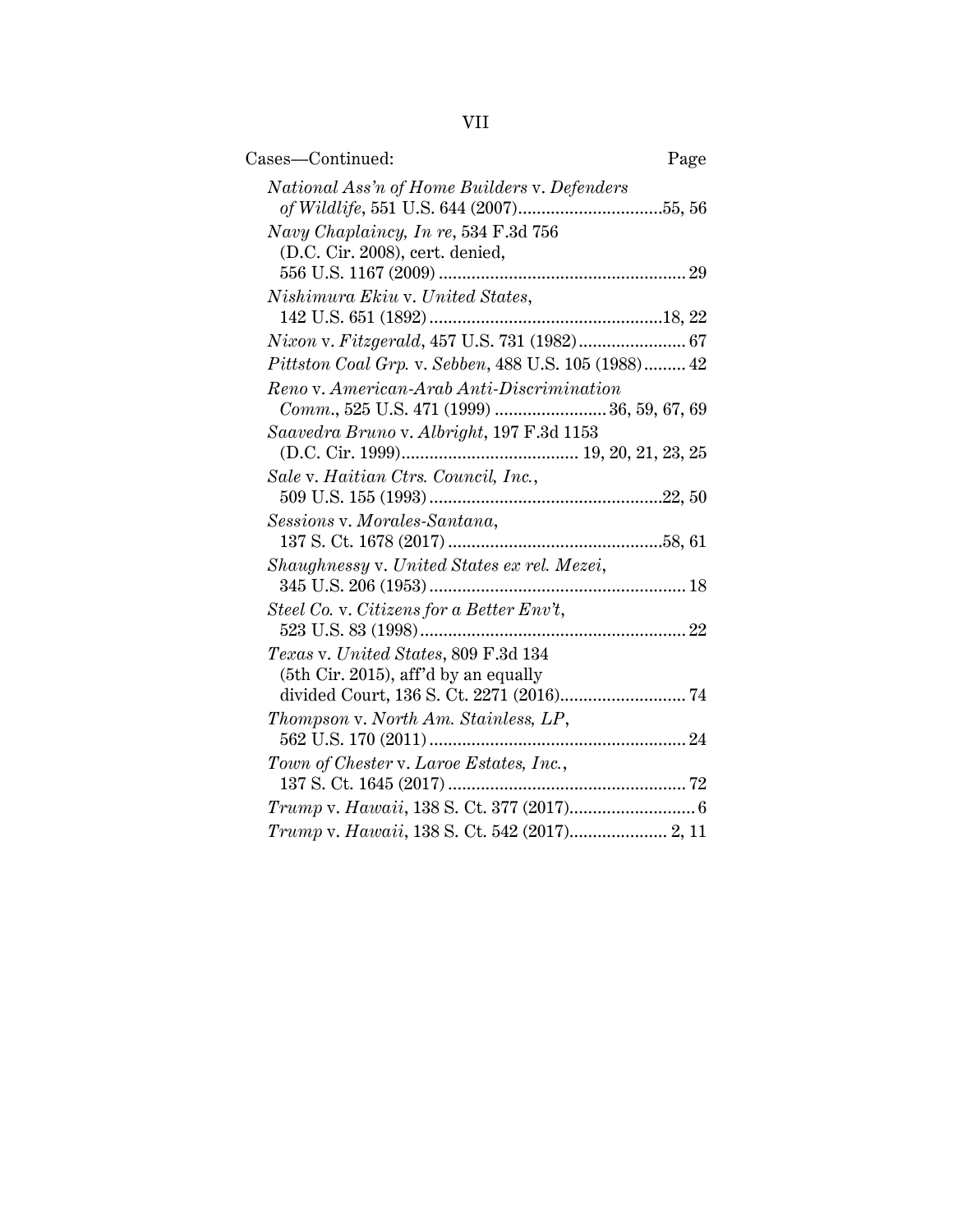Cases—Continued: Page

*National Ass'n of Home Builders* v. *Defenders of Wildlife*, 551 U.S. 644 (2007)...............................55, 56

*Navy Chaplaincy, In re*, 534 F.3d 756 (D.C. Cir. 2008), cert. denied, 556 U.S. 1167 (2009) ..................................................... 29

*Nishimura Ekiu* v. *United States*, 142 U.S. 651 (1892) ..................................................18, 22

*Nixon* v. *Fitzgerald*, 457 U.S. 731 (1982)....................... 67

*Pittston Coal Grp.* v. *Sebben*, 488 U.S. 105 (1988)......... 42

*Reno* v. *American-Arab Anti-Discrimination Comm.*, 525 U.S. 471 (1999) ........................ 36, 59, 67, 69

*Saavedra Bruno* v. *Albright*, 197 F.3d 1153 (D.C. Cir. 1999)...................................... 19, 20, 21, 23, 25

*Sale* v. *Haitian Ctrs. Council, Inc.*, 509 U.S. 155 (1993) ..................................................22, 50

*Sessions* v. *Morales-Santana*, 137 S. Ct. 1678 (2017) ..............................................58, 61

*Shaughnessy* v. *United States ex rel. Mezei*, 345 U.S. 206 (1953) ...................................................... 18

*Steel Co.* v. *Citizens for a Better Env't*, 523 U.S. 83 (1998)......................................................... 22

*Texas* v. *United States*, 809 F.3d 134 (5th Cir. 2015), aff'd by an equally divided Court, 136 S. Ct. 2271 (2016)........................... 74

*Thompson* v. *North Am. Stainless, LP*, 562 U.S. 170 (2011) ....................................................... 24

*Town of Chester* v. *Laroe Estates, Inc.*, 137 S. Ct. 1645 (2017) ................................................... 72

*Trump* v. *Hawaii*, 138 S. Ct. 377 (2017)........................... 6

*Trump* v. *Hawaii*, 138 S. Ct. 542 (2017)..................... 2, 11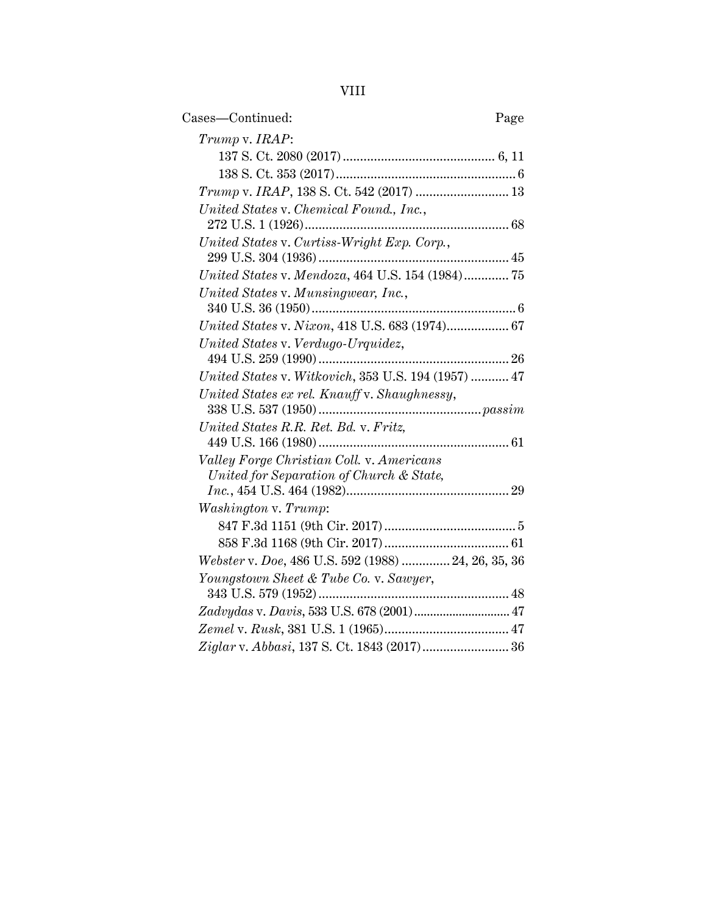Cases—Continued: Page

*Trump* v. *IRAP*:
  137 S. Ct. 2080 (2017) ... 6, 11
  138 S. Ct. 353 (2017) ... 6

*Trump* v. *IRAP*, 138 S. Ct. 542 (2017) ... 13

*United States* v. *Chemical Found., Inc.*, 272 U.S. 1 (1926) ... 68

*United States* v. *Curtiss-Wright Exp. Corp.*, 299 U.S. 304 (1936) ... 45

*United States* v. *Mendoza*, 464 U.S. 154 (1984) ... 75

*United States* v. *Munsingwear, Inc.*, 340 U.S. 36 (1950) ... 6

*United States* v. *Nixon*, 418 U.S. 683 (1974) ... 67

*United States* v. *Verdugo-Urquidez*, 494 U.S. 259 (1990) ... 26

*United States* v. *Witkovich*, 353 U.S. 194 (1957) ... 47

*United States ex rel. Knauff* v. *Shaughnessy*, 338 U.S. 537 (1950) ... *passim*

*United States R.R. Ret. Bd.* v. *Fritz*, 449 U.S. 166 (1980) ... 61

*Valley Forge Christian Coll.* v. *Americans United for Separation of Church & State, Inc.*, 454 U.S. 464 (1982) ... 29

*Washington* v. *Trump*:
  847 F.3d 1151 (9th Cir. 2017) ... 5
  858 F.3d 1168 (9th Cir. 2017) ... 61

*Webster* v. *Doe*, 486 U.S. 592 (1988) ... 24, 26, 35, 36

*Youngstown Sheet & Tube Co.* v. *Sawyer*, 343 U.S. 579 (1952) ... 48

*Zadvydas* v. *Davis*, 533 U.S. 678 (2001) ... 47

*Zemel* v. *Rusk*, 381 U.S. 1 (1965) ... 47

*Ziglar* v. *Abbasi*, 137 S. Ct. 1843 (2017) ... 36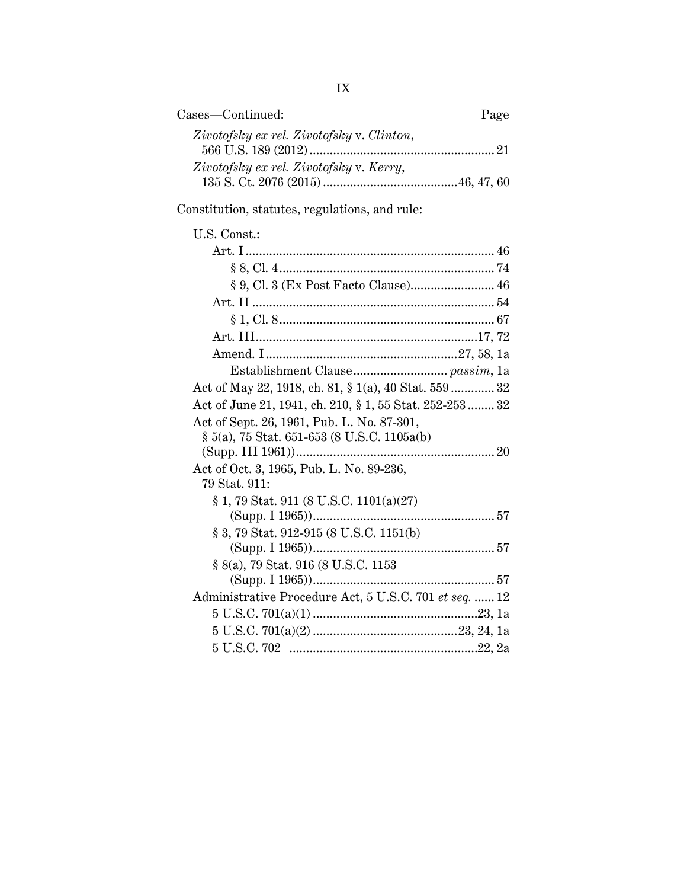Cases—Continued: Page

*Zivotofsky ex rel. Zivotofsky* v. *Clinton*, 566 U.S. 189 (2012) ... 21

*Zivotofsky ex rel. Zivotofsky* v. *Kerry*, 135 S. Ct. 2076 (2015) ... 46, 47, 60

Constitution, statutes, regulations, and rule:

U.S. Const.:

- Art. I ... 46
  - § 8, Cl. 4 ... 74
  - § 9, Cl. 3 (Ex Post Facto Clause) ... 46
- Art. II ... 54
  - § 1, Cl. 8 ... 67
- Art. III ... 17, 72
- Amend. I ... 27, 58, 1a
  - Establishment Clause ... *passim*, 1a

Act of May 22, 1918, ch. 81, § 1(a), 40 Stat. 559 ... 32

Act of June 21, 1941, ch. 210, § 1, 55 Stat. 252-253 ... 32

Act of Sept. 26, 1961, Pub. L. No. 87-301, § 5(a), 75 Stat. 651-653 (8 U.S.C. 1105a(b) (Supp. III 1961)) ... 20

Act of Oct. 3, 1965, Pub. L. No. 89-236, 79 Stat. 911:

- § 1, 79 Stat. 911 (8 U.S.C. 1101(a)(27) (Supp. I 1965)) ... 57
- § 3, 79 Stat. 912-915 (8 U.S.C. 1151(b) (Supp. I 1965)) ... 57
- § 8(a), 79 Stat. 916 (8 U.S.C. 1153 (Supp. I 1965)) ... 57

Administrative Procedure Act, 5 U.S.C. 701 *et seq.* ... 12

- 5 U.S.C. 701(a)(1) ... 23, 1a
- 5 U.S.C. 701(a)(2) ... 23, 24, 1a
- 5 U.S.C. 702 ... 22, 2a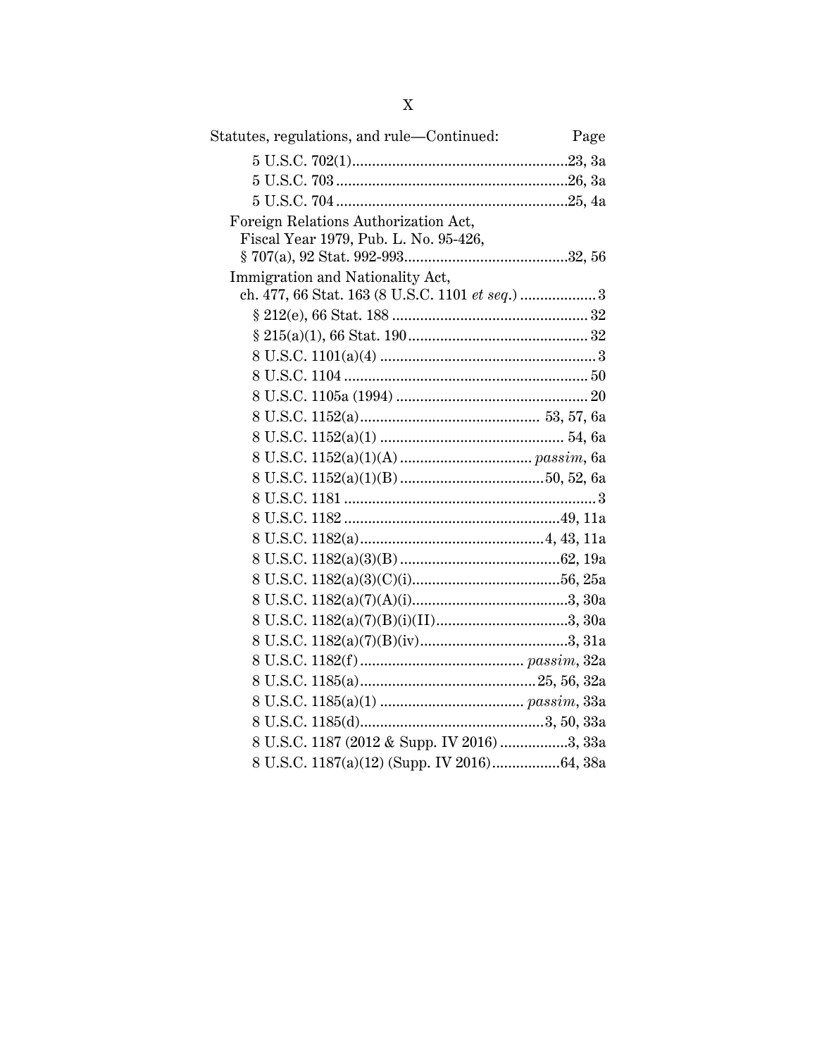Statutes, regulations, and rule—Continued: Page

- 5 U.S.C. 702(1) ..................................................... 23, 3a
- 5 U.S.C. 703 ......................................................... 26, 3a
- 5 U.S.C. 704 ......................................................... 25, 4a

Foreign Relations Authorization Act, Fiscal Year 1979, Pub. L. No. 95-426, § 707(a), 92 Stat. 992-993 ........................................ 32, 56

Immigration and Nationality Act, ch. 477, 66 Stat. 163 (8 U.S.C. 1101 *et seq.*) .................. 3

- § 212(e), 66 Stat. 188 ................................................ 32
- § 215(a)(1), 66 Stat. 190 ............................................ 32
- 8 U.S.C. 1101(a)(4) ..................................................... 3
- 8 U.S.C. 1104 ............................................................ 50
- 8 U.S.C. 1105a (1994) ................................................ 20
- 8 U.S.C. 1152(a) ........................................... 53, 57, 6a
- 8 U.S.C. 1152(a)(1) ............................................. 54, 6a
- 8 U.S.C. 1152(a)(1)(A) ................................. *passim*, 6a
- 8 U.S.C. 1152(a)(1)(B) .................................... 50, 52, 6a
- 8 U.S.C. 1181 .............................................................. 3
- 8 U.S.C. 1182 ..................................................... 49, 11a
- 8 U.S.C. 1182(a) ............................................. 4, 43, 11a
- 8 U.S.C. 1182(a)(3)(B) ....................................... 62, 19a
- 8 U.S.C. 1182(a)(3)(C)(i) .................................... 56, 25a
- 8 U.S.C. 1182(a)(7)(A)(i) ...................................... 3, 30a
- 8 U.S.C. 1182(a)(7)(B)(i)(II) ................................ 3, 30a
- 8 U.S.C. 1182(a)(7)(B)(iv) .................................... 3, 31a
- 8 U.S.C. 1182(f) ......................................... *passim*, 32a
- 8 U.S.C. 1185(a) ........................................... 25, 56, 32a
- 8 U.S.C. 1185(a)(1) ................................... *passim*, 33a
- 8 U.S.C. 1185(d) ............................................. 3, 50, 33a
- 8 U.S.C. 1187 (2012 & Supp. IV 2016) ................. 3, 33a
- 8 U.S.C. 1187(a)(12) (Supp. IV 2016) ................ 64, 38a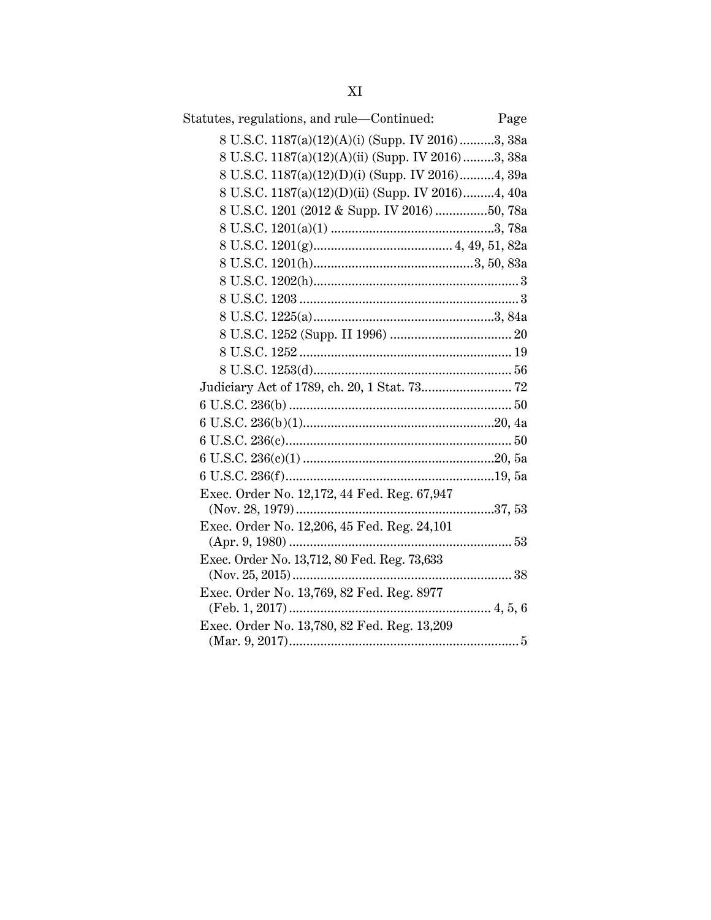Statutes, regulations, and rule—Continued: Page

- 8 U.S.C. 1187(a)(12)(A)(i) (Supp. IV 2016) ..........3, 38a
- 8 U.S.C. 1187(a)(12)(A)(ii) (Supp. IV 2016) .........3, 38a
- 8 U.S.C. 1187(a)(12)(D)(i) (Supp. IV 2016)..........4, 39a
- 8 U.S.C. 1187(a)(12)(D)(ii) (Supp. IV 2016).........4, 40a
- 8 U.S.C. 1201 (2012 & Supp. IV 2016) ...............50, 78a
- 8 U.S.C. 1201(a)(1) ...............................................3, 78a
- 8 U.S.C. 1201(g)........................................ 4, 49, 51, 82a
- 8 U.S.C. 1201(h)..............................................3, 50, 83a
- 8 U.S.C. 1202(h).......................................................... 3
- 8 U.S.C. 1203 .............................................................. 3
- 8 U.S.C. 1225(a)....................................................3, 84a
- 8 U.S.C. 1252 (Supp. II 1996) ................................... 20
- 8 U.S.C. 1252 ............................................................ 19
- 8 U.S.C. 1253(d)......................................................... 56

Judiciary Act of 1789, ch. 20, 1 Stat. 73.......................... 72

6 U.S.C. 236(b) ............................................................... 50

6 U.S.C. 236(b)(1).......................................................20, 4a

6 U.S.C. 236(c)................................................................ 50

6 U.S.C. 236(c)(1) .......................................................20, 5a

6 U.S.C. 236(f)............................................................19, 5a

Exec. Order No. 12,172, 44 Fed. Reg. 67,947 (Nov. 28, 1979).........................................................37, 53

Exec. Order No. 12,206, 45 Fed. Reg. 24,101 (Apr. 9, 1980) ............................................................... 53

Exec. Order No. 13,712, 80 Fed. Reg. 73,633 (Nov. 25, 2015).............................................................. 38

Exec. Order No. 13,769, 82 Fed. Reg. 8977 (Feb. 1, 2017) ......................................................... 4, 5, 6

Exec. Order No. 13,780, 82 Fed. Reg. 13,209 (Mar. 9, 2017).................................................................. 5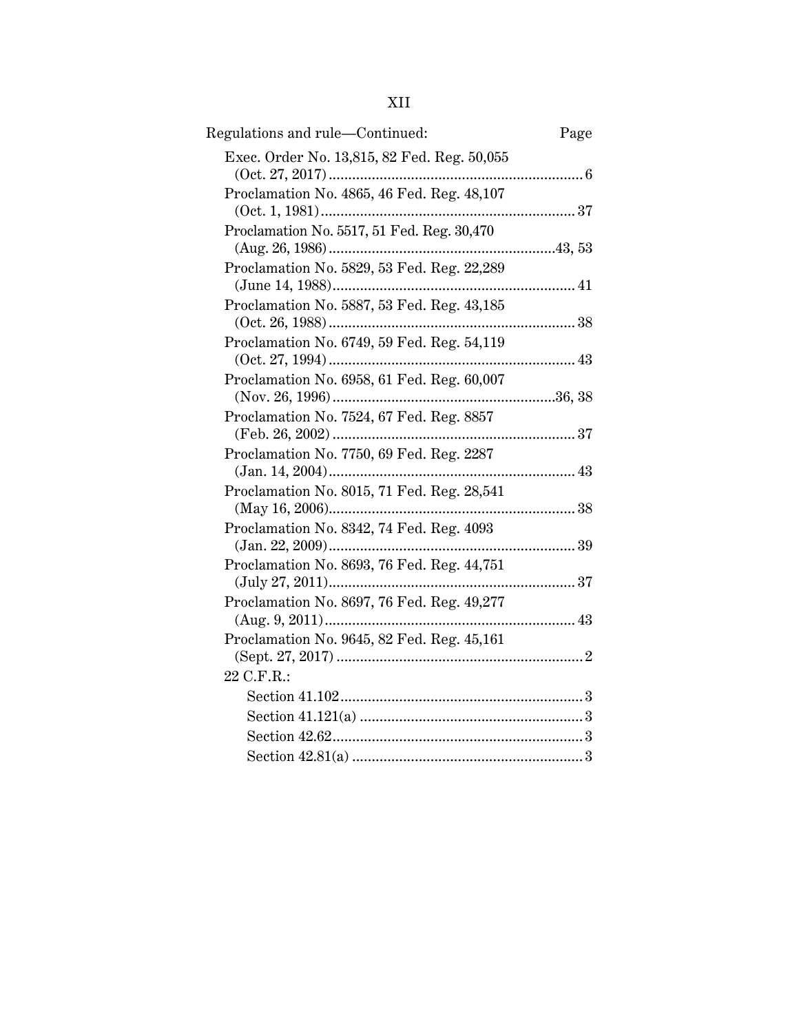Regulations and rule—Continued: Page

Exec. Order No. 13,815, 82 Fed. Reg. 50,055 (Oct. 27, 2017) ........................................................ 6

Proclamation No. 4865, 46 Fed. Reg. 48,107 (Oct. 1, 1981) ........................................................ 37

Proclamation No. 5517, 51 Fed. Reg. 30,470 (Aug. 26, 1986) ..................................................43, 53

Proclamation No. 5829, 53 Fed. Reg. 22,289 (June 14, 1988)...................................................... 41

Proclamation No. 5887, 53 Fed. Reg. 43,185 (Oct. 26, 1988) ...................................................... 38

Proclamation No. 6749, 59 Fed. Reg. 54,119 (Oct. 27, 1994) ...................................................... 43

Proclamation No. 6958, 61 Fed. Reg. 60,007 (Nov. 26, 1996) ..................................................36, 38

Proclamation No. 7524, 67 Fed. Reg. 8857 (Feb. 26, 2002) ...................................................... 37

Proclamation No. 7750, 69 Fed. Reg. 2287 (Jan. 14, 2004)...................................................... 43

Proclamation No. 8015, 71 Fed. Reg. 28,541 (May 16, 2006)...................................................... 38

Proclamation No. 8342, 74 Fed. Reg. 4093 (Jan. 22, 2009)...................................................... 39

Proclamation No. 8693, 76 Fed. Reg. 44,751 (July 27, 2011)...................................................... 37

Proclamation No. 8697, 76 Fed. Reg. 49,277 (Aug. 9, 2011)...................................................... 43

Proclamation No. 9645, 82 Fed. Reg. 45,161 (Sept. 27, 2017) ...................................................... 2

22 C.F.R.:

- Section 41.102 ...................................................... 3
- Section 41.121(a) ...................................................... 3
- Section 42.62 ...................................................... 3
- Section 42.81(a) ...................................................... 3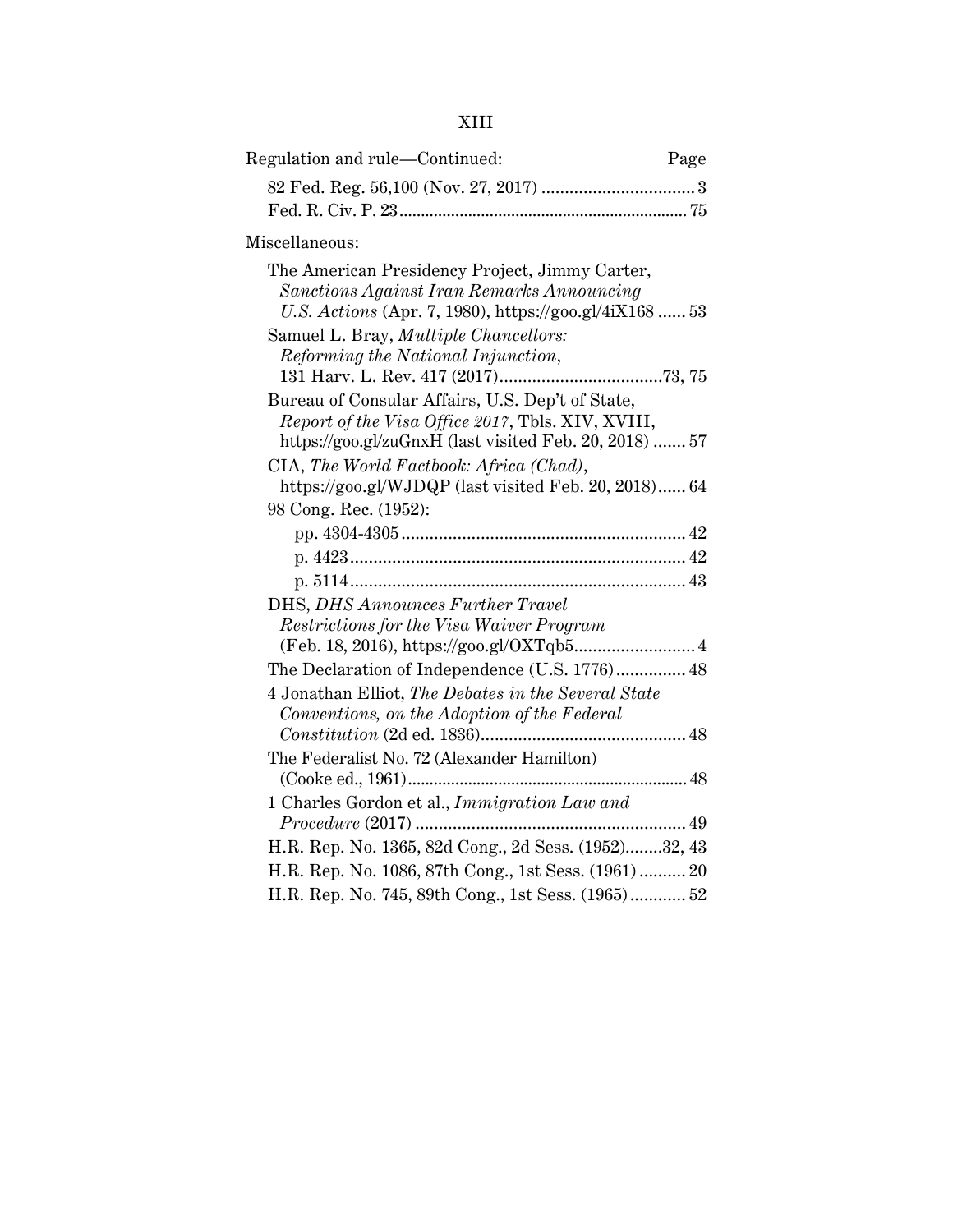Regulation and rule—Continued: Page

82 Fed. Reg. 56,100 (Nov. 27, 2017) .................................. 3
Fed. R. Civ. P. 23 .................................................................. 75

Miscellaneous:

The American Presidency Project, Jimmy Carter, *Sanctions Against Iran Remarks Announcing U.S. Actions* (Apr. 7, 1980), https://goo.gl/4iX168 ...... 53

Samuel L. Bray, *Multiple Chancellors: Reforming the National Injunction*, 131 Harv. L. Rev. 417 (2017) ...................................73, 75

Bureau of Consular Affairs, U.S. Dep't of State, *Report of the Visa Office 2017*, Tbls. XIV, XVIII, https://goo.gl/zuGnxH (last visited Feb. 20, 2018) ....... 57

CIA, *The World Factbook: Africa (Chad)*, https://goo.gl/WJDQP (last visited Feb. 20, 2018)...... 64

98 Cong. Rec. (1952):

- pp. 4304-4305 ............................................................. 42
- p. 4423 ........................................................................ 42
- p. 5114 ........................................................................ 43

DHS, *DHS Announces Further Travel Restrictions for the Visa Waiver Program* (Feb. 18, 2016), https://goo.gl/OXTqb5 .......................... 4

The Declaration of Independence (U.S. 1776) ............... 48

4 Jonathan Elliot, *The Debates in the Several State Conventions, on the Adoption of the Federal Constitution* (2d ed. 1836) ............................................ 48

The Federalist No. 72 (Alexander Hamilton) (Cooke ed., 1961) ................................................................ 48

1 Charles Gordon et al., *Immigration Law and Procedure* (2017) ........................................................... 49

H.R. Rep. No. 1365, 82d Cong., 2d Sess. (1952)........32, 43

H.R. Rep. No. 1086, 87th Cong., 1st Sess. (1961) .......... 20

H.R. Rep. No. 745, 89th Cong., 1st Sess. (1965) ............ 52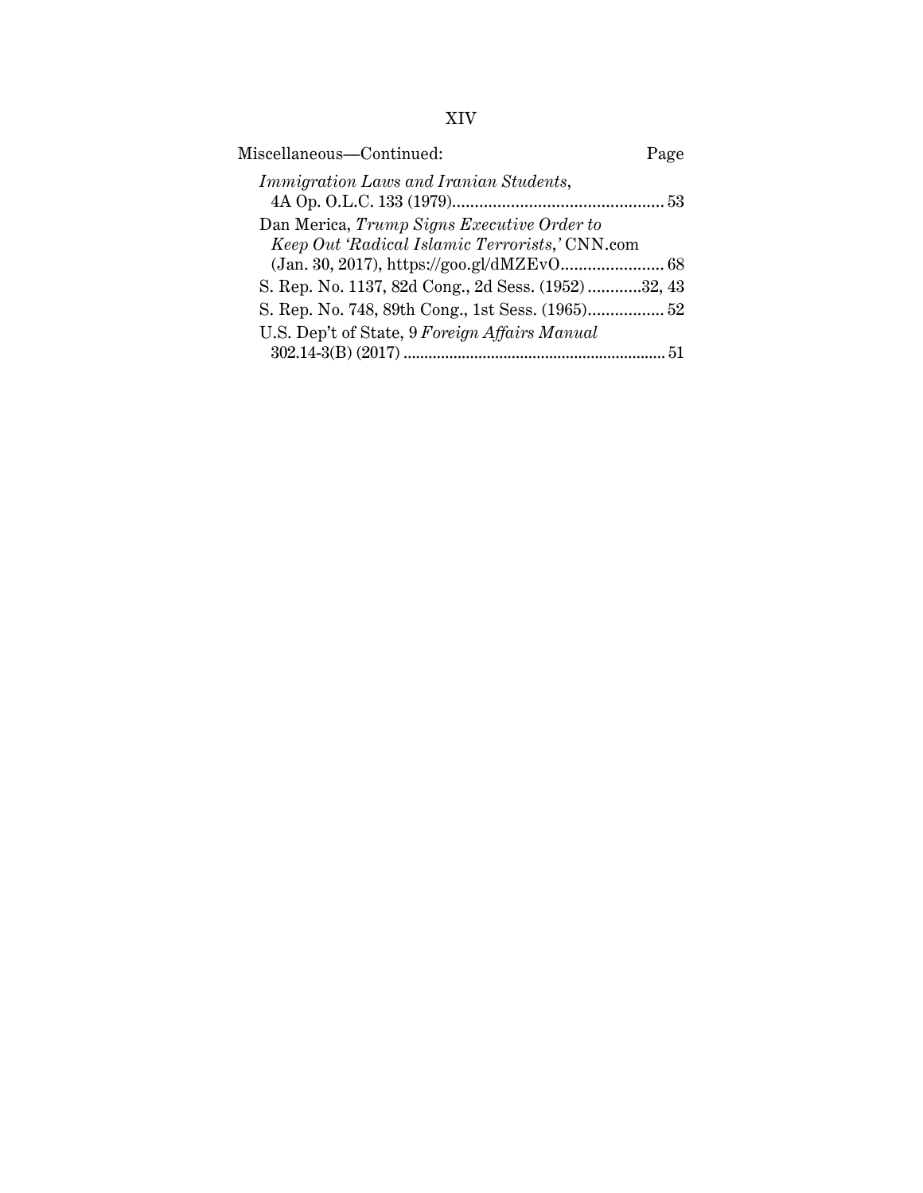Miscellaneous—Continued: Page

*Immigration Laws and Iranian Students*, 4A Op. O.L.C. 133 (1979) ........ 53

Dan Merica, *Trump Signs Executive Order to Keep Out 'Radical Islamic Terrorists,'* CNN.com (Jan. 30, 2017), https://goo.gl/dMZEvO ........ 68

S. Rep. No. 1137, 82d Cong., 2d Sess. (1952) ........ 32, 43

S. Rep. No. 748, 89th Cong., 1st Sess. (1965) ........ 52

U.S. Dep't of State, 9 *Foreign Affairs Manual* 302.14-3(B) (2017) ........ 51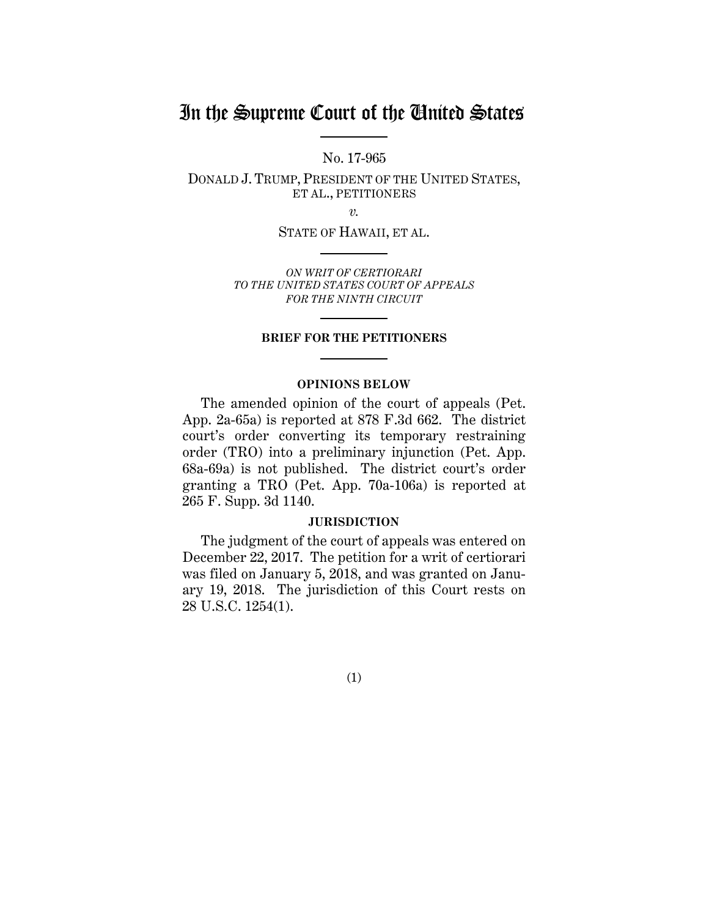# In the Supreme Court of the United States

No. 17-965

DONALD J. TRUMP, PRESIDENT OF THE UNITED STATES, ET AL., PETITIONERS

*v.*

STATE OF HAWAII, ET AL.

*ON WRIT OF CERTIORARI TO THE UNITED STATES COURT OF APPEALS FOR THE NINTH CIRCUIT*

**BRIEF FOR THE PETITIONERS**

**OPINIONS BELOW**

The amended opinion of the court of appeals (Pet. App. 2a-65a) is reported at 878 F.3d 662. The district court's order converting its temporary restraining order (TRO) into a preliminary injunction (Pet. App. 68a-69a) is not published. The district court's order granting a TRO (Pet. App. 70a-106a) is reported at 265 F. Supp. 3d 1140.

**JURISDICTION**

The judgment of the court of appeals was entered on December 22, 2017. The petition for a writ of certiorari was filed on January 5, 2018, and was granted on January 19, 2018. The jurisdiction of this Court rests on 28 U.S.C. 1254(1).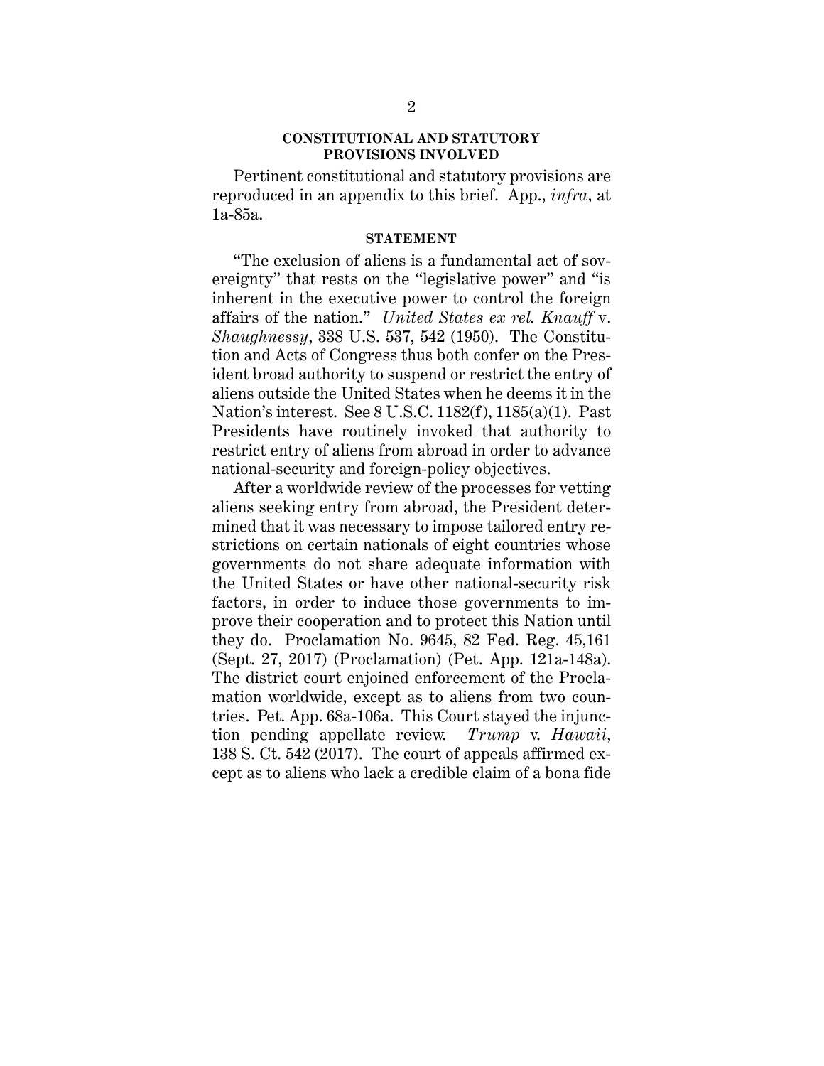## CONSTITUTIONAL AND STATUTORY PROVISIONS INVOLVED

Pertinent constitutional and statutory provisions are reproduced in an appendix to this brief. App., *infra*, at 1a-85a.

## STATEMENT

"The exclusion of aliens is a fundamental act of sovereignty" that rests on the "legislative power" and "is inherent in the executive power to control the foreign affairs of the nation." *United States ex rel. Knauff* v. *Shaughnessy*, 338 U.S. 537, 542 (1950). The Constitution and Acts of Congress thus both confer on the President broad authority to suspend or restrict the entry of aliens outside the United States when he deems it in the Nation's interest. See 8 U.S.C. 1182(f), 1185(a)(1). Past Presidents have routinely invoked that authority to restrict entry of aliens from abroad in order to advance national-security and foreign-policy objectives.

After a worldwide review of the processes for vetting aliens seeking entry from abroad, the President determined that it was necessary to impose tailored entry restrictions on certain nationals of eight countries whose governments do not share adequate information with the United States or have other national-security risk factors, in order to induce those governments to improve their cooperation and to protect this Nation until they do. Proclamation No. 9645, 82 Fed. Reg. 45,161 (Sept. 27, 2017) (Proclamation) (Pet. App. 121a-148a). The district court enjoined enforcement of the Proclamation worldwide, except as to aliens from two countries. Pet. App. 68a-106a. This Court stayed the injunction pending appellate review. *Trump* v. *Hawaii*, 138 S. Ct. 542 (2017). The court of appeals affirmed except as to aliens who lack a credible claim of a bona fide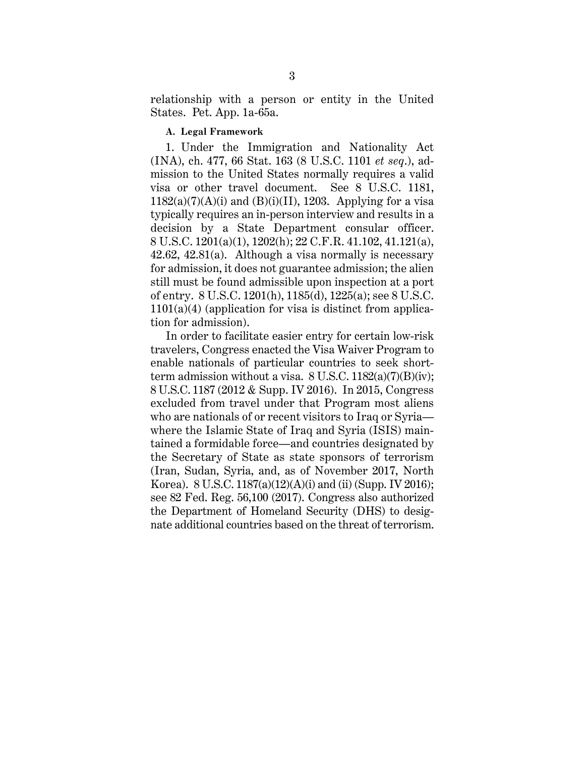relationship with a person or entity in the United States. Pet. App. 1a-65a.

### A. Legal Framework

1. Under the Immigration and Nationality Act (INA), ch. 477, 66 Stat. 163 (8 U.S.C. 1101 *et seq.*), admission to the United States normally requires a valid visa or other travel document. See 8 U.S.C. 1181, 1182(a)(7)(A)(i) and (B)(i)(II), 1203. Applying for a visa typically requires an in-person interview and results in a decision by a State Department consular officer. 8 U.S.C. 1201(a)(1), 1202(h); 22 C.F.R. 41.102, 41.121(a), 42.62, 42.81(a). Although a visa normally is necessary for admission, it does not guarantee admission; the alien still must be found admissible upon inspection at a port of entry. 8 U.S.C. 1201(h), 1185(d), 1225(a); see 8 U.S.C. 1101(a)(4) (application for visa is distinct from application for admission).

In order to facilitate easier entry for certain low-risk travelers, Congress enacted the Visa Waiver Program to enable nationals of particular countries to seek short-term admission without a visa. 8 U.S.C. 1182(a)(7)(B)(iv); 8 U.S.C. 1187 (2012 & Supp. IV 2016). In 2015, Congress excluded from travel under that Program most aliens who are nationals of or recent visitors to Iraq or Syria—where the Islamic State of Iraq and Syria (ISIS) maintained a formidable force—and countries designated by the Secretary of State as state sponsors of terrorism (Iran, Sudan, Syria, and, as of November 2017, North Korea). 8 U.S.C. 1187(a)(12)(A)(i) and (ii) (Supp. IV 2016); see 82 Fed. Reg. 56,100 (2017). Congress also authorized the Department of Homeland Security (DHS) to designate additional countries based on the threat of terrorism.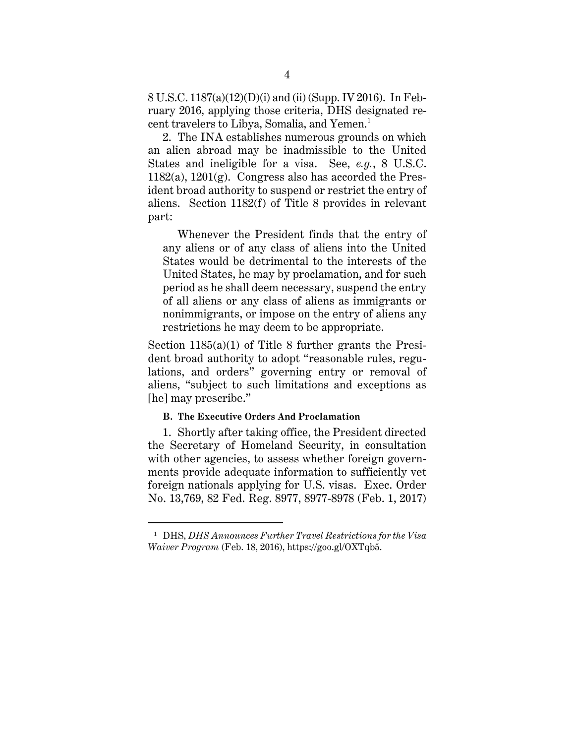8 U.S.C. 1187(a)(12)(D)(i) and (ii) (Supp. IV 2016). In February 2016, applying those criteria, DHS designated recent travelers to Libya, Somalia, and Yemen.[1]

2. The INA establishes numerous grounds on which an alien abroad may be inadmissible to the United States and ineligible for a visa. See, *e.g.*, 8 U.S.C. 1182(a), 1201(g). Congress also has accorded the President broad authority to suspend or restrict the entry of aliens. Section 1182(f) of Title 8 provides in relevant part:

> Whenever the President finds that the entry of any aliens or of any class of aliens into the United States would be detrimental to the interests of the United States, he may by proclamation, and for such period as he shall deem necessary, suspend the entry of all aliens or any class of aliens as immigrants or nonimmigrants, or impose on the entry of aliens any restrictions he may deem to be appropriate.

Section 1185(a)(1) of Title 8 further grants the President broad authority to adopt "reasonable rules, regulations, and orders" governing entry or removal of aliens, "subject to such limitations and exceptions as [he] may prescribe."

**B. The Executive Orders And Proclamation**

1. Shortly after taking office, the President directed the Secretary of Homeland Security, in consultation with other agencies, to assess whether foreign governments provide adequate information to sufficiently vet foreign nationals applying for U.S. visas. Exec. Order No. 13,769, 82 Fed. Reg. 8977, 8977-8978 (Feb. 1, 2017)

[1] DHS, *DHS Announces Further Travel Restrictions for the Visa Waiver Program* (Feb. 18, 2016), https://goo.gl/OXTqb5.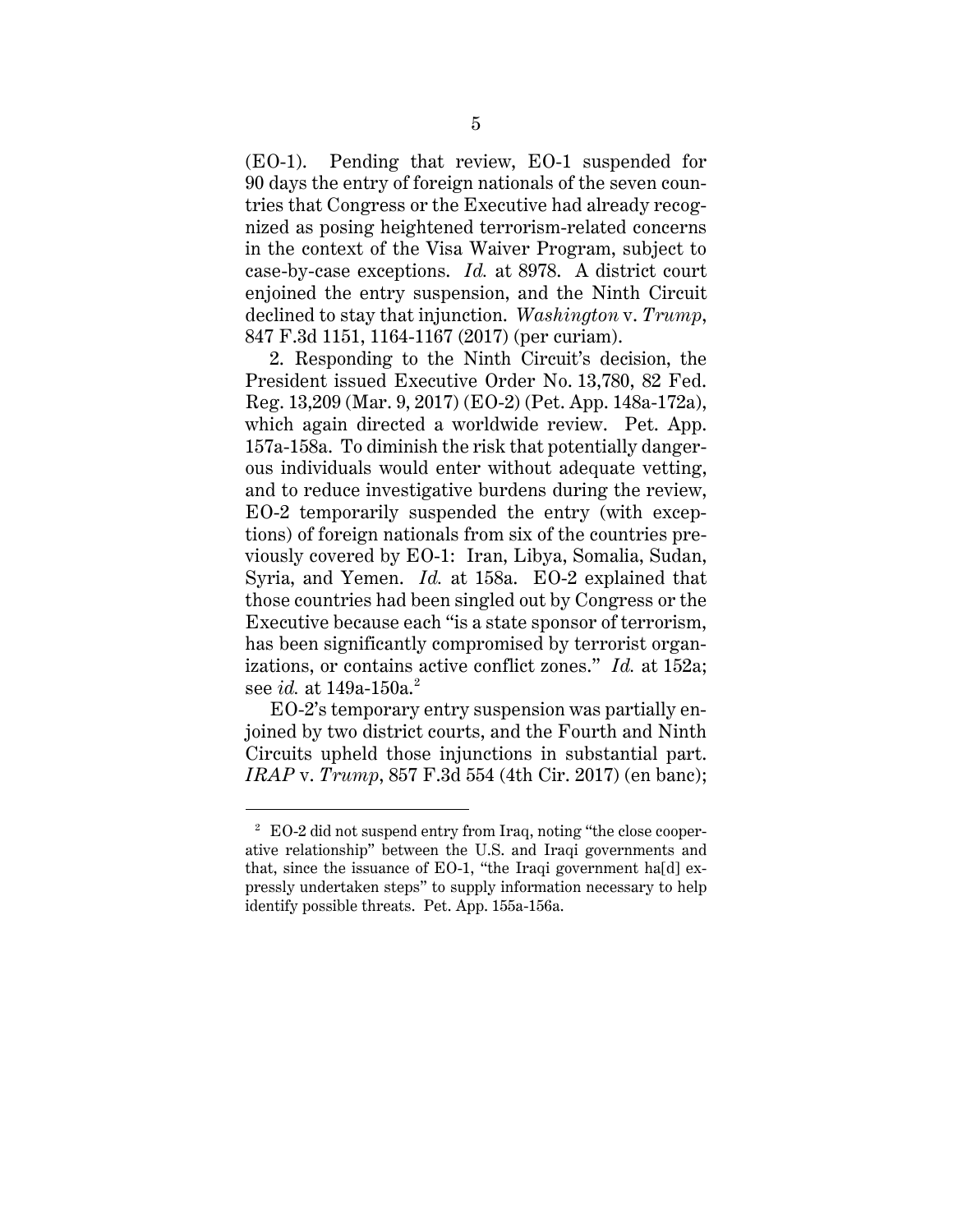(EO-1). Pending that review, EO-1 suspended for 90 days the entry of foreign nationals of the seven countries that Congress or the Executive had already recognized as posing heightened terrorism-related concerns in the context of the Visa Waiver Program, subject to case-by-case exceptions. *Id.* at 8978. A district court enjoined the entry suspension, and the Ninth Circuit declined to stay that injunction. *Washington* v. *Trump*, 847 F.3d 1151, 1164-1167 (2017) (per curiam).

2. Responding to the Ninth Circuit's decision, the President issued Executive Order No. 13,780, 82 Fed. Reg. 13,209 (Mar. 9, 2017) (EO-2) (Pet. App. 148a-172a), which again directed a worldwide review. Pet. App. 157a-158a. To diminish the risk that potentially dangerous individuals would enter without adequate vetting, and to reduce investigative burdens during the review, EO-2 temporarily suspended the entry (with exceptions) of foreign nationals from six of the countries previously covered by EO-1: Iran, Libya, Somalia, Sudan, Syria, and Yemen. *Id.* at 158a. EO-2 explained that those countries had been singled out by Congress or the Executive because each "is a state sponsor of terrorism, has been significantly compromised by terrorist organizations, or contains active conflict zones." *Id.* at 152a; see *id.* at 149a-150a.[2]

EO-2's temporary entry suspension was partially enjoined by two district courts, and the Fourth and Ninth Circuits upheld those injunctions in substantial part. *IRAP* v. *Trump*, 857 F.3d 554 (4th Cir. 2017) (en banc);

[2] EO-2 did not suspend entry from Iraq, noting "the close cooperative relationship" between the U.S. and Iraqi governments and that, since the issuance of EO-1, "the Iraqi government ha[d] expressly undertaken steps" to supply information necessary to help identify possible threats. Pet. App. 155a-156a.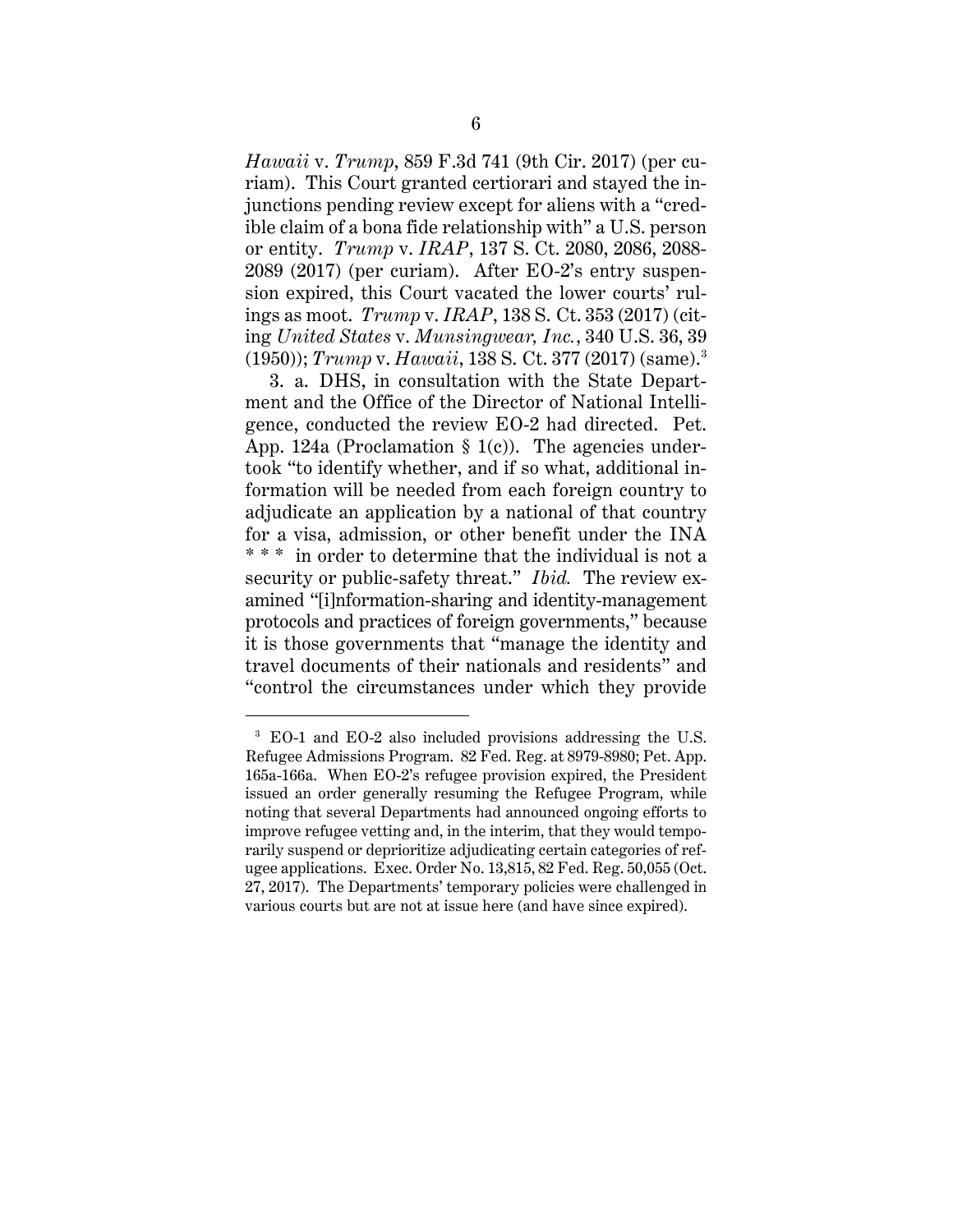*Hawaii* v. *Trump*, 859 F.3d 741 (9th Cir. 2017) (per curiam). This Court granted certiorari and stayed the injunctions pending review except for aliens with a "credible claim of a bona fide relationship with" a U.S. person or entity. *Trump* v. *IRAP*, 137 S. Ct. 2080, 2086, 2088-2089 (2017) (per curiam). After EO-2's entry suspension expired, this Court vacated the lower courts' rulings as moot. *Trump* v. *IRAP*, 138 S. Ct. 353 (2017) (citing *United States* v. *Munsingwear, Inc.*, 340 U.S. 36, 39 (1950)); *Trump* v. *Hawaii*, 138 S. Ct. 377 (2017) (same).[3]

3. a. DHS, in consultation with the State Department and the Office of the Director of National Intelligence, conducted the review EO-2 had directed. Pet. App. 124a (Proclamation § 1(c)). The agencies undertook "to identify whether, and if so what, additional information will be needed from each foreign country to adjudicate an application by a national of that country for a visa, admission, or other benefit under the INA * * * in order to determine that the individual is not a security or public-safety threat." *Ibid.* The review examined "[i]nformation-sharing and identity-management protocols and practices of foreign governments," because it is those governments that "manage the identity and travel documents of their nationals and residents" and "control the circumstances under which they provide

[3] EO-1 and EO-2 also included provisions addressing the U.S. Refugee Admissions Program. 82 Fed. Reg. at 8979-8980; Pet. App. 165a-166a. When EO-2's refugee provision expired, the President issued an order generally resuming the Refugee Program, while noting that several Departments had announced ongoing efforts to improve refugee vetting and, in the interim, that they would temporarily suspend or deprioritize adjudicating certain categories of refugee applications. Exec. Order No. 13,815, 82 Fed. Reg. 50,055 (Oct. 27, 2017). The Departments' temporary policies were challenged in various courts but are not at issue here (and have since expired).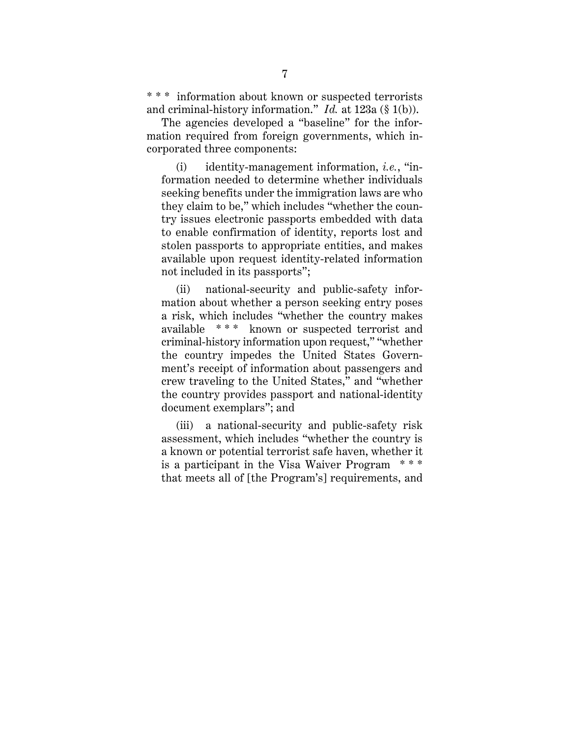\* \* \* information about known or suspected terrorists and criminal-history information." *Id.* at 123a (§ 1(b)).

The agencies developed a "baseline" for the information required from foreign governments, which incorporated three components:

(i) identity-management information, *i.e.*, "information needed to determine whether individuals seeking benefits under the immigration laws are who they claim to be," which includes "whether the country issues electronic passports embedded with data to enable confirmation of identity, reports lost and stolen passports to appropriate entities, and makes available upon request identity-related information not included in its passports";

(ii) national-security and public-safety information about whether a person seeking entry poses a risk, which includes "whether the country makes available \* \* \* known or suspected terrorist and criminal-history information upon request," "whether the country impedes the United States Government's receipt of information about passengers and crew traveling to the United States," and "whether the country provides passport and national-identity document exemplars"; and

(iii) a national-security and public-safety risk assessment, which includes "whether the country is a known or potential terrorist safe haven, whether it is a participant in the Visa Waiver Program \* \* \* that meets all of [the Program's] requirements, and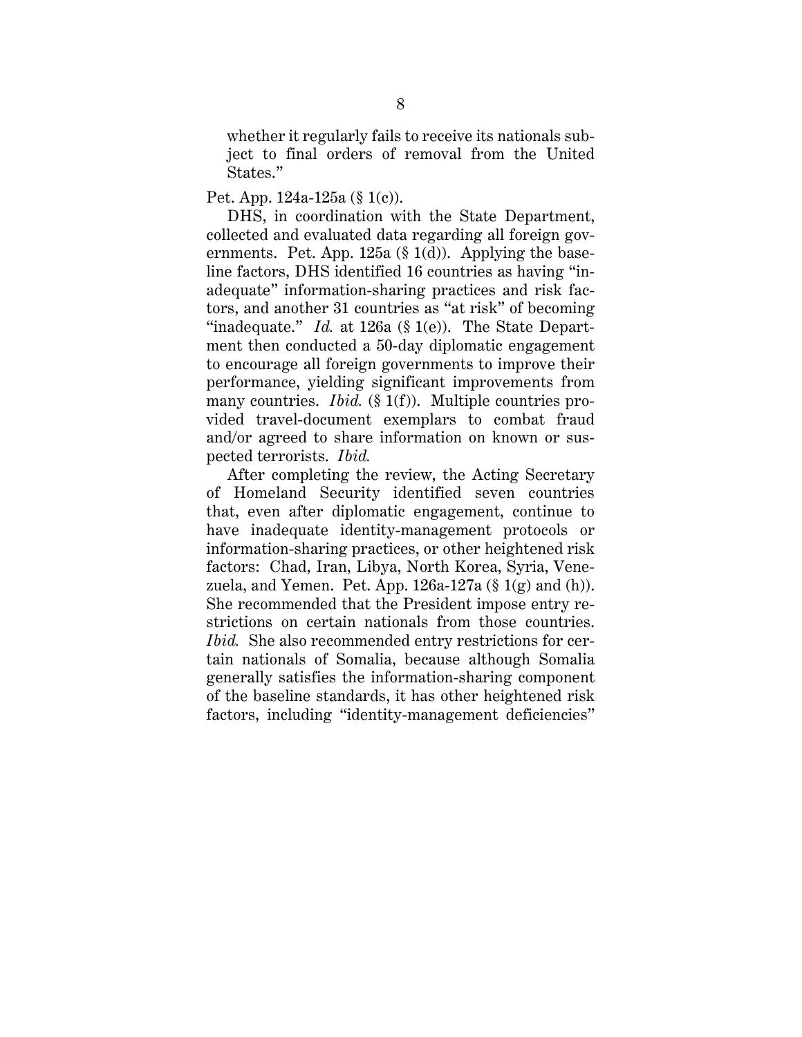> whether it regularly fails to receive its nationals subject to final orders of removal from the United States."

Pet. App. 124a-125a (§ 1(c)).

DHS, in coordination with the State Department, collected and evaluated data regarding all foreign governments. Pet. App. 125a (§ 1(d)). Applying the baseline factors, DHS identified 16 countries as having "inadequate" information-sharing practices and risk factors, and another 31 countries as "at risk" of becoming "inadequate." *Id.* at 126a (§ 1(e)). The State Department then conducted a 50-day diplomatic engagement to encourage all foreign governments to improve their performance, yielding significant improvements from many countries. *Ibid.* (§ 1(f)). Multiple countries provided travel-document exemplars to combat fraud and/or agreed to share information on known or suspected terrorists. *Ibid.*

After completing the review, the Acting Secretary of Homeland Security identified seven countries that, even after diplomatic engagement, continue to have inadequate identity-management protocols or information-sharing practices, or other heightened risk factors: Chad, Iran, Libya, North Korea, Syria, Venezuela, and Yemen. Pet. App. 126a-127a (§ 1(g) and (h)). She recommended that the President impose entry restrictions on certain nationals from those countries. *Ibid.* She also recommended entry restrictions for certain nationals of Somalia, because although Somalia generally satisfies the information-sharing component of the baseline standards, it has other heightened risk factors, including "identity-management deficiencies"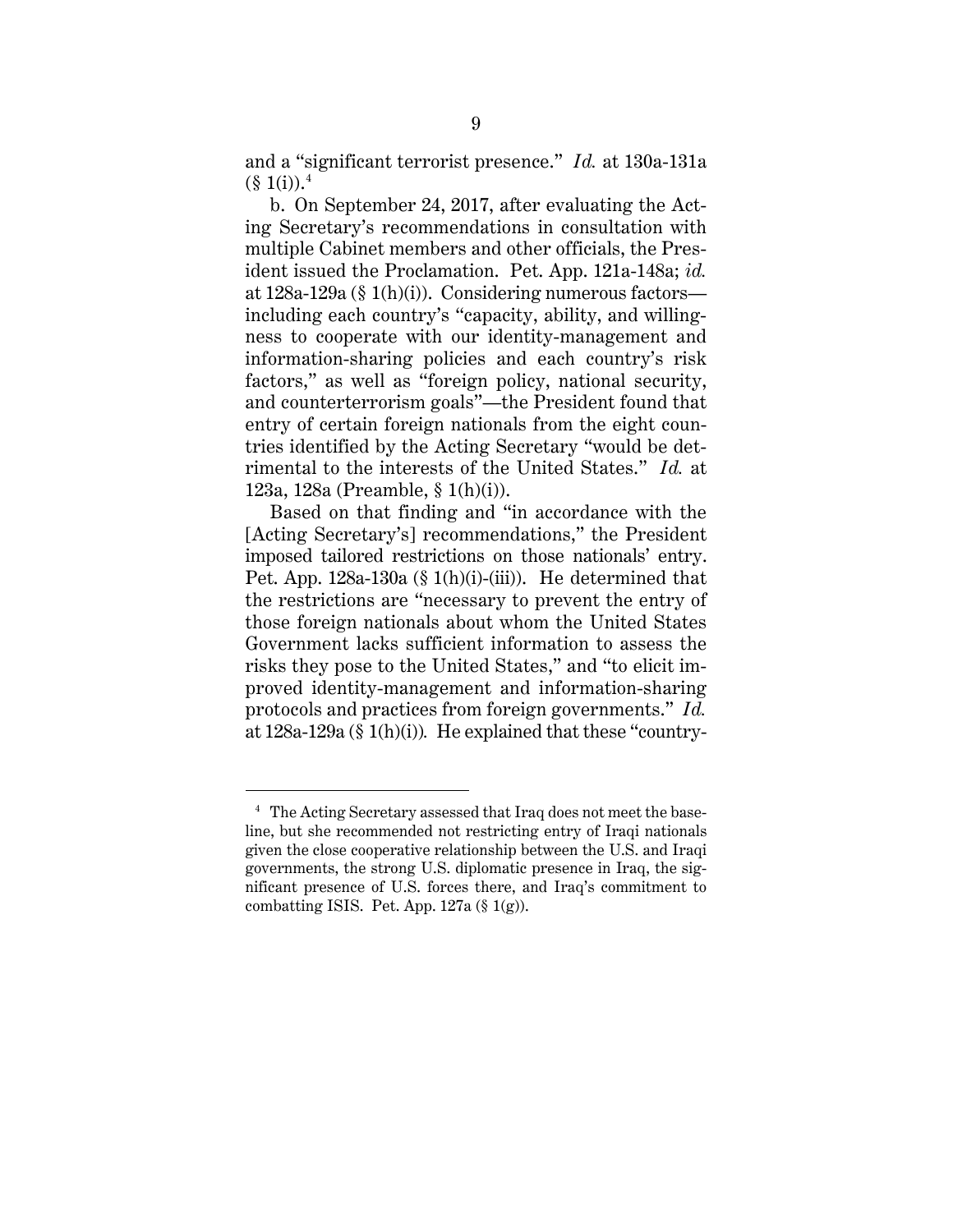and a "significant terrorist presence." *Id.* at 130a-131a (§ 1(i)).[4]

b. On September 24, 2017, after evaluating the Acting Secretary's recommendations in consultation with multiple Cabinet members and other officials, the President issued the Proclamation. Pet. App. 121a-148a; *id.* at 128a-129a (§ 1(h)(i)). Considering numerous factors—including each country's "capacity, ability, and willingness to cooperate with our identity-management and information-sharing policies and each country's risk factors," as well as "foreign policy, national security, and counterterrorism goals"—the President found that entry of certain foreign nationals from the eight countries identified by the Acting Secretary "would be detrimental to the interests of the United States." *Id.* at 123a, 128a (Preamble, § 1(h)(i)).

Based on that finding and "in accordance with the [Acting Secretary's] recommendations," the President imposed tailored restrictions on those nationals' entry. Pet. App. 128a-130a (§ 1(h)(i)-(iii)). He determined that the restrictions are "necessary to prevent the entry of those foreign nationals about whom the United States Government lacks sufficient information to assess the risks they pose to the United States," and "to elicit improved identity-management and information-sharing protocols and practices from foreign governments." *Id.* at 128a-129a (§ 1(h)(i)). He explained that these "country-

---

[4] The Acting Secretary assessed that Iraq does not meet the baseline, but she recommended not restricting entry of Iraqi nationals given the close cooperative relationship between the U.S. and Iraqi governments, the strong U.S. diplomatic presence in Iraq, the significant presence of U.S. forces there, and Iraq's commitment to combatting ISIS. Pet. App. 127a (§ 1(g)).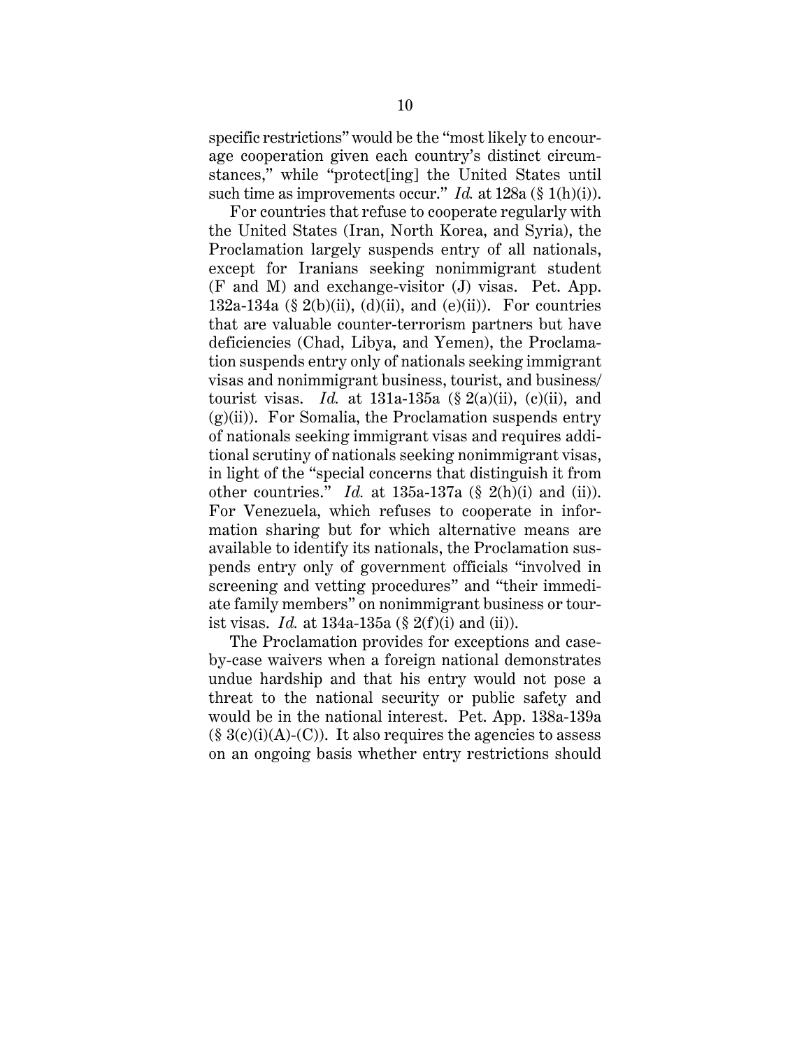specific restrictions" would be the "most likely to encourage cooperation given each country's distinct circumstances," while "protect[ing] the United States until such time as improvements occur." *Id.* at 128a (§ 1(h)(i)).

For countries that refuse to cooperate regularly with the United States (Iran, North Korea, and Syria), the Proclamation largely suspends entry of all nationals, except for Iranians seeking nonimmigrant student (F and M) and exchange-visitor (J) visas. Pet. App. 132a-134a (§ 2(b)(ii), (d)(ii), and (e)(ii)). For countries that are valuable counter-terrorism partners but have deficiencies (Chad, Libya, and Yemen), the Proclamation suspends entry only of nationals seeking immigrant visas and nonimmigrant business, tourist, and business/tourist visas. *Id.* at 131a-135a (§ 2(a)(ii), (c)(ii), and (g)(ii)). For Somalia, the Proclamation suspends entry of nationals seeking immigrant visas and requires additional scrutiny of nationals seeking nonimmigrant visas, in light of the "special concerns that distinguish it from other countries." *Id.* at 135a-137a (§ 2(h)(i) and (ii)). For Venezuela, which refuses to cooperate in information sharing but for which alternative means are available to identify its nationals, the Proclamation suspends entry only of government officials "involved in screening and vetting procedures" and "their immediate family members" on nonimmigrant business or tourist visas. *Id.* at 134a-135a (§ 2(f)(i) and (ii)).

The Proclamation provides for exceptions and case-by-case waivers when a foreign national demonstrates undue hardship and that his entry would not pose a threat to the national security or public safety and would be in the national interest. Pet. App. 138a-139a (§ 3(c)(i)(A)-(C)). It also requires the agencies to assess on an ongoing basis whether entry restrictions should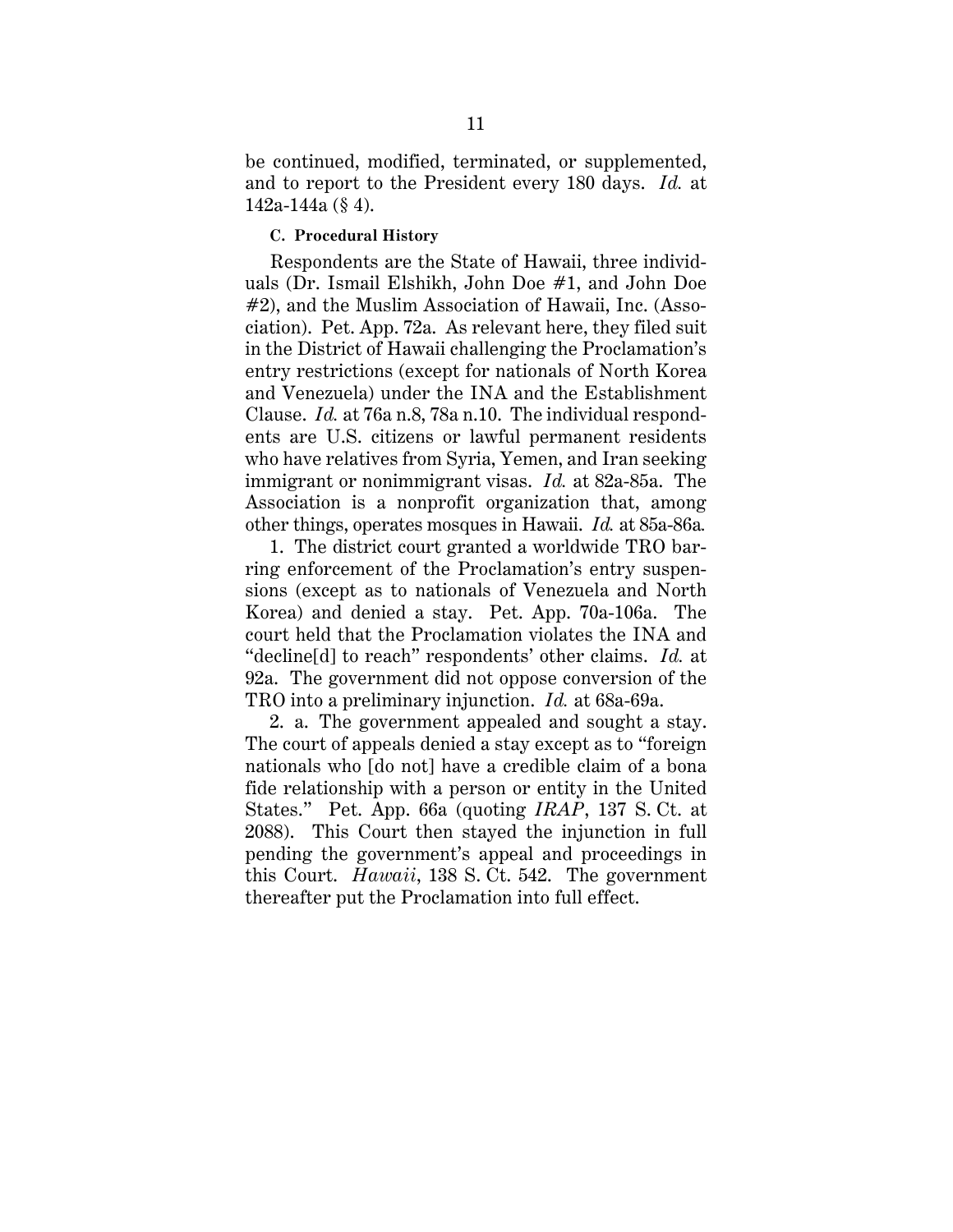be continued, modified, terminated, or supplemented, and to report to the President every 180 days. *Id.* at 142a-144a (§ 4).

### C. Procedural History

Respondents are the State of Hawaii, three individuals (Dr. Ismail Elshikh, John Doe #1, and John Doe #2), and the Muslim Association of Hawaii, Inc. (Association). Pet. App. 72a. As relevant here, they filed suit in the District of Hawaii challenging the Proclamation's entry restrictions (except for nationals of North Korea and Venezuela) under the INA and the Establishment Clause. *Id.* at 76a n.8, 78a n.10. The individual respondents are U.S. citizens or lawful permanent residents who have relatives from Syria, Yemen, and Iran seeking immigrant or nonimmigrant visas. *Id.* at 82a-85a. The Association is a nonprofit organization that, among other things, operates mosques in Hawaii. *Id.* at 85a-86a.

1. The district court granted a worldwide TRO barring enforcement of the Proclamation's entry suspensions (except as to nationals of Venezuela and North Korea) and denied a stay. Pet. App. 70a-106a. The court held that the Proclamation violates the INA and "decline[d] to reach" respondents' other claims. *Id.* at 92a. The government did not oppose conversion of the TRO into a preliminary injunction. *Id.* at 68a-69a.

2. a. The government appealed and sought a stay. The court of appeals denied a stay except as to "foreign nationals who [do not] have a credible claim of a bona fide relationship with a person or entity in the United States." Pet. App. 66a (quoting *IRAP*, 137 S. Ct. at 2088). This Court then stayed the injunction in full pending the government's appeal and proceedings in this Court. *Hawaii*, 138 S. Ct. 542. The government thereafter put the Proclamation into full effect.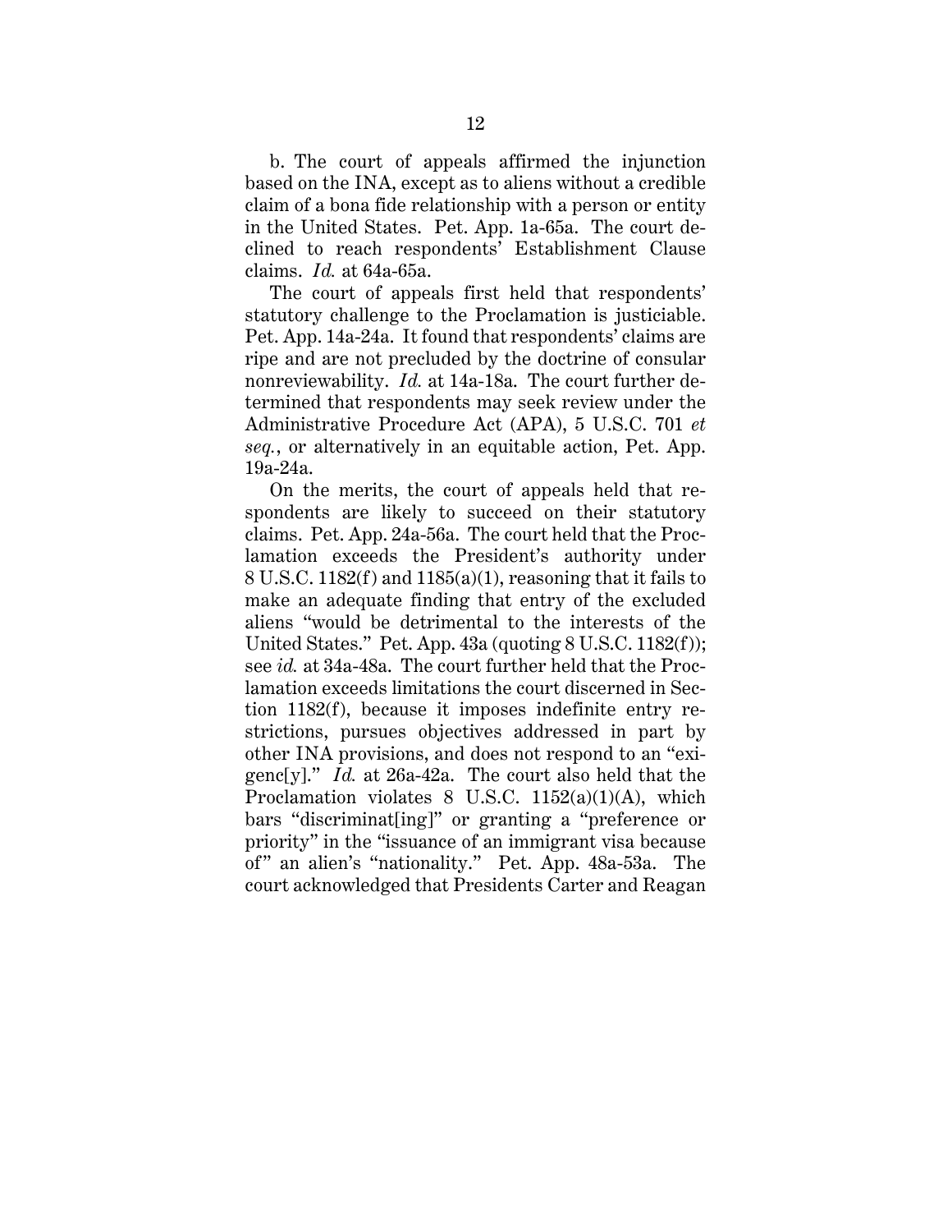b. The court of appeals affirmed the injunction based on the INA, except as to aliens without a credible claim of a bona fide relationship with a person or entity in the United States. Pet. App. 1a-65a. The court declined to reach respondents' Establishment Clause claims. *Id.* at 64a-65a.

The court of appeals first held that respondents' statutory challenge to the Proclamation is justiciable. Pet. App. 14a-24a. It found that respondents' claims are ripe and are not precluded by the doctrine of consular nonreviewability. *Id.* at 14a-18a. The court further determined that respondents may seek review under the Administrative Procedure Act (APA), 5 U.S.C. 701 *et seq.*, or alternatively in an equitable action, Pet. App. 19a-24a.

On the merits, the court of appeals held that respondents are likely to succeed on their statutory claims. Pet. App. 24a-56a. The court held that the Proclamation exceeds the President's authority under 8 U.S.C. 1182(f) and 1185(a)(1), reasoning that it fails to make an adequate finding that entry of the excluded aliens "would be detrimental to the interests of the United States." Pet. App. 43a (quoting 8 U.S.C. 1182(f)); see *id.* at 34a-48a. The court further held that the Proclamation exceeds limitations the court discerned in Section 1182(f), because it imposes indefinite entry restrictions, pursues objectives addressed in part by other INA provisions, and does not respond to an "exigenc[y]." *Id.* at 26a-42a. The court also held that the Proclamation violates 8 U.S.C. 1152(a)(1)(A), which bars "discriminat[ing]" or granting a "preference or priority" in the "issuance of an immigrant visa because of" an alien's "nationality." Pet. App. 48a-53a. The court acknowledged that Presidents Carter and Reagan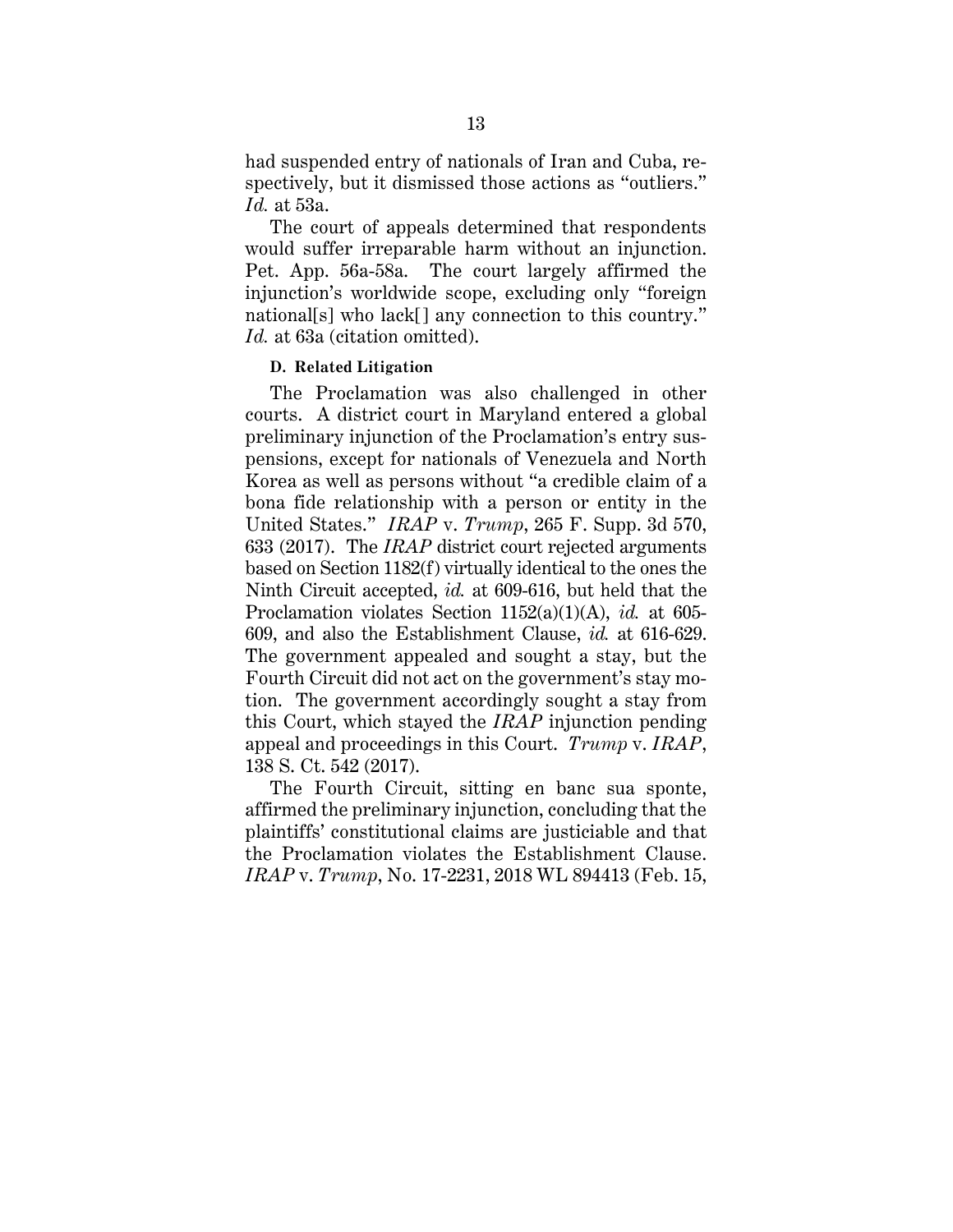had suspended entry of nationals of Iran and Cuba, respectively, but it dismissed those actions as "outliers." *Id.* at 53a.

The court of appeals determined that respondents would suffer irreparable harm without an injunction. Pet. App. 56a-58a. The court largely affirmed the injunction's worldwide scope, excluding only "foreign national[s] who lack[] any connection to this country." *Id.* at 63a (citation omitted).

**D. Related Litigation**

The Proclamation was also challenged in other courts. A district court in Maryland entered a global preliminary injunction of the Proclamation's entry suspensions, except for nationals of Venezuela and North Korea as well as persons without "a credible claim of a bona fide relationship with a person or entity in the United States." *IRAP* v. *Trump*, 265 F. Supp. 3d 570, 633 (2017). The *IRAP* district court rejected arguments based on Section 1182(f) virtually identical to the ones the Ninth Circuit accepted, *id.* at 609-616, but held that the Proclamation violates Section 1152(a)(1)(A), *id.* at 605-609, and also the Establishment Clause, *id.* at 616-629. The government appealed and sought a stay, but the Fourth Circuit did not act on the government's stay motion. The government accordingly sought a stay from this Court, which stayed the *IRAP* injunction pending appeal and proceedings in this Court. *Trump* v. *IRAP*, 138 S. Ct. 542 (2017).

The Fourth Circuit, sitting en banc sua sponte, affirmed the preliminary injunction, concluding that the plaintiffs' constitutional claims are justiciable and that the Proclamation violates the Establishment Clause. *IRAP* v. *Trump*, No. 17-2231, 2018 WL 894413 (Feb. 15,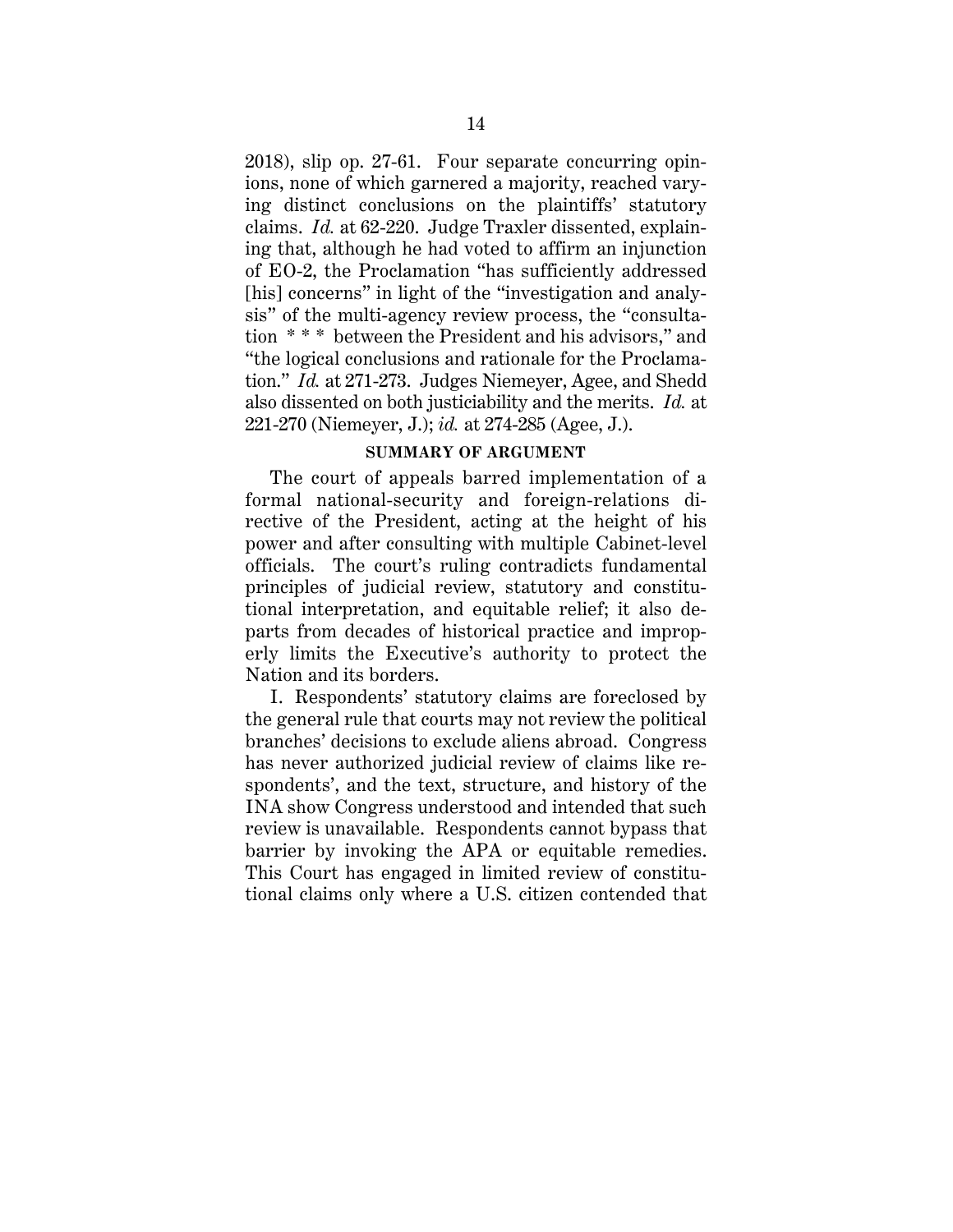2018), slip op. 27-61. Four separate concurring opinions, none of which garnered a majority, reached varying distinct conclusions on the plaintiffs' statutory claims. *Id.* at 62-220. Judge Traxler dissented, explaining that, although he had voted to affirm an injunction of EO-2, the Proclamation "has sufficiently addressed [his] concerns" in light of the "investigation and analysis" of the multi-agency review process, the "consultation * * * between the President and his advisors," and "the logical conclusions and rationale for the Proclamation." *Id.* at 271-273. Judges Niemeyer, Agee, and Shedd also dissented on both justiciability and the merits. *Id.* at 221-270 (Niemeyer, J.); *id.* at 274-285 (Agee, J.).

## SUMMARY OF ARGUMENT

The court of appeals barred implementation of a formal national-security and foreign-relations directive of the President, acting at the height of his power and after consulting with multiple Cabinet-level officials. The court's ruling contradicts fundamental principles of judicial review, statutory and constitutional interpretation, and equitable relief; it also departs from decades of historical practice and improperly limits the Executive's authority to protect the Nation and its borders.

I. Respondents' statutory claims are foreclosed by the general rule that courts may not review the political branches' decisions to exclude aliens abroad. Congress has never authorized judicial review of claims like respondents', and the text, structure, and history of the INA show Congress understood and intended that such review is unavailable. Respondents cannot bypass that barrier by invoking the APA or equitable remedies. This Court has engaged in limited review of constitutional claims only where a U.S. citizen contended that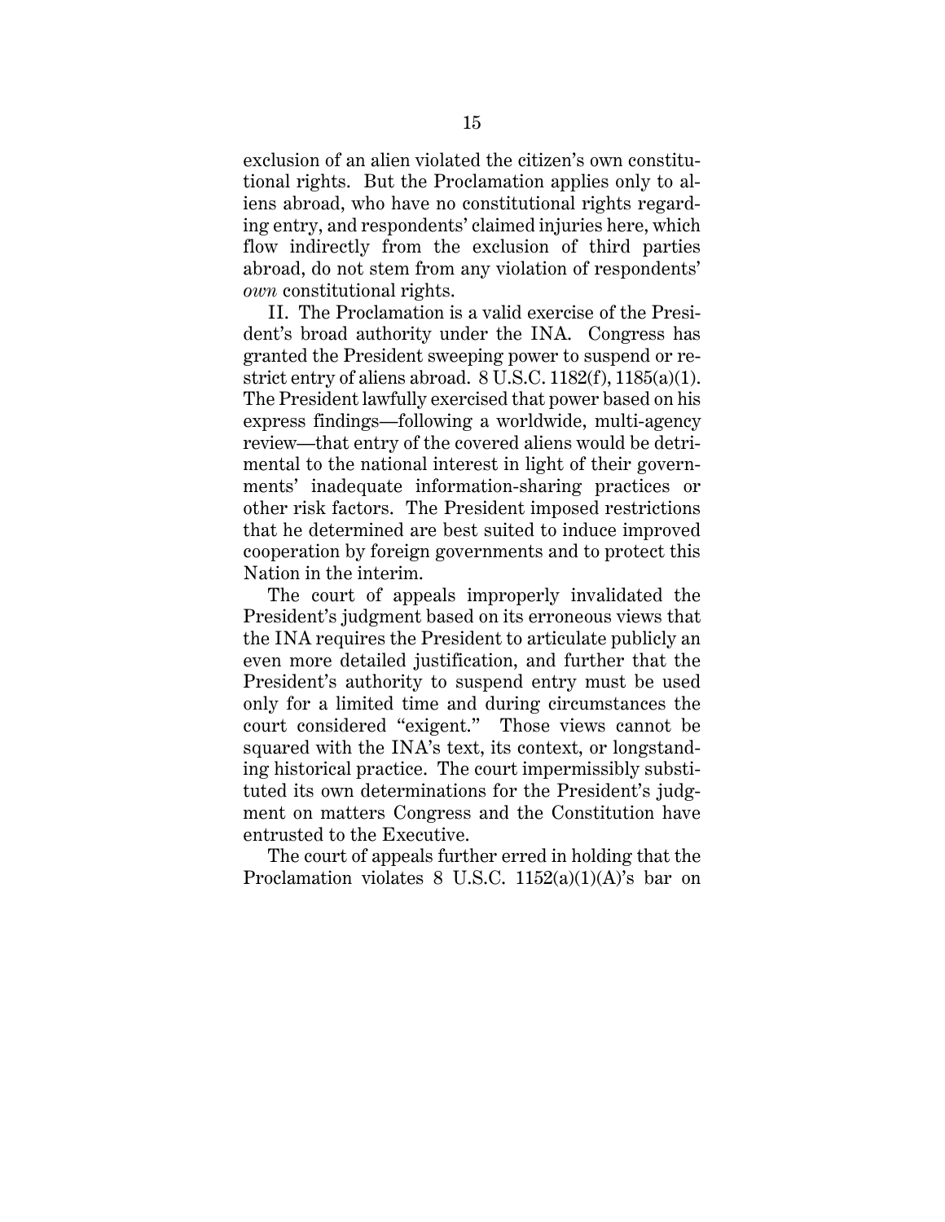exclusion of an alien violated the citizen's own constitutional rights. But the Proclamation applies only to aliens abroad, who have no constitutional rights regarding entry, and respondents' claimed injuries here, which flow indirectly from the exclusion of third parties abroad, do not stem from any violation of respondents' *own* constitutional rights.

II. The Proclamation is a valid exercise of the President's broad authority under the INA. Congress has granted the President sweeping power to suspend or restrict entry of aliens abroad. 8 U.S.C. 1182(f), 1185(a)(1). The President lawfully exercised that power based on his express findings—following a worldwide, multi-agency review—that entry of the covered aliens would be detrimental to the national interest in light of their governments' inadequate information-sharing practices or other risk factors. The President imposed restrictions that he determined are best suited to induce improved cooperation by foreign governments and to protect this Nation in the interim.

The court of appeals improperly invalidated the President's judgment based on its erroneous views that the INA requires the President to articulate publicly an even more detailed justification, and further that the President's authority to suspend entry must be used only for a limited time and during circumstances the court considered "exigent." Those views cannot be squared with the INA's text, its context, or longstanding historical practice. The court impermissibly substituted its own determinations for the President's judgment on matters Congress and the Constitution have entrusted to the Executive.

The court of appeals further erred in holding that the Proclamation violates 8 U.S.C. 1152(a)(1)(A)'s bar on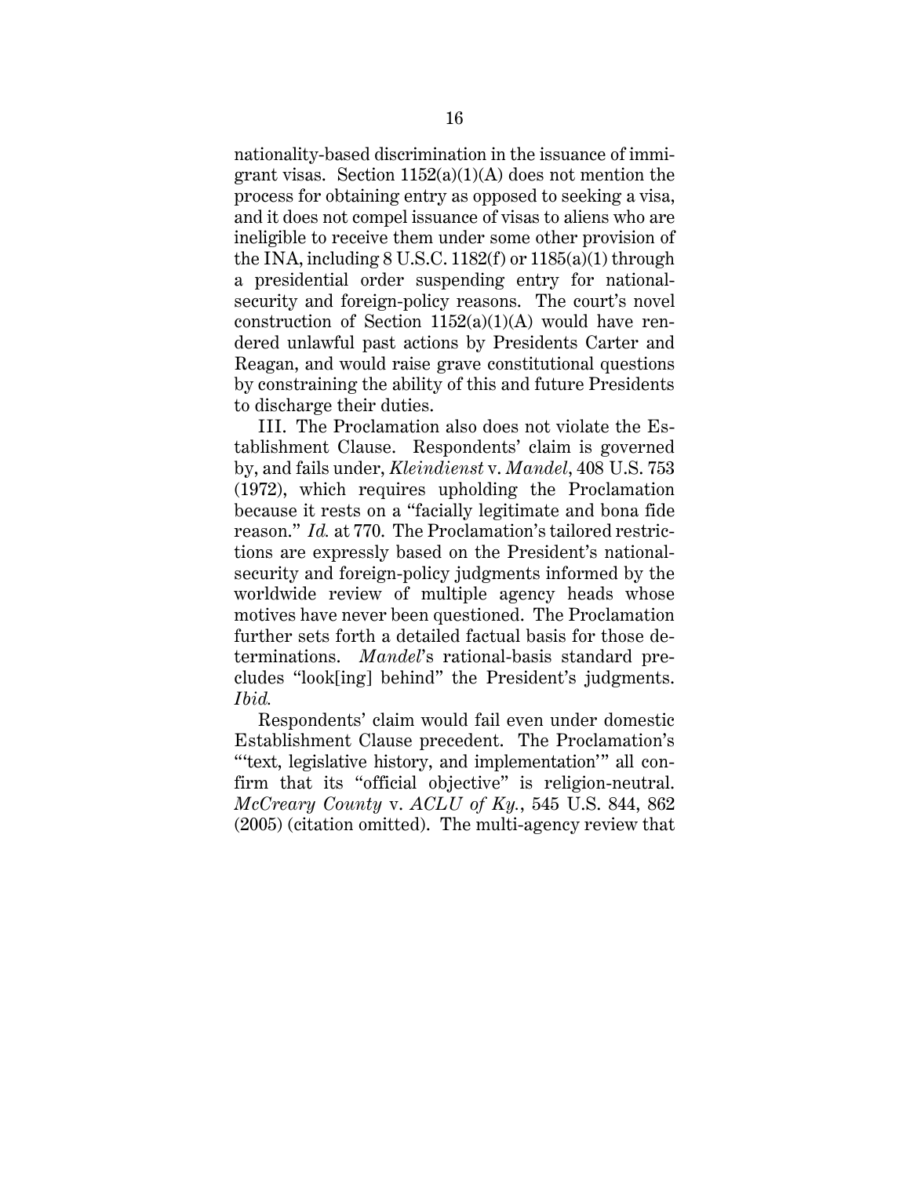nationality-based discrimination in the issuance of immigrant visas. Section 1152(a)(1)(A) does not mention the process for obtaining entry as opposed to seeking a visa, and it does not compel issuance of visas to aliens who are ineligible to receive them under some other provision of the INA, including 8 U.S.C. 1182(f) or 1185(a)(1) through a presidential order suspending entry for national-security and foreign-policy reasons. The court's novel construction of Section 1152(a)(1)(A) would have rendered unlawful past actions by Presidents Carter and Reagan, and would raise grave constitutional questions by constraining the ability of this and future Presidents to discharge their duties.

III. The Proclamation also does not violate the Establishment Clause. Respondents' claim is governed by, and fails under, *Kleindienst* v. *Mandel*, 408 U.S. 753 (1972), which requires upholding the Proclamation because it rests on a "facially legitimate and bona fide reason." *Id.* at 770. The Proclamation's tailored restrictions are expressly based on the President's national-security and foreign-policy judgments informed by the worldwide review of multiple agency heads whose motives have never been questioned. The Proclamation further sets forth a detailed factual basis for those determinations. *Mandel*'s rational-basis standard precludes "look[ing] behind" the President's judgments. *Ibid.*

Respondents' claim would fail even under domestic Establishment Clause precedent. The Proclamation's "'text, legislative history, and implementation'" all confirm that its "official objective" is religion-neutral. *McCreary County* v. *ACLU of Ky.*, 545 U.S. 844, 862 (2005) (citation omitted). The multi-agency review that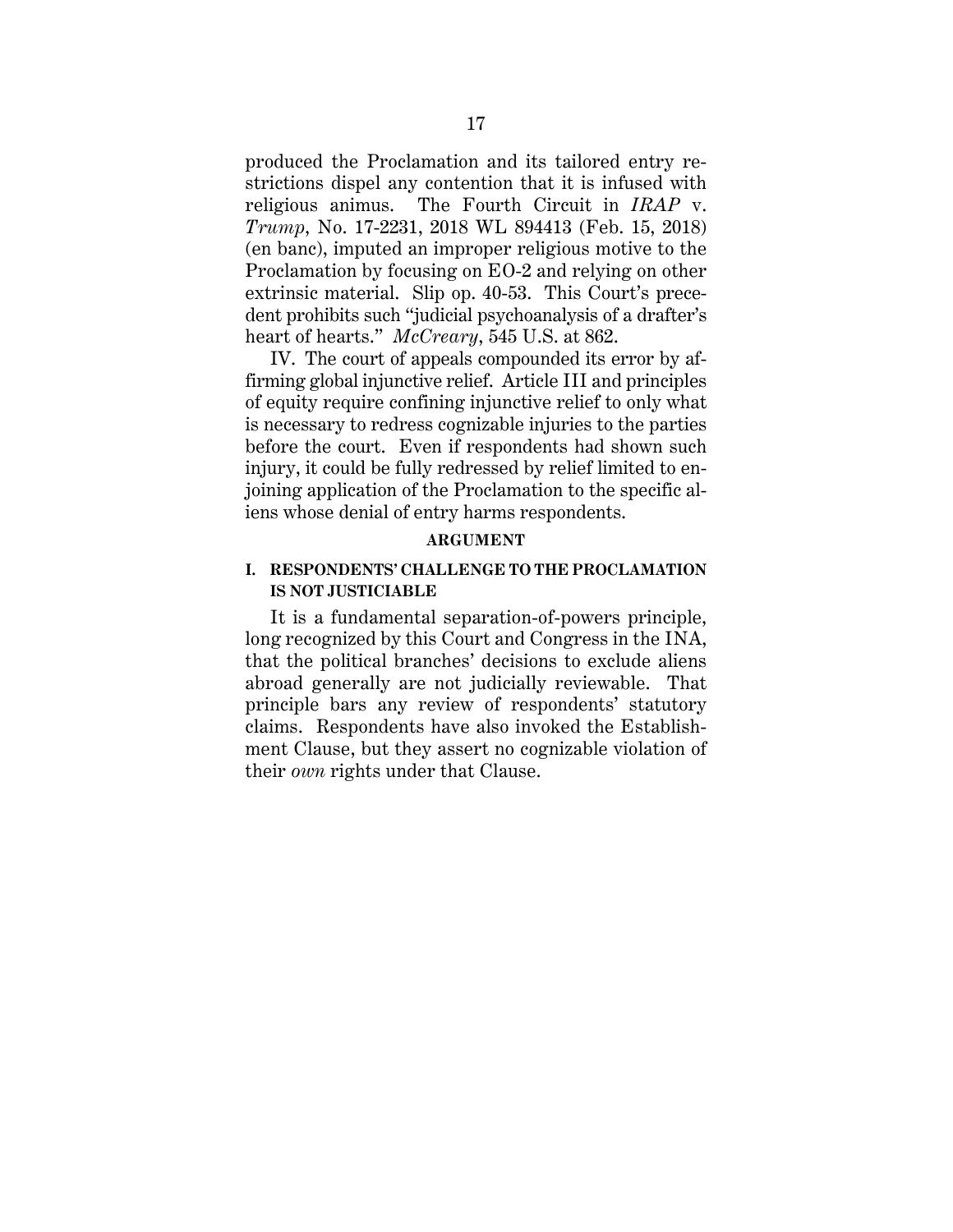produced the Proclamation and its tailored entry restrictions dispel any contention that it is infused with religious animus. The Fourth Circuit in *IRAP* v. *Trump*, No. 17-2231, 2018 WL 894413 (Feb. 15, 2018) (en banc), imputed an improper religious motive to the Proclamation by focusing on EO-2 and relying on other extrinsic material. Slip op. 40-53. This Court's precedent prohibits such "judicial psychoanalysis of a drafter's heart of hearts." *McCreary*, 545 U.S. at 862.

IV. The court of appeals compounded its error by affirming global injunctive relief. Article III and principles of equity require confining injunctive relief to only what is necessary to redress cognizable injuries to the parties before the court. Even if respondents had shown such injury, it could be fully redressed by relief limited to enjoining application of the Proclamation to the specific aliens whose denial of entry harms respondents.

## ARGUMENT

### I. RESPONDENTS' CHALLENGE TO THE PROCLAMATION IS NOT JUSTICIABLE

It is a fundamental separation-of-powers principle, long recognized by this Court and Congress in the INA, that the political branches' decisions to exclude aliens abroad generally are not judicially reviewable. That principle bars any review of respondents' statutory claims. Respondents have also invoked the Establishment Clause, but they assert no cognizable violation of their *own* rights under that Clause.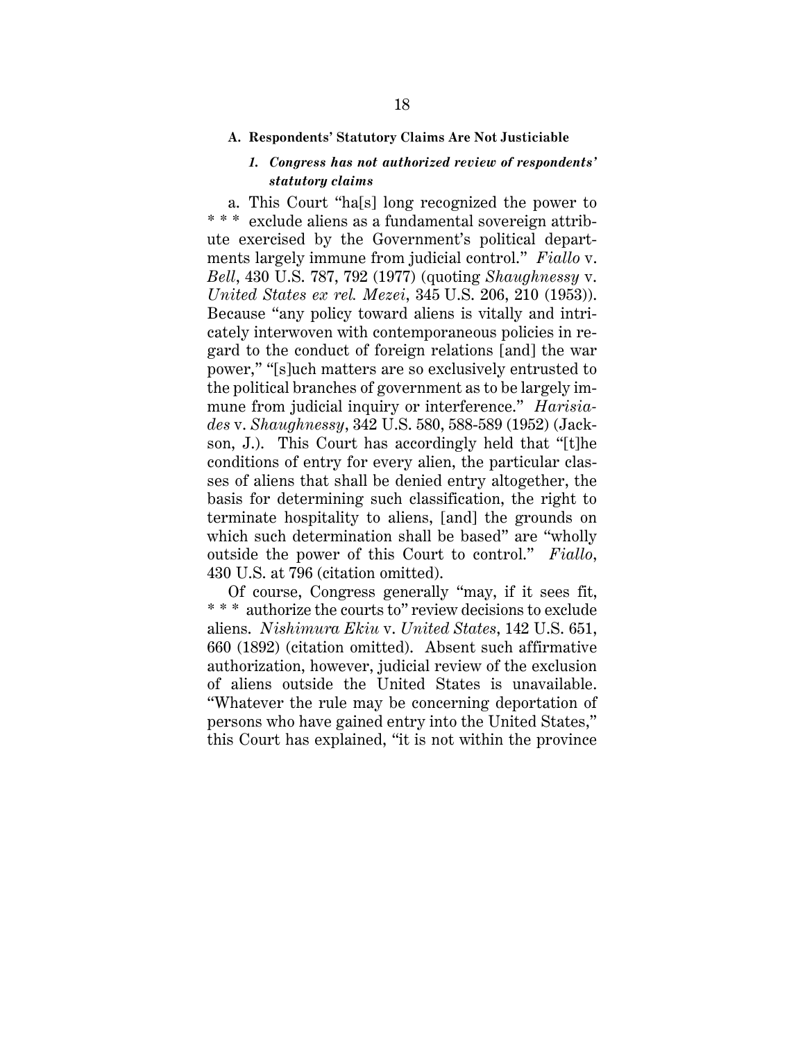### A. Respondents' Statutory Claims Are Not Justiciable

#### *1. Congress has not authorized review of respondents' statutory claims*

a. This Court "ha[s] long recognized the power to * * * exclude aliens as a fundamental sovereign attribute exercised by the Government's political departments largely immune from judicial control." *Fiallo* v. *Bell*, 430 U.S. 787, 792 (1977) (quoting *Shaughnessy* v. *United States ex rel. Mezei*, 345 U.S. 206, 210 (1953)). Because "any policy toward aliens is vitally and intricately interwoven with contemporaneous policies in regard to the conduct of foreign relations [and] the war power," "[s]uch matters are so exclusively entrusted to the political branches of government as to be largely immune from judicial inquiry or interference." *Harisiades* v. *Shaughnessy*, 342 U.S. 580, 588-589 (1952) (Jackson, J.). This Court has accordingly held that "[t]he conditions of entry for every alien, the particular classes of aliens that shall be denied entry altogether, the basis for determining such classification, the right to terminate hospitality to aliens, [and] the grounds on which such determination shall be based" are "wholly outside the power of this Court to control." *Fiallo*, 430 U.S. at 796 (citation omitted).

Of course, Congress generally "may, if it sees fit, * * * authorize the courts to" review decisions to exclude aliens. *Nishimura Ekiu* v. *United States*, 142 U.S. 651, 660 (1892) (citation omitted). Absent such affirmative authorization, however, judicial review of the exclusion of aliens outside the United States is unavailable. "Whatever the rule may be concerning deportation of persons who have gained entry into the United States," this Court has explained, "it is not within the province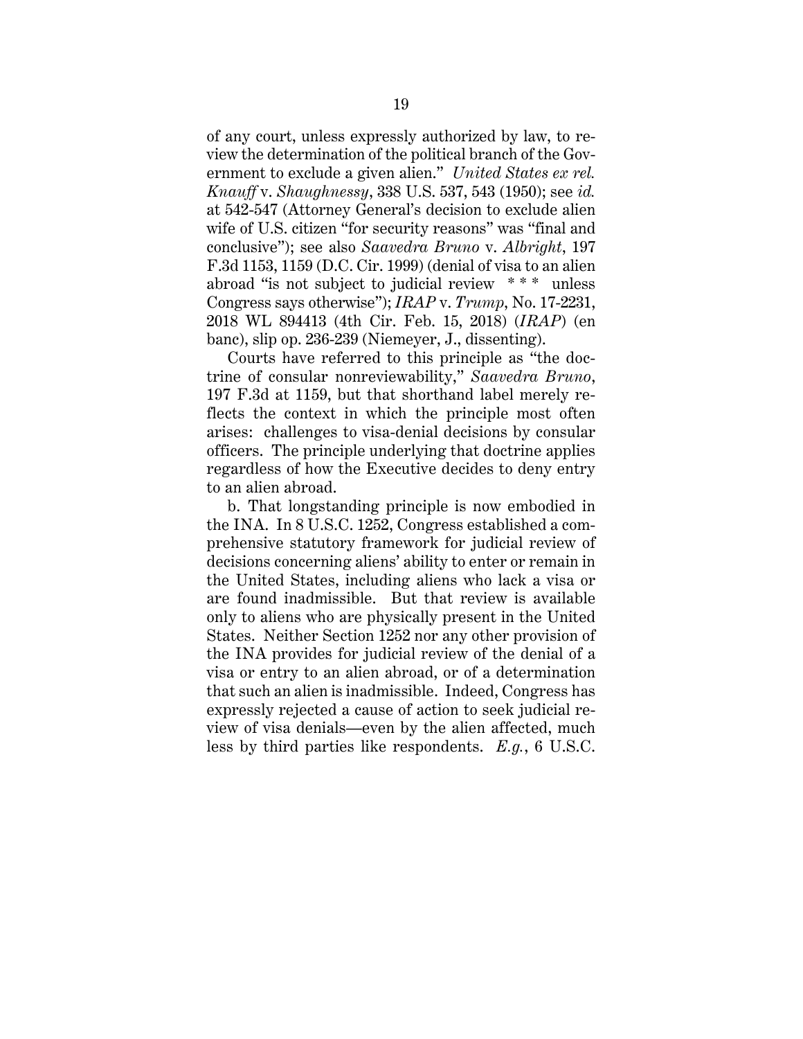of any court, unless expressly authorized by law, to review the determination of the political branch of the Government to exclude a given alien." *United States ex rel. Knauff* v. *Shaughnessy*, 338 U.S. 537, 543 (1950); see *id.* at 542-547 (Attorney General's decision to exclude alien wife of U.S. citizen "for security reasons" was "final and conclusive"); see also *Saavedra Bruno* v. *Albright*, 197 F.3d 1153, 1159 (D.C. Cir. 1999) (denial of visa to an alien abroad "is not subject to judicial review * * * unless Congress says otherwise"); *IRAP* v. *Trump*, No. 17-2231, 2018 WL 894413 (4th Cir. Feb. 15, 2018) (*IRAP*) (en banc), slip op. 236-239 (Niemeyer, J., dissenting).

Courts have referred to this principle as "the doctrine of consular nonreviewability," *Saavedra Bruno*, 197 F.3d at 1159, but that shorthand label merely reflects the context in which the principle most often arises: challenges to visa-denial decisions by consular officers. The principle underlying that doctrine applies regardless of how the Executive decides to deny entry to an alien abroad.

b. That longstanding principle is now embodied in the INA. In 8 U.S.C. 1252, Congress established a comprehensive statutory framework for judicial review of decisions concerning aliens' ability to enter or remain in the United States, including aliens who lack a visa or are found inadmissible. But that review is available only to aliens who are physically present in the United States. Neither Section 1252 nor any other provision of the INA provides for judicial review of the denial of a visa or entry to an alien abroad, or of a determination that such an alien is inadmissible. Indeed, Congress has expressly rejected a cause of action to seek judicial review of visa denials—even by the alien affected, much less by third parties like respondents. *E.g.*, 6 U.S.C.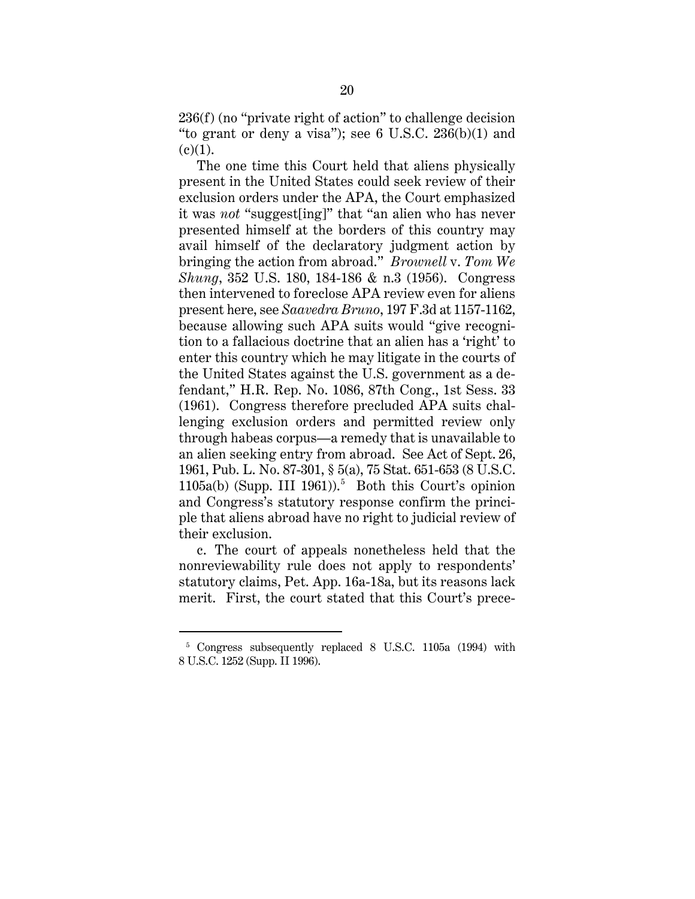236(f) (no "private right of action" to challenge decision "to grant or deny a visa"); see 6 U.S.C. 236(b)(1) and (c)(1).

The one time this Court held that aliens physically present in the United States could seek review of their exclusion orders under the APA, the Court emphasized it was *not* "suggest[ing]" that "an alien who has never presented himself at the borders of this country may avail himself of the declaratory judgment action by bringing the action from abroad." *Brownell* v. *Tom We Shung*, 352 U.S. 180, 184-186 & n.3 (1956). Congress then intervened to foreclose APA review even for aliens present here, see *Saavedra Bruno*, 197 F.3d at 1157-1162, because allowing such APA suits would "give recognition to a fallacious doctrine that an alien has a 'right' to enter this country which he may litigate in the courts of the United States against the U.S. government as a defendant," H.R. Rep. No. 1086, 87th Cong., 1st Sess. 33 (1961). Congress therefore precluded APA suits challenging exclusion orders and permitted review only through habeas corpus—a remedy that is unavailable to an alien seeking entry from abroad. See Act of Sept. 26, 1961, Pub. L. No. 87-301, § 5(a), 75 Stat. 651-653 (8 U.S.C. 1105a(b) (Supp. III 1961)).[5] Both this Court's opinion and Congress's statutory response confirm the principle that aliens abroad have no right to judicial review of their exclusion.

c. The court of appeals nonetheless held that the nonreviewability rule does not apply to respondents' statutory claims, Pet. App. 16a-18a, but its reasons lack merit. First, the court stated that this Court's prece-

---

[5] Congress subsequently replaced 8 U.S.C. 1105a (1994) with 8 U.S.C. 1252 (Supp. II 1996).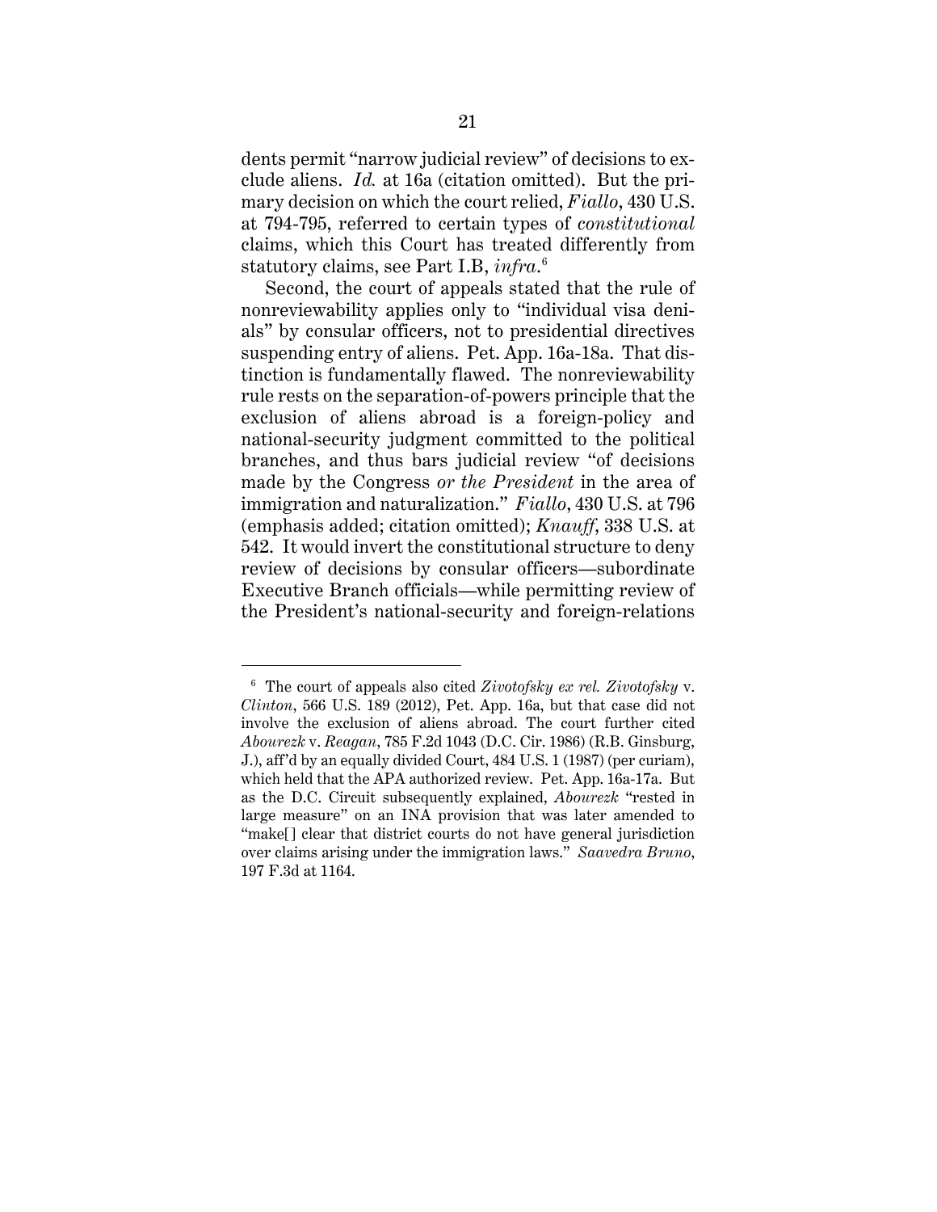dents permit "narrow judicial review" of decisions to exclude aliens. *Id.* at 16a (citation omitted). But the primary decision on which the court relied, *Fiallo*, 430 U.S. at 794-795, referred to certain types of *constitutional* claims, which this Court has treated differently from statutory claims, see Part I.B, *infra*.[6]

Second, the court of appeals stated that the rule of nonreviewability applies only to "individual visa denials" by consular officers, not to presidential directives suspending entry of aliens. Pet. App. 16a-18a. That distinction is fundamentally flawed. The nonreviewability rule rests on the separation-of-powers principle that the exclusion of aliens abroad is a foreign-policy and national-security judgment committed to the political branches, and thus bars judicial review "of decisions made by the Congress *or the President* in the area of immigration and naturalization." *Fiallo*, 430 U.S. at 796 (emphasis added; citation omitted); *Knauff*, 338 U.S. at 542. It would invert the constitutional structure to deny review of decisions by consular officers—subordinate Executive Branch officials—while permitting review of the President's national-security and foreign-relations

[6] The court of appeals also cited *Zivotofsky ex rel. Zivotofsky* v. *Clinton*, 566 U.S. 189 (2012), Pet. App. 16a, but that case did not involve the exclusion of aliens abroad. The court further cited *Abourezk* v. *Reagan*, 785 F.2d 1043 (D.C. Cir. 1986) (R.B. Ginsburg, J.), aff'd by an equally divided Court, 484 U.S. 1 (1987) (per curiam), which held that the APA authorized review. Pet. App. 16a-17a. But as the D.C. Circuit subsequently explained, *Abourezk* "rested in large measure" on an INA provision that was later amended to "make[] clear that district courts do not have general jurisdiction over claims arising under the immigration laws." *Saavedra Bruno*, 197 F.3d at 1164.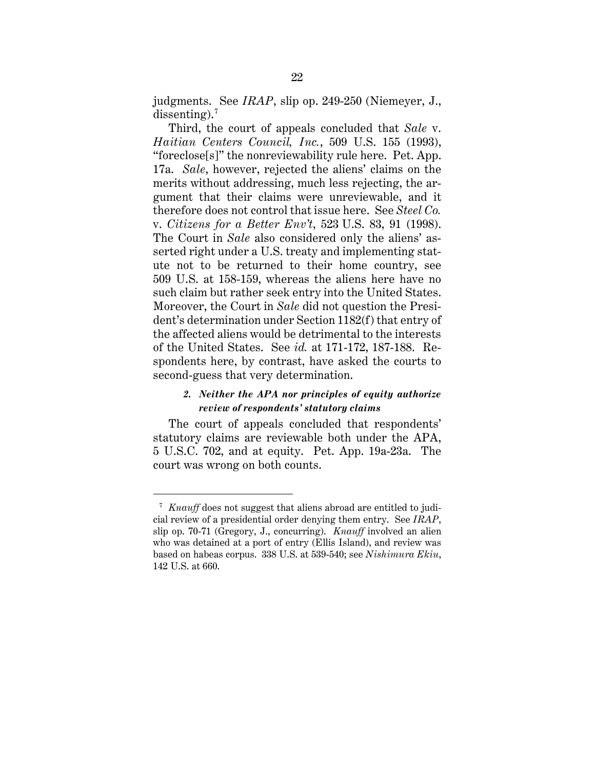judgments. See *IRAP*, slip op. 249-250 (Niemeyer, J., dissenting).[7]

Third, the court of appeals concluded that *Sale* v. *Haitian Centers Council, Inc.*, 509 U.S. 155 (1993), "foreclose[s]" the nonreviewability rule here. Pet. App. 17a. *Sale*, however, rejected the aliens' claims on the merits without addressing, much less rejecting, the argument that their claims were unreviewable, and it therefore does not control that issue here. See *Steel Co.* v. *Citizens for a Better Env't*, 523 U.S. 83, 91 (1998). The Court in *Sale* also considered only the aliens' asserted right under a U.S. treaty and implementing statute not to be returned to their home country, see 509 U.S. at 158-159, whereas the aliens here have no such claim but rather seek entry into the United States. Moreover, the Court in *Sale* did not question the President's determination under Section 1182(f) that entry of the affected aliens would be detrimental to the interests of the United States. See *id.* at 171-172, 187-188. Respondents here, by contrast, have asked the courts to second-guess that very determination.

##### *2. Neither the APA nor principles of equity authorize review of respondents' statutory claims*

The court of appeals concluded that respondents' statutory claims are reviewable both under the APA, 5 U.S.C. 702, and at equity. Pet. App. 19a-23a. The court was wrong on both counts.

---

[7] *Knauff* does not suggest that aliens abroad are entitled to judicial review of a presidential order denying them entry. See *IRAP*, slip op. 70-71 (Gregory, J., concurring). *Knauff* involved an alien who was detained at a port of entry (Ellis Island), and review was based on habeas corpus. 338 U.S. at 539-540; see *Nishimura Ekiu*, 142 U.S. at 660.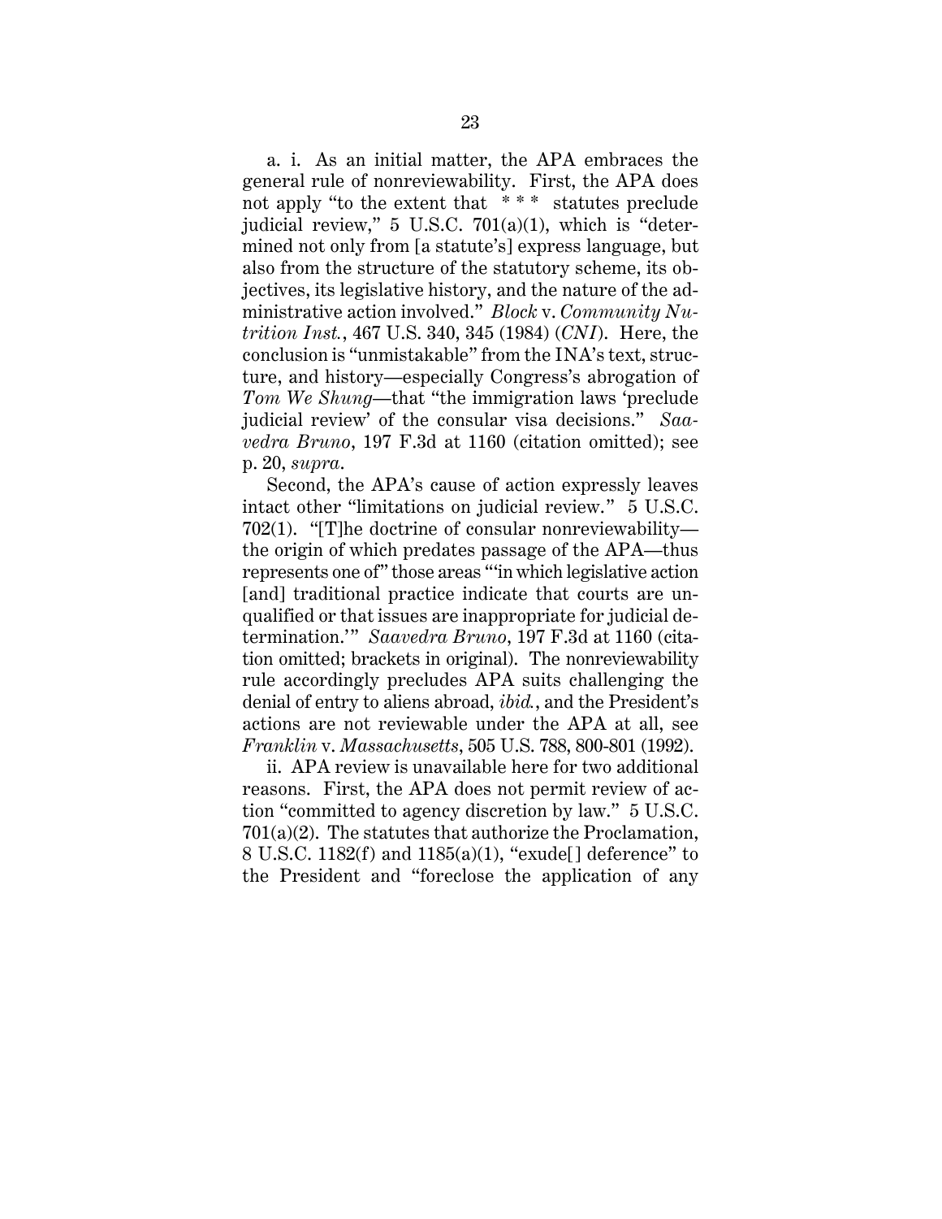a. i. As an initial matter, the APA embraces the general rule of nonreviewability. First, the APA does not apply "to the extent that * * * statutes preclude judicial review," 5 U.S.C. 701(a)(1), which is "determined not only from [a statute's] express language, but also from the structure of the statutory scheme, its objectives, its legislative history, and the nature of the administrative action involved." *Block* v. *Community Nutrition Inst.*, 467 U.S. 340, 345 (1984) (*CNI*). Here, the conclusion is "unmistakable" from the INA's text, structure, and history—especially Congress's abrogation of *Tom We Shung*—that "the immigration laws 'preclude judicial review' of the consular visa decisions." *Saavedra Bruno*, 197 F.3d at 1160 (citation omitted); see p. 20, *supra*.

Second, the APA's cause of action expressly leaves intact other "limitations on judicial review." 5 U.S.C. 702(1). "[T]he doctrine of consular nonreviewability—the origin of which predates passage of the APA—thus represents one of" those areas "'in which legislative action [and] traditional practice indicate that courts are unqualified or that issues are inappropriate for judicial determination.'" *Saavedra Bruno*, 197 F.3d at 1160 (citation omitted; brackets in original). The nonreviewability rule accordingly precludes APA suits challenging the denial of entry to aliens abroad, *ibid.*, and the President's actions are not reviewable under the APA at all, see *Franklin* v. *Massachusetts*, 505 U.S. 788, 800-801 (1992).

ii. APA review is unavailable here for two additional reasons. First, the APA does not permit review of action "committed to agency discretion by law." 5 U.S.C. 701(a)(2). The statutes that authorize the Proclamation, 8 U.S.C. 1182(f) and 1185(a)(1), "exude[] deference" to the President and "foreclose the application of any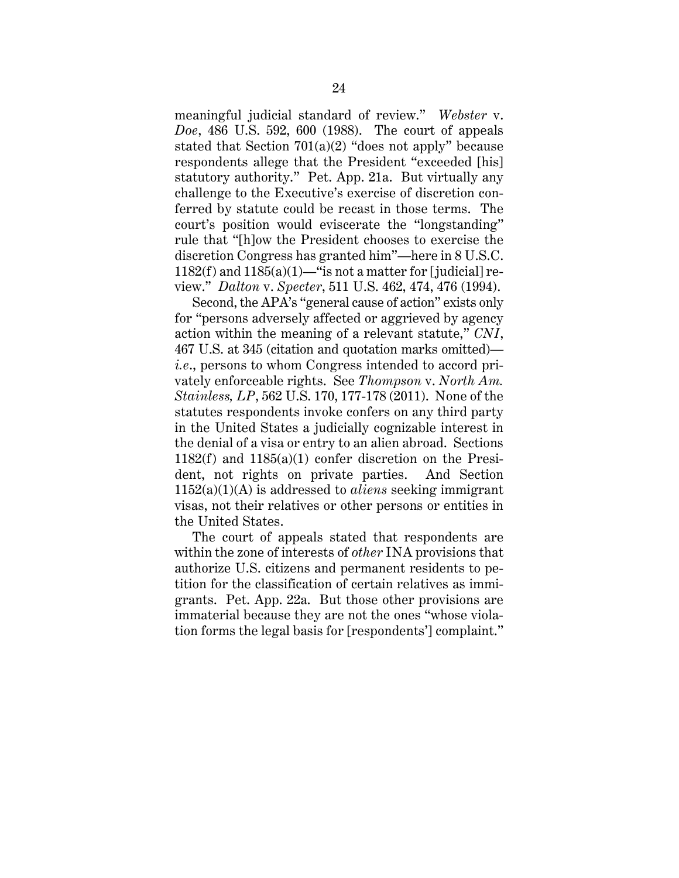meaningful judicial standard of review." *Webster* v. *Doe*, 486 U.S. 592, 600 (1988). The court of appeals stated that Section 701(a)(2) "does not apply" because respondents allege that the President "exceeded [his] statutory authority." Pet. App. 21a. But virtually any challenge to the Executive's exercise of discretion conferred by statute could be recast in those terms. The court's position would eviscerate the "longstanding" rule that "[h]ow the President chooses to exercise the discretion Congress has granted him"—here in 8 U.S.C. 1182(f) and 1185(a)(1)—"is not a matter for [judicial] review." *Dalton* v. *Specter*, 511 U.S. 462, 474, 476 (1994).

Second, the APA's "general cause of action" exists only for "persons adversely affected or aggrieved by agency action within the meaning of a relevant statute," *CNI*, 467 U.S. at 345 (citation and quotation marks omitted)—*i.e.*, persons to whom Congress intended to accord privately enforceable rights. See *Thompson* v. *North Am. Stainless, LP*, 562 U.S. 170, 177-178 (2011). None of the statutes respondents invoke confers on any third party in the United States a judicially cognizable interest in the denial of a visa or entry to an alien abroad. Sections 1182(f) and 1185(a)(1) confer discretion on the President, not rights on private parties. And Section 1152(a)(1)(A) is addressed to *aliens* seeking immigrant visas, not their relatives or other persons or entities in the United States.

The court of appeals stated that respondents are within the zone of interests of *other* INA provisions that authorize U.S. citizens and permanent residents to petition for the classification of certain relatives as immigrants. Pet. App. 22a. But those other provisions are immaterial because they are not the ones "whose violation forms the legal basis for [respondents'] complaint."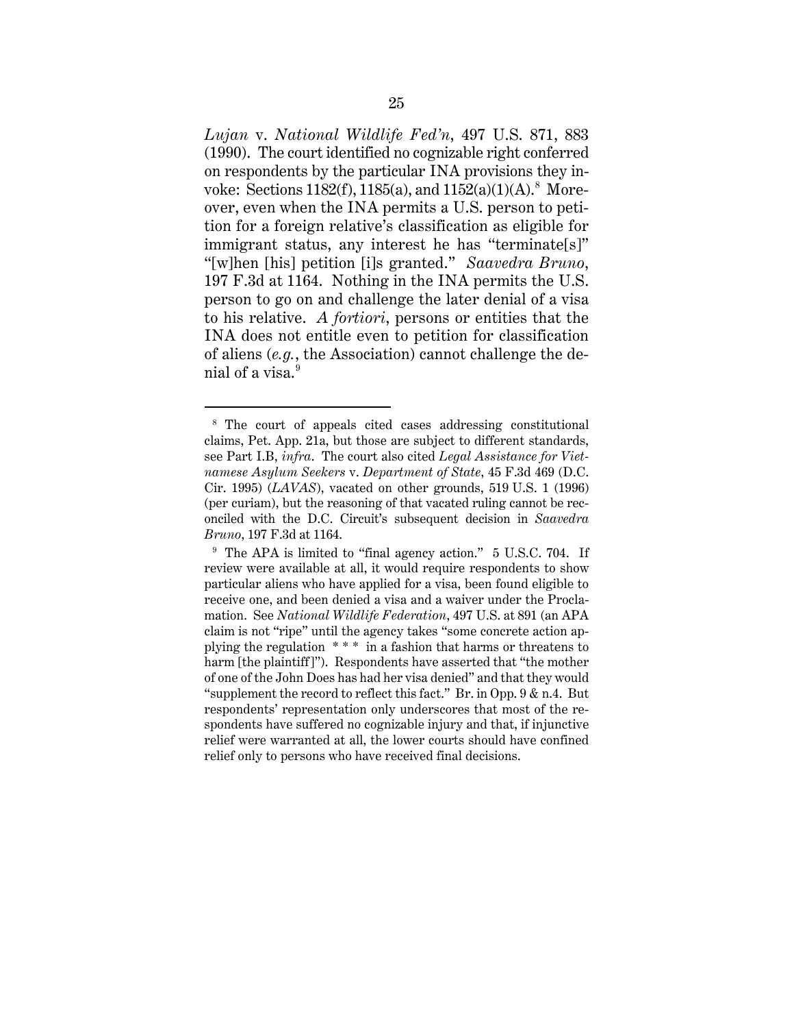*Lujan* v. *National Wildlife Fed'n*, 497 U.S. 871, 883 (1990). The court identified no cognizable right conferred on respondents by the particular INA provisions they invoke: Sections 1182(f), 1185(a), and 1152(a)(1)(A).[8] Moreover, even when the INA permits a U.S. person to petition for a foreign relative's classification as eligible for immigrant status, any interest he has "terminate[s]" "[w]hen [his] petition [i]s granted." *Saavedra Bruno*, 197 F.3d at 1164. Nothing in the INA permits the U.S. person to go on and challenge the later denial of a visa to his relative. *A fortiori*, persons or entities that the INA does not entitle even to petition for classification of aliens (*e.g.*, the Association) cannot challenge the denial of a visa.[9]

---

[8] The court of appeals cited cases addressing constitutional claims, Pet. App. 21a, but those are subject to different standards, see Part I.B, *infra*. The court also cited *Legal Assistance for Vietnamese Asylum Seekers* v. *Department of State*, 45 F.3d 469 (D.C. Cir. 1995) (*LAVAS*), vacated on other grounds, 519 U.S. 1 (1996) (per curiam), but the reasoning of that vacated ruling cannot be reconciled with the D.C. Circuit's subsequent decision in *Saavedra Bruno*, 197 F.3d at 1164.

[9] The APA is limited to "final agency action." 5 U.S.C. 704. If review were available at all, it would require respondents to show particular aliens who have applied for a visa, been found eligible to receive one, and been denied a visa and a waiver under the Proclamation. See *National Wildlife Federation*, 497 U.S. at 891 (an APA claim is not "ripe" until the agency takes "some concrete action applying the regulation * * * in a fashion that harms or threatens to harm [the plaintiff]"). Respondents have asserted that "the mother of one of the John Does has had her visa denied" and that they would "supplement the record to reflect this fact." Br. in Opp. 9 & n.4. But respondents' representation only underscores that most of the respondents have suffered no cognizable injury and that, if injunctive relief were warranted at all, the lower courts should have confined relief only to persons who have received final decisions.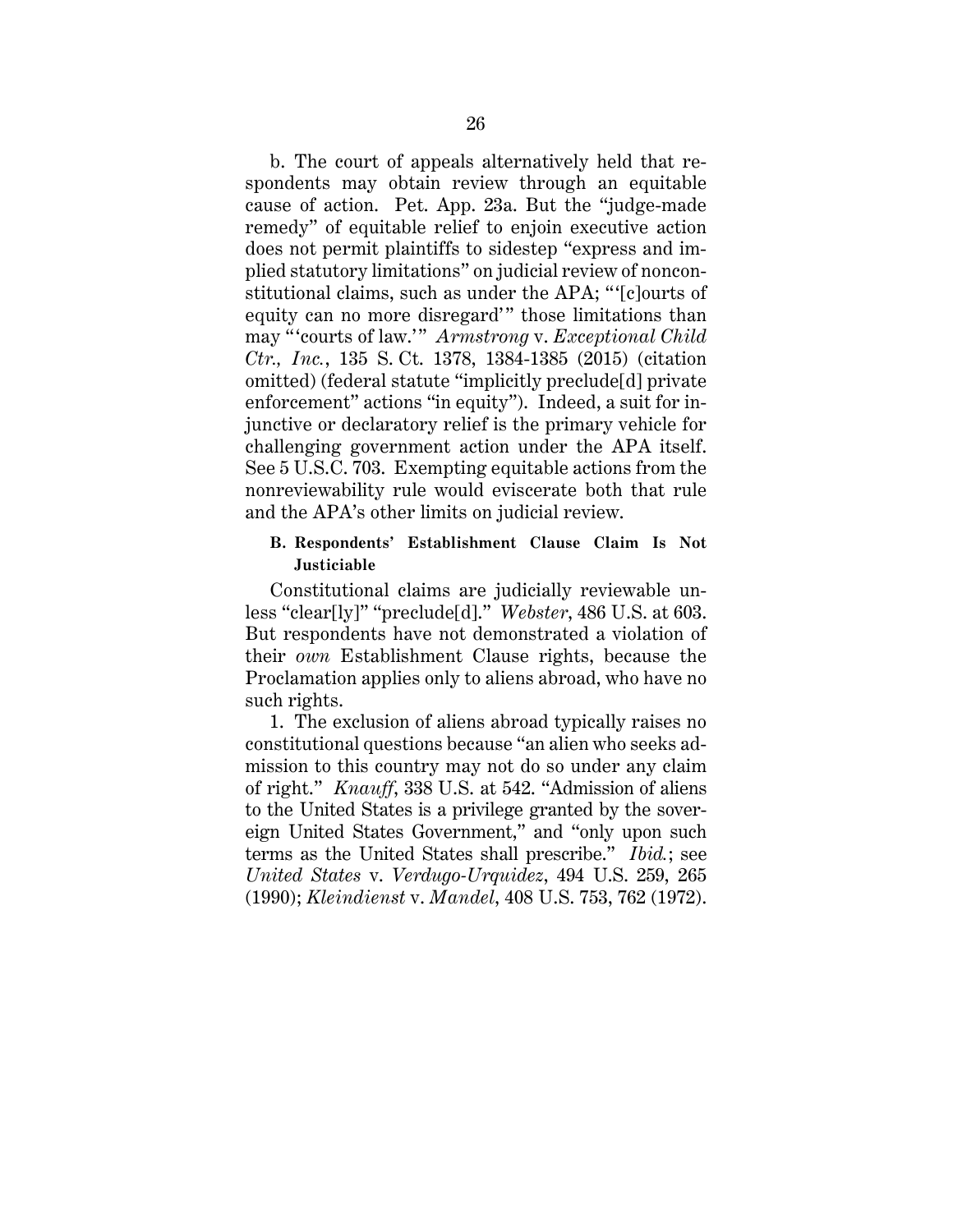b. The court of appeals alternatively held that respondents may obtain review through an equitable cause of action. Pet. App. 23a. But the "judge-made remedy" of equitable relief to enjoin executive action does not permit plaintiffs to sidestep "express and implied statutory limitations" on judicial review of nonconstitutional claims, such as under the APA; "'[c]ourts of equity can no more disregard'" those limitations than may "'courts of law.'" *Armstrong* v. *Exceptional Child Ctr., Inc.*, 135 S. Ct. 1378, 1384-1385 (2015) (citation omitted) (federal statute "implicitly preclude[d] private enforcement" actions "in equity"). Indeed, a suit for injunctive or declaratory relief is the primary vehicle for challenging government action under the APA itself. See 5 U.S.C. 703. Exempting equitable actions from the nonreviewability rule would eviscerate both that rule and the APA's other limits on judicial review.

### B. Respondents' Establishment Clause Claim Is Not Justiciable

Constitutional claims are judicially reviewable unless "clear[ly]" "preclude[d]." *Webster*, 486 U.S. at 603. But respondents have not demonstrated a violation of their *own* Establishment Clause rights, because the Proclamation applies only to aliens abroad, who have no such rights.

1. The exclusion of aliens abroad typically raises no constitutional questions because "an alien who seeks admission to this country may not do so under any claim of right." *Knauff*, 338 U.S. at 542. "Admission of aliens to the United States is a privilege granted by the sovereign United States Government," and "only upon such terms as the United States shall prescribe." *Ibid.*; see *United States* v. *Verdugo-Urquidez*, 494 U.S. 259, 265 (1990); *Kleindienst* v. *Mandel*, 408 U.S. 753, 762 (1972).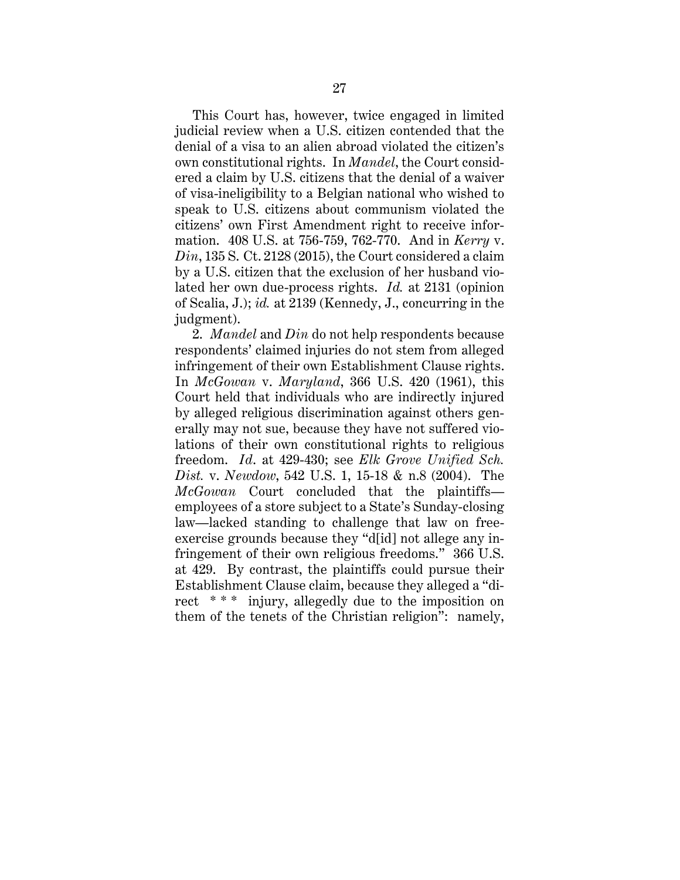This Court has, however, twice engaged in limited judicial review when a U.S. citizen contended that the denial of a visa to an alien abroad violated the citizen's own constitutional rights. In *Mandel*, the Court considered a claim by U.S. citizens that the denial of a waiver of visa-ineligibility to a Belgian national who wished to speak to U.S. citizens about communism violated the citizens' own First Amendment right to receive information. 408 U.S. at 756-759, 762-770. And in *Kerry* v. *Din*, 135 S. Ct. 2128 (2015), the Court considered a claim by a U.S. citizen that the exclusion of her husband violated her own due-process rights. *Id.* at 2131 (opinion of Scalia, J.); *id.* at 2139 (Kennedy, J., concurring in the judgment).

2. *Mandel* and *Din* do not help respondents because respondents' claimed injuries do not stem from alleged infringement of their own Establishment Clause rights. In *McGowan* v. *Maryland*, 366 U.S. 420 (1961), this Court held that individuals who are indirectly injured by alleged religious discrimination against others generally may not sue, because they have not suffered violations of their own constitutional rights to religious freedom. *Id*. at 429-430; see *Elk Grove Unified Sch. Dist.* v. *Newdow*, 542 U.S. 1, 15-18 & n.8 (2004). The *McGowan* Court concluded that the plaintiffs—employees of a store subject to a State's Sunday-closing law—lacked standing to challenge that law on free-exercise grounds because they "d[id] not allege any infringement of their own religious freedoms." 366 U.S. at 429. By contrast, the plaintiffs could pursue their Establishment Clause claim, because they alleged a "direct * * * injury, allegedly due to the imposition on them of the tenets of the Christian religion": namely,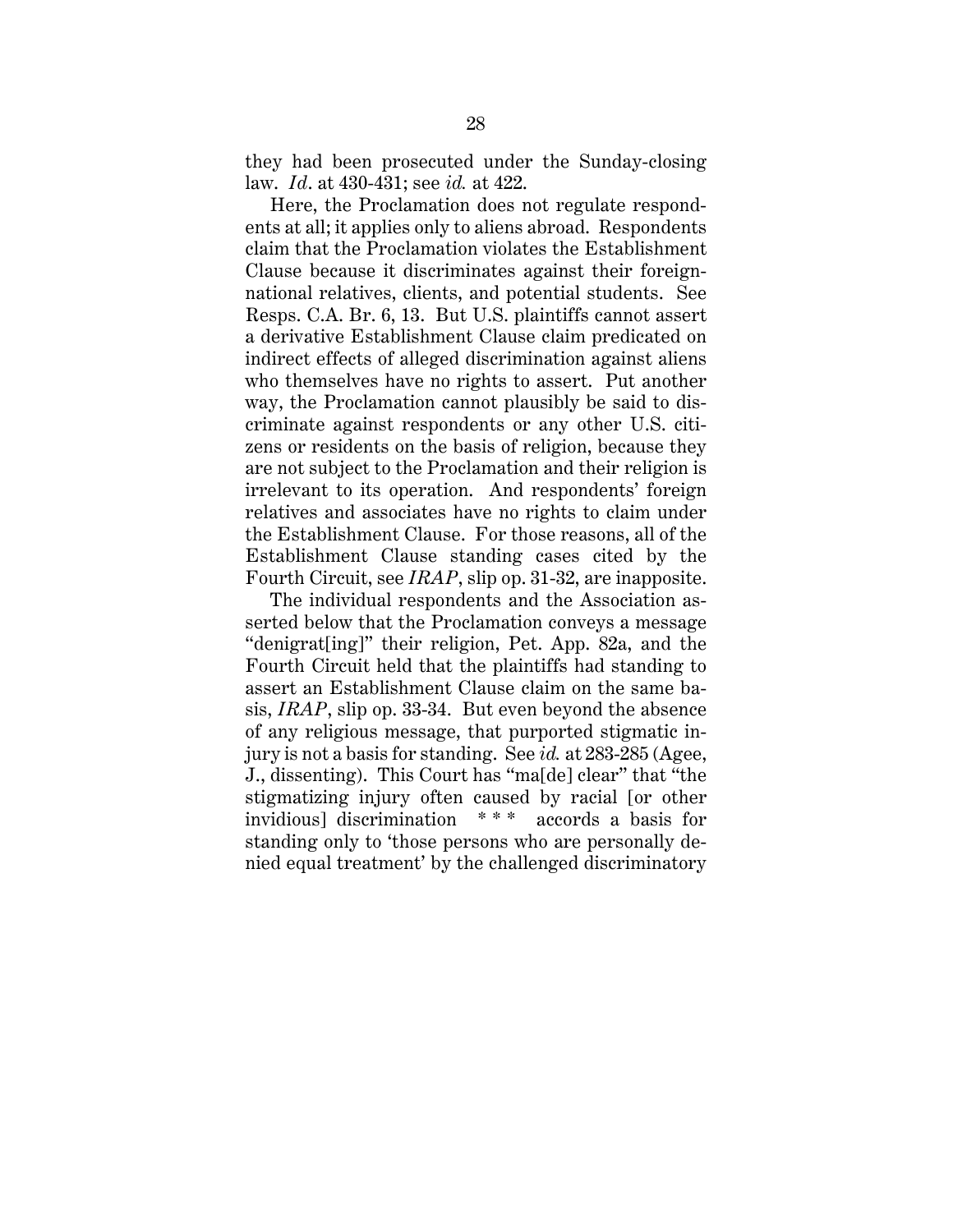they had been prosecuted under the Sunday-closing law. *Id*. at 430-431; see *id.* at 422.

Here, the Proclamation does not regulate respondents at all; it applies only to aliens abroad. Respondents claim that the Proclamation violates the Establishment Clause because it discriminates against their foreign-national relatives, clients, and potential students. See Resps. C.A. Br. 6, 13. But U.S. plaintiffs cannot assert a derivative Establishment Clause claim predicated on indirect effects of alleged discrimination against aliens who themselves have no rights to assert. Put another way, the Proclamation cannot plausibly be said to discriminate against respondents or any other U.S. citizens or residents on the basis of religion, because they are not subject to the Proclamation and their religion is irrelevant to its operation. And respondents' foreign relatives and associates have no rights to claim under the Establishment Clause. For those reasons, all of the Establishment Clause standing cases cited by the Fourth Circuit, see *IRAP*, slip op. 31-32, are inapposite.

The individual respondents and the Association asserted below that the Proclamation conveys a message "denigrat[ing]" their religion, Pet. App. 82a, and the Fourth Circuit held that the plaintiffs had standing to assert an Establishment Clause claim on the same basis, *IRAP*, slip op. 33-34. But even beyond the absence of any religious message, that purported stigmatic injury is not a basis for standing. See *id.* at 283-285 (Agee, J., dissenting). This Court has "ma[de] clear" that "the stigmatizing injury often caused by racial [or other invidious] discrimination * * * accords a basis for standing only to 'those persons who are personally denied equal treatment' by the challenged discriminatory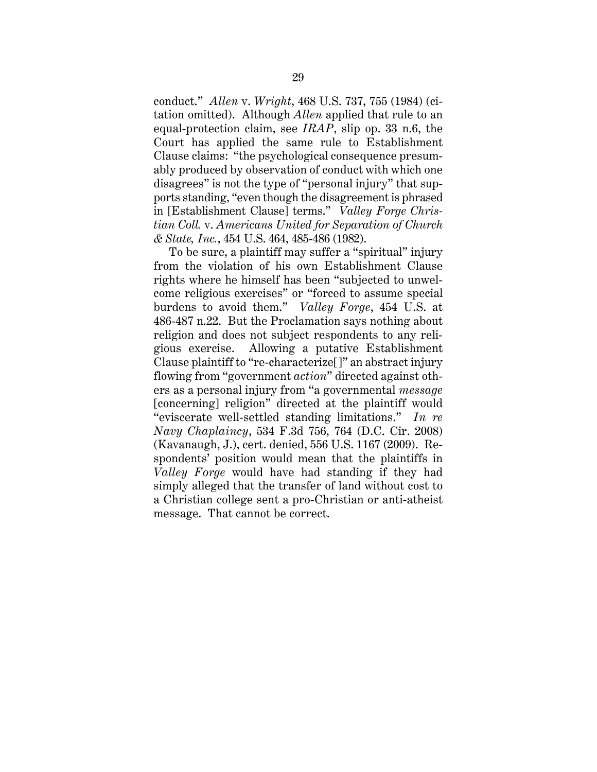conduct." *Allen* v. *Wright*, 468 U.S. 737, 755 (1984) (citation omitted). Although *Allen* applied that rule to an equal-protection claim, see *IRAP*, slip op. 33 n.6, the Court has applied the same rule to Establishment Clause claims: "the psychological consequence presumably produced by observation of conduct with which one disagrees" is not the type of "personal injury" that supports standing, "even though the disagreement is phrased in [Establishment Clause] terms." *Valley Forge Christian Coll.* v. *Americans United for Separation of Church & State, Inc.*, 454 U.S. 464, 485-486 (1982).

To be sure, a plaintiff may suffer a "spiritual" injury from the violation of his own Establishment Clause rights where he himself has been "subjected to unwelcome religious exercises" or "forced to assume special burdens to avoid them." *Valley Forge*, 454 U.S. at 486-487 n.22. But the Proclamation says nothing about religion and does not subject respondents to any religious exercise. Allowing a putative Establishment Clause plaintiff to "re-characterize[]" an abstract injury flowing from "government *action*" directed against others as a personal injury from "a governmental *message* [concerning] religion" directed at the plaintiff would "eviscerate well-settled standing limitations." *In re Navy Chaplaincy*, 534 F.3d 756, 764 (D.C. Cir. 2008) (Kavanaugh, J.), cert. denied, 556 U.S. 1167 (2009). Respondents' position would mean that the plaintiffs in *Valley Forge* would have had standing if they had simply alleged that the transfer of land without cost to a Christian college sent a pro-Christian or anti-atheist message. That cannot be correct.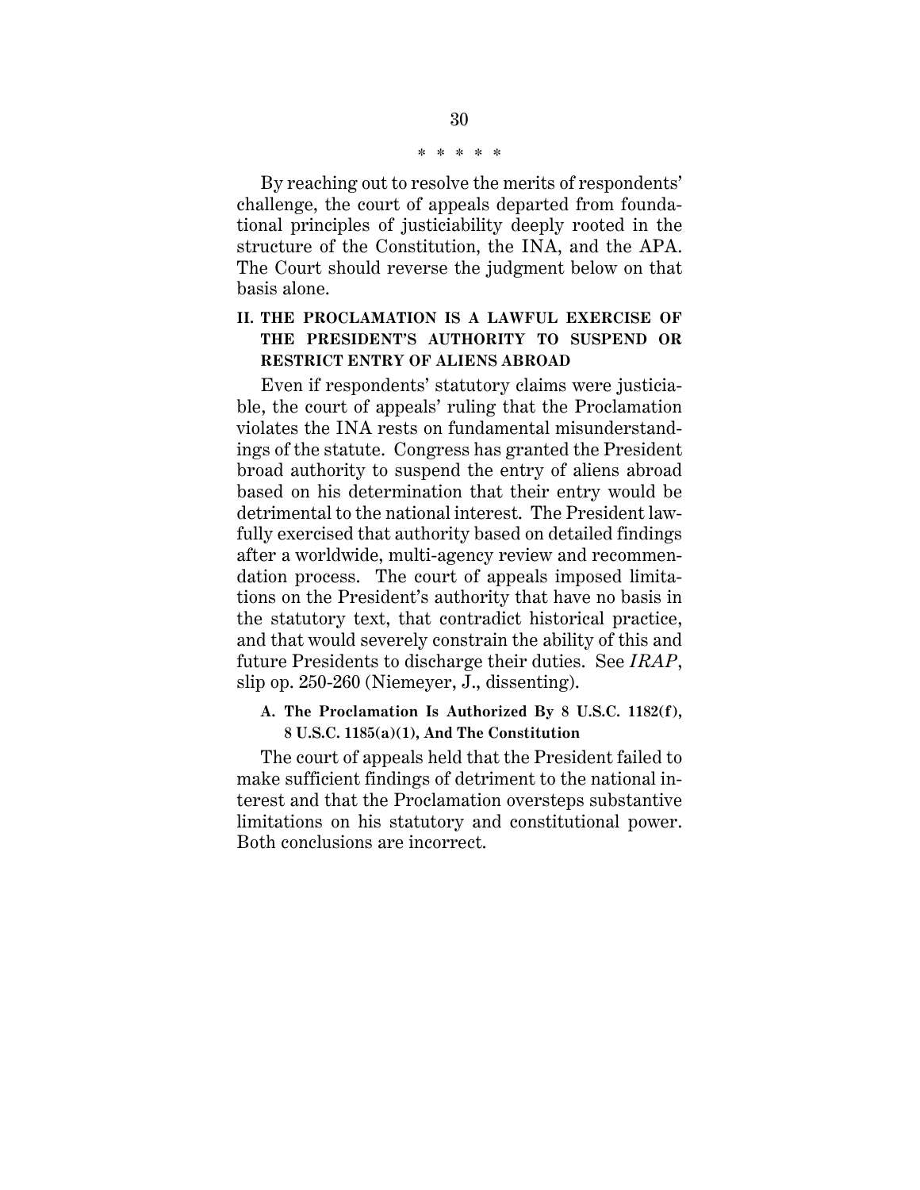\* \* \* \* \*

By reaching out to resolve the merits of respondents' challenge, the court of appeals departed from foundational principles of justiciability deeply rooted in the structure of the Constitution, the INA, and the APA. The Court should reverse the judgment below on that basis alone.

## II. THE PROCLAMATION IS A LAWFUL EXERCISE OF THE PRESIDENT'S AUTHORITY TO SUSPEND OR RESTRICT ENTRY OF ALIENS ABROAD

Even if respondents' statutory claims were justiciable, the court of appeals' ruling that the Proclamation violates the INA rests on fundamental misunderstandings of the statute. Congress has granted the President broad authority to suspend the entry of aliens abroad based on his determination that their entry would be detrimental to the national interest. The President lawfully exercised that authority based on detailed findings after a worldwide, multi-agency review and recommendation process. The court of appeals imposed limitations on the President's authority that have no basis in the statutory text, that contradict historical practice, and that would severely constrain the ability of this and future Presidents to discharge their duties. See *IRAP*, slip op. 250-260 (Niemeyer, J., dissenting).

### A. The Proclamation Is Authorized By 8 U.S.C. 1182(f), 8 U.S.C. 1185(a)(1), And The Constitution

The court of appeals held that the President failed to make sufficient findings of detriment to the national interest and that the Proclamation oversteps substantive limitations on his statutory and constitutional power. Both conclusions are incorrect.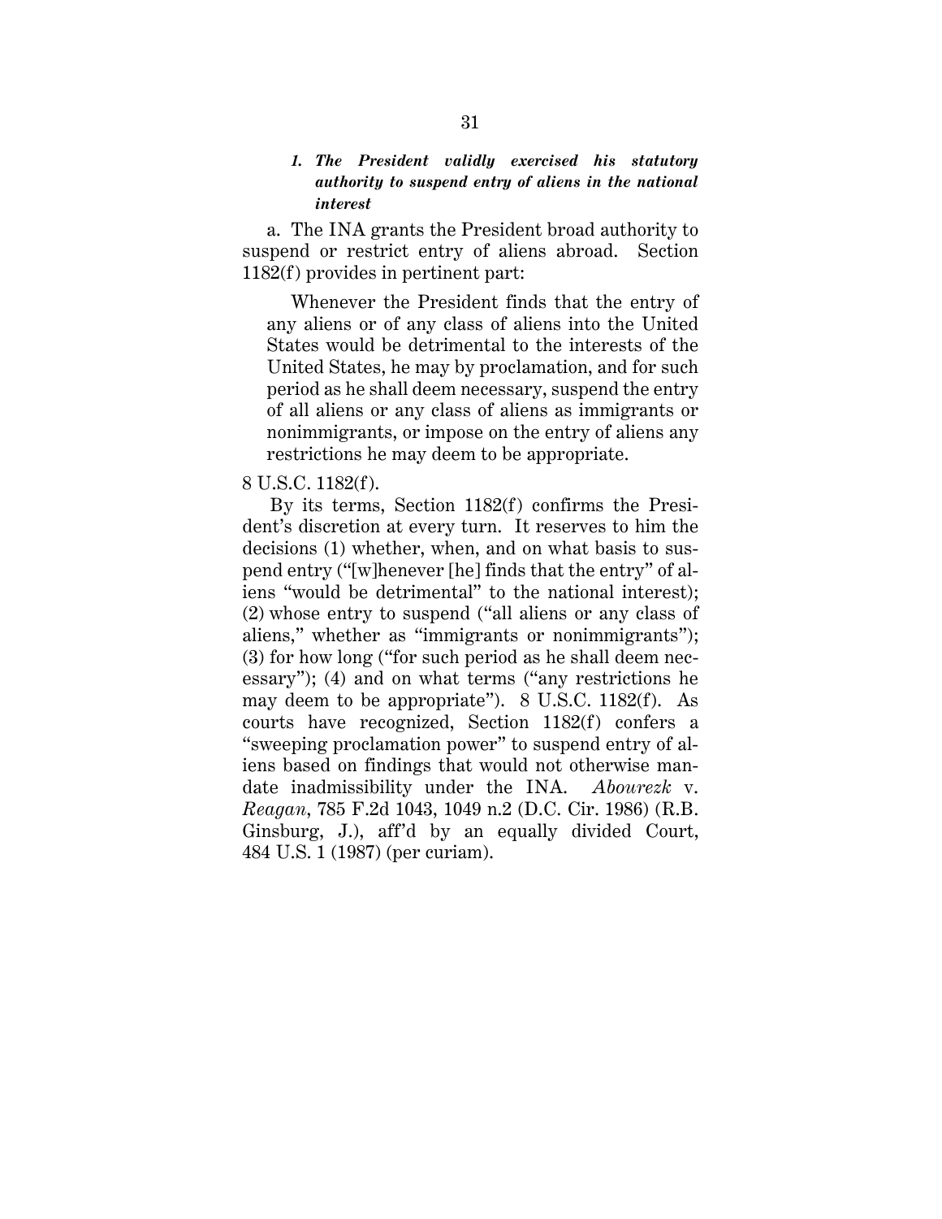### *1. The President validly exercised his statutory authority to suspend entry of aliens in the national interest*

a. The INA grants the President broad authority to suspend or restrict entry of aliens abroad. Section 1182(f) provides in pertinent part:

> Whenever the President finds that the entry of any aliens or of any class of aliens into the United States would be detrimental to the interests of the United States, he may by proclamation, and for such period as he shall deem necessary, suspend the entry of all aliens or any class of aliens as immigrants or nonimmigrants, or impose on the entry of aliens any restrictions he may deem to be appropriate.

8 U.S.C. 1182(f).

By its terms, Section 1182(f) confirms the President's discretion at every turn. It reserves to him the decisions (1) whether, when, and on what basis to suspend entry ("[w]henever [he] finds that the entry" of aliens "would be detrimental" to the national interest); (2) whose entry to suspend ("all aliens or any class of aliens," whether as "immigrants or nonimmigrants"); (3) for how long ("for such period as he shall deem necessary"); (4) and on what terms ("any restrictions he may deem to be appropriate"). 8 U.S.C. 1182(f). As courts have recognized, Section 1182(f) confers a "sweeping proclamation power" to suspend entry of aliens based on findings that would not otherwise mandate inadmissibility under the INA. *Abourezk* v. *Reagan*, 785 F.2d 1043, 1049 n.2 (D.C. Cir. 1986) (R.B. Ginsburg, J.), aff'd by an equally divided Court, 484 U.S. 1 (1987) (per curiam).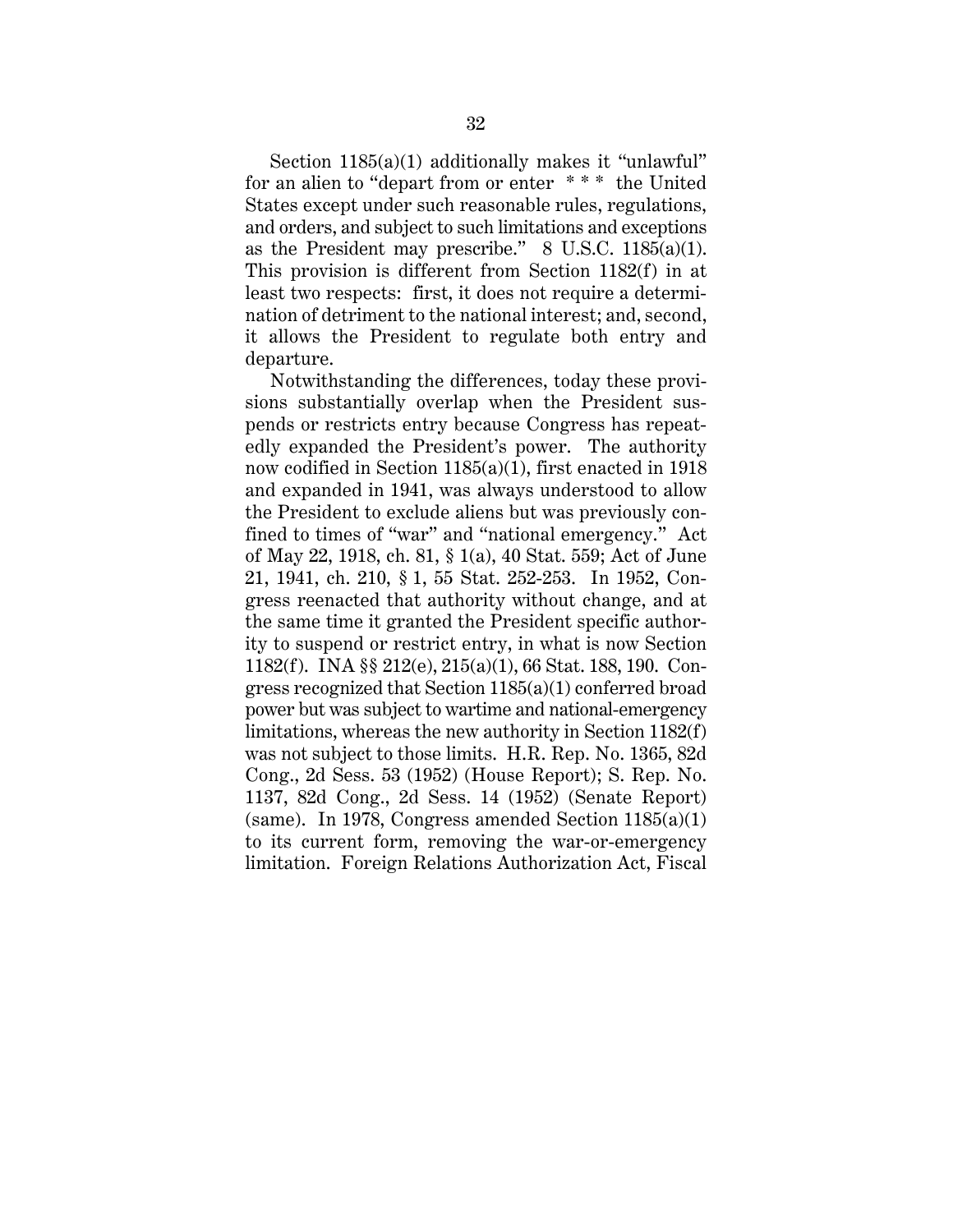Section 1185(a)(1) additionally makes it "unlawful" for an alien to "depart from or enter * * * the United States except under such reasonable rules, regulations, and orders, and subject to such limitations and exceptions as the President may prescribe." 8 U.S.C. 1185(a)(1). This provision is different from Section 1182(f) in at least two respects: first, it does not require a determination of detriment to the national interest; and, second, it allows the President to regulate both entry and departure.

Notwithstanding the differences, today these provisions substantially overlap when the President suspends or restricts entry because Congress has repeatedly expanded the President's power. The authority now codified in Section 1185(a)(1), first enacted in 1918 and expanded in 1941, was always understood to allow the President to exclude aliens but was previously confined to times of "war" and "national emergency." Act of May 22, 1918, ch. 81, § 1(a), 40 Stat. 559; Act of June 21, 1941, ch. 210, § 1, 55 Stat. 252-253. In 1952, Congress reenacted that authority without change, and at the same time it granted the President specific authority to suspend or restrict entry, in what is now Section 1182(f). INA §§ 212(e), 215(a)(1), 66 Stat. 188, 190. Congress recognized that Section 1185(a)(1) conferred broad power but was subject to wartime and national-emergency limitations, whereas the new authority in Section 1182(f) was not subject to those limits. H.R. Rep. No. 1365, 82d Cong., 2d Sess. 53 (1952) (House Report); S. Rep. No. 1137, 82d Cong., 2d Sess. 14 (1952) (Senate Report) (same). In 1978, Congress amended Section 1185(a)(1) to its current form, removing the war-or-emergency limitation. Foreign Relations Authorization Act, Fiscal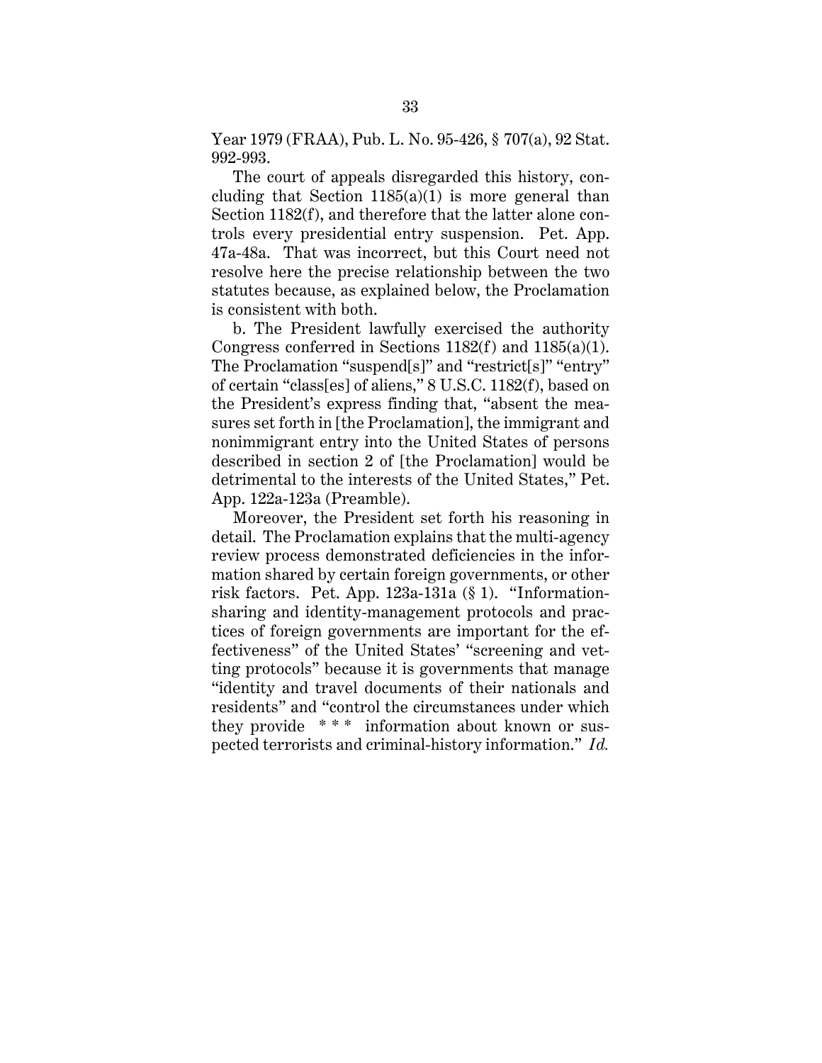Year 1979 (FRAA), Pub. L. No. 95-426, § 707(a), 92 Stat. 992-993.

The court of appeals disregarded this history, concluding that Section 1185(a)(1) is more general than Section 1182(f), and therefore that the latter alone controls every presidential entry suspension. Pet. App. 47a-48a. That was incorrect, but this Court need not resolve here the precise relationship between the two statutes because, as explained below, the Proclamation is consistent with both.

b. The President lawfully exercised the authority Congress conferred in Sections 1182(f) and 1185(a)(1). The Proclamation "suspend[s]" and "restrict[s]" "entry" of certain "class[es] of aliens," 8 U.S.C. 1182(f), based on the President's express finding that, "absent the measures set forth in [the Proclamation], the immigrant and nonimmigrant entry into the United States of persons described in section 2 of [the Proclamation] would be detrimental to the interests of the United States," Pet. App. 122a-123a (Preamble).

Moreover, the President set forth his reasoning in detail. The Proclamation explains that the multi-agency review process demonstrated deficiencies in the information shared by certain foreign governments, or other risk factors. Pet. App. 123a-131a (§ 1). "Information-sharing and identity-management protocols and practices of foreign governments are important for the effectiveness" of the United States' "screening and vetting protocols" because it is governments that manage "identity and travel documents of their nationals and residents" and "control the circumstances under which they provide * * * information about known or suspected terrorists and criminal-history information." *Id.*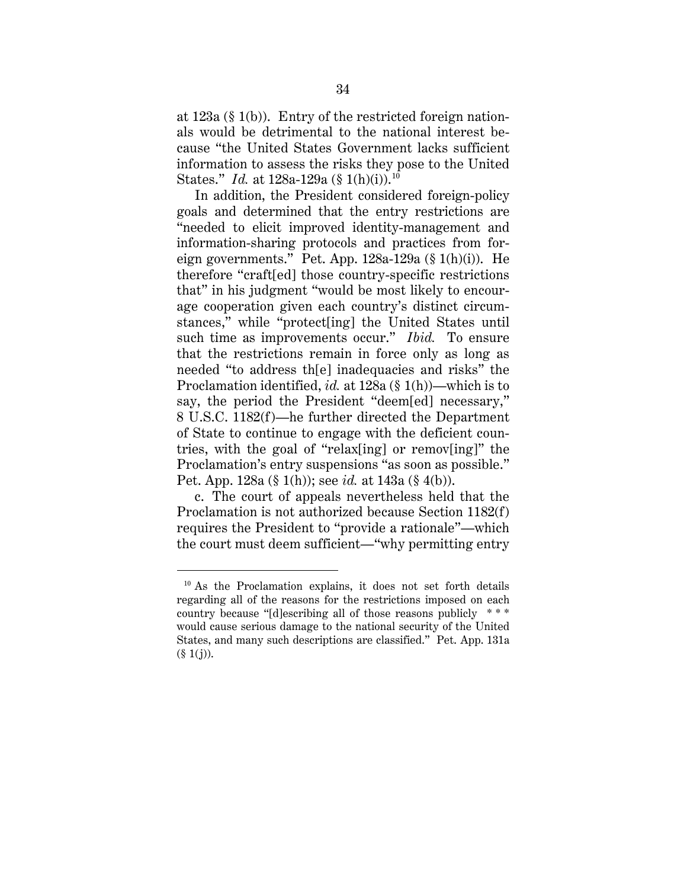at 123a (§ 1(b)). Entry of the restricted foreign nationals would be detrimental to the national interest because "the United States Government lacks sufficient information to assess the risks they pose to the United States." *Id.* at 128a-129a (§ 1(h)(i)).[10]

In addition, the President considered foreign-policy goals and determined that the entry restrictions are "needed to elicit improved identity-management and information-sharing protocols and practices from foreign governments." Pet. App. 128a-129a (§ 1(h)(i)). He therefore "craft[ed] those country-specific restrictions that" in his judgment "would be most likely to encourage cooperation given each country's distinct circumstances," while "protect[ing] the United States until such time as improvements occur." *Ibid.* To ensure that the restrictions remain in force only as long as needed "to address th[e] inadequacies and risks" the Proclamation identified, *id.* at 128a (§ 1(h))—which is to say, the period the President "deem[ed] necessary," 8 U.S.C. 1182(f)—he further directed the Department of State to continue to engage with the deficient countries, with the goal of "relax[ing] or remov[ing]" the Proclamation's entry suspensions "as soon as possible." Pet. App. 128a (§ 1(h)); see *id.* at 143a (§ 4(b)).

c. The court of appeals nevertheless held that the Proclamation is not authorized because Section 1182(f) requires the President to "provide a rationale"—which the court must deem sufficient—"why permitting entry

---

[10] As the Proclamation explains, it does not set forth details regarding all of the reasons for the restrictions imposed on each country because "[d]escribing all of those reasons publicly * * * would cause serious damage to the national security of the United States, and many such descriptions are classified." Pet. App. 131a (§ 1(j)).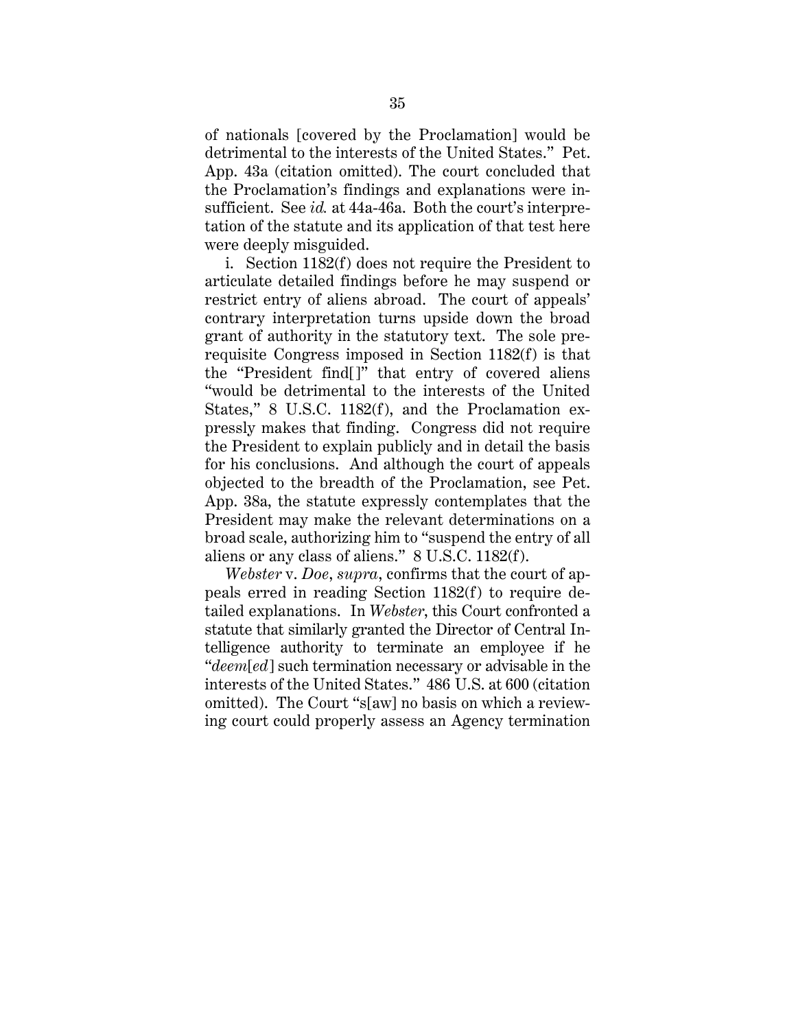of nationals [covered by the Proclamation] would be detrimental to the interests of the United States." Pet. App. 43a (citation omitted). The court concluded that the Proclamation's findings and explanations were insufficient. See *id.* at 44a-46a. Both the court's interpretation of the statute and its application of that test here were deeply misguided.

i. Section 1182(f) does not require the President to articulate detailed findings before he may suspend or restrict entry of aliens abroad. The court of appeals' contrary interpretation turns upside down the broad grant of authority in the statutory text. The sole prerequisite Congress imposed in Section 1182(f) is that the "President find[]" that entry of covered aliens "would be detrimental to the interests of the United States," 8 U.S.C. 1182(f), and the Proclamation expressly makes that finding. Congress did not require the President to explain publicly and in detail the basis for his conclusions. And although the court of appeals objected to the breadth of the Proclamation, see Pet. App. 38a, the statute expressly contemplates that the President may make the relevant determinations on a broad scale, authorizing him to "suspend the entry of all aliens or any class of aliens." 8 U.S.C. 1182(f).

*Webster* v. *Doe*, *supra*, confirms that the court of appeals erred in reading Section 1182(f) to require detailed explanations. In *Webster*, this Court confronted a statute that similarly granted the Director of Central Intelligence authority to terminate an employee if he "*deem*[*ed*] such termination necessary or advisable in the interests of the United States." 486 U.S. at 600 (citation omitted). The Court "s[aw] no basis on which a reviewing court could properly assess an Agency termination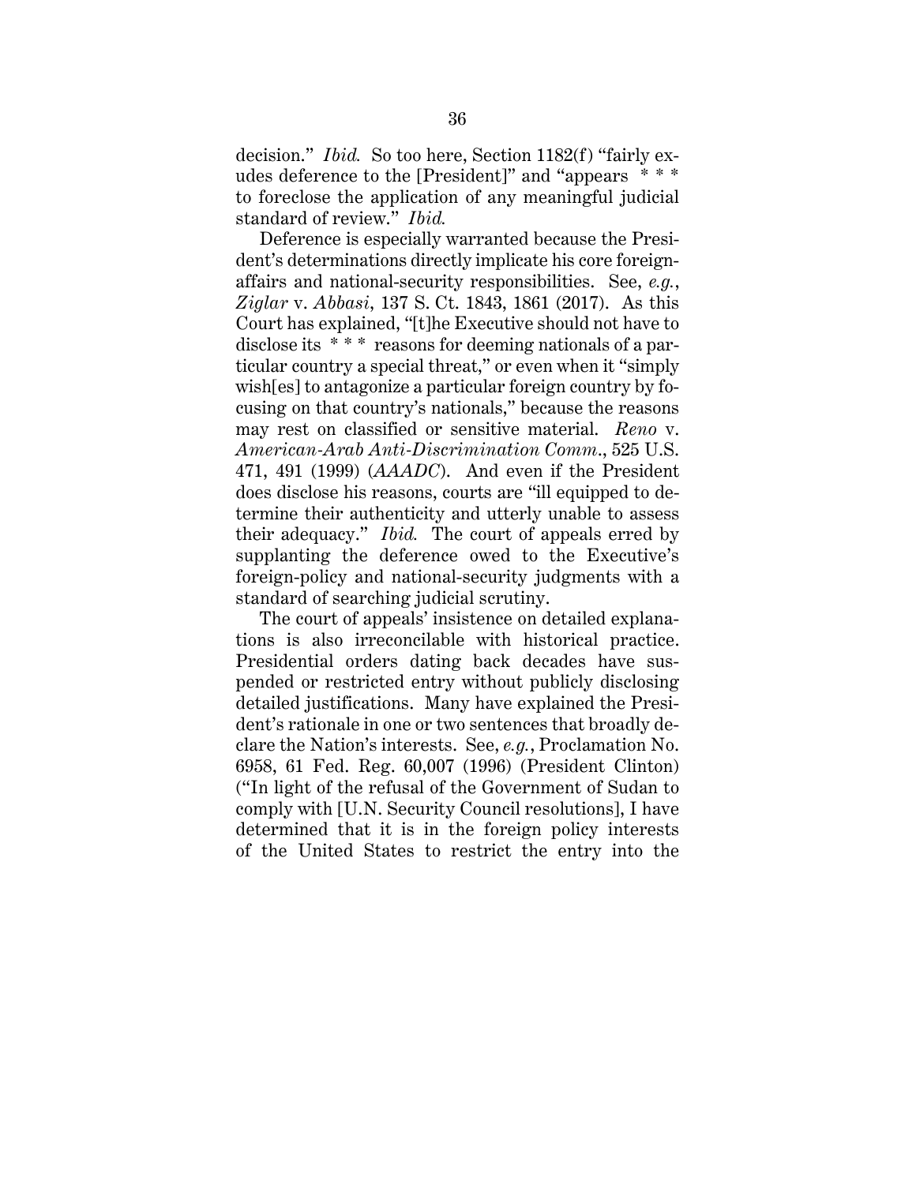decision." *Ibid.* So too here, Section 1182(f) "fairly exudes deference to the [President]" and "appears * * * to foreclose the application of any meaningful judicial standard of review." *Ibid.*

Deference is especially warranted because the President's determinations directly implicate his core foreign-affairs and national-security responsibilities. See, *e.g.*, *Ziglar* v. *Abbasi*, 137 S. Ct. 1843, 1861 (2017). As this Court has explained, "[t]he Executive should not have to disclose its * * * reasons for deeming nationals of a particular country a special threat," or even when it "simply wish[es] to antagonize a particular foreign country by focusing on that country's nationals," because the reasons may rest on classified or sensitive material. *Reno* v. *American-Arab Anti-Discrimination Comm.*, 525 U.S. 471, 491 (1999) (*AAADC*). And even if the President does disclose his reasons, courts are "ill equipped to determine their authenticity and utterly unable to assess their adequacy." *Ibid.* The court of appeals erred by supplanting the deference owed to the Executive's foreign-policy and national-security judgments with a standard of searching judicial scrutiny.

The court of appeals' insistence on detailed explanations is also irreconcilable with historical practice. Presidential orders dating back decades have suspended or restricted entry without publicly disclosing detailed justifications. Many have explained the President's rationale in one or two sentences that broadly declare the Nation's interests. See, *e.g.*, Proclamation No. 6958, 61 Fed. Reg. 60,007 (1996) (President Clinton) ("In light of the refusal of the Government of Sudan to comply with [U.N. Security Council resolutions], I have determined that it is in the foreign policy interests of the United States to restrict the entry into the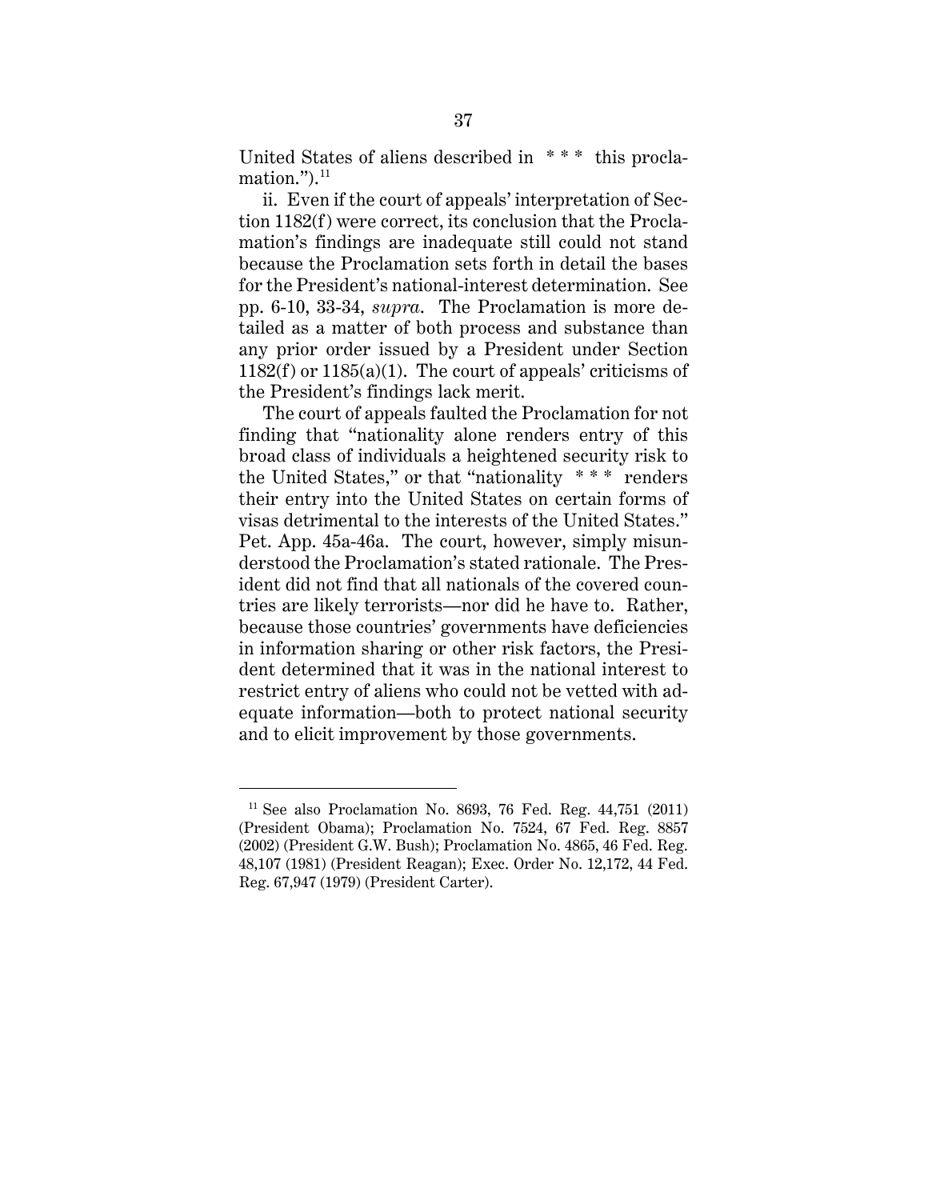United States of aliens described in \* \* \* this proclamation.").[11]

ii. Even if the court of appeals' interpretation of Section 1182(f) were correct, its conclusion that the Proclamation's findings are inadequate still could not stand because the Proclamation sets forth in detail the bases for the President's national-interest determination. See pp. 6-10, 33-34, *supra*. The Proclamation is more detailed as a matter of both process and substance than any prior order issued by a President under Section 1182(f) or 1185(a)(1). The court of appeals' criticisms of the President's findings lack merit.

The court of appeals faulted the Proclamation for not finding that "nationality alone renders entry of this broad class of individuals a heightened security risk to the United States," or that "nationality \* \* \* renders their entry into the United States on certain forms of visas detrimental to the interests of the United States." Pet. App. 45a-46a. The court, however, simply misunderstood the Proclamation's stated rationale. The President did not find that all nationals of the covered countries are likely terrorists—nor did he have to. Rather, because those countries' governments have deficiencies in information sharing or other risk factors, the President determined that it was in the national interest to restrict entry of aliens who could not be vetted with adequate information—both to protect national security and to elicit improvement by those governments.

---

[11] See also Proclamation No. 8693, 76 Fed. Reg. 44,751 (2011) (President Obama); Proclamation No. 7524, 67 Fed. Reg. 8857 (2002) (President G.W. Bush); Proclamation No. 4865, 46 Fed. Reg. 48,107 (1981) (President Reagan); Exec. Order No. 12,172, 44 Fed. Reg. 67,947 (1979) (President Carter).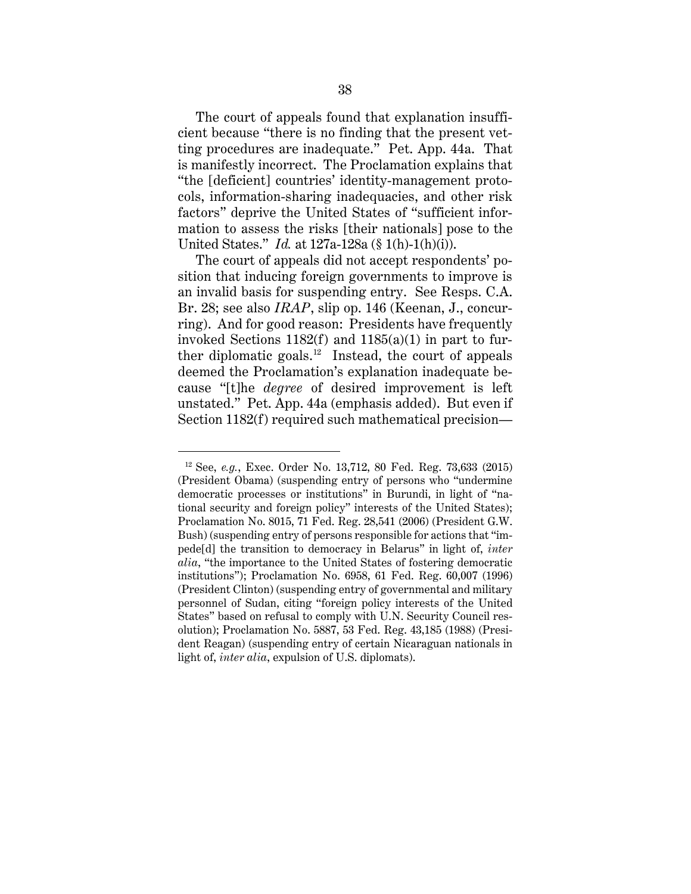The court of appeals found that explanation insufficient because "there is no finding that the present vetting procedures are inadequate." Pet. App. 44a. That is manifestly incorrect. The Proclamation explains that "the [deficient] countries' identity-management protocols, information-sharing inadequacies, and other risk factors" deprive the United States of "sufficient information to assess the risks [their nationals] pose to the United States." *Id.* at 127a-128a (§ 1(h)-1(h)(i)).

The court of appeals did not accept respondents' position that inducing foreign governments to improve is an invalid basis for suspending entry. See Resps. C.A. Br. 28; see also *IRAP*, slip op. 146 (Keenan, J., concurring). And for good reason: Presidents have frequently invoked Sections 1182(f) and 1185(a)(1) in part to further diplomatic goals.[12] Instead, the court of appeals deemed the Proclamation's explanation inadequate because "[t]he *degree* of desired improvement is left unstated." Pet. App. 44a (emphasis added). But even if Section 1182(f) required such mathematical precision—

---

[12] See, *e.g.*, Exec. Order No. 13,712, 80 Fed. Reg. 73,633 (2015) (President Obama) (suspending entry of persons who "undermine democratic processes or institutions" in Burundi, in light of "national security and foreign policy" interests of the United States); Proclamation No. 8015, 71 Fed. Reg. 28,541 (2006) (President G.W. Bush) (suspending entry of persons responsible for actions that "impede[d] the transition to democracy in Belarus" in light of, *inter alia*, "the importance to the United States of fostering democratic institutions"); Proclamation No. 6958, 61 Fed. Reg. 60,007 (1996) (President Clinton) (suspending entry of governmental and military personnel of Sudan, citing "foreign policy interests of the United States" based on refusal to comply with U.N. Security Council resolution); Proclamation No. 5887, 53 Fed. Reg. 43,185 (1988) (President Reagan) (suspending entry of certain Nicaraguan nationals in light of, *inter alia*, expulsion of U.S. diplomats).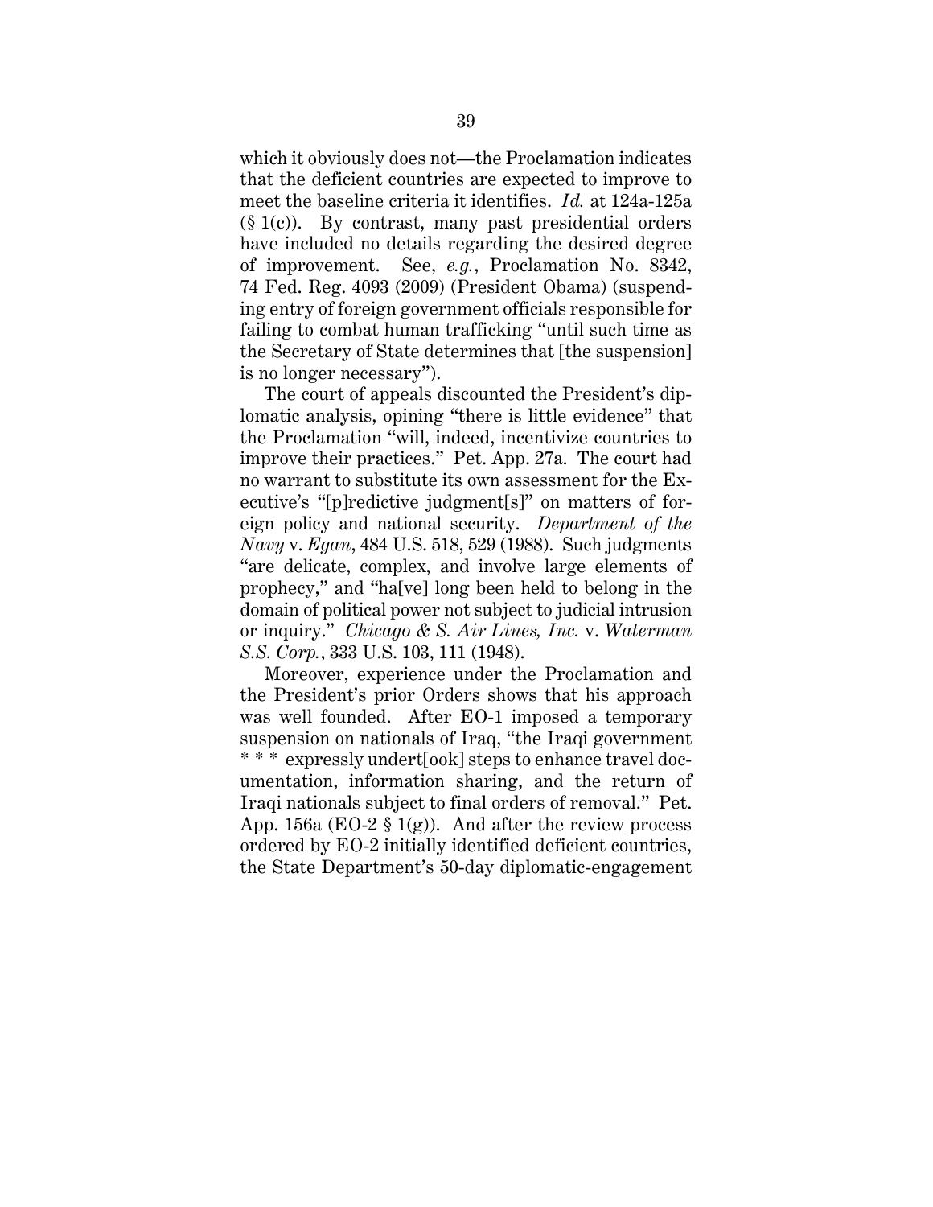which it obviously does not—the Proclamation indicates that the deficient countries are expected to improve to meet the baseline criteria it identifies. *Id.* at 124a-125a (§ 1(c)). By contrast, many past presidential orders have included no details regarding the desired degree of improvement. See, *e.g.*, Proclamation No. 8342, 74 Fed. Reg. 4093 (2009) (President Obama) (suspending entry of foreign government officials responsible for failing to combat human trafficking "until such time as the Secretary of State determines that [the suspension] is no longer necessary").

The court of appeals discounted the President's diplomatic analysis, opining "there is little evidence" that the Proclamation "will, indeed, incentivize countries to improve their practices." Pet. App. 27a. The court had no warrant to substitute its own assessment for the Executive's "[p]redictive judgment[s]" on matters of foreign policy and national security. *Department of the Navy* v. *Egan*, 484 U.S. 518, 529 (1988). Such judgments "are delicate, complex, and involve large elements of prophecy," and "ha[ve] long been held to belong in the domain of political power not subject to judicial intrusion or inquiry." *Chicago & S. Air Lines, Inc.* v. *Waterman S.S. Corp.*, 333 U.S. 103, 111 (1948).

Moreover, experience under the Proclamation and the President's prior Orders shows that his approach was well founded. After EO-1 imposed a temporary suspension on nationals of Iraq, "the Iraqi government * * * expressly undert[ook] steps to enhance travel documentation, information sharing, and the return of Iraqi nationals subject to final orders of removal." Pet. App. 156a (EO-2 § 1(g)). And after the review process ordered by EO-2 initially identified deficient countries, the State Department's 50-day diplomatic-engagement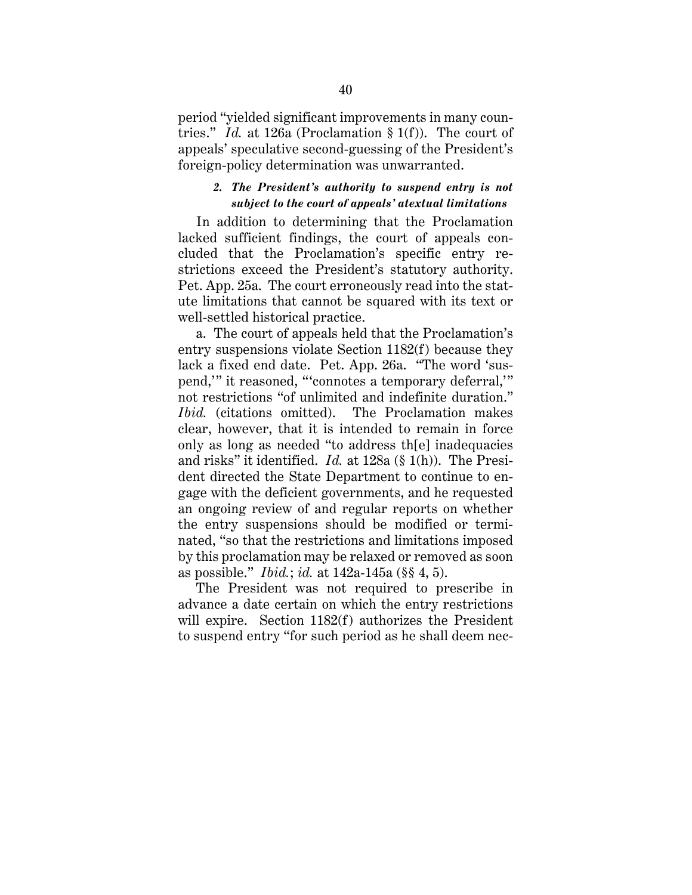period "yielded significant improvements in many countries." *Id.* at 126a (Proclamation § 1(f)). The court of appeals' speculative second-guessing of the President's foreign-policy determination was unwarranted.

#### *2. The President's authority to suspend entry is not subject to the court of appeals' atextual limitations*

In addition to determining that the Proclamation lacked sufficient findings, the court of appeals concluded that the Proclamation's specific entry restrictions exceed the President's statutory authority. Pet. App. 25a. The court erroneously read into the statute limitations that cannot be squared with its text or well-settled historical practice.

a. The court of appeals held that the Proclamation's entry suspensions violate Section 1182(f) because they lack a fixed end date. Pet. App. 26a. "The word 'suspend,'" it reasoned, "'connotes a temporary deferral,'" not restrictions "of unlimited and indefinite duration." *Ibid.* (citations omitted). The Proclamation makes clear, however, that it is intended to remain in force only as long as needed "to address th[e] inadequacies and risks" it identified. *Id.* at 128a (§ 1(h)). The President directed the State Department to continue to engage with the deficient governments, and he requested an ongoing review of and regular reports on whether the entry suspensions should be modified or terminated, "so that the restrictions and limitations imposed by this proclamation may be relaxed or removed as soon as possible." *Ibid.*; *id.* at 142a-145a (§§ 4, 5).

The President was not required to prescribe in advance a date certain on which the entry restrictions will expire. Section 1182(f) authorizes the President to suspend entry "for such period as he shall deem nec-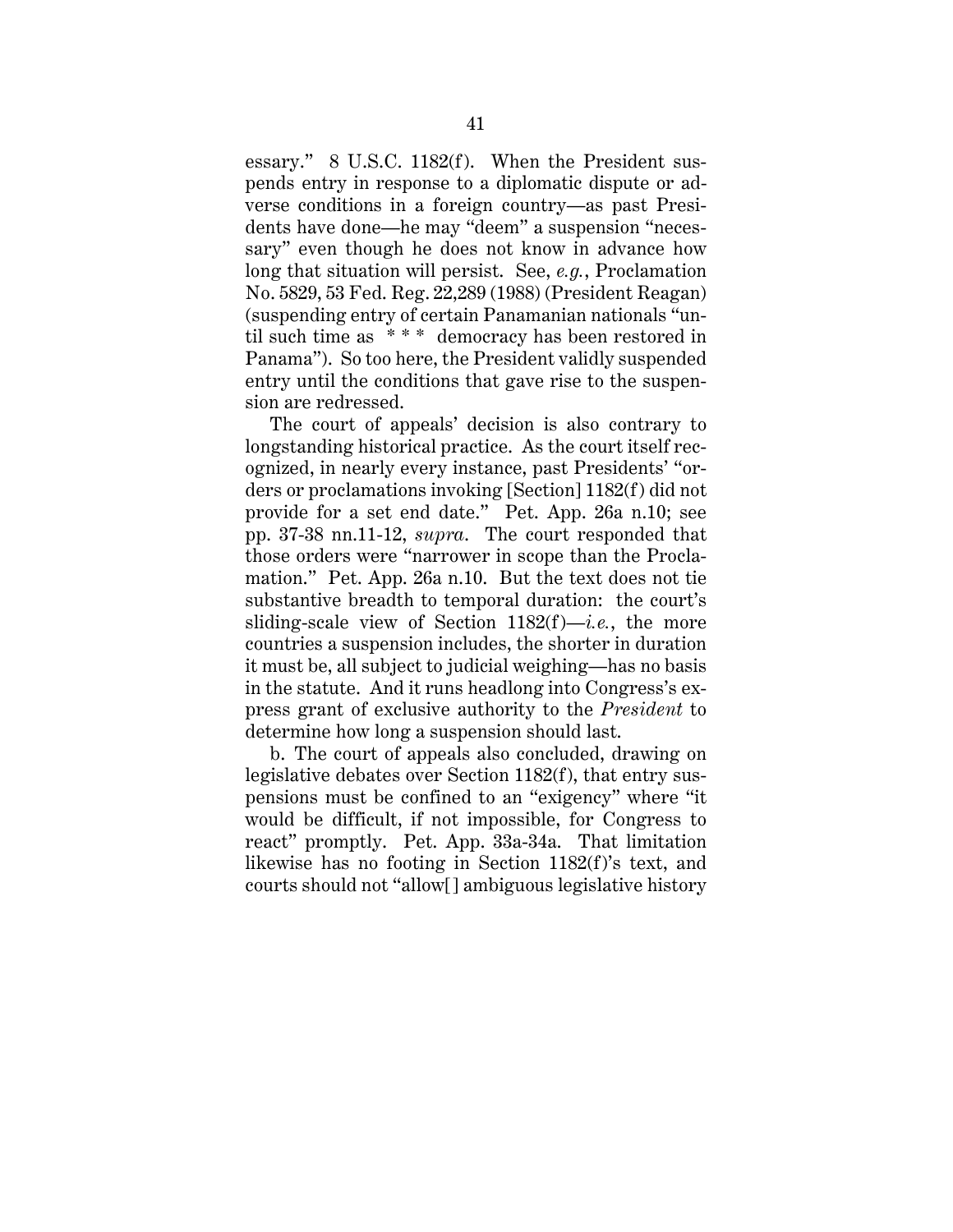essary." 8 U.S.C. 1182(f). When the President suspends entry in response to a diplomatic dispute or adverse conditions in a foreign country—as past Presidents have done—he may "deem" a suspension "necessary" even though he does not know in advance how long that situation will persist. See, *e.g.*, Proclamation No. 5829, 53 Fed. Reg. 22,289 (1988) (President Reagan) (suspending entry of certain Panamanian nationals "until such time as \* \* \* democracy has been restored in Panama"). So too here, the President validly suspended entry until the conditions that gave rise to the suspension are redressed.

The court of appeals' decision is also contrary to longstanding historical practice. As the court itself recognized, in nearly every instance, past Presidents' "orders or proclamations invoking [Section] 1182(f) did not provide for a set end date." Pet. App. 26a n.10; see pp. 37-38 nn.11-12, *supra*. The court responded that those orders were "narrower in scope than the Proclamation." Pet. App. 26a n.10. But the text does not tie substantive breadth to temporal duration: the court's sliding-scale view of Section 1182(f)—*i.e.*, the more countries a suspension includes, the shorter in duration it must be, all subject to judicial weighing—has no basis in the statute. And it runs headlong into Congress's express grant of exclusive authority to the *President* to determine how long a suspension should last.

b. The court of appeals also concluded, drawing on legislative debates over Section 1182(f), that entry suspensions must be confined to an "exigency" where "it would be difficult, if not impossible, for Congress to react" promptly. Pet. App. 33a-34a. That limitation likewise has no footing in Section 1182(f)'s text, and courts should not "allow[ ] ambiguous legislative history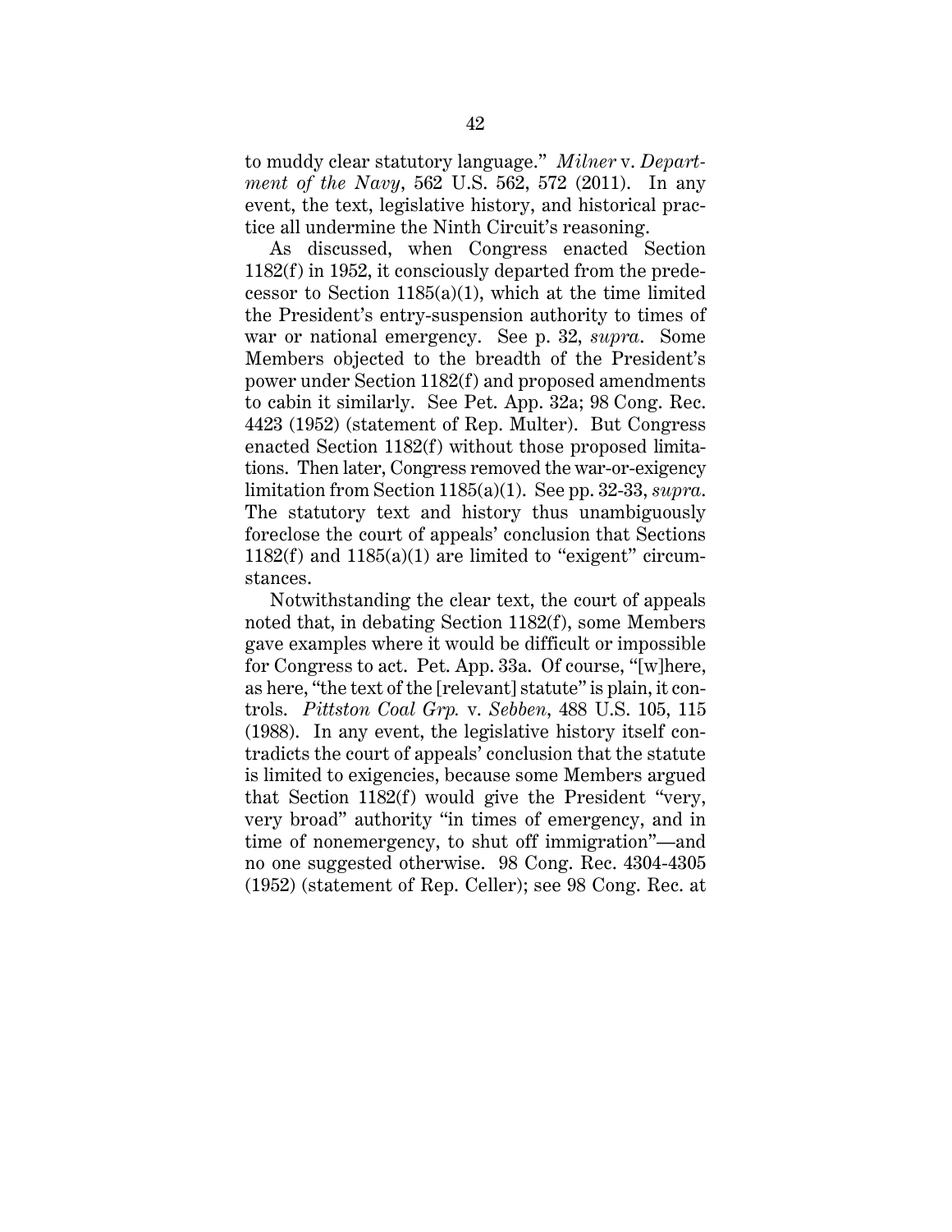to muddy clear statutory language." *Milner* v. *Department of the Navy*, 562 U.S. 562, 572 (2011). In any event, the text, legislative history, and historical practice all undermine the Ninth Circuit's reasoning.

As discussed, when Congress enacted Section 1182(f) in 1952, it consciously departed from the predecessor to Section 1185(a)(1), which at the time limited the President's entry-suspension authority to times of war or national emergency. See p. 32, *supra*. Some Members objected to the breadth of the President's power under Section 1182(f) and proposed amendments to cabin it similarly. See Pet. App. 32a; 98 Cong. Rec. 4423 (1952) (statement of Rep. Multer). But Congress enacted Section 1182(f) without those proposed limitations. Then later, Congress removed the war-or-exigency limitation from Section 1185(a)(1). See pp. 32-33, *supra*. The statutory text and history thus unambiguously foreclose the court of appeals' conclusion that Sections 1182(f) and 1185(a)(1) are limited to "exigent" circumstances.

Notwithstanding the clear text, the court of appeals noted that, in debating Section 1182(f), some Members gave examples where it would be difficult or impossible for Congress to act. Pet. App. 33a. Of course, "[w]here, as here, "the text of the [relevant] statute" is plain, it controls. *Pittston Coal Grp.* v. *Sebben*, 488 U.S. 105, 115 (1988). In any event, the legislative history itself contradicts the court of appeals' conclusion that the statute is limited to exigencies, because some Members argued that Section 1182(f) would give the President "very, very broad" authority "in times of emergency, and in time of nonemergency, to shut off immigration"—and no one suggested otherwise. 98 Cong. Rec. 4304-4305 (1952) (statement of Rep. Celler); see 98 Cong. Rec. at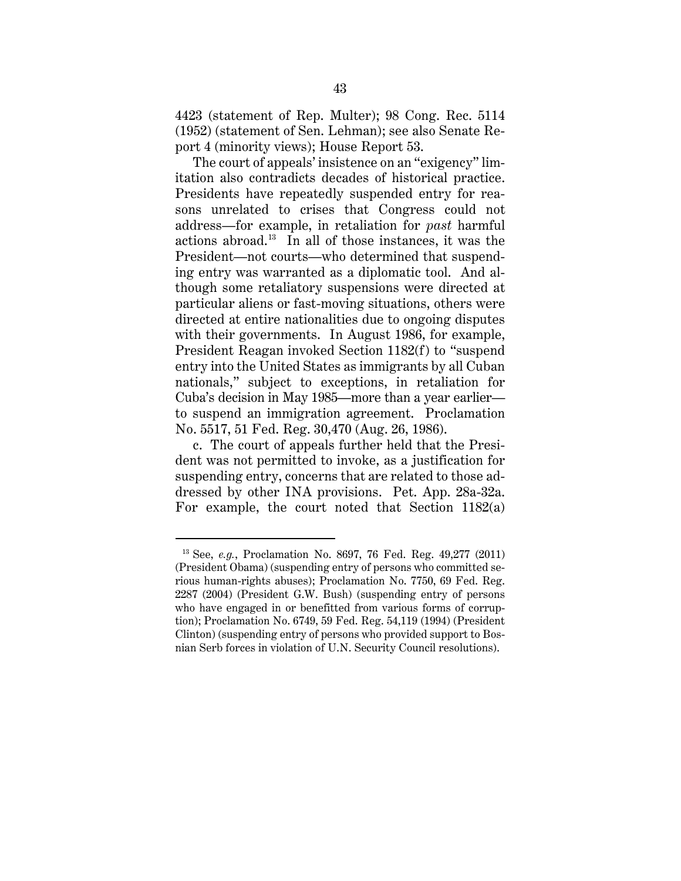4423 (statement of Rep. Multer); 98 Cong. Rec. 5114 (1952) (statement of Sen. Lehman); see also Senate Report 4 (minority views); House Report 53.

The court of appeals' insistence on an "exigency" limitation also contradicts decades of historical practice. Presidents have repeatedly suspended entry for reasons unrelated to crises that Congress could not address—for example, in retaliation for *past* harmful actions abroad.[13] In all of those instances, it was the President—not courts—who determined that suspending entry was warranted as a diplomatic tool. And although some retaliatory suspensions were directed at particular aliens or fast-moving situations, others were directed at entire nationalities due to ongoing disputes with their governments. In August 1986, for example, President Reagan invoked Section 1182(f) to "suspend entry into the United States as immigrants by all Cuban nationals," subject to exceptions, in retaliation for Cuba's decision in May 1985—more than a year earlier—to suspend an immigration agreement. Proclamation No. 5517, 51 Fed. Reg. 30,470 (Aug. 26, 1986).

c. The court of appeals further held that the President was not permitted to invoke, as a justification for suspending entry, concerns that are related to those addressed by other INA provisions. Pet. App. 28a-32a. For example, the court noted that Section 1182(a)

---

[13] See, *e.g.*, Proclamation No. 8697, 76 Fed. Reg. 49,277 (2011) (President Obama) (suspending entry of persons who committed serious human-rights abuses); Proclamation No. 7750, 69 Fed. Reg. 2287 (2004) (President G.W. Bush) (suspending entry of persons who have engaged in or benefitted from various forms of corruption); Proclamation No. 6749, 59 Fed. Reg. 54,119 (1994) (President Clinton) (suspending entry of persons who provided support to Bosnian Serb forces in violation of U.N. Security Council resolutions).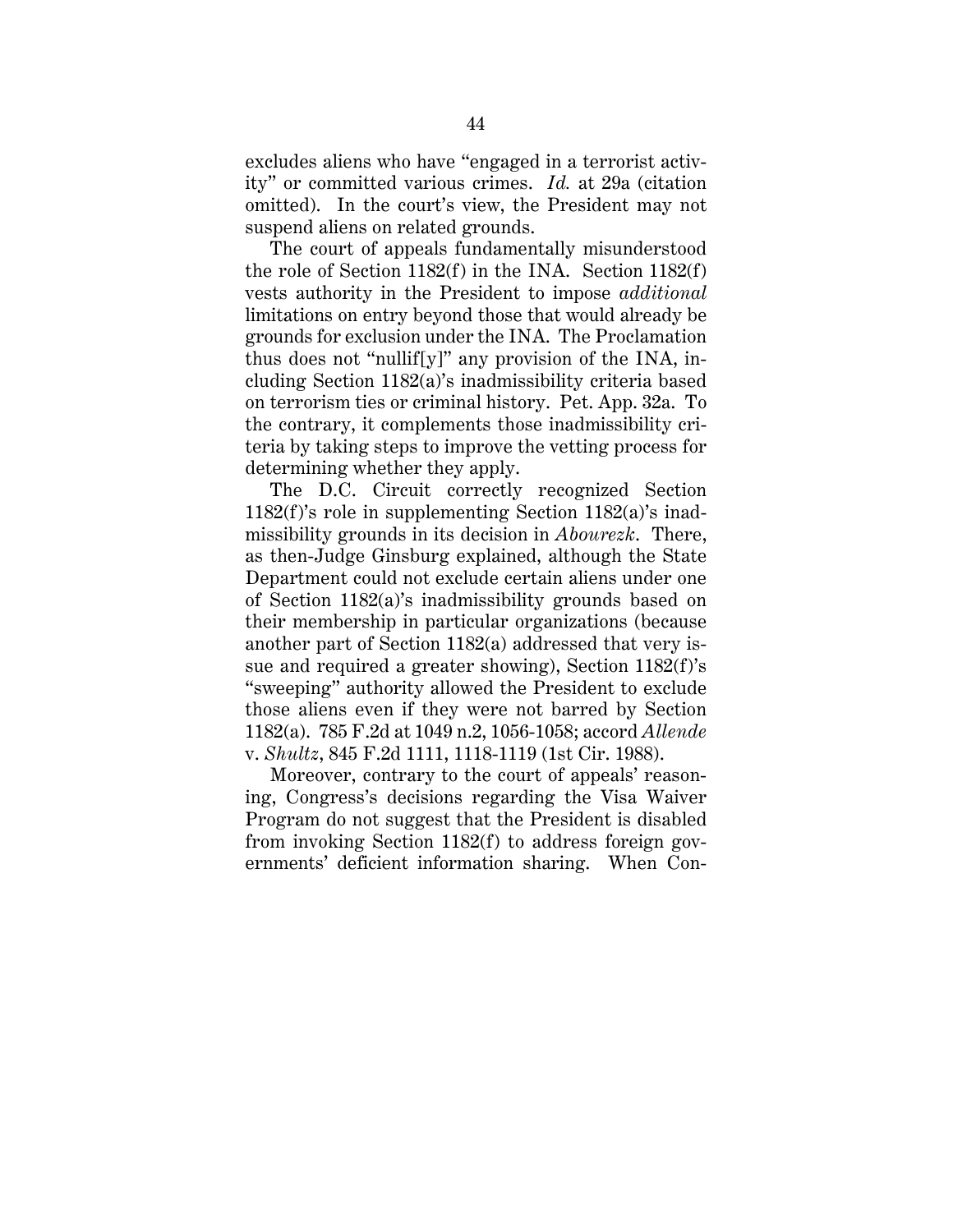excludes aliens who have "engaged in a terrorist activity" or committed various crimes. *Id.* at 29a (citation omitted). In the court's view, the President may not suspend aliens on related grounds.

The court of appeals fundamentally misunderstood the role of Section 1182(f) in the INA. Section 1182(f) vests authority in the President to impose *additional* limitations on entry beyond those that would already be grounds for exclusion under the INA. The Proclamation thus does not "nullif[y]" any provision of the INA, including Section 1182(a)'s inadmissibility criteria based on terrorism ties or criminal history. Pet. App. 32a. To the contrary, it complements those inadmissibility criteria by taking steps to improve the vetting process for determining whether they apply.

The D.C. Circuit correctly recognized Section 1182(f)'s role in supplementing Section 1182(a)'s inadmissibility grounds in its decision in *Abourezk*. There, as then-Judge Ginsburg explained, although the State Department could not exclude certain aliens under one of Section 1182(a)'s inadmissibility grounds based on their membership in particular organizations (because another part of Section 1182(a) addressed that very issue and required a greater showing), Section 1182(f)'s "sweeping" authority allowed the President to exclude those aliens even if they were not barred by Section 1182(a). 785 F.2d at 1049 n.2, 1056-1058; accord *Allende* v. *Shultz*, 845 F.2d 1111, 1118-1119 (1st Cir. 1988).

Moreover, contrary to the court of appeals' reasoning, Congress's decisions regarding the Visa Waiver Program do not suggest that the President is disabled from invoking Section 1182(f) to address foreign governments' deficient information sharing. When Con-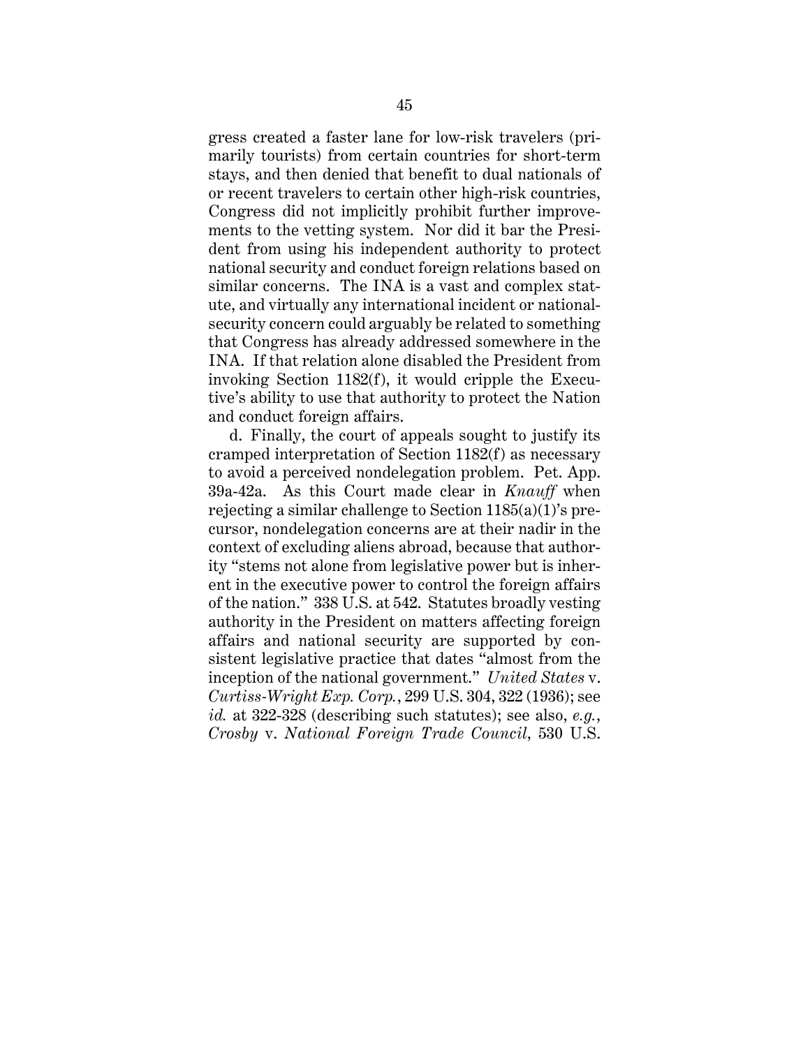gress created a faster lane for low-risk travelers (primarily tourists) from certain countries for short-term stays, and then denied that benefit to dual nationals of or recent travelers to certain other high-risk countries, Congress did not implicitly prohibit further improvements to the vetting system. Nor did it bar the President from using his independent authority to protect national security and conduct foreign relations based on similar concerns. The INA is a vast and complex statute, and virtually any international incident or national-security concern could arguably be related to something that Congress has already addressed somewhere in the INA. If that relation alone disabled the President from invoking Section 1182(f), it would cripple the Executive's ability to use that authority to protect the Nation and conduct foreign affairs.

d. Finally, the court of appeals sought to justify its cramped interpretation of Section 1182(f) as necessary to avoid a perceived nondelegation problem. Pet. App. 39a-42a. As this Court made clear in *Knauff* when rejecting a similar challenge to Section 1185(a)(1)'s precursor, nondelegation concerns are at their nadir in the context of excluding aliens abroad, because that authority "stems not alone from legislative power but is inherent in the executive power to control the foreign affairs of the nation." 338 U.S. at 542. Statutes broadly vesting authority in the President on matters affecting foreign affairs and national security are supported by consistent legislative practice that dates "almost from the inception of the national government." *United States* v. *Curtiss-Wright Exp. Corp.*, 299 U.S. 304, 322 (1936); see *id.* at 322-328 (describing such statutes); see also, *e.g.*, *Crosby* v. *National Foreign Trade Council*, 530 U.S.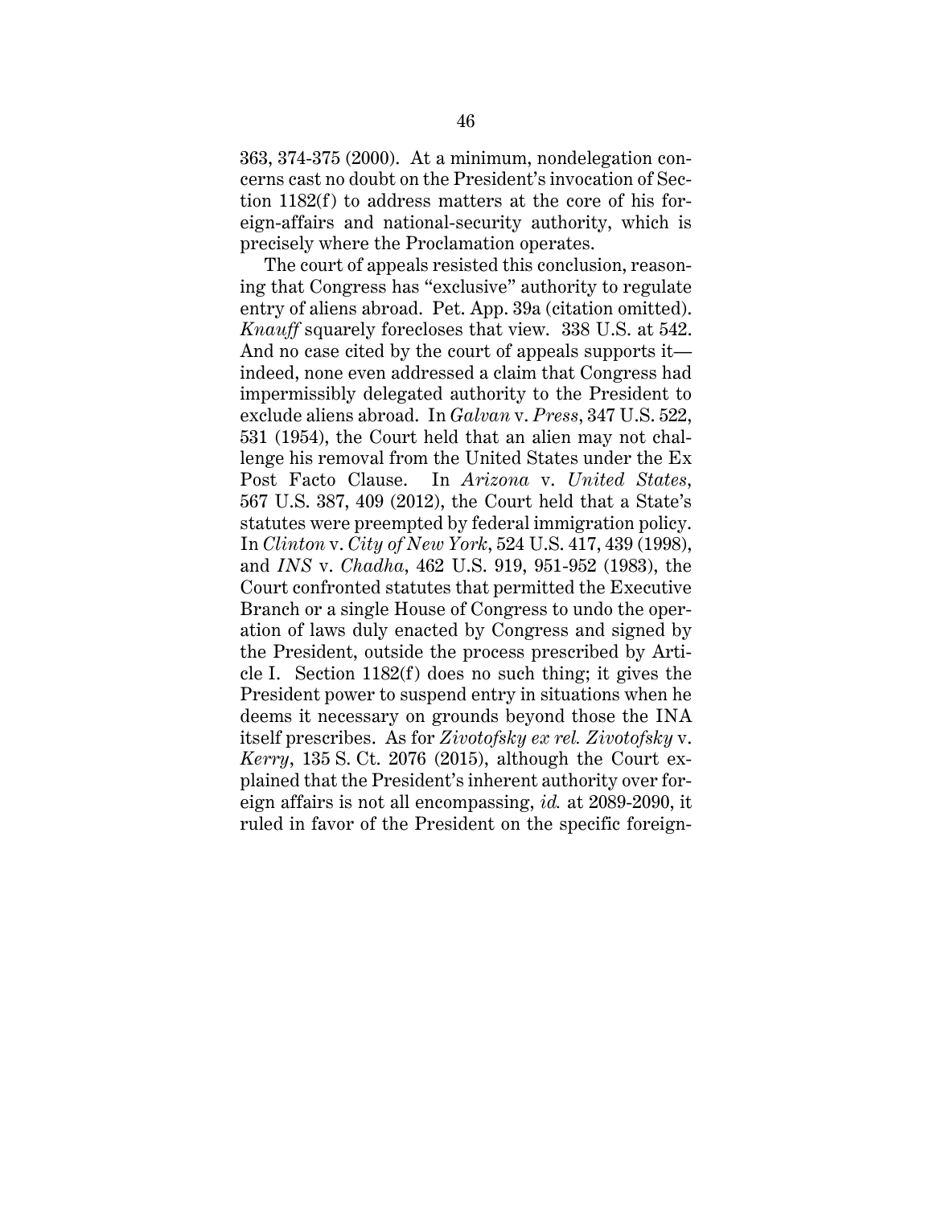363, 374-375 (2000). At a minimum, nondelegation concerns cast no doubt on the President's invocation of Section 1182(f) to address matters at the core of his foreign-affairs and national-security authority, which is precisely where the Proclamation operates.

The court of appeals resisted this conclusion, reasoning that Congress has "exclusive" authority to regulate entry of aliens abroad. Pet. App. 39a (citation omitted). *Knauff* squarely forecloses that view. 338 U.S. at 542. And no case cited by the court of appeals supports it—indeed, none even addressed a claim that Congress had impermissibly delegated authority to the President to exclude aliens abroad. In *Galvan* v. *Press*, 347 U.S. 522, 531 (1954), the Court held that an alien may not challenge his removal from the United States under the Ex Post Facto Clause. In *Arizona* v. *United States*, 567 U.S. 387, 409 (2012), the Court held that a State's statutes were preempted by federal immigration policy. In *Clinton* v. *City of New York*, 524 U.S. 417, 439 (1998), and *INS* v. *Chadha*, 462 U.S. 919, 951-952 (1983), the Court confronted statutes that permitted the Executive Branch or a single House of Congress to undo the operation of laws duly enacted by Congress and signed by the President, outside the process prescribed by Article I. Section 1182(f) does no such thing; it gives the President power to suspend entry in situations when he deems it necessary on grounds beyond those the INA itself prescribes. As for *Zivotofsky ex rel. Zivotofsky* v. *Kerry*, 135 S. Ct. 2076 (2015), although the Court explained that the President's inherent authority over foreign affairs is not all encompassing, *id.* at 2089-2090, it ruled in favor of the President on the specific foreign-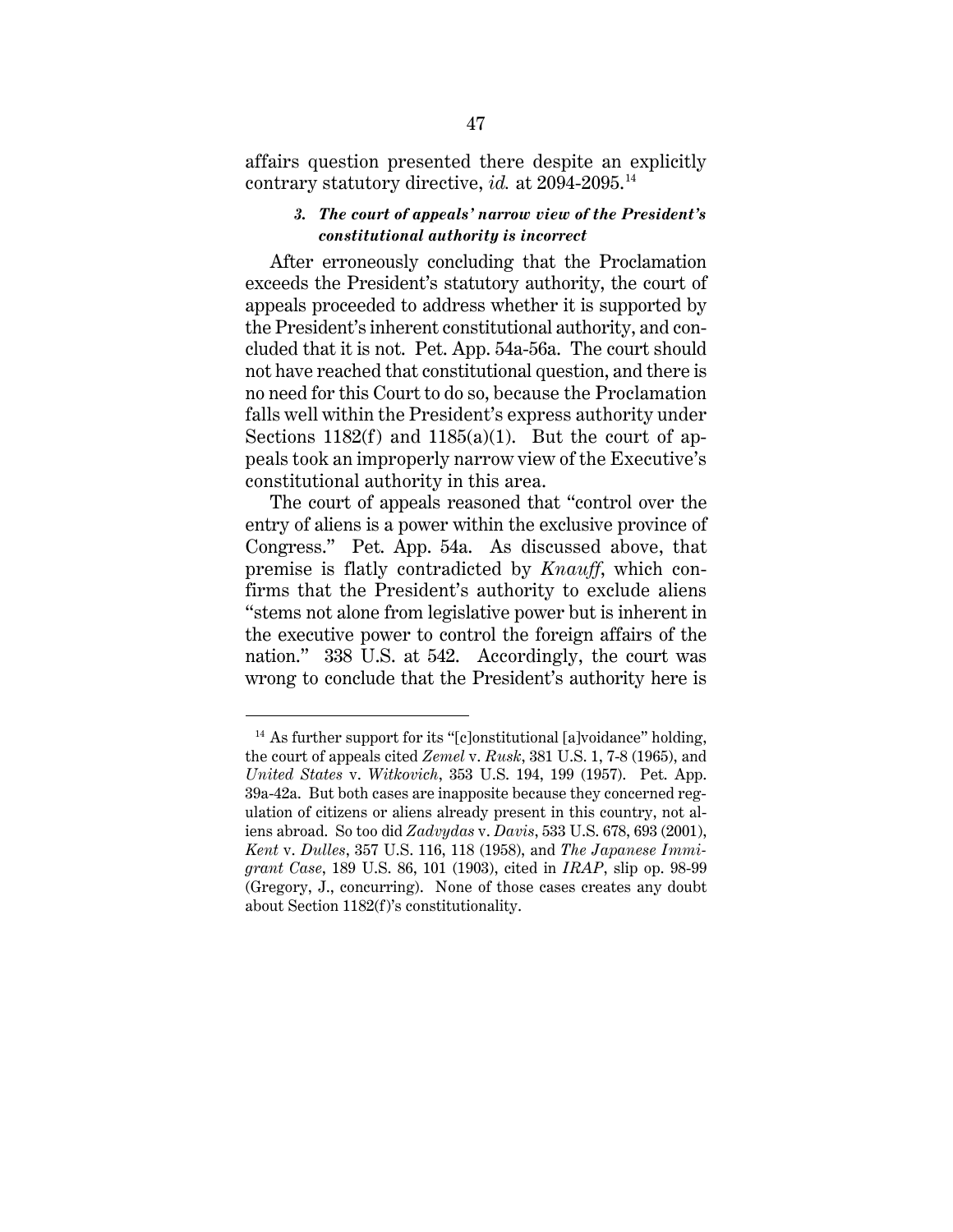affairs question presented there despite an explicitly contrary statutory directive, *id.* at 2094-2095.[14]

### *3. The court of appeals' narrow view of the President's constitutional authority is incorrect*

After erroneously concluding that the Proclamation exceeds the President's statutory authority, the court of appeals proceeded to address whether it is supported by the President's inherent constitutional authority, and concluded that it is not. Pet. App. 54a-56a. The court should not have reached that constitutional question, and there is no need for this Court to do so, because the Proclamation falls well within the President's express authority under Sections 1182(f) and 1185(a)(1). But the court of appeals took an improperly narrow view of the Executive's constitutional authority in this area.

The court of appeals reasoned that "control over the entry of aliens is a power within the exclusive province of Congress." Pet. App. 54a. As discussed above, that premise is flatly contradicted by *Knauff*, which confirms that the President's authority to exclude aliens "stems not alone from legislative power but is inherent in the executive power to control the foreign affairs of the nation." 338 U.S. at 542. Accordingly, the court was wrong to conclude that the President's authority here is

---

[14] As further support for its "[c]onstitutional [a]voidance" holding, the court of appeals cited *Zemel* v. *Rusk*, 381 U.S. 1, 7-8 (1965), and *United States* v. *Witkovich*, 353 U.S. 194, 199 (1957). Pet. App. 39a-42a. But both cases are inapposite because they concerned regulation of citizens or aliens already present in this country, not aliens abroad. So too did *Zadvydas* v. *Davis*, 533 U.S. 678, 693 (2001), *Kent* v. *Dulles*, 357 U.S. 116, 118 (1958), and *The Japanese Immigrant Case*, 189 U.S. 86, 101 (1903), cited in *IRAP*, slip op. 98-99 (Gregory, J., concurring). None of those cases creates any doubt about Section 1182(f)'s constitutionality.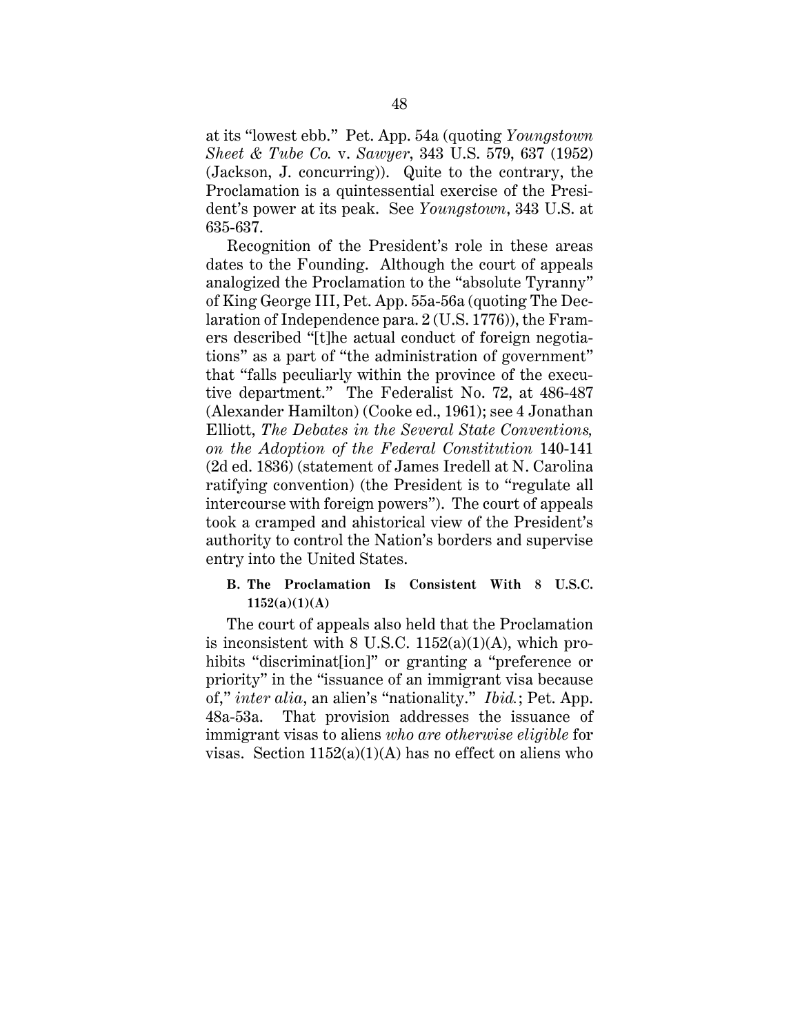at its "lowest ebb." Pet. App. 54a (quoting *Youngstown Sheet & Tube Co.* v. *Sawyer*, 343 U.S. 579, 637 (1952) (Jackson, J. concurring)). Quite to the contrary, the Proclamation is a quintessential exercise of the President's power at its peak. See *Youngstown*, 343 U.S. at 635-637.

Recognition of the President's role in these areas dates to the Founding. Although the court of appeals analogized the Proclamation to the "absolute Tyranny" of King George III, Pet. App. 55a-56a (quoting The Declaration of Independence para. 2 (U.S. 1776)), the Framers described "[t]he actual conduct of foreign negotiations" as a part of "the administration of government" that "falls peculiarly within the province of the executive department." The Federalist No. 72, at 486-487 (Alexander Hamilton) (Cooke ed., 1961); see 4 Jonathan Elliott, *The Debates in the Several State Conventions, on the Adoption of the Federal Constitution* 140-141 (2d ed. 1836) (statement of James Iredell at N. Carolina ratifying convention) (the President is to "regulate all intercourse with foreign powers"). The court of appeals took a cramped and ahistorical view of the President's authority to control the Nation's borders and supervise entry into the United States.

### B. The Proclamation Is Consistent With 8 U.S.C. 1152(a)(1)(A)

The court of appeals also held that the Proclamation is inconsistent with 8 U.S.C. 1152(a)(1)(A), which prohibits "discriminat[ion]" or granting a "preference or priority" in the "issuance of an immigrant visa because of," *inter alia*, an alien's "nationality." *Ibid.*; Pet. App. 48a-53a. That provision addresses the issuance of immigrant visas to aliens *who are otherwise eligible* for visas. Section 1152(a)(1)(A) has no effect on aliens who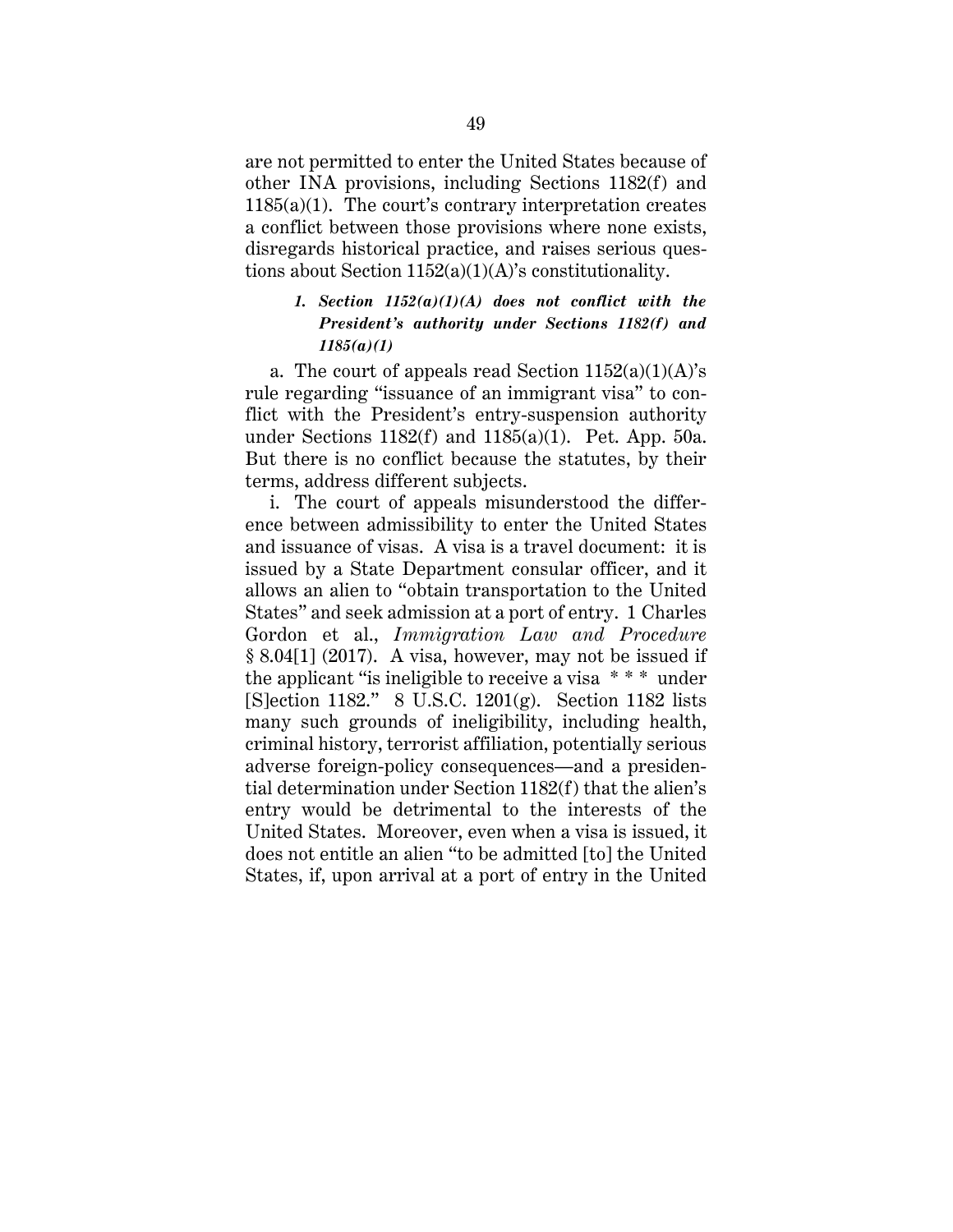are not permitted to enter the United States because of other INA provisions, including Sections 1182(f) and 1185(a)(1). The court's contrary interpretation creates a conflict between those provisions where none exists, disregards historical practice, and raises serious questions about Section 1152(a)(1)(A)'s constitutionality.

#### *1. Section 1152(a)(1)(A) does not conflict with the President's authority under Sections 1182(f) and 1185(a)(1)*

a. The court of appeals read Section 1152(a)(1)(A)'s rule regarding "issuance of an immigrant visa" to conflict with the President's entry-suspension authority under Sections 1182(f) and 1185(a)(1). Pet. App. 50a. But there is no conflict because the statutes, by their terms, address different subjects.

i. The court of appeals misunderstood the difference between admissibility to enter the United States and issuance of visas. A visa is a travel document: it is issued by a State Department consular officer, and it allows an alien to "obtain transportation to the United States" and seek admission at a port of entry. 1 Charles Gordon et al., *Immigration Law and Procedure* § 8.04[1] (2017). A visa, however, may not be issued if the applicant "is ineligible to receive a visa * * * under [S]ection 1182." 8 U.S.C. 1201(g). Section 1182 lists many such grounds of ineligibility, including health, criminal history, terrorist affiliation, potentially serious adverse foreign-policy consequences—and a presidential determination under Section 1182(f) that the alien's entry would be detrimental to the interests of the United States. Moreover, even when a visa is issued, it does not entitle an alien "to be admitted [to] the United States, if, upon arrival at a port of entry in the United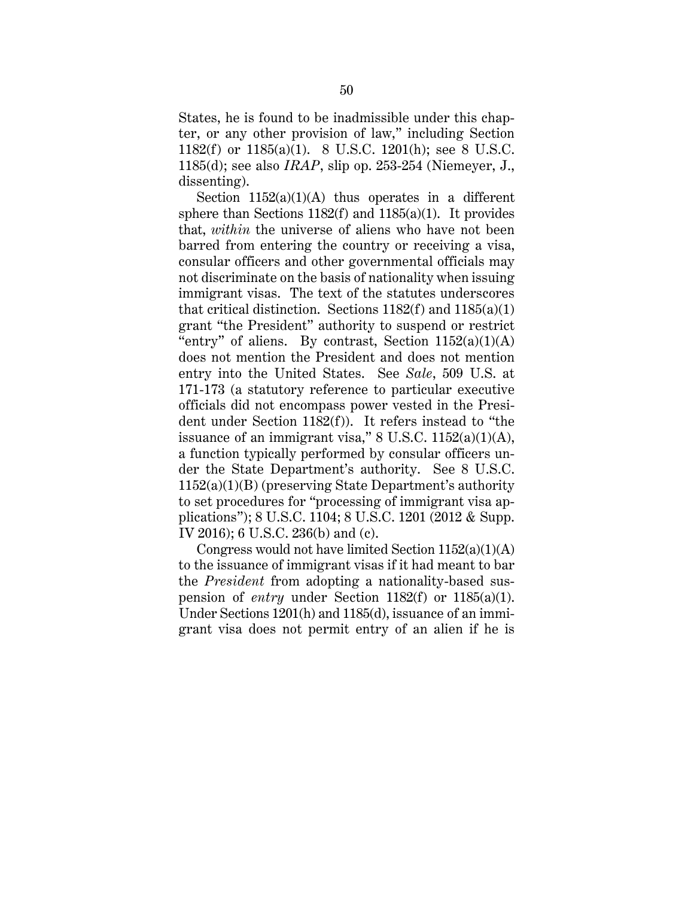States, he is found to be inadmissible under this chapter, or any other provision of law," including Section 1182(f) or 1185(a)(1). 8 U.S.C. 1201(h); see 8 U.S.C. 1185(d); see also *IRAP*, slip op. 253-254 (Niemeyer, J., dissenting).

Section 1152(a)(1)(A) thus operates in a different sphere than Sections 1182(f) and 1185(a)(1). It provides that, *within* the universe of aliens who have not been barred from entering the country or receiving a visa, consular officers and other governmental officials may not discriminate on the basis of nationality when issuing immigrant visas. The text of the statutes underscores that critical distinction. Sections 1182(f) and 1185(a)(1) grant "the President" authority to suspend or restrict "entry" of aliens. By contrast, Section 1152(a)(1)(A) does not mention the President and does not mention entry into the United States. See *Sale*, 509 U.S. at 171-173 (a statutory reference to particular executive officials did not encompass power vested in the President under Section 1182(f)). It refers instead to "the issuance of an immigrant visa," 8 U.S.C. 1152(a)(1)(A), a function typically performed by consular officers under the State Department's authority. See 8 U.S.C. 1152(a)(1)(B) (preserving State Department's authority to set procedures for "processing of immigrant visa applications"); 8 U.S.C. 1104; 8 U.S.C. 1201 (2012 & Supp. IV 2016); 6 U.S.C. 236(b) and (c).

Congress would not have limited Section 1152(a)(1)(A) to the issuance of immigrant visas if it had meant to bar the *President* from adopting a nationality-based suspension of *entry* under Section 1182(f) or 1185(a)(1). Under Sections 1201(h) and 1185(d), issuance of an immigrant visa does not permit entry of an alien if he is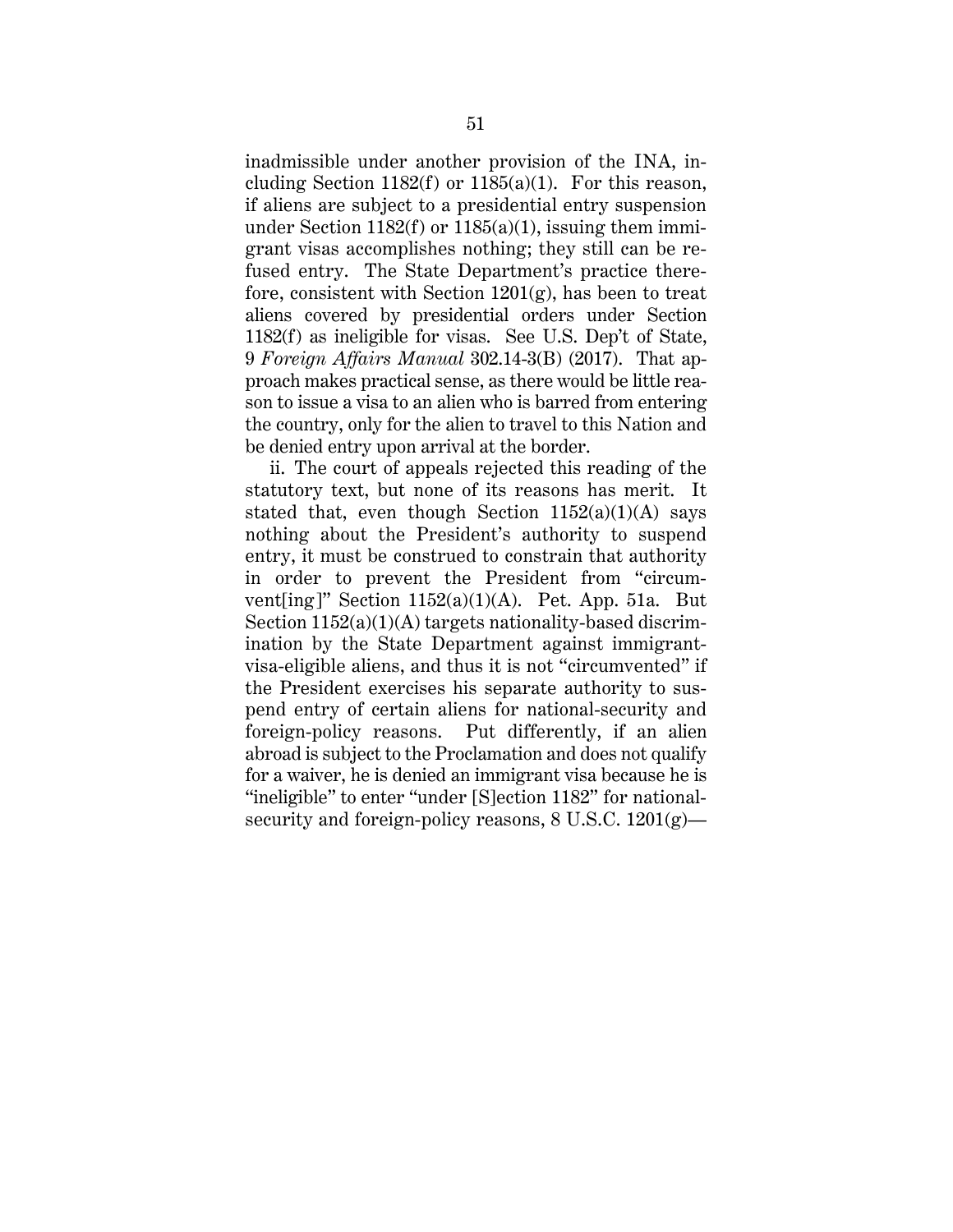inadmissible under another provision of the INA, including Section 1182(f) or 1185(a)(1). For this reason, if aliens are subject to a presidential entry suspension under Section 1182(f) or 1185(a)(1), issuing them immigrant visas accomplishes nothing; they still can be refused entry. The State Department's practice therefore, consistent with Section 1201(g), has been to treat aliens covered by presidential orders under Section 1182(f) as ineligible for visas. See U.S. Dep't of State, 9 *Foreign Affairs Manual* 302.14-3(B) (2017). That approach makes practical sense, as there would be little reason to issue a visa to an alien who is barred from entering the country, only for the alien to travel to this Nation and be denied entry upon arrival at the border.

ii. The court of appeals rejected this reading of the statutory text, but none of its reasons has merit. It stated that, even though Section 1152(a)(1)(A) says nothing about the President's authority to suspend entry, it must be construed to constrain that authority in order to prevent the President from "circumvent[ing]" Section 1152(a)(1)(A). Pet. App. 51a. But Section 1152(a)(1)(A) targets nationality-based discrimination by the State Department against immigrant-visa-eligible aliens, and thus it is not "circumvented" if the President exercises his separate authority to suspend entry of certain aliens for national-security and foreign-policy reasons. Put differently, if an alien abroad is subject to the Proclamation and does not qualify for a waiver, he is denied an immigrant visa because he is "ineligible" to enter "under [S]ection 1182" for national-security and foreign-policy reasons, 8 U.S.C. 1201(g)—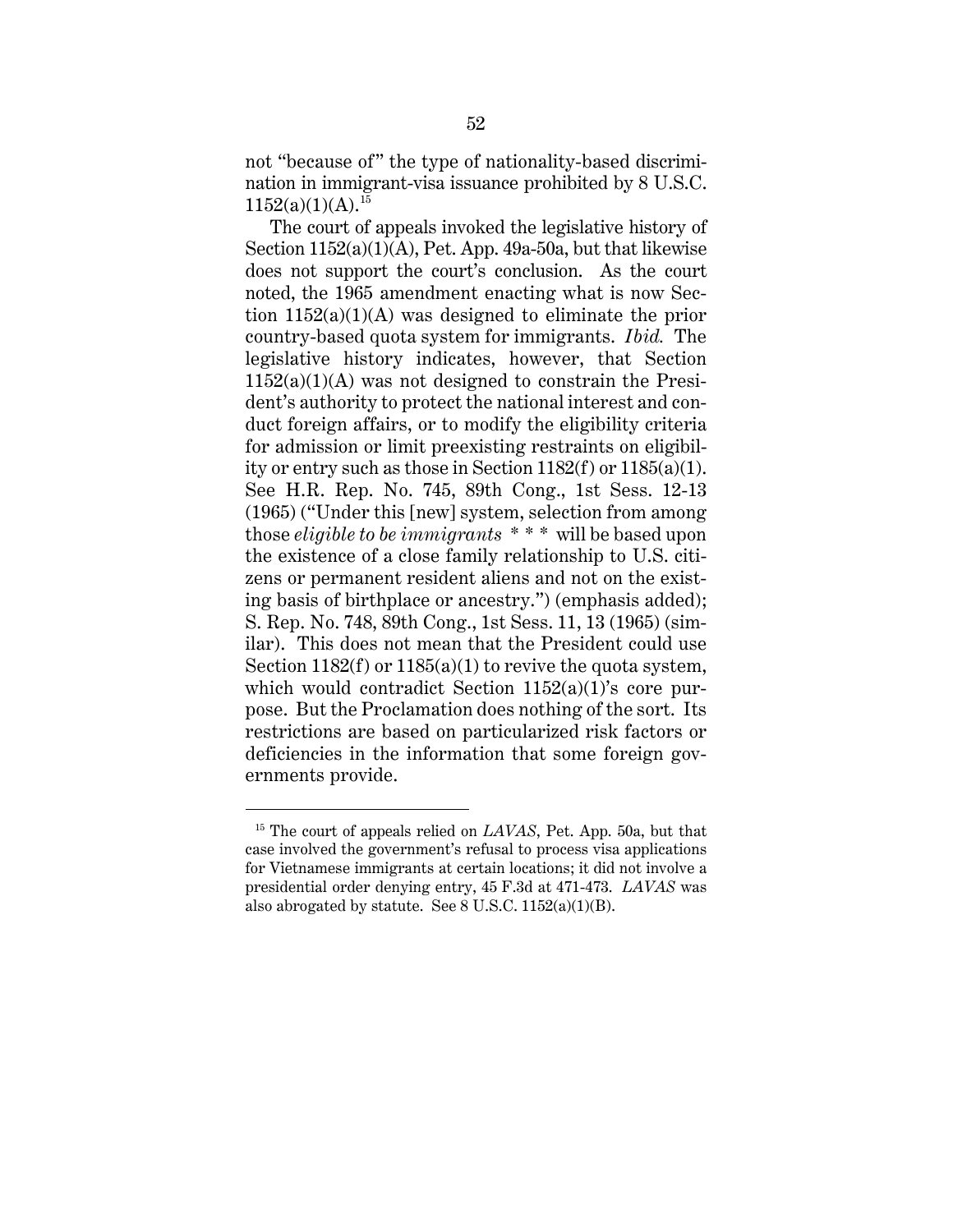not "because of" the type of nationality-based discrimination in immigrant-visa issuance prohibited by 8 U.S.C. 1152(a)(1)(A).[15]

The court of appeals invoked the legislative history of Section 1152(a)(1)(A), Pet. App. 49a-50a, but that likewise does not support the court's conclusion. As the court noted, the 1965 amendment enacting what is now Section 1152(a)(1)(A) was designed to eliminate the prior country-based quota system for immigrants. *Ibid.* The legislative history indicates, however, that Section 1152(a)(1)(A) was not designed to constrain the President's authority to protect the national interest and conduct foreign affairs, or to modify the eligibility criteria for admission or limit preexisting restraints on eligibility or entry such as those in Section 1182(f) or 1185(a)(1). See H.R. Rep. No. 745, 89th Cong., 1st Sess. 12-13 (1965) ("Under this [new] system, selection from among those *eligible to be immigrants* * * * will be based upon the existence of a close family relationship to U.S. citizens or permanent resident aliens and not on the existing basis of birthplace or ancestry.") (emphasis added); S. Rep. No. 748, 89th Cong., 1st Sess. 11, 13 (1965) (similar). This does not mean that the President could use Section 1182(f) or 1185(a)(1) to revive the quota system, which would contradict Section 1152(a)(1)'s core purpose. But the Proclamation does nothing of the sort. Its restrictions are based on particularized risk factors or deficiencies in the information that some foreign governments provide.

---

[15] The court of appeals relied on *LAVAS*, Pet. App. 50a, but that case involved the government's refusal to process visa applications for Vietnamese immigrants at certain locations; it did not involve a presidential order denying entry, 45 F.3d at 471-473. *LAVAS* was also abrogated by statute. See 8 U.S.C. 1152(a)(1)(B).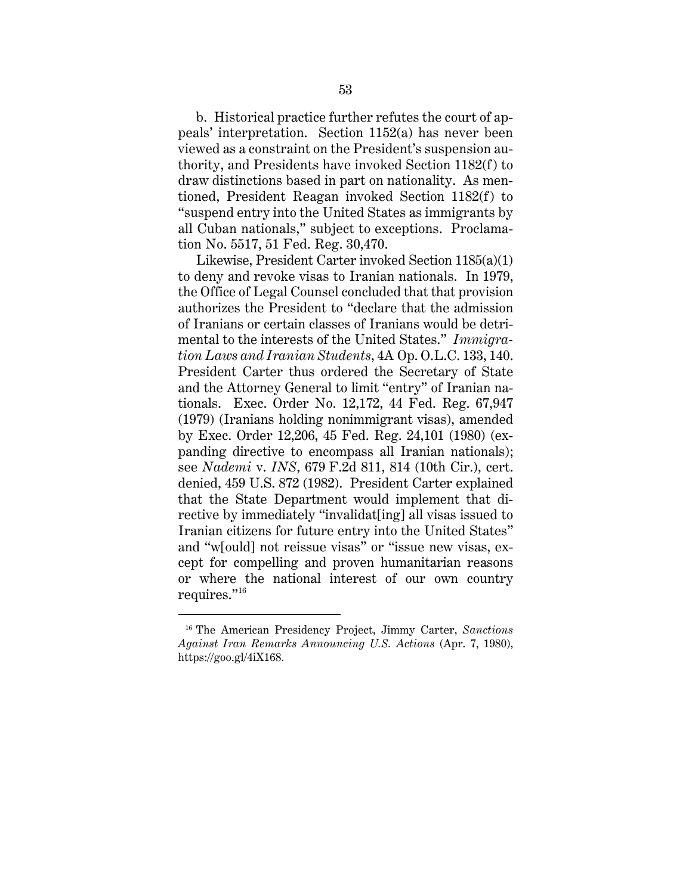b. Historical practice further refutes the court of appeals' interpretation. Section 1152(a) has never been viewed as a constraint on the President's suspension authority, and Presidents have invoked Section 1182(f) to draw distinctions based in part on nationality. As mentioned, President Reagan invoked Section 1182(f) to "suspend entry into the United States as immigrants by all Cuban nationals," subject to exceptions. Proclamation No. 5517, 51 Fed. Reg. 30,470.

Likewise, President Carter invoked Section 1185(a)(1) to deny and revoke visas to Iranian nationals. In 1979, the Office of Legal Counsel concluded that that provision authorizes the President to "declare that the admission of Iranians or certain classes of Iranians would be detrimental to the interests of the United States." *Immigration Laws and Iranian Students*, 4A Op. O.L.C. 133, 140. President Carter thus ordered the Secretary of State and the Attorney General to limit "entry" of Iranian nationals. Exec. Order No. 12,172, 44 Fed. Reg. 67,947 (1979) (Iranians holding nonimmigrant visas), amended by Exec. Order 12,206, 45 Fed. Reg. 24,101 (1980) (expanding directive to encompass all Iranian nationals); see *Nademi* v. *INS*, 679 F.2d 811, 814 (10th Cir.), cert. denied, 459 U.S. 872 (1982). President Carter explained that the State Department would implement that directive by immediately "invalidat[ing] all visas issued to Iranian citizens for future entry into the United States" and "w[ould] not reissue visas" or "issue new visas, except for compelling and proven humanitarian reasons or where the national interest of our own country requires."[16]

---

[16] The American Presidency Project, Jimmy Carter, *Sanctions Against Iran Remarks Announcing U.S. Actions* (Apr. 7, 1980), https://goo.gl/4iX168.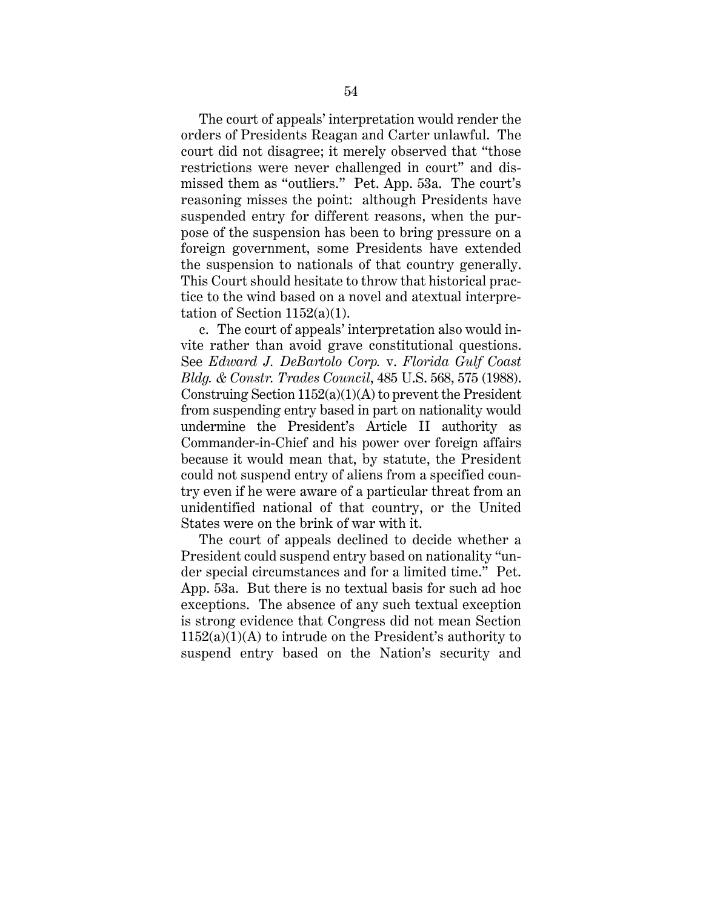The court of appeals' interpretation would render the orders of Presidents Reagan and Carter unlawful. The court did not disagree; it merely observed that "those restrictions were never challenged in court" and dismissed them as "outliers." Pet. App. 53a. The court's reasoning misses the point: although Presidents have suspended entry for different reasons, when the purpose of the suspension has been to bring pressure on a foreign government, some Presidents have extended the suspension to nationals of that country generally. This Court should hesitate to throw that historical practice to the wind based on a novel and atextual interpretation of Section 1152(a)(1).

c. The court of appeals' interpretation also would invite rather than avoid grave constitutional questions. See *Edward J. DeBartolo Corp.* v. *Florida Gulf Coast Bldg. & Constr. Trades Council*, 485 U.S. 568, 575 (1988). Construing Section 1152(a)(1)(A) to prevent the President from suspending entry based in part on nationality would undermine the President's Article II authority as Commander-in-Chief and his power over foreign affairs because it would mean that, by statute, the President could not suspend entry of aliens from a specified country even if he were aware of a particular threat from an unidentified national of that country, or the United States were on the brink of war with it.

The court of appeals declined to decide whether a President could suspend entry based on nationality "under special circumstances and for a limited time." Pet. App. 53a. But there is no textual basis for such ad hoc exceptions. The absence of any such textual exception is strong evidence that Congress did not mean Section 1152(a)(1)(A) to intrude on the President's authority to suspend entry based on the Nation's security and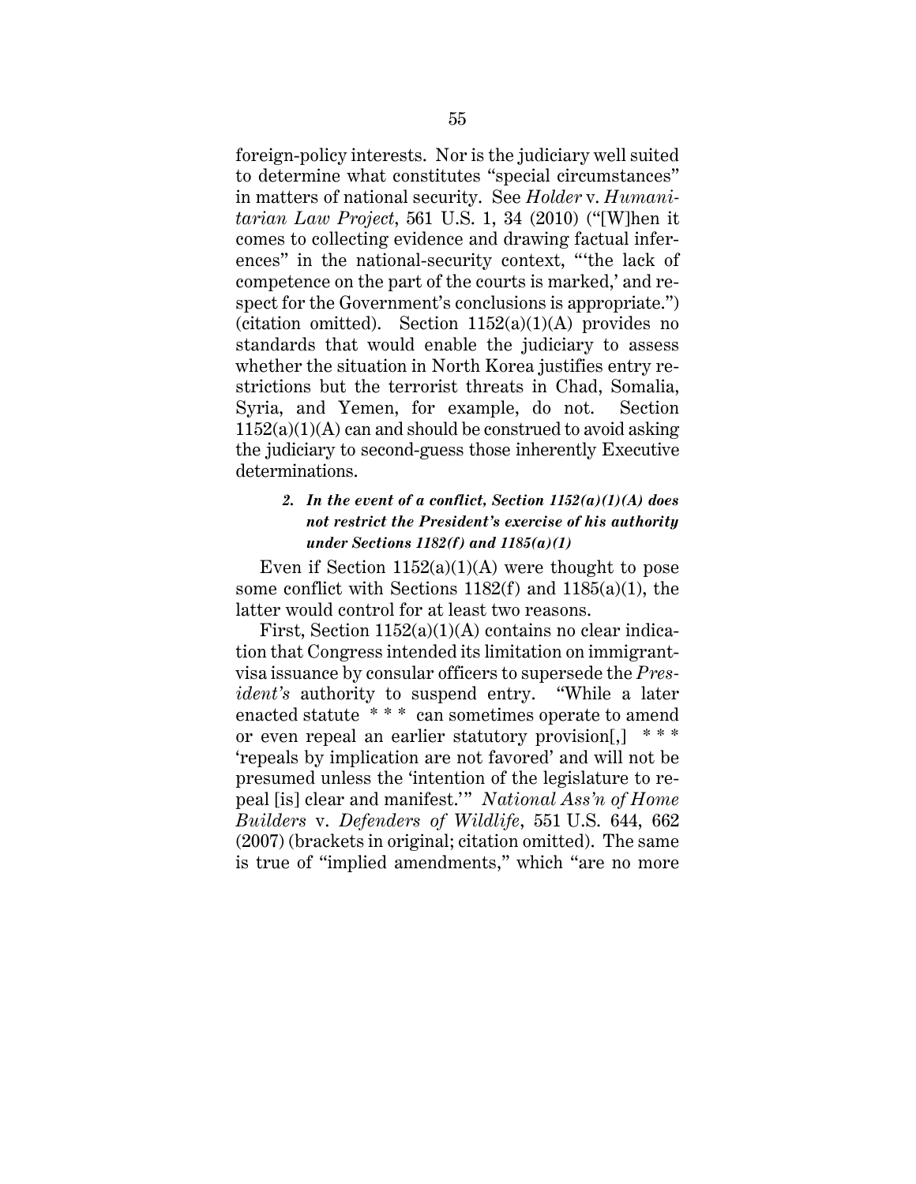foreign-policy interests. Nor is the judiciary well suited to determine what constitutes "special circumstances" in matters of national security. See *Holder* v. *Humanitarian Law Project*, 561 U.S. 1, 34 (2010) ("[W]hen it comes to collecting evidence and drawing factual inferences" in the national-security context, "'the lack of competence on the part of the courts is marked,' and respect for the Government's conclusions is appropriate.") (citation omitted). Section 1152(a)(1)(A) provides no standards that would enable the judiciary to assess whether the situation in North Korea justifies entry restrictions but the terrorist threats in Chad, Somalia, Syria, and Yemen, for example, do not. Section 1152(a)(1)(A) can and should be construed to avoid asking the judiciary to second-guess those inherently Executive determinations.

#### *2. In the event of a conflict, Section 1152(a)(1)(A) does not restrict the President's exercise of his authority under Sections 1182(f) and 1185(a)(1)*

Even if Section 1152(a)(1)(A) were thought to pose some conflict with Sections 1182(f) and 1185(a)(1), the latter would control for at least two reasons.

First, Section 1152(a)(1)(A) contains no clear indication that Congress intended its limitation on immigrant-visa issuance by consular officers to supersede the *President's* authority to suspend entry. "While a later enacted statute * * * can sometimes operate to amend or even repeal an earlier statutory provision[,] * * * 'repeals by implication are not favored' and will not be presumed unless the 'intention of the legislature to repeal [is] clear and manifest.'" *National Ass'n of Home Builders* v. *Defenders of Wildlife*, 551 U.S. 644, 662 (2007) (brackets in original; citation omitted). The same is true of "implied amendments," which "are no more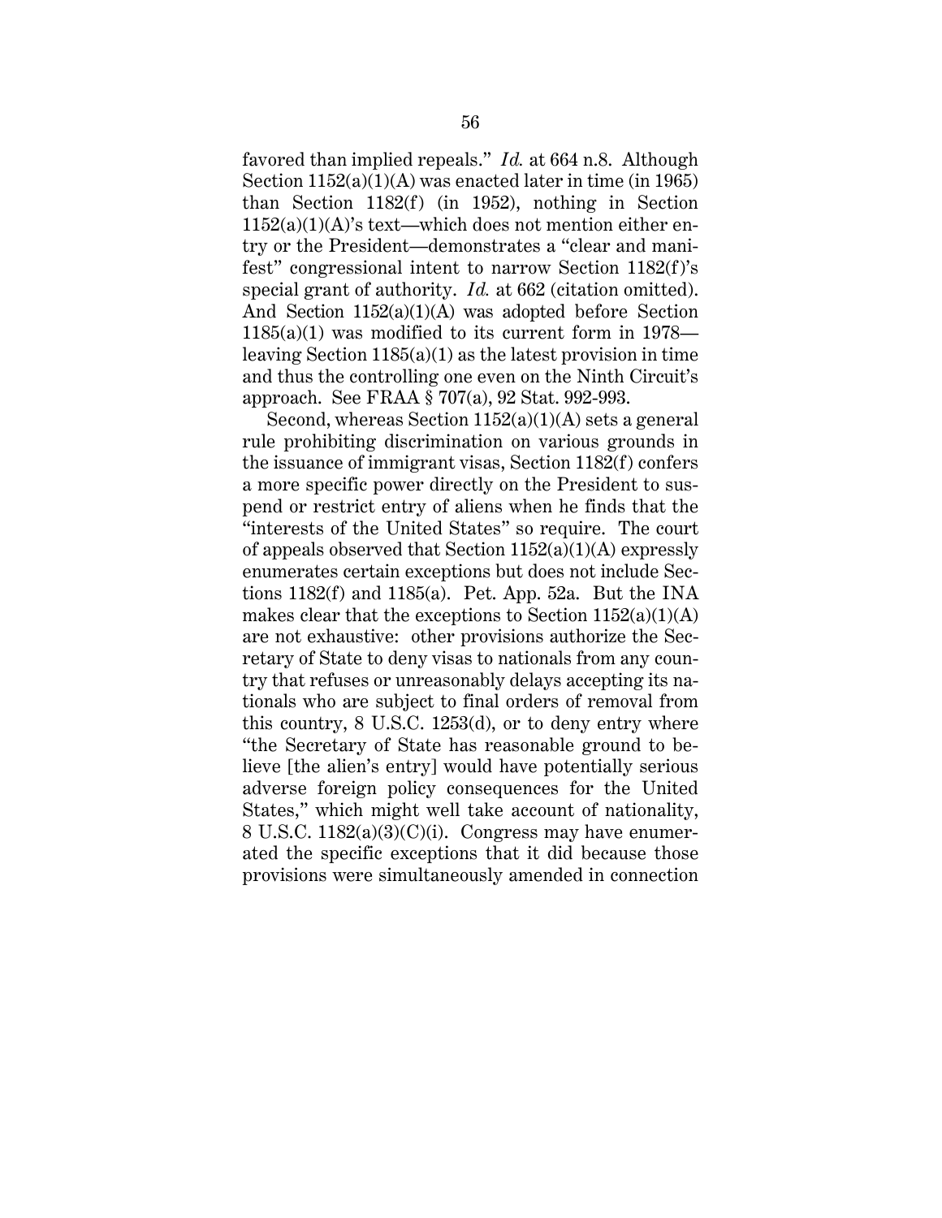favored than implied repeals." *Id.* at 664 n.8. Although Section 1152(a)(1)(A) was enacted later in time (in 1965) than Section 1182(f) (in 1952), nothing in Section 1152(a)(1)(A)'s text—which does not mention either entry or the President—demonstrates a "clear and manifest" congressional intent to narrow Section 1182(f)'s special grant of authority. *Id.* at 662 (citation omitted). And Section 1152(a)(1)(A) was adopted before Section 1185(a)(1) was modified to its current form in 1978—leaving Section 1185(a)(1) as the latest provision in time and thus the controlling one even on the Ninth Circuit's approach. See FRAA § 707(a), 92 Stat. 992-993.

Second, whereas Section 1152(a)(1)(A) sets a general rule prohibiting discrimination on various grounds in the issuance of immigrant visas, Section 1182(f) confers a more specific power directly on the President to suspend or restrict entry of aliens when he finds that the "interests of the United States" so require. The court of appeals observed that Section 1152(a)(1)(A) expressly enumerates certain exceptions but does not include Sections 1182(f) and 1185(a). Pet. App. 52a. But the INA makes clear that the exceptions to Section 1152(a)(1)(A) are not exhaustive: other provisions authorize the Secretary of State to deny visas to nationals from any country that refuses or unreasonably delays accepting its nationals who are subject to final orders of removal from this country, 8 U.S.C. 1253(d), or to deny entry where "the Secretary of State has reasonable ground to believe [the alien's entry] would have potentially serious adverse foreign policy consequences for the United States," which might well take account of nationality, 8 U.S.C. 1182(a)(3)(C)(i). Congress may have enumerated the specific exceptions that it did because those provisions were simultaneously amended in connection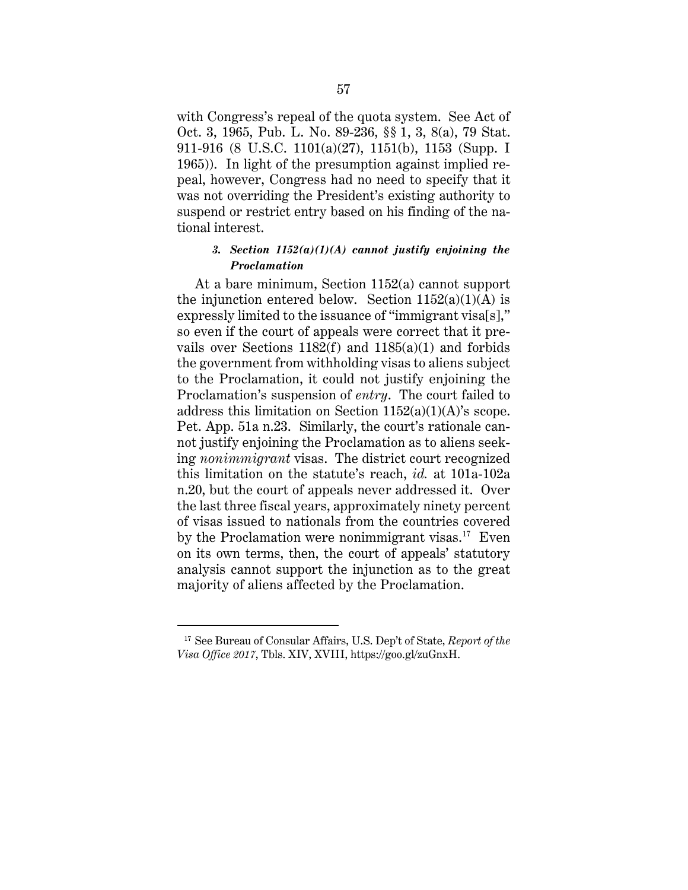with Congress's repeal of the quota system. See Act of Oct. 3, 1965, Pub. L. No. 89-236, §§ 1, 3, 8(a), 79 Stat. 911-916 (8 U.S.C. 1101(a)(27), 1151(b), 1153 (Supp. I 1965)). In light of the presumption against implied repeal, however, Congress had no need to specify that it was not overriding the President's existing authority to suspend or restrict entry based on his finding of the national interest.

### *3. Section 1152(a)(1)(A) cannot justify enjoining the Proclamation*

At a bare minimum, Section 1152(a) cannot support the injunction entered below. Section 1152(a)(1)(A) is expressly limited to the issuance of "immigrant visa[s]," so even if the court of appeals were correct that it prevails over Sections 1182(f) and 1185(a)(1) and forbids the government from withholding visas to aliens subject to the Proclamation, it could not justify enjoining the Proclamation's suspension of *entry*. The court failed to address this limitation on Section 1152(a)(1)(A)'s scope. Pet. App. 51a n.23. Similarly, the court's rationale cannot justify enjoining the Proclamation as to aliens seeking *nonimmigrant* visas. The district court recognized this limitation on the statute's reach, *id.* at 101a-102a n.20, but the court of appeals never addressed it. Over the last three fiscal years, approximately ninety percent of visas issued to nationals from the countries covered by the Proclamation were nonimmigrant visas.[17] Even on its own terms, then, the court of appeals' statutory analysis cannot support the injunction as to the great majority of aliens affected by the Proclamation.

---

[17] See Bureau of Consular Affairs, U.S. Dep't of State, *Report of the Visa Office 2017*, Tbls. XIV, XVIII, https://goo.gl/zuGnxH.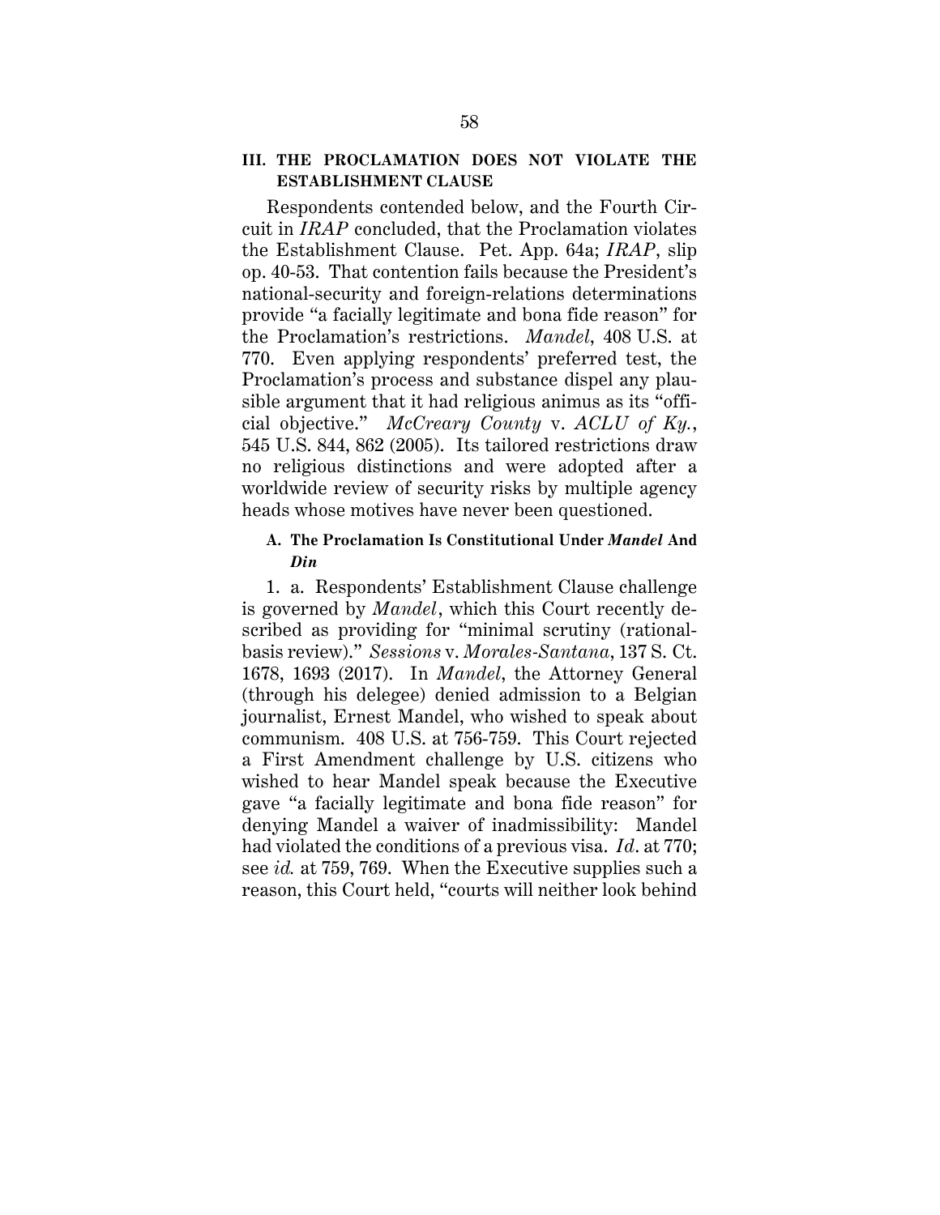## III. THE PROCLAMATION DOES NOT VIOLATE THE ESTABLISHMENT CLAUSE

Respondents contended below, and the Fourth Circuit in *IRAP* concluded, that the Proclamation violates the Establishment Clause. Pet. App. 64a; *IRAP*, slip op. 40-53. That contention fails because the President's national-security and foreign-relations determinations provide "a facially legitimate and bona fide reason" for the Proclamation's restrictions. *Mandel*, 408 U.S. at 770. Even applying respondents' preferred test, the Proclamation's process and substance dispel any plausible argument that it had religious animus as its "official objective." *McCreary County* v. *ACLU of Ky.*, 545 U.S. 844, 862 (2005). Its tailored restrictions draw no religious distinctions and were adopted after a worldwide review of security risks by multiple agency heads whose motives have never been questioned.

### A. The Proclamation Is Constitutional Under *Mandel* And *Din*

1. a. Respondents' Establishment Clause challenge is governed by *Mandel*, which this Court recently described as providing for "minimal scrutiny (rational-basis review)." *Sessions* v. *Morales-Santana*, 137 S. Ct. 1678, 1693 (2017). In *Mandel*, the Attorney General (through his delegee) denied admission to a Belgian journalist, Ernest Mandel, who wished to speak about communism. 408 U.S. at 756-759. This Court rejected a First Amendment challenge by U.S. citizens who wished to hear Mandel speak because the Executive gave "a facially legitimate and bona fide reason" for denying Mandel a waiver of inadmissibility: Mandel had violated the conditions of a previous visa. *Id*. at 770; see *id.* at 759, 769. When the Executive supplies such a reason, this Court held, "courts will neither look behind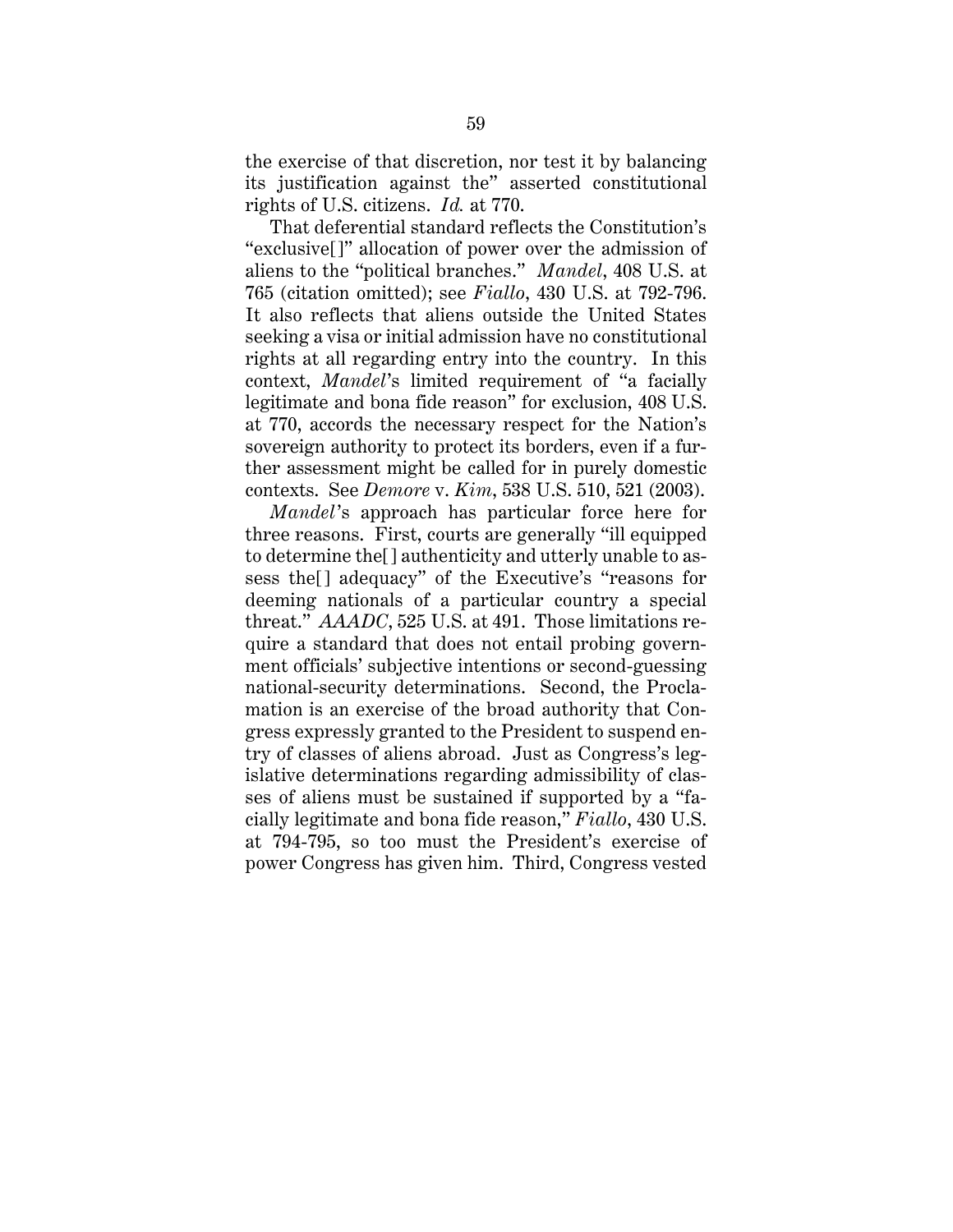the exercise of that discretion, nor test it by balancing its justification against the" asserted constitutional rights of U.S. citizens. *Id.* at 770.

That deferential standard reflects the Constitution's "exclusive[]" allocation of power over the admission of aliens to the "political branches." *Mandel*, 408 U.S. at 765 (citation omitted); see *Fiallo*, 430 U.S. at 792-796. It also reflects that aliens outside the United States seeking a visa or initial admission have no constitutional rights at all regarding entry into the country. In this context, *Mandel*'s limited requirement of "a facially legitimate and bona fide reason" for exclusion, 408 U.S. at 770, accords the necessary respect for the Nation's sovereign authority to protect its borders, even if a further assessment might be called for in purely domestic contexts. See *Demore* v. *Kim*, 538 U.S. 510, 521 (2003).

*Mandel*'s approach has particular force here for three reasons. First, courts are generally "ill equipped to determine the[] authenticity and utterly unable to assess the[] adequacy" of the Executive's "reasons for deeming nationals of a particular country a special threat." *AAADC*, 525 U.S. at 491. Those limitations require a standard that does not entail probing government officials' subjective intentions or second-guessing national-security determinations. Second, the Proclamation is an exercise of the broad authority that Congress expressly granted to the President to suspend entry of classes of aliens abroad. Just as Congress's legislative determinations regarding admissibility of classes of aliens must be sustained if supported by a "facially legitimate and bona fide reason," *Fiallo*, 430 U.S. at 794-795, so too must the President's exercise of power Congress has given him. Third, Congress vested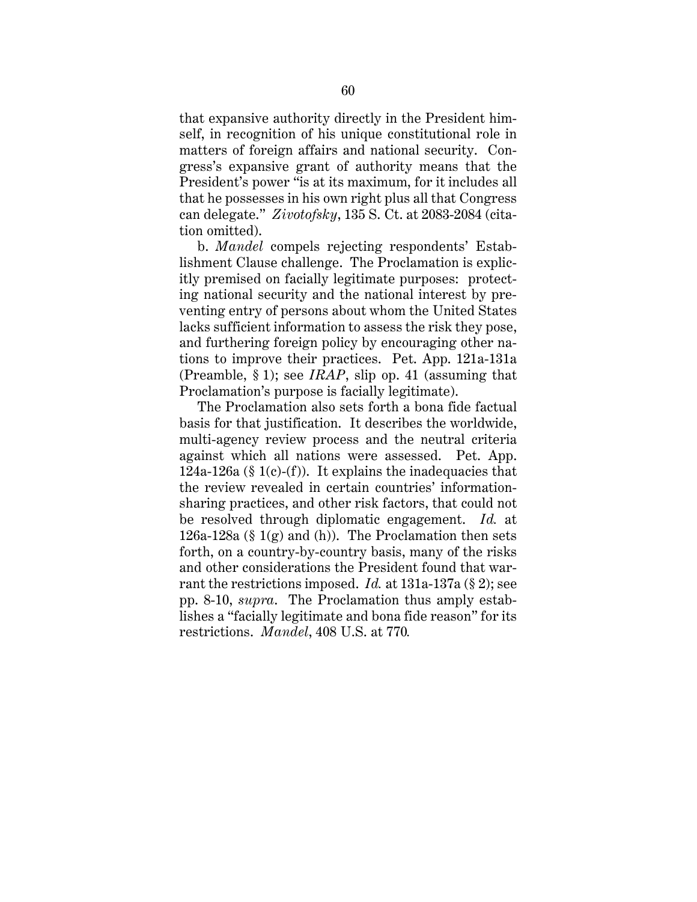that expansive authority directly in the President himself, in recognition of his unique constitutional role in matters of foreign affairs and national security. Congress's expansive grant of authority means that the President's power "is at its maximum, for it includes all that he possesses in his own right plus all that Congress can delegate." *Zivotofsky*, 135 S. Ct. at 2083-2084 (citation omitted).

b. *Mandel* compels rejecting respondents' Establishment Clause challenge. The Proclamation is explicitly premised on facially legitimate purposes: protecting national security and the national interest by preventing entry of persons about whom the United States lacks sufficient information to assess the risk they pose, and furthering foreign policy by encouraging other nations to improve their practices. Pet. App. 121a-131a (Preamble, § 1); see *IRAP*, slip op. 41 (assuming that Proclamation's purpose is facially legitimate).

The Proclamation also sets forth a bona fide factual basis for that justification. It describes the worldwide, multi-agency review process and the neutral criteria against which all nations were assessed. Pet. App. 124a-126a (§ 1(c)-(f)). It explains the inadequacies that the review revealed in certain countries' information-sharing practices, and other risk factors, that could not be resolved through diplomatic engagement. *Id.* at 126a-128a (§ 1(g) and (h)). The Proclamation then sets forth, on a country-by-country basis, many of the risks and other considerations the President found that warrant the restrictions imposed. *Id.* at 131a-137a (§ 2); see pp. 8-10, *supra*. The Proclamation thus amply establishes a "facially legitimate and bona fide reason" for its restrictions. *Mandel*, 408 U.S. at 770.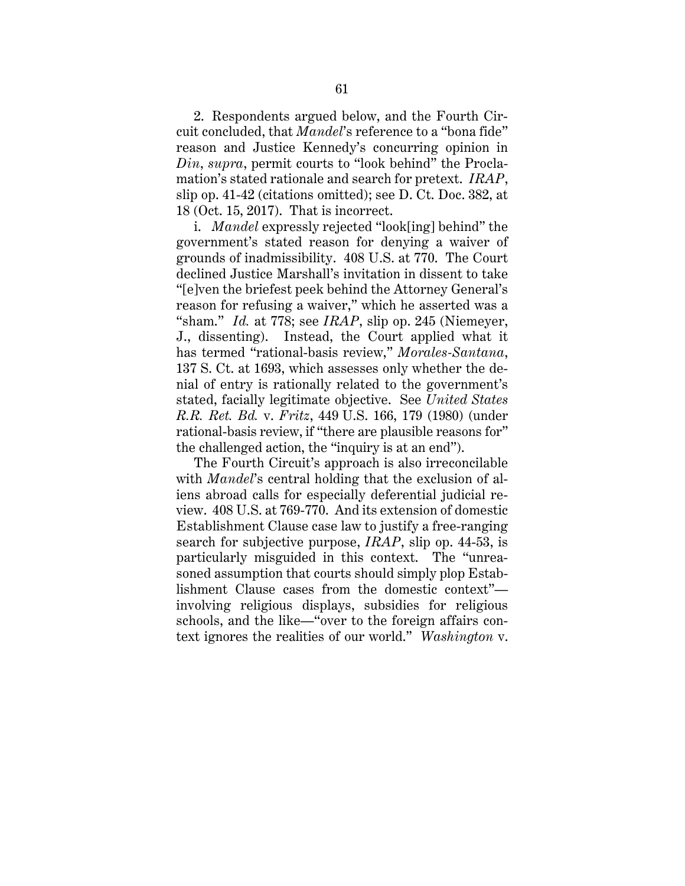2. Respondents argued below, and the Fourth Circuit concluded, that *Mandel*'s reference to a "bona fide" reason and Justice Kennedy's concurring opinion in *Din*, *supra*, permit courts to "look behind" the Proclamation's stated rationale and search for pretext. *IRAP*, slip op. 41-42 (citations omitted); see D. Ct. Doc. 382, at 18 (Oct. 15, 2017). That is incorrect.

i. *Mandel* expressly rejected "look[ing] behind" the government's stated reason for denying a waiver of grounds of inadmissibility. 408 U.S. at 770. The Court declined Justice Marshall's invitation in dissent to take "[e]ven the briefest peek behind the Attorney General's reason for refusing a waiver," which he asserted was a "sham." *Id.* at 778; see *IRAP*, slip op. 245 (Niemeyer, J., dissenting). Instead, the Court applied what it has termed "rational-basis review," *Morales-Santana*, 137 S. Ct. at 1693, which assesses only whether the denial of entry is rationally related to the government's stated, facially legitimate objective. See *United States R.R. Ret. Bd.* v. *Fritz*, 449 U.S. 166, 179 (1980) (under rational-basis review, if "there are plausible reasons for" the challenged action, the "inquiry is at an end").

The Fourth Circuit's approach is also irreconcilable with *Mandel*'s central holding that the exclusion of aliens abroad calls for especially deferential judicial review. 408 U.S. at 769-770. And its extension of domestic Establishment Clause case law to justify a free-ranging search for subjective purpose, *IRAP*, slip op. 44-53, is particularly misguided in this context. The "unreasoned assumption that courts should simply plop Establishment Clause cases from the domestic context"—involving religious displays, subsidies for religious schools, and the like—"over to the foreign affairs context ignores the realities of our world." *Washington* v.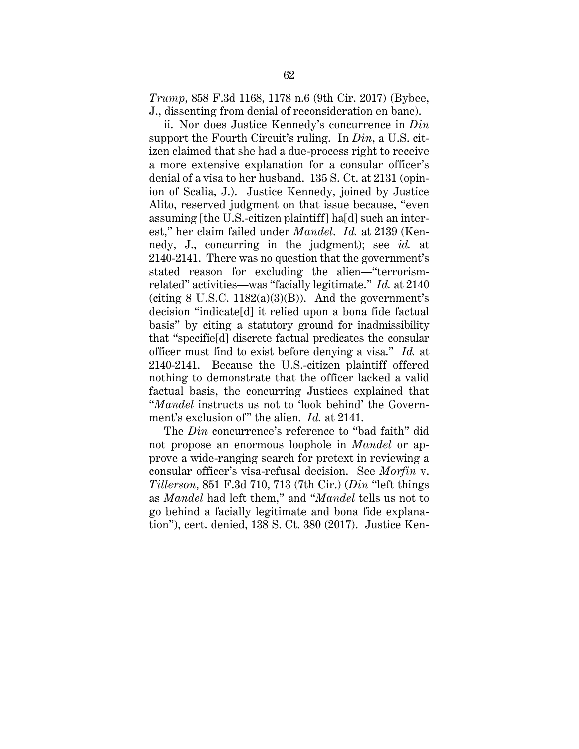*Trump*, 858 F.3d 1168, 1178 n.6 (9th Cir. 2017) (Bybee, J., dissenting from denial of reconsideration en banc).

ii. Nor does Justice Kennedy's concurrence in *Din* support the Fourth Circuit's ruling. In *Din*, a U.S. citizen claimed that she had a due-process right to receive a more extensive explanation for a consular officer's denial of a visa to her husband. 135 S. Ct. at 2131 (opinion of Scalia, J.). Justice Kennedy, joined by Justice Alito, reserved judgment on that issue because, "even assuming [the U.S.-citizen plaintiff] ha[d] such an interest," her claim failed under *Mandel*. *Id.* at 2139 (Kennedy, J., concurring in the judgment); see *id.* at 2140-2141. There was no question that the government's stated reason for excluding the alien—"terrorism-related" activities—was "facially legitimate." *Id.* at 2140 (citing 8 U.S.C. 1182(a)(3)(B)). And the government's decision "indicate[d] it relied upon a bona fide factual basis" by citing a statutory ground for inadmissibility that "specifie[d] discrete factual predicates the consular officer must find to exist before denying a visa." *Id.* at 2140-2141. Because the U.S.-citizen plaintiff offered nothing to demonstrate that the officer lacked a valid factual basis, the concurring Justices explained that "*Mandel* instructs us not to 'look behind' the Government's exclusion of" the alien. *Id.* at 2141.

The *Din* concurrence's reference to "bad faith" did not propose an enormous loophole in *Mandel* or approve a wide-ranging search for pretext in reviewing a consular officer's visa-refusal decision. See *Morfin* v. *Tillerson*, 851 F.3d 710, 713 (7th Cir.) (*Din* "left things as *Mandel* had left them," and "*Mandel* tells us not to go behind a facially legitimate and bona fide explanation"), cert. denied, 138 S. Ct. 380 (2017). Justice Ken-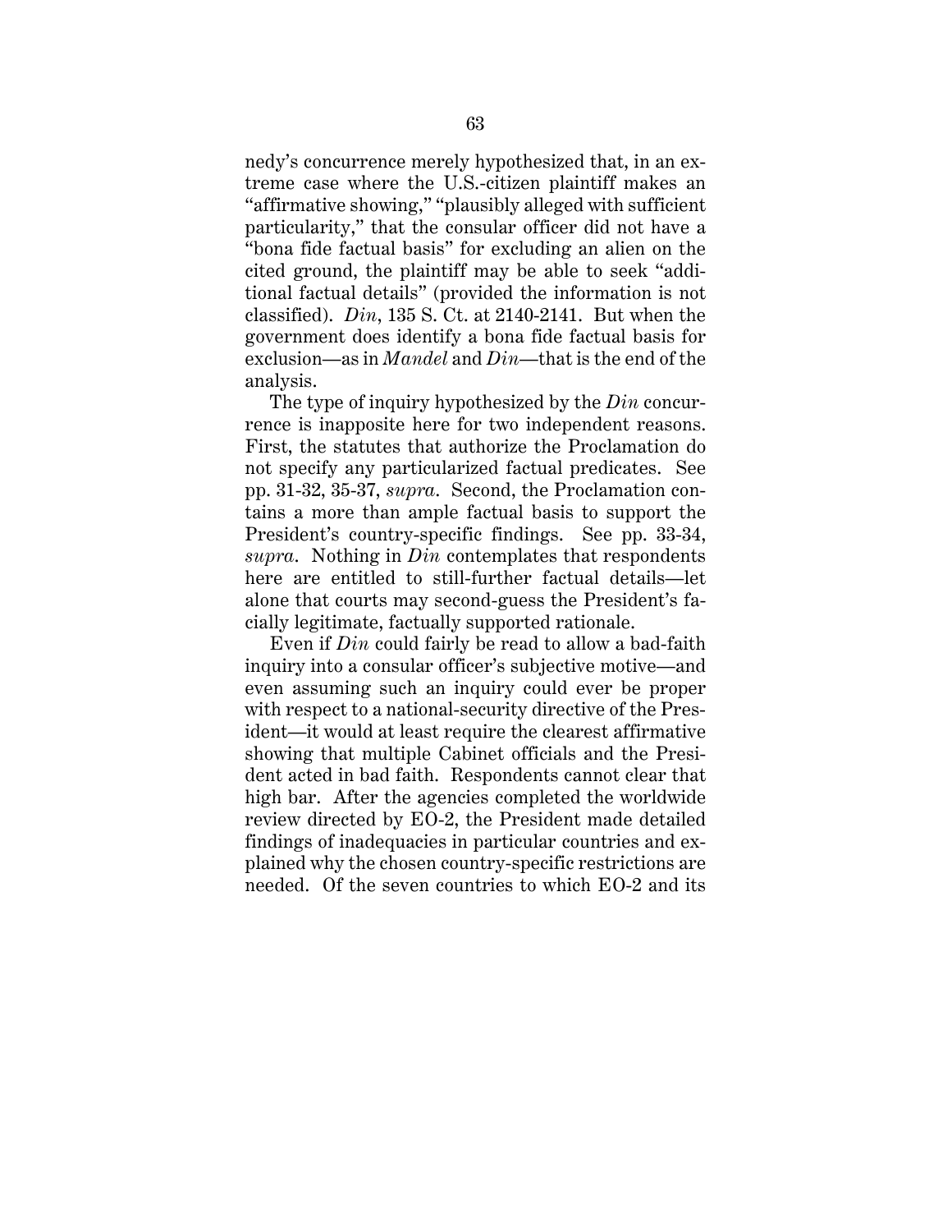nedy's concurrence merely hypothesized that, in an extreme case where the U.S.-citizen plaintiff makes an "affirmative showing," "plausibly alleged with sufficient particularity," that the consular officer did not have a "bona fide factual basis" for excluding an alien on the cited ground, the plaintiff may be able to seek "additional factual details" (provided the information is not classified). *Din*, 135 S. Ct. at 2140-2141. But when the government does identify a bona fide factual basis for exclusion—as in *Mandel* and *Din*—that is the end of the analysis.

The type of inquiry hypothesized by the *Din* concurrence is inapposite here for two independent reasons. First, the statutes that authorize the Proclamation do not specify any particularized factual predicates. See pp. 31-32, 35-37, *supra*. Second, the Proclamation contains a more than ample factual basis to support the President's country-specific findings. See pp. 33-34, *supra*. Nothing in *Din* contemplates that respondents here are entitled to still-further factual details—let alone that courts may second-guess the President's facially legitimate, factually supported rationale.

Even if *Din* could fairly be read to allow a bad-faith inquiry into a consular officer's subjective motive—and even assuming such an inquiry could ever be proper with respect to a national-security directive of the President—it would at least require the clearest affirmative showing that multiple Cabinet officials and the President acted in bad faith. Respondents cannot clear that high bar. After the agencies completed the worldwide review directed by EO-2, the President made detailed findings of inadequacies in particular countries and explained why the chosen country-specific restrictions are needed. Of the seven countries to which EO-2 and its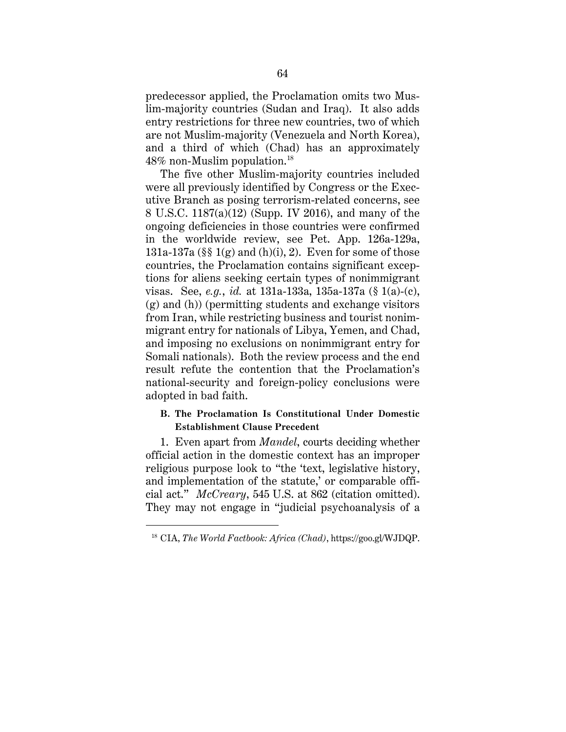predecessor applied, the Proclamation omits two Muslim-majority countries (Sudan and Iraq). It also adds entry restrictions for three new countries, two of which are not Muslim-majority (Venezuela and North Korea), and a third of which (Chad) has an approximately 48% non-Muslim population.[18]

The five other Muslim-majority countries included were all previously identified by Congress or the Executive Branch as posing terrorism-related concerns, see 8 U.S.C. 1187(a)(12) (Supp. IV 2016), and many of the ongoing deficiencies in those countries were confirmed in the worldwide review, see Pet. App. 126a-129a, 131a-137a (§§ 1(g) and (h)(i), 2). Even for some of those countries, the Proclamation contains significant exceptions for aliens seeking certain types of nonimmigrant visas. See, *e.g.*, *id.* at 131a-133a, 135a-137a (§ 1(a)-(c), (g) and (h)) (permitting students and exchange visitors from Iran, while restricting business and tourist nonimmigrant entry for nationals of Libya, Yemen, and Chad, and imposing no exclusions on nonimmigrant entry for Somali nationals). Both the review process and the end result refute the contention that the Proclamation's national-security and foreign-policy conclusions were adopted in bad faith.

### B. The Proclamation Is Constitutional Under Domestic Establishment Clause Precedent

1. Even apart from *Mandel*, courts deciding whether official action in the domestic context has an improper religious purpose look to "the 'text, legislative history, and implementation of the statute,' or comparable official act." *McCreary*, 545 U.S. at 862 (citation omitted). They may not engage in "judicial psychoanalysis of a

---

[18] CIA, *The World Factbook: Africa (Chad)*, https://goo.gl/WJDQP.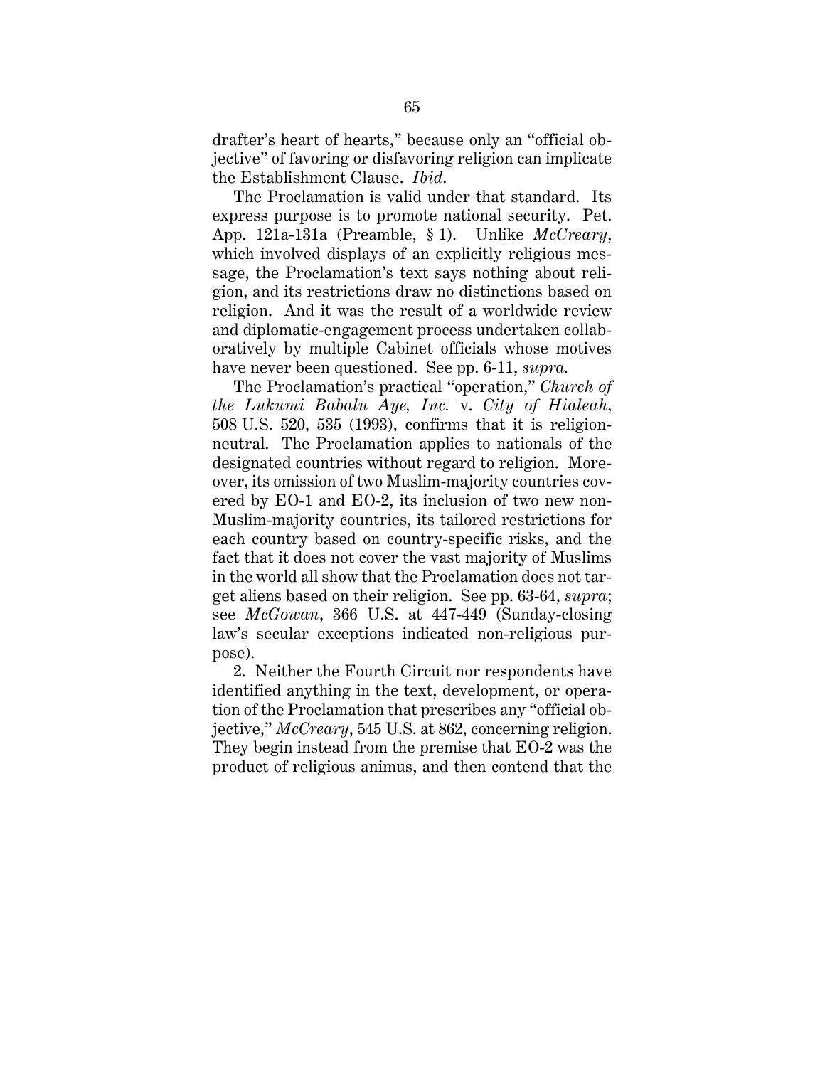drafter's heart of hearts," because only an "official objective" of favoring or disfavoring religion can implicate the Establishment Clause. *Ibid.*

The Proclamation is valid under that standard. Its express purpose is to promote national security. Pet. App. 121a-131a (Preamble, § 1). Unlike *McCreary*, which involved displays of an explicitly religious message, the Proclamation's text says nothing about religion, and its restrictions draw no distinctions based on religion. And it was the result of a worldwide review and diplomatic-engagement process undertaken collaboratively by multiple Cabinet officials whose motives have never been questioned. See pp. 6-11, *supra.*

The Proclamation's practical "operation," *Church of the Lukumi Babalu Aye, Inc.* v. *City of Hialeah*, 508 U.S. 520, 535 (1993), confirms that it is religion-neutral. The Proclamation applies to nationals of the designated countries without regard to religion. Moreover, its omission of two Muslim-majority countries covered by EO-1 and EO-2, its inclusion of two new non-Muslim-majority countries, its tailored restrictions for each country based on country-specific risks, and the fact that it does not cover the vast majority of Muslims in the world all show that the Proclamation does not target aliens based on their religion. See pp. 63-64, *supra*; see *McGowan*, 366 U.S. at 447-449 (Sunday-closing law's secular exceptions indicated non-religious purpose).

2. Neither the Fourth Circuit nor respondents have identified anything in the text, development, or operation of the Proclamation that prescribes any "official objective," *McCreary*, 545 U.S. at 862, concerning religion. They begin instead from the premise that EO-2 was the product of religious animus, and then contend that the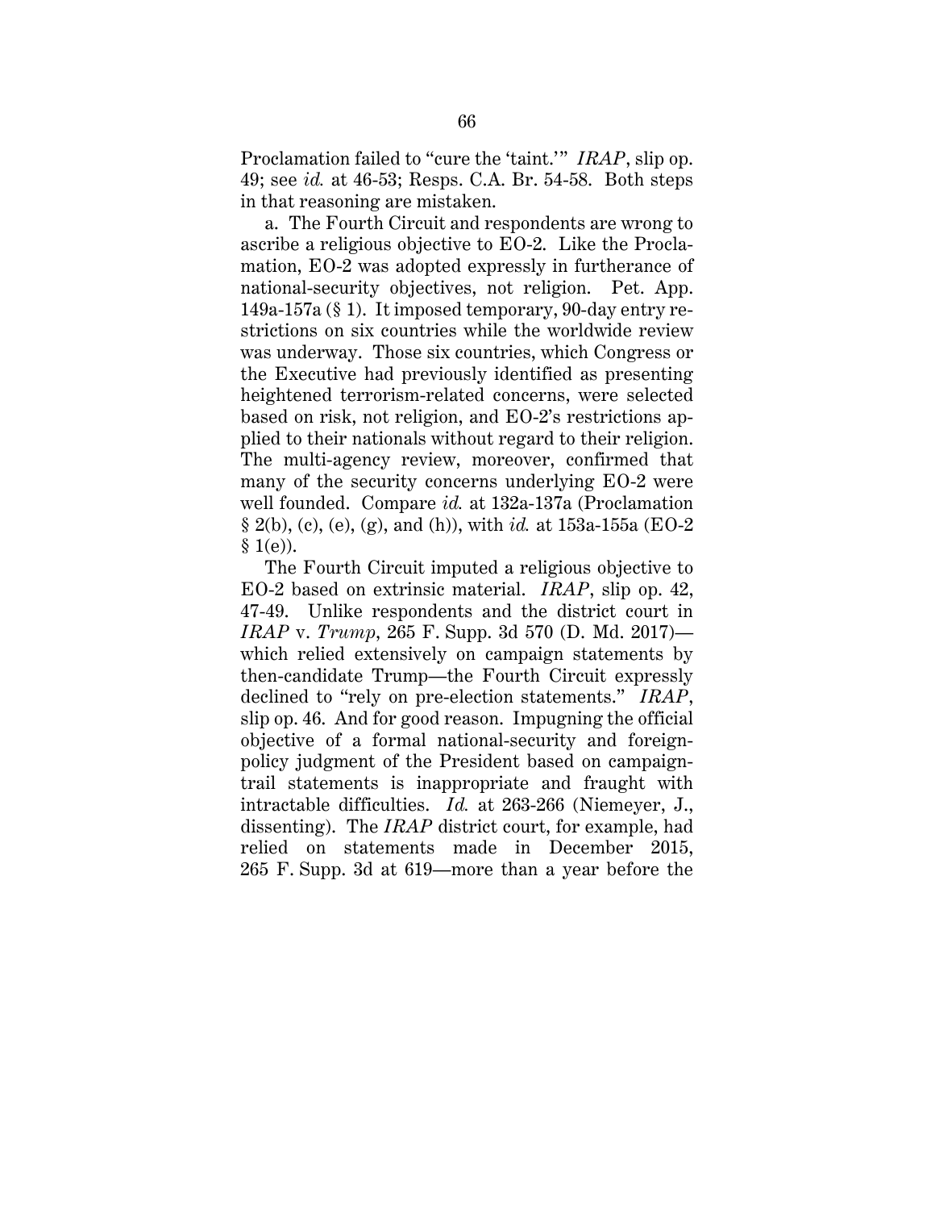Proclamation failed to "cure the 'taint.'" *IRAP*, slip op. 49; see *id.* at 46-53; Resps. C.A. Br. 54-58. Both steps in that reasoning are mistaken.

a. The Fourth Circuit and respondents are wrong to ascribe a religious objective to EO-2. Like the Proclamation, EO-2 was adopted expressly in furtherance of national-security objectives, not religion. Pet. App. 149a-157a (§ 1). It imposed temporary, 90-day entry restrictions on six countries while the worldwide review was underway. Those six countries, which Congress or the Executive had previously identified as presenting heightened terrorism-related concerns, were selected based on risk, not religion, and EO-2's restrictions applied to their nationals without regard to their religion. The multi-agency review, moreover, confirmed that many of the security concerns underlying EO-2 were well founded. Compare *id.* at 132a-137a (Proclamation § 2(b), (c), (e), (g), and (h)), with *id.* at 153a-155a (EO-2 § 1(e)).

The Fourth Circuit imputed a religious objective to EO-2 based on extrinsic material. *IRAP*, slip op. 42, 47-49. Unlike respondents and the district court in *IRAP* v. *Trump*, 265 F. Supp. 3d 570 (D. Md. 2017)—which relied extensively on campaign statements by then-candidate Trump—the Fourth Circuit expressly declined to "rely on pre-election statements." *IRAP*, slip op. 46. And for good reason. Impugning the official objective of a formal national-security and foreign-policy judgment of the President based on campaign-trail statements is inappropriate and fraught with intractable difficulties. *Id.* at 263-266 (Niemeyer, J., dissenting). The *IRAP* district court, for example, had relied on statements made in December 2015, 265 F. Supp. 3d at 619—more than a year before the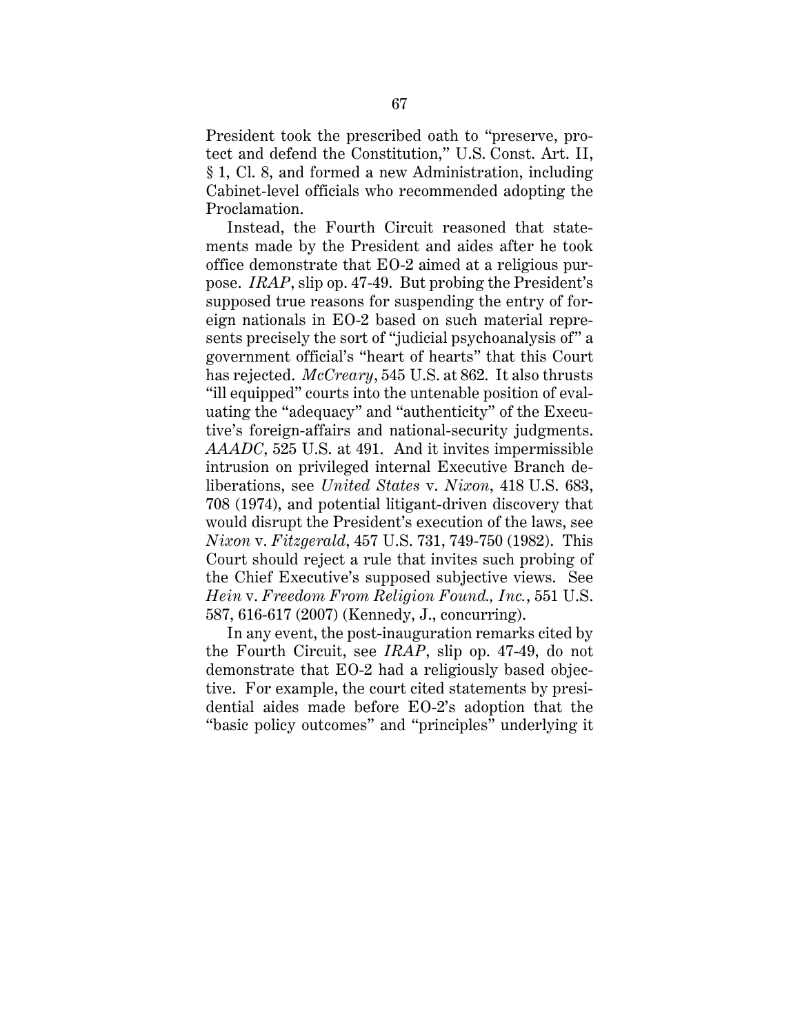President took the prescribed oath to "preserve, protect and defend the Constitution," U.S. Const. Art. II, § 1, Cl. 8, and formed a new Administration, including Cabinet-level officials who recommended adopting the Proclamation.

Instead, the Fourth Circuit reasoned that statements made by the President and aides after he took office demonstrate that EO-2 aimed at a religious purpose. *IRAP*, slip op. 47-49. But probing the President's supposed true reasons for suspending the entry of foreign nationals in EO-2 based on such material represents precisely the sort of "judicial psychoanalysis of" a government official's "heart of hearts" that this Court has rejected. *McCreary*, 545 U.S. at 862. It also thrusts "ill equipped" courts into the untenable position of evaluating the "adequacy" and "authenticity" of the Executive's foreign-affairs and national-security judgments. *AAADC*, 525 U.S. at 491. And it invites impermissible intrusion on privileged internal Executive Branch deliberations, see *United States* v. *Nixon*, 418 U.S. 683, 708 (1974), and potential litigant-driven discovery that would disrupt the President's execution of the laws, see *Nixon* v. *Fitzgerald*, 457 U.S. 731, 749-750 (1982). This Court should reject a rule that invites such probing of the Chief Executive's supposed subjective views. See *Hein* v. *Freedom From Religion Found., Inc.*, 551 U.S. 587, 616-617 (2007) (Kennedy, J., concurring).

In any event, the post-inauguration remarks cited by the Fourth Circuit, see *IRAP*, slip op. 47-49, do not demonstrate that EO-2 had a religiously based objective. For example, the court cited statements by presidential aides made before EO-2's adoption that the "basic policy outcomes" and "principles" underlying it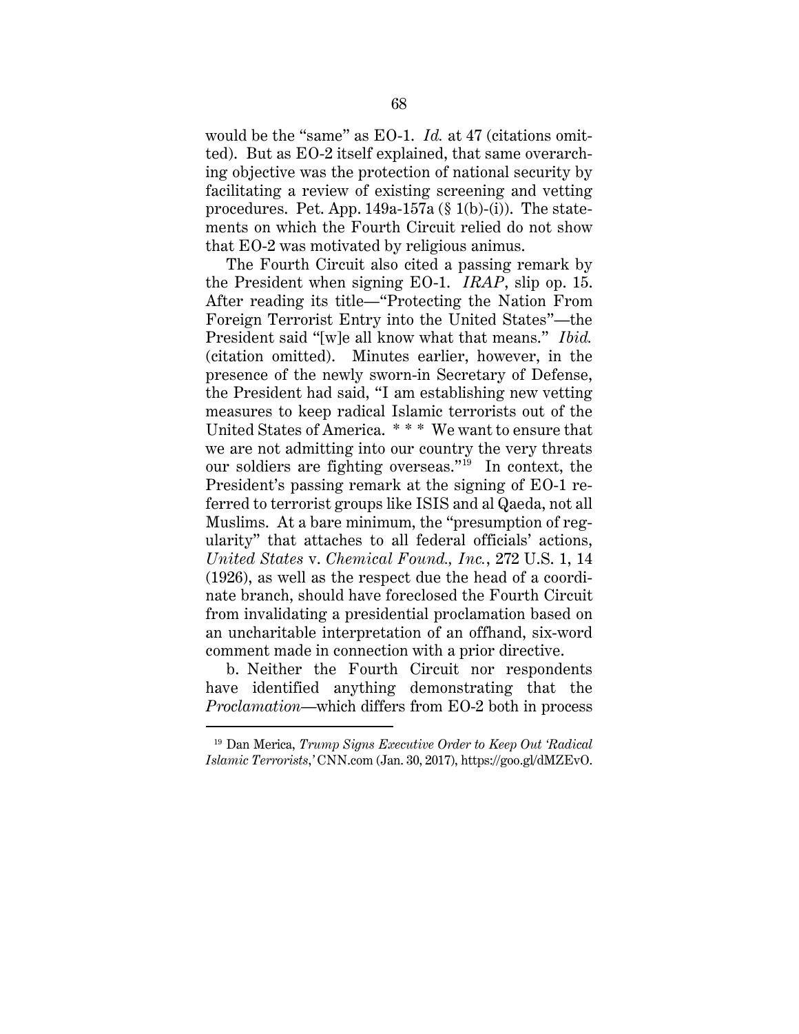would be the "same" as EO-1. *Id.* at 47 (citations omitted). But as EO-2 itself explained, that same overarching objective was the protection of national security by facilitating a review of existing screening and vetting procedures. Pet. App. 149a-157a (§ 1(b)-(i)). The statements on which the Fourth Circuit relied do not show that EO-2 was motivated by religious animus.

The Fourth Circuit also cited a passing remark by the President when signing EO-1. *IRAP*, slip op. 15. After reading its title—"Protecting the Nation From Foreign Terrorist Entry into the United States"—the President said "[w]e all know what that means." *Ibid.* (citation omitted). Minutes earlier, however, in the presence of the newly sworn-in Secretary of Defense, the President had said, "I am establishing new vetting measures to keep radical Islamic terrorists out of the United States of America. * * * We want to ensure that we are not admitting into our country the very threats our soldiers are fighting overseas."[19] In context, the President's passing remark at the signing of EO-1 referred to terrorist groups like ISIS and al Qaeda, not all Muslims. At a bare minimum, the "presumption of regularity" that attaches to all federal officials' actions, *United States* v. *Chemical Found., Inc.*, 272 U.S. 1, 14 (1926), as well as the respect due the head of a coordinate branch, should have foreclosed the Fourth Circuit from invalidating a presidential proclamation based on an uncharitable interpretation of an offhand, six-word comment made in connection with a prior directive.

b. Neither the Fourth Circuit nor respondents have identified anything demonstrating that the *Proclamation*—which differs from EO-2 both in process

[19] Dan Merica, *Trump Signs Executive Order to Keep Out 'Radical Islamic Terrorists,'* CNN.com (Jan. 30, 2017), https://goo.gl/dMZEvO.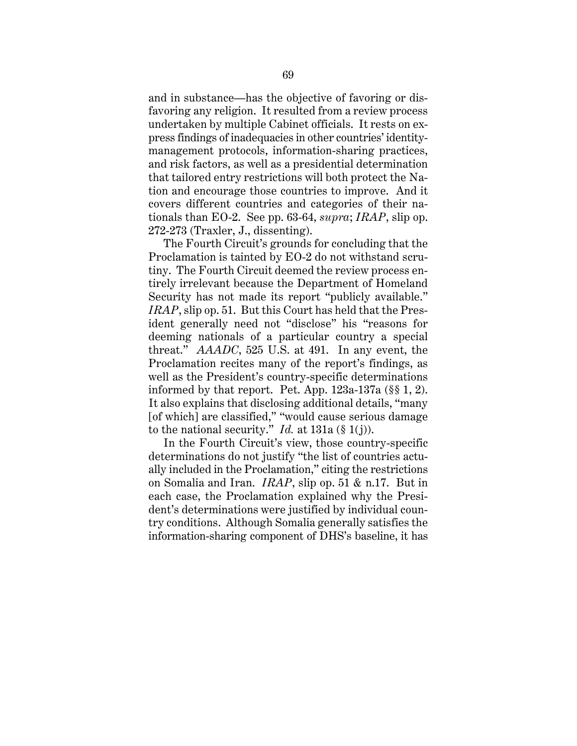and in substance—has the objective of favoring or disfavoring any religion. It resulted from a review process undertaken by multiple Cabinet officials. It rests on express findings of inadequacies in other countries' identity-management protocols, information-sharing practices, and risk factors, as well as a presidential determination that tailored entry restrictions will both protect the Nation and encourage those countries to improve. And it covers different countries and categories of their nationals than EO-2. See pp. 63-64, *supra*; *IRAP*, slip op. 272-273 (Traxler, J., dissenting).

The Fourth Circuit's grounds for concluding that the Proclamation is tainted by EO-2 do not withstand scrutiny. The Fourth Circuit deemed the review process entirely irrelevant because the Department of Homeland Security has not made its report "publicly available." *IRAP*, slip op. 51. But this Court has held that the President generally need not "disclose" his "reasons for deeming nationals of a particular country a special threat." *AAADC*, 525 U.S. at 491. In any event, the Proclamation recites many of the report's findings, as well as the President's country-specific determinations informed by that report. Pet. App. 123a-137a (§§ 1, 2). It also explains that disclosing additional details, "many [of which] are classified," "would cause serious damage to the national security." *Id.* at 131a (§ 1(j)).

In the Fourth Circuit's view, those country-specific determinations do not justify "the list of countries actually included in the Proclamation," citing the restrictions on Somalia and Iran. *IRAP*, slip op. 51 & n.17. But in each case, the Proclamation explained why the President's determinations were justified by individual country conditions. Although Somalia generally satisfies the information-sharing component of DHS's baseline, it has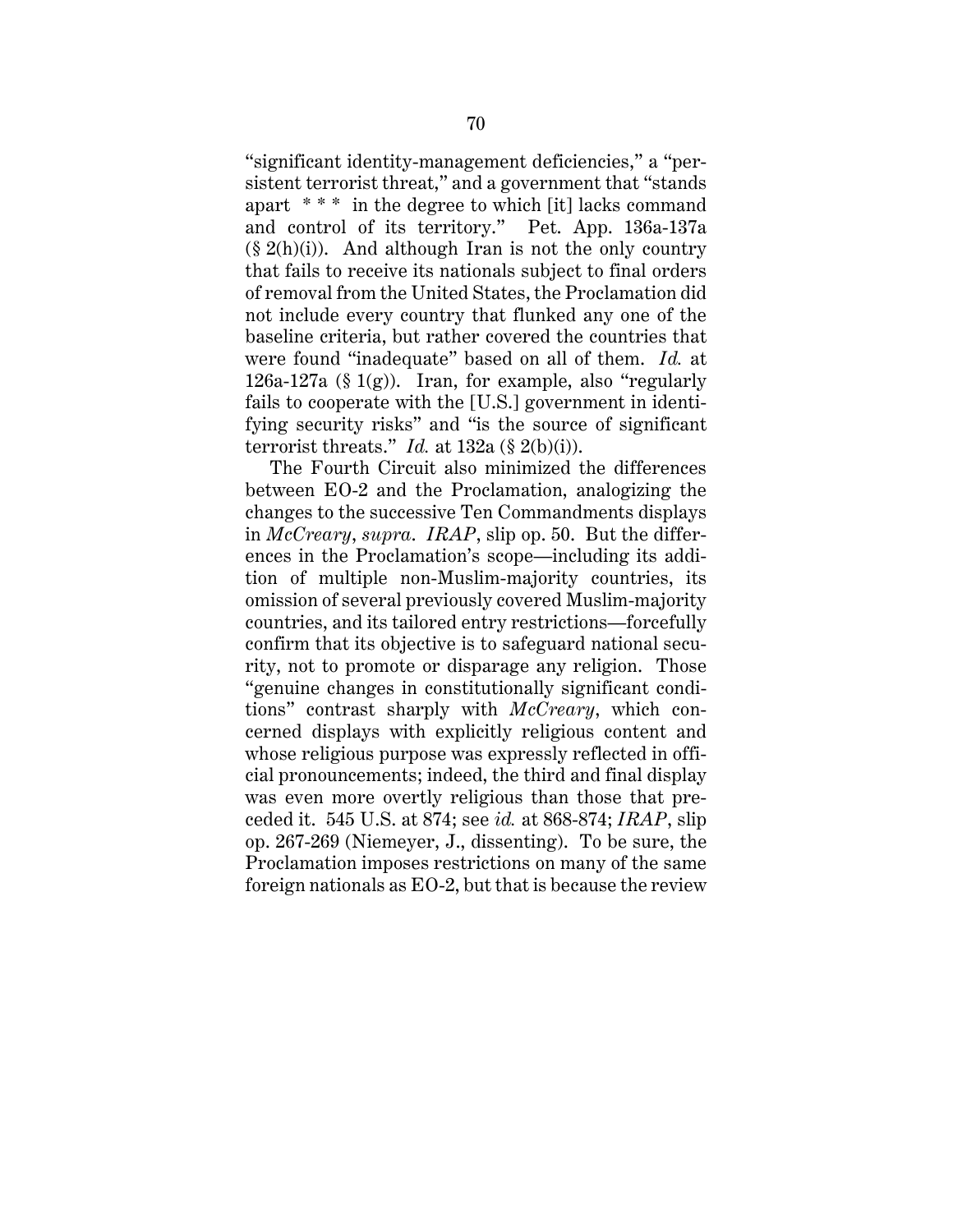"significant identity-management deficiencies," a "persistent terrorist threat," and a government that "stands apart * * * in the degree to which [it] lacks command and control of its territory." Pet. App. 136a-137a (§ 2(h)(i)). And although Iran is not the only country that fails to receive its nationals subject to final orders of removal from the United States, the Proclamation did not include every country that flunked any one of the baseline criteria, but rather covered the countries that were found "inadequate" based on all of them. *Id.* at 126a-127a (§ 1(g)). Iran, for example, also "regularly fails to cooperate with the [U.S.] government in identifying security risks" and "is the source of significant terrorist threats." *Id.* at 132a (§ 2(b)(i)).

The Fourth Circuit also minimized the differences between EO-2 and the Proclamation, analogizing the changes to the successive Ten Commandments displays in *McCreary*, *supra*. *IRAP*, slip op. 50. But the differences in the Proclamation's scope—including its addition of multiple non-Muslim-majority countries, its omission of several previously covered Muslim-majority countries, and its tailored entry restrictions—forcefully confirm that its objective is to safeguard national security, not to promote or disparage any religion. Those "genuine changes in constitutionally significant conditions" contrast sharply with *McCreary*, which concerned displays with explicitly religious content and whose religious purpose was expressly reflected in official pronouncements; indeed, the third and final display was even more overtly religious than those that preceded it. 545 U.S. at 874; see *id.* at 868-874; *IRAP*, slip op. 267-269 (Niemeyer, J., dissenting). To be sure, the Proclamation imposes restrictions on many of the same foreign nationals as EO-2, but that is because the review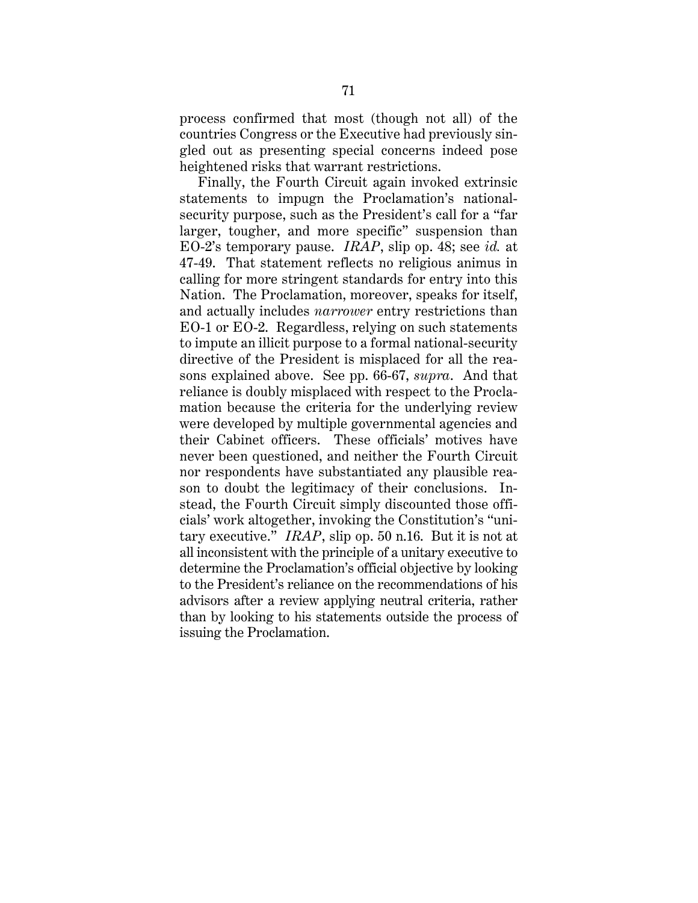process confirmed that most (though not all) of the countries Congress or the Executive had previously singled out as presenting special concerns indeed pose heightened risks that warrant restrictions.

Finally, the Fourth Circuit again invoked extrinsic statements to impugn the Proclamation's national-security purpose, such as the President's call for a "far larger, tougher, and more specific" suspension than EO-2's temporary pause. *IRAP*, slip op. 48; see *id.* at 47-49. That statement reflects no religious animus in calling for more stringent standards for entry into this Nation. The Proclamation, moreover, speaks for itself, and actually includes *narrower* entry restrictions than EO-1 or EO-2. Regardless, relying on such statements to impute an illicit purpose to a formal national-security directive of the President is misplaced for all the reasons explained above. See pp. 66-67, *supra*. And that reliance is doubly misplaced with respect to the Proclamation because the criteria for the underlying review were developed by multiple governmental agencies and their Cabinet officers. These officials' motives have never been questioned, and neither the Fourth Circuit nor respondents have substantiated any plausible reason to doubt the legitimacy of their conclusions. Instead, the Fourth Circuit simply discounted those officials' work altogether, invoking the Constitution's "unitary executive." *IRAP*, slip op. 50 n.16. But it is not at all inconsistent with the principle of a unitary executive to determine the Proclamation's official objective by looking to the President's reliance on the recommendations of his advisors after a review applying neutral criteria, rather than by looking to his statements outside the process of issuing the Proclamation.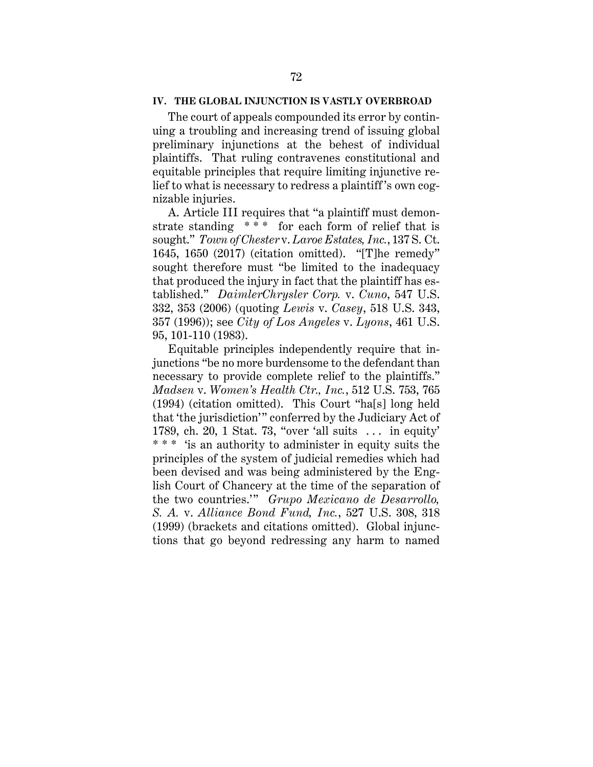## IV. THE GLOBAL INJUNCTION IS VASTLY OVERBROAD

The court of appeals compounded its error by continuing a troubling and increasing trend of issuing global preliminary injunctions at the behest of individual plaintiffs. That ruling contravenes constitutional and equitable principles that require limiting injunctive relief to what is necessary to redress a plaintiff's own cognizable injuries.

A. Article III requires that "a plaintiff must demonstrate standing * * * for each form of relief that is sought." *Town of Chester* v. *Laroe Estates, Inc.*, 137 S. Ct. 1645, 1650 (2017) (citation omitted). "[T]he remedy" sought therefore must "be limited to the inadequacy that produced the injury in fact that the plaintiff has established." *DaimlerChrysler Corp.* v. *Cuno*, 547 U.S. 332, 353 (2006) (quoting *Lewis* v. *Casey*, 518 U.S. 343, 357 (1996)); see *City of Los Angeles* v. *Lyons*, 461 U.S. 95, 101-110 (1983).

Equitable principles independently require that injunctions "be no more burdensome to the defendant than necessary to provide complete relief to the plaintiffs." *Madsen* v. *Women's Health Ctr., Inc.*, 512 U.S. 753, 765 (1994) (citation omitted). This Court "ha[s] long held that 'the jurisdiction'" conferred by the Judiciary Act of 1789, ch. 20, 1 Stat. 73, "over 'all suits . . . in equity' * * * 'is an authority to administer in equity suits the principles of the system of judicial remedies which had been devised and was being administered by the English Court of Chancery at the time of the separation of the two countries.'" *Grupo Mexicano de Desarrollo, S. A.* v. *Alliance Bond Fund, Inc.*, 527 U.S. 308, 318 (1999) (brackets and citations omitted). Global injunctions that go beyond redressing any harm to named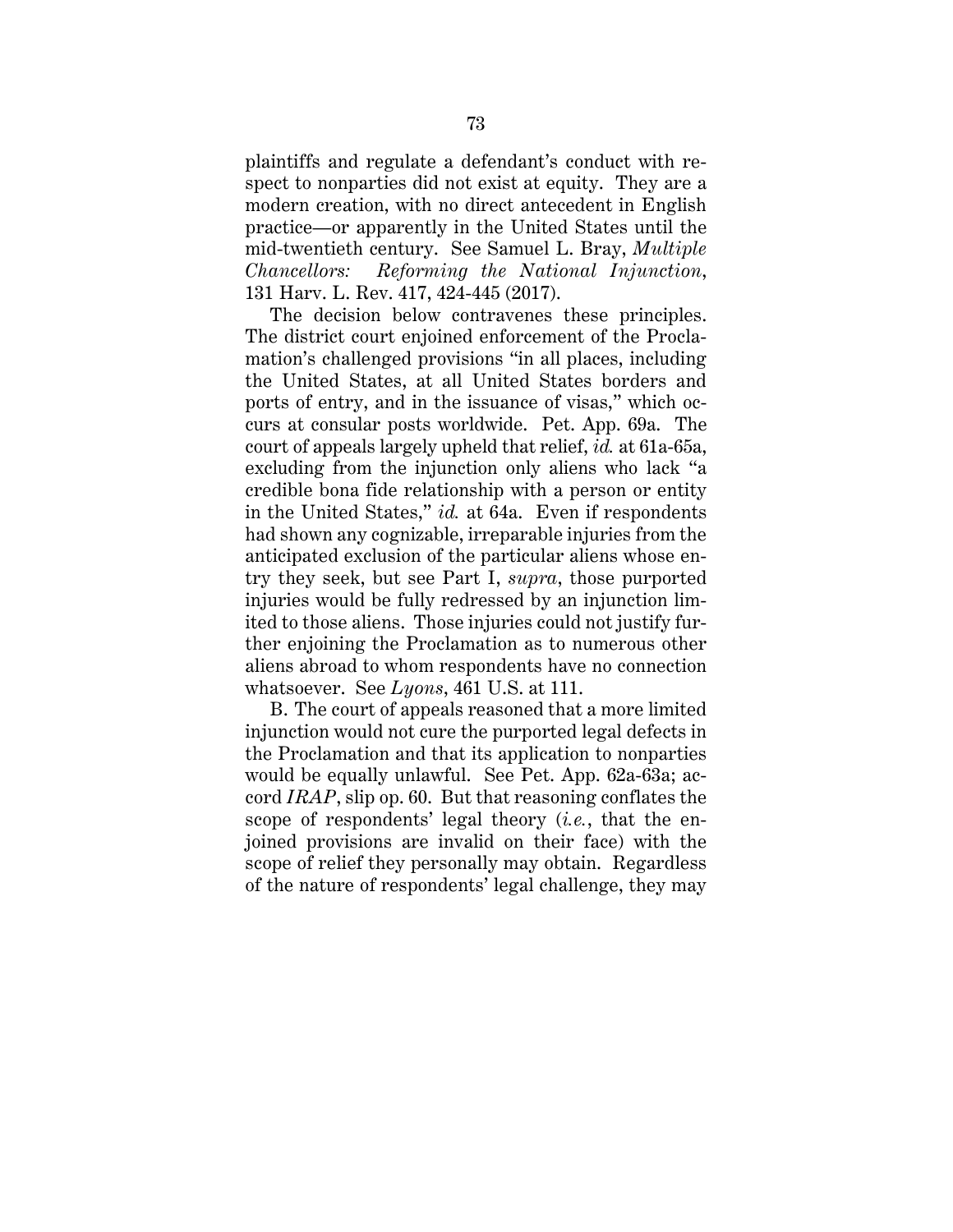plaintiffs and regulate a defendant's conduct with respect to nonparties did not exist at equity. They are a modern creation, with no direct antecedent in English practice—or apparently in the United States until the mid-twentieth century. See Samuel L. Bray, *Multiple Chancellors: Reforming the National Injunction*, 131 Harv. L. Rev. 417, 424-445 (2017).

The decision below contravenes these principles. The district court enjoined enforcement of the Proclamation's challenged provisions "in all places, including the United States, at all United States borders and ports of entry, and in the issuance of visas," which occurs at consular posts worldwide. Pet. App. 69a. The court of appeals largely upheld that relief, *id.* at 61a-65a, excluding from the injunction only aliens who lack "a credible bona fide relationship with a person or entity in the United States," *id.* at 64a. Even if respondents had shown any cognizable, irreparable injuries from the anticipated exclusion of the particular aliens whose entry they seek, but see Part I, *supra*, those purported injuries would be fully redressed by an injunction limited to those aliens. Those injuries could not justify further enjoining the Proclamation as to numerous other aliens abroad to whom respondents have no connection whatsoever. See *Lyons*, 461 U.S. at 111.

B. The court of appeals reasoned that a more limited injunction would not cure the purported legal defects in the Proclamation and that its application to nonparties would be equally unlawful. See Pet. App. 62a-63a; accord *IRAP*, slip op. 60. But that reasoning conflates the scope of respondents' legal theory (*i.e.*, that the enjoined provisions are invalid on their face) with the scope of relief they personally may obtain. Regardless of the nature of respondents' legal challenge, they may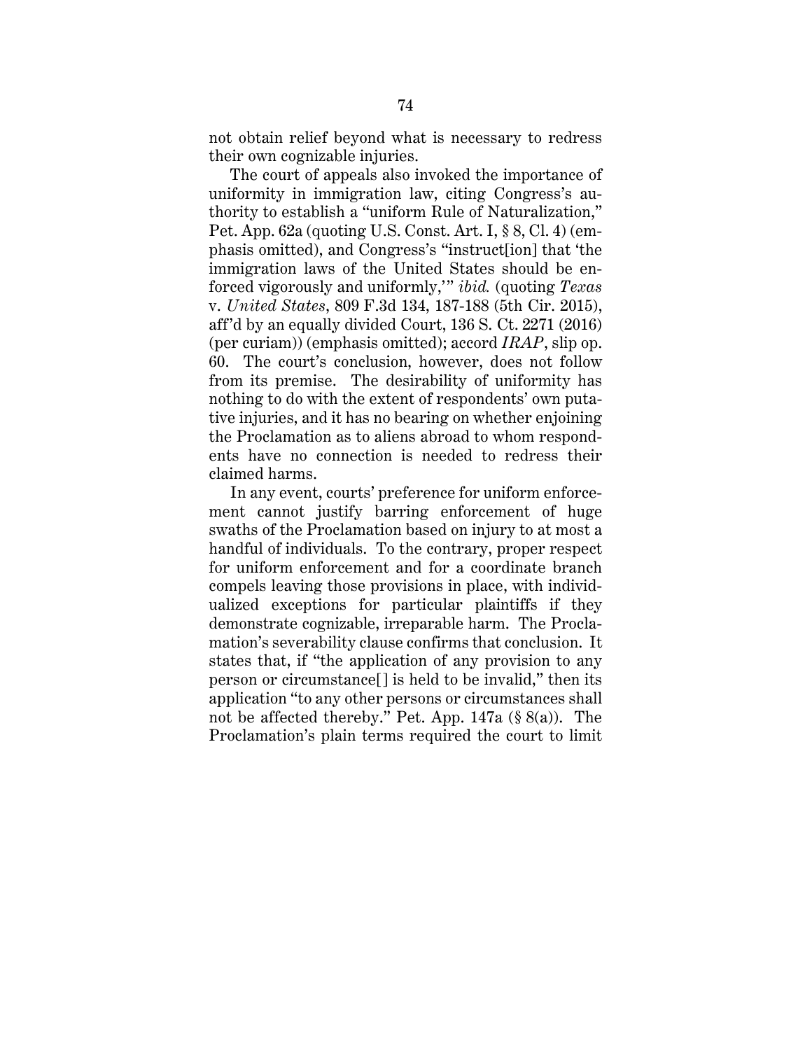not obtain relief beyond what is necessary to redress their own cognizable injuries.

The court of appeals also invoked the importance of uniformity in immigration law, citing Congress's authority to establish a "uniform Rule of Naturalization," Pet. App. 62a (quoting U.S. Const. Art. I, § 8, Cl. 4) (emphasis omitted), and Congress's "instruct[ion] that 'the immigration laws of the United States should be enforced vigorously and uniformly,'" *ibid.* (quoting *Texas* v. *United States*, 809 F.3d 134, 187-188 (5th Cir. 2015), aff'd by an equally divided Court, 136 S. Ct. 2271 (2016) (per curiam)) (emphasis omitted); accord *IRAP*, slip op. 60. The court's conclusion, however, does not follow from its premise. The desirability of uniformity has nothing to do with the extent of respondents' own putative injuries, and it has no bearing on whether enjoining the Proclamation as to aliens abroad to whom respondents have no connection is needed to redress their claimed harms.

In any event, courts' preference for uniform enforcement cannot justify barring enforcement of huge swaths of the Proclamation based on injury to at most a handful of individuals. To the contrary, proper respect for uniform enforcement and for a coordinate branch compels leaving those provisions in place, with individualized exceptions for particular plaintiffs if they demonstrate cognizable, irreparable harm. The Proclamation's severability clause confirms that conclusion. It states that, if "the application of any provision to any person or circumstance[] is held to be invalid," then its application "to any other persons or circumstances shall not be affected thereby." Pet. App. 147a (§ 8(a)). The Proclamation's plain terms required the court to limit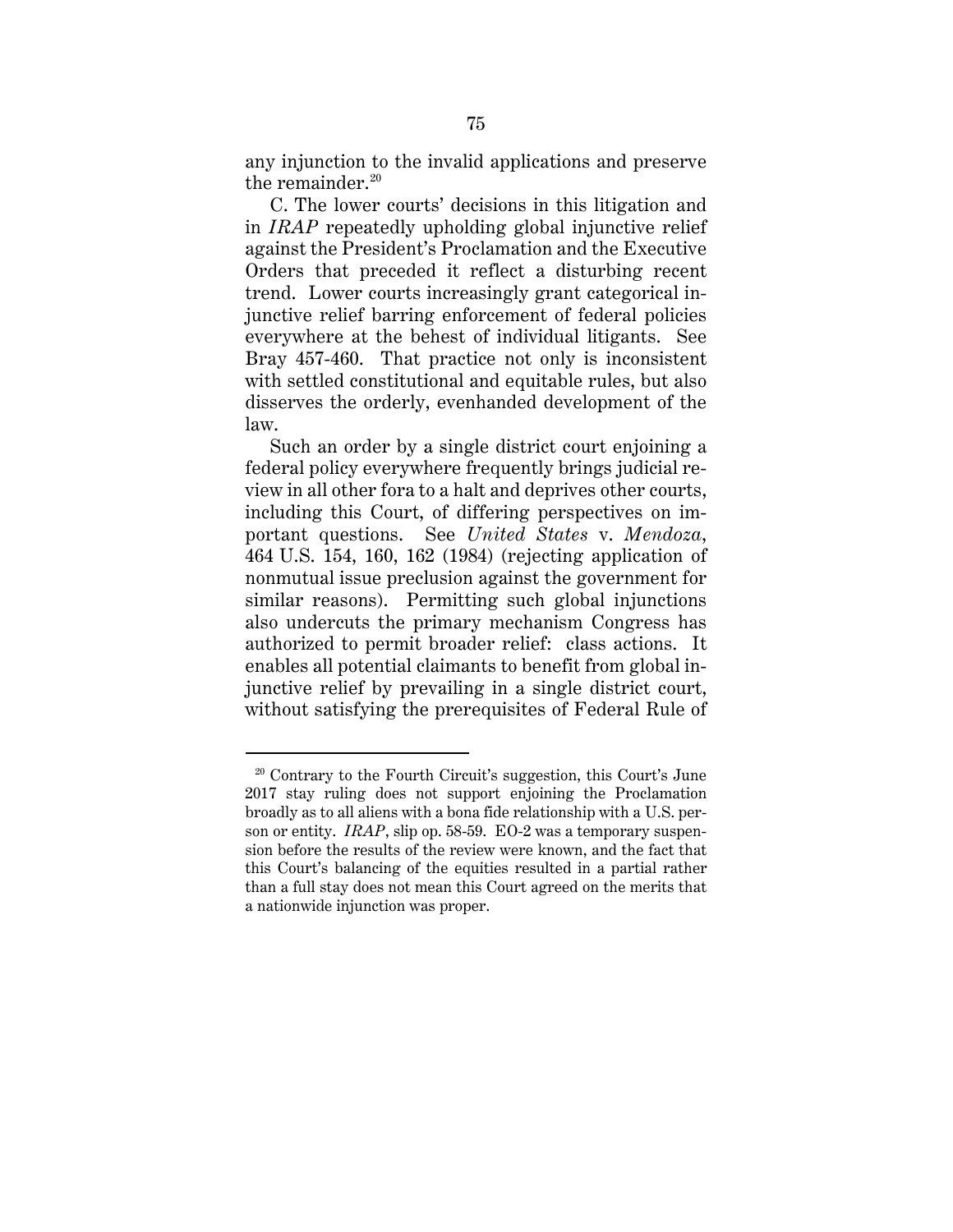any injunction to the invalid applications and preserve the remainder.[20]

C. The lower courts' decisions in this litigation and in *IRAP* repeatedly upholding global injunctive relief against the President's Proclamation and the Executive Orders that preceded it reflect a disturbing recent trend. Lower courts increasingly grant categorical injunctive relief barring enforcement of federal policies everywhere at the behest of individual litigants. See Bray 457-460. That practice not only is inconsistent with settled constitutional and equitable rules, but also disserves the orderly, evenhanded development of the law.

Such an order by a single district court enjoining a federal policy everywhere frequently brings judicial review in all other fora to a halt and deprives other courts, including this Court, of differing perspectives on important questions. See *United States* v. *Mendoza*, 464 U.S. 154, 160, 162 (1984) (rejecting application of nonmutual issue preclusion against the government for similar reasons). Permitting such global injunctions also undercuts the primary mechanism Congress has authorized to permit broader relief: class actions. It enables all potential claimants to benefit from global injunctive relief by prevailing in a single district court, without satisfying the prerequisites of Federal Rule of

---

[20] Contrary to the Fourth Circuit's suggestion, this Court's June 2017 stay ruling does not support enjoining the Proclamation broadly as to all aliens with a bona fide relationship with a U.S. person or entity. *IRAP*, slip op. 58-59. EO-2 was a temporary suspension before the results of the review were known, and the fact that this Court's balancing of the equities resulted in a partial rather than a full stay does not mean this Court agreed on the merits that a nationwide injunction was proper.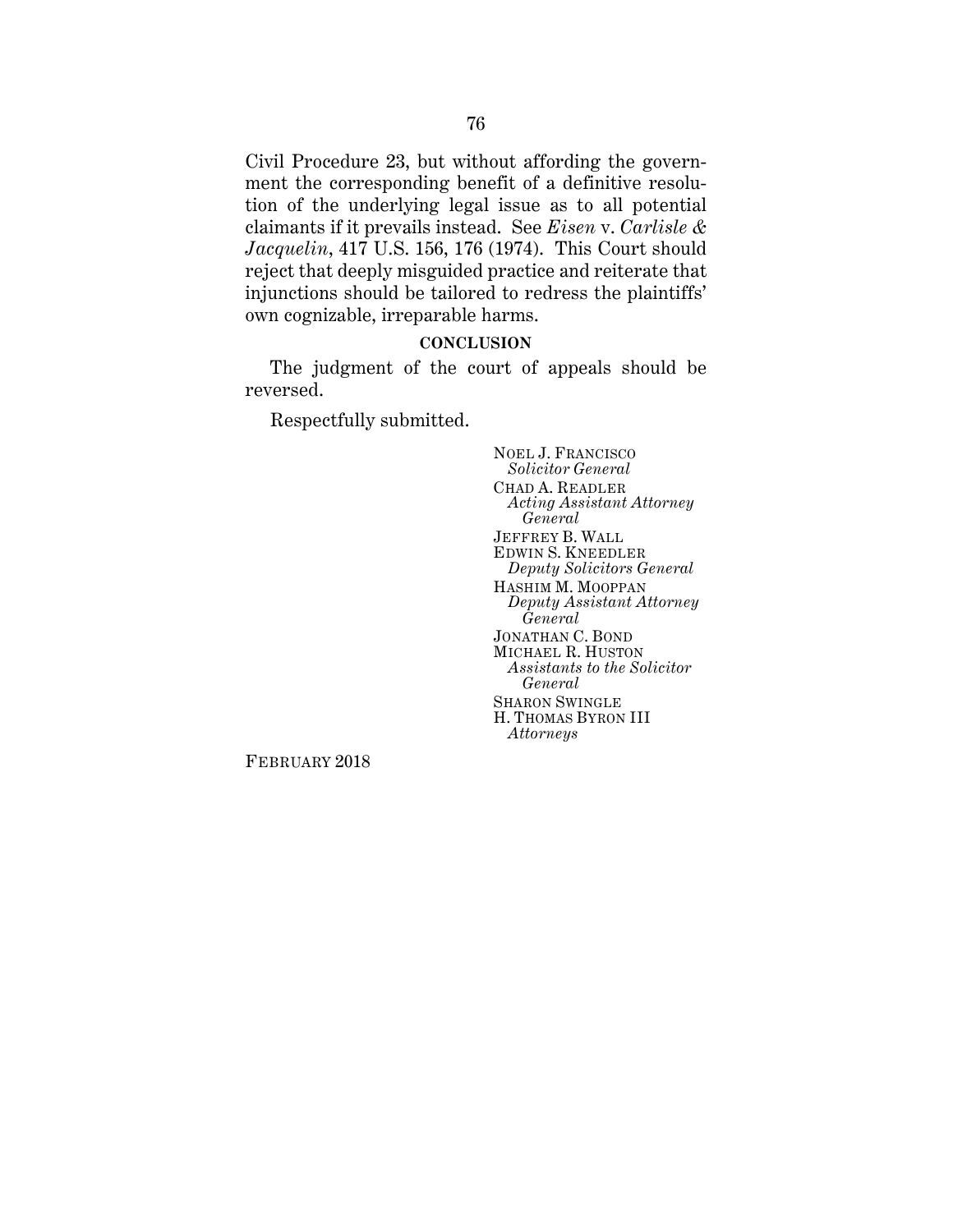Civil Procedure 23, but without affording the government the corresponding benefit of a definitive resolution of the underlying legal issue as to all potential claimants if it prevails instead. See *Eisen* v. *Carlisle & Jacquelin*, 417 U.S. 156, 176 (1974). This Court should reject that deeply misguided practice and reiterate that injunctions should be tailored to redress the plaintiffs' own cognizable, irreparable harms.

## CONCLUSION

The judgment of the court of appeals should be reversed.

Respectfully submitted.

NOEL J. FRANCISCO  
*Solicitor General*  
CHAD A. READLER  
*Acting Assistant Attorney General*  
JEFFREY B. WALL  
EDWIN S. KNEEDLER  
*Deputy Solicitors General*  
HASHIM M. MOOPPAN  
*Deputy Assistant Attorney General*  
JONATHAN C. BOND  
MICHAEL R. HUSTON  
*Assistants to the Solicitor General*  
SHARON SWINGLE  
H. THOMAS BYRON III  
*Attorneys*

FEBRUARY 2018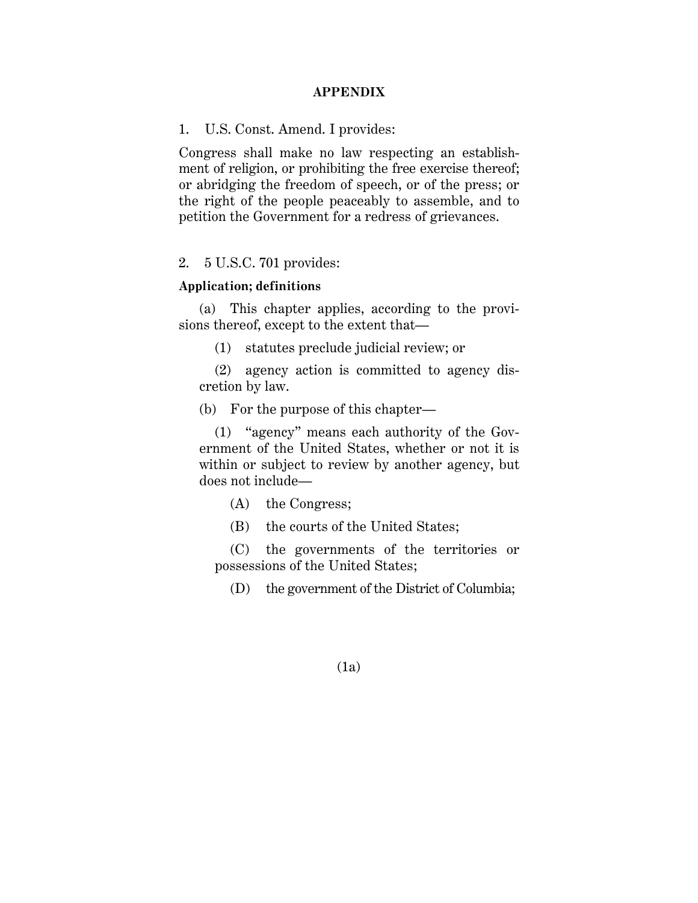## APPENDIX

1. U.S. Const. Amend. I provides:

Congress shall make no law respecting an establishment of religion, or prohibiting the free exercise thereof; or abridging the freedom of speech, or of the press; or the right of the people peaceably to assemble, and to petition the Government for a redress of grievances.

2. 5 U.S.C. 701 provides:

**Application; definitions**

(a) This chapter applies, according to the provisions thereof, except to the extent that—

(1) statutes preclude judicial review; or

(2) agency action is committed to agency discretion by law.

(b) For the purpose of this chapter—

(1) "agency" means each authority of the Government of the United States, whether or not it is within or subject to review by another agency, but does not include—

(A) the Congress;

(B) the courts of the United States;

(C) the governments of the territories or possessions of the United States;

(D) the government of the District of Columbia;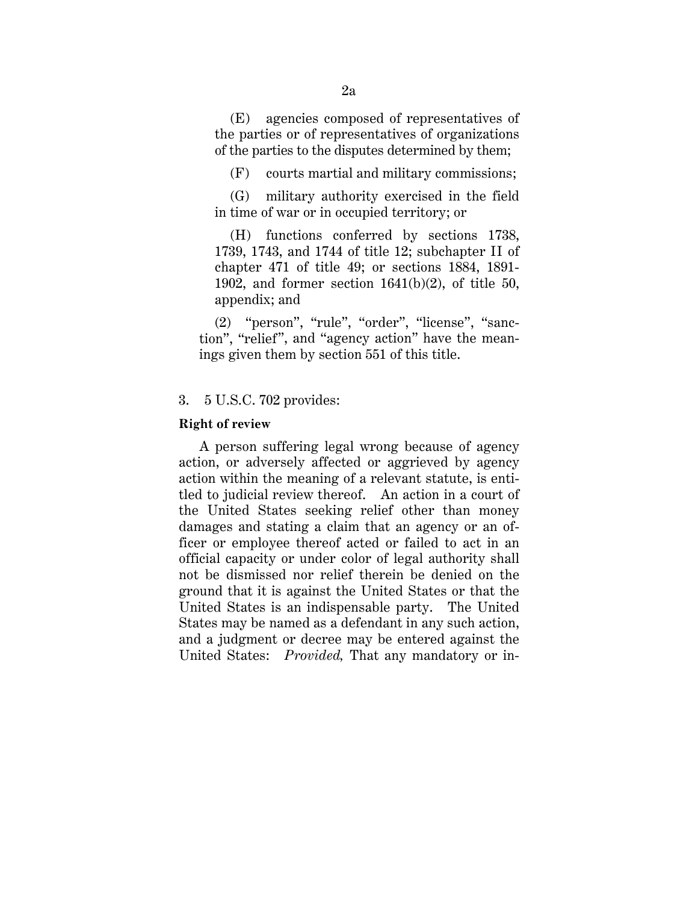(E) agencies composed of representatives of the parties or of representatives of organizations of the parties to the disputes determined by them;

(F) courts martial and military commissions;

(G) military authority exercised in the field in time of war or in occupied territory; or

(H) functions conferred by sections 1738, 1739, 1743, and 1744 of title 12; subchapter II of chapter 471 of title 49; or sections 1884, 1891-1902, and former section 1641(b)(2), of title 50, appendix; and

(2) "person", "rule", "order", "license", "sanction", "relief", and "agency action" have the meanings given them by section 551 of this title.

3. 5 U.S.C. 702 provides:

**Right of review**

A person suffering legal wrong because of agency action, or adversely affected or aggrieved by agency action within the meaning of a relevant statute, is entitled to judicial review thereof. An action in a court of the United States seeking relief other than money damages and stating a claim that an agency or an officer or employee thereof acted or failed to act in an official capacity or under color of legal authority shall not be dismissed nor relief therein be denied on the ground that it is against the United States or that the United States is an indispensable party. The United States may be named as a defendant in any such action, and a judgment or decree may be entered against the United States: *Provided,* That any mandatory or in-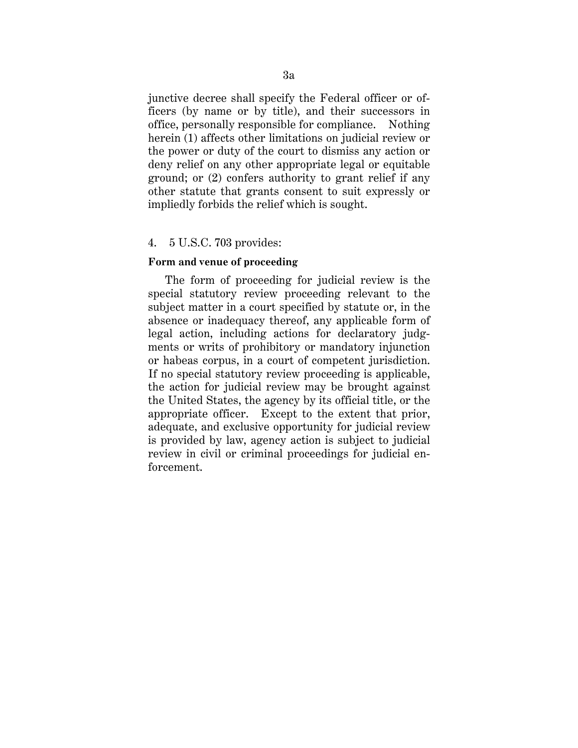junctive decree shall specify the Federal officer or officers (by name or by title), and their successors in office, personally responsible for compliance. Nothing herein (1) affects other limitations on judicial review or the power or duty of the court to dismiss any action or deny relief on any other appropriate legal or equitable ground; or (2) confers authority to grant relief if any other statute that grants consent to suit expressly or impliedly forbids the relief which is sought.

4. 5 U.S.C. 703 provides:

**Form and venue of proceeding**

The form of proceeding for judicial review is the special statutory review proceeding relevant to the subject matter in a court specified by statute or, in the absence or inadequacy thereof, any applicable form of legal action, including actions for declaratory judgments or writs of prohibitory or mandatory injunction or habeas corpus, in a court of competent jurisdiction. If no special statutory review proceeding is applicable, the action for judicial review may be brought against the United States, the agency by its official title, or the appropriate officer. Except to the extent that prior, adequate, and exclusive opportunity for judicial review is provided by law, agency action is subject to judicial review in civil or criminal proceedings for judicial enforcement.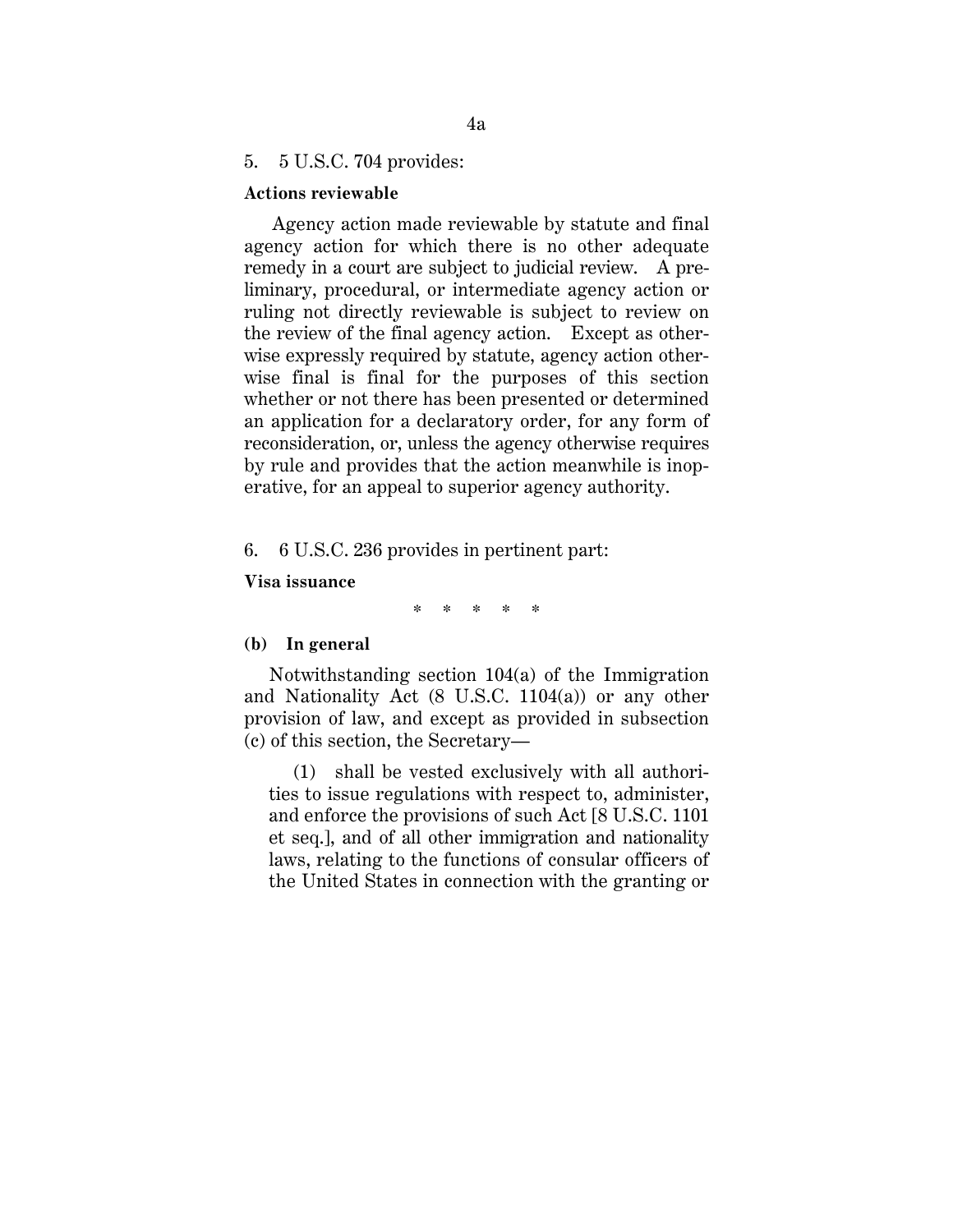5. 5 U.S.C. 704 provides:

**Actions reviewable**

Agency action made reviewable by statute and final agency action for which there is no other adequate remedy in a court are subject to judicial review. A preliminary, procedural, or intermediate agency action or ruling not directly reviewable is subject to review on the review of the final agency action. Except as otherwise expressly required by statute, agency action otherwise final is final for the purposes of this section whether or not there has been presented or determined an application for a declaratory order, for any form of reconsideration, or, unless the agency otherwise requires by rule and provides that the action meanwhile is inoperative, for an appeal to superior agency authority.

6. 6 U.S.C. 236 provides in pertinent part:

**Visa issuance**

\* \* \* \* \*

**(b) In general**

Notwithstanding section 104(a) of the Immigration and Nationality Act (8 U.S.C. 1104(a)) or any other provision of law, and except as provided in subsection (c) of this section, the Secretary—

(1) shall be vested exclusively with all authorities to issue regulations with respect to, administer, and enforce the provisions of such Act [8 U.S.C. 1101 et seq.], and of all other immigration and nationality laws, relating to the functions of consular officers of the United States in connection with the granting or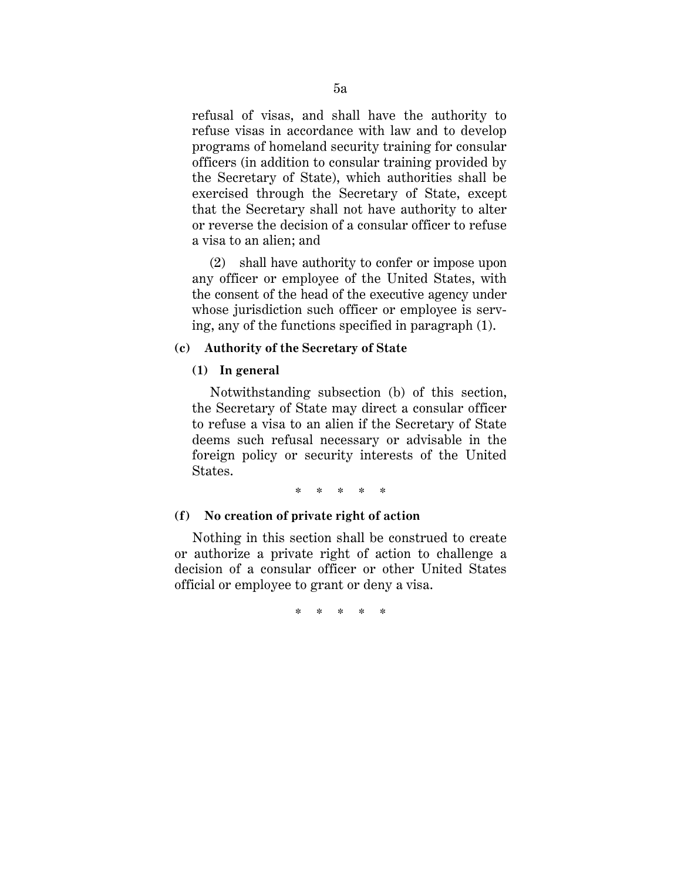refusal of visas, and shall have the authority to refuse visas in accordance with law and to develop programs of homeland security training for consular officers (in addition to consular training provided by the Secretary of State), which authorities shall be exercised through the Secretary of State, except that the Secretary shall not have authority to alter or reverse the decision of a consular officer to refuse a visa to an alien; and

(2) shall have authority to confer or impose upon any officer or employee of the United States, with the consent of the head of the executive agency under whose jurisdiction such officer or employee is serving, any of the functions specified in paragraph (1).

**(c) Authority of the Secretary of State**

**(1) In general**

Notwithstanding subsection (b) of this section, the Secretary of State may direct a consular officer to refuse a visa to an alien if the Secretary of State deems such refusal necessary or advisable in the foreign policy or security interests of the United States.

\* \* \* \* \*

**(f) No creation of private right of action**

Nothing in this section shall be construed to create or authorize a private right of action to challenge a decision of a consular officer or other United States official or employee to grant or deny a visa.

\* \* \* \* \*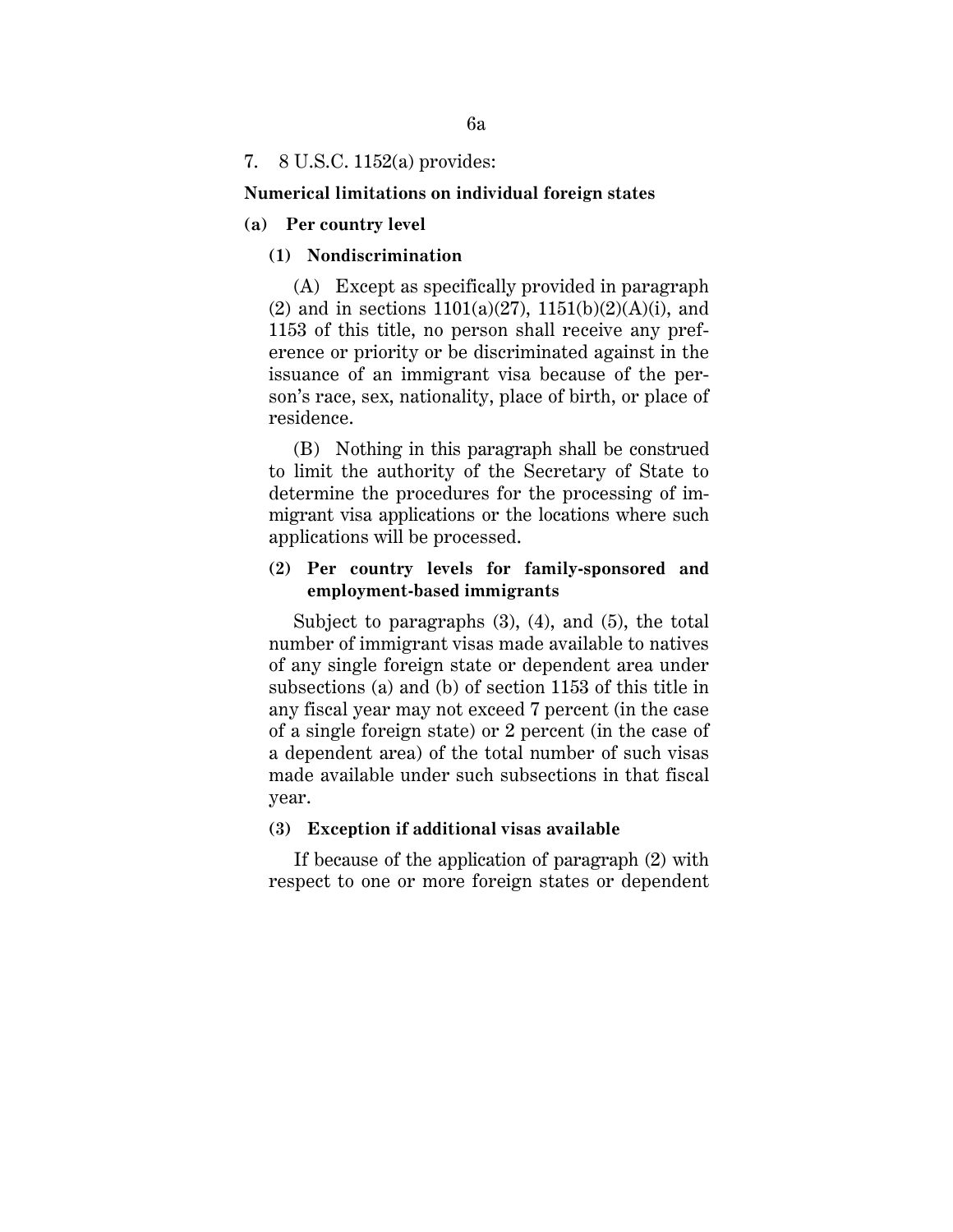7. 8 U.S.C. 1152(a) provides:

**Numerical limitations on individual foreign states**

**(a) Per country level**

**(1) Nondiscrimination**

(A) Except as specifically provided in paragraph (2) and in sections 1101(a)(27), 1151(b)(2)(A)(i), and 1153 of this title, no person shall receive any preference or priority or be discriminated against in the issuance of an immigrant visa because of the person's race, sex, nationality, place of birth, or place of residence.

(B) Nothing in this paragraph shall be construed to limit the authority of the Secretary of State to determine the procedures for the processing of immigrant visa applications or the locations where such applications will be processed.

**(2) Per country levels for family-sponsored and employment-based immigrants**

Subject to paragraphs (3), (4), and (5), the total number of immigrant visas made available to natives of any single foreign state or dependent area under subsections (a) and (b) of section 1153 of this title in any fiscal year may not exceed 7 percent (in the case of a single foreign state) or 2 percent (in the case of a dependent area) of the total number of such visas made available under such subsections in that fiscal year.

**(3) Exception if additional visas available**

If because of the application of paragraph (2) with respect to one or more foreign states or dependent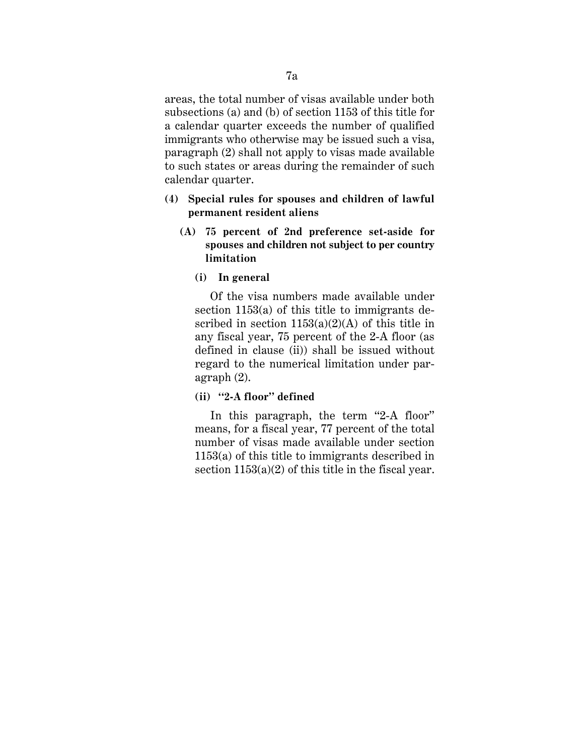areas, the total number of visas available under both subsections (a) and (b) of section 1153 of this title for a calendar quarter exceeds the number of qualified immigrants who otherwise may be issued such a visa, paragraph (2) shall not apply to visas made available to such states or areas during the remainder of such calendar quarter.

**(4) Special rules for spouses and children of lawful permanent resident aliens**

**(A) 75 percent of 2nd preference set-aside for spouses and children not subject to per country limitation**

**(i) In general**

Of the visa numbers made available under section 1153(a) of this title to immigrants described in section 1153(a)(2)(A) of this title in any fiscal year, 75 percent of the 2-A floor (as defined in clause (ii)) shall be issued without regard to the numerical limitation under paragraph (2).

**(ii) "2-A floor" defined**

In this paragraph, the term "2-A floor" means, for a fiscal year, 77 percent of the total number of visas made available under section 1153(a) of this title to immigrants described in section 1153(a)(2) of this title in the fiscal year.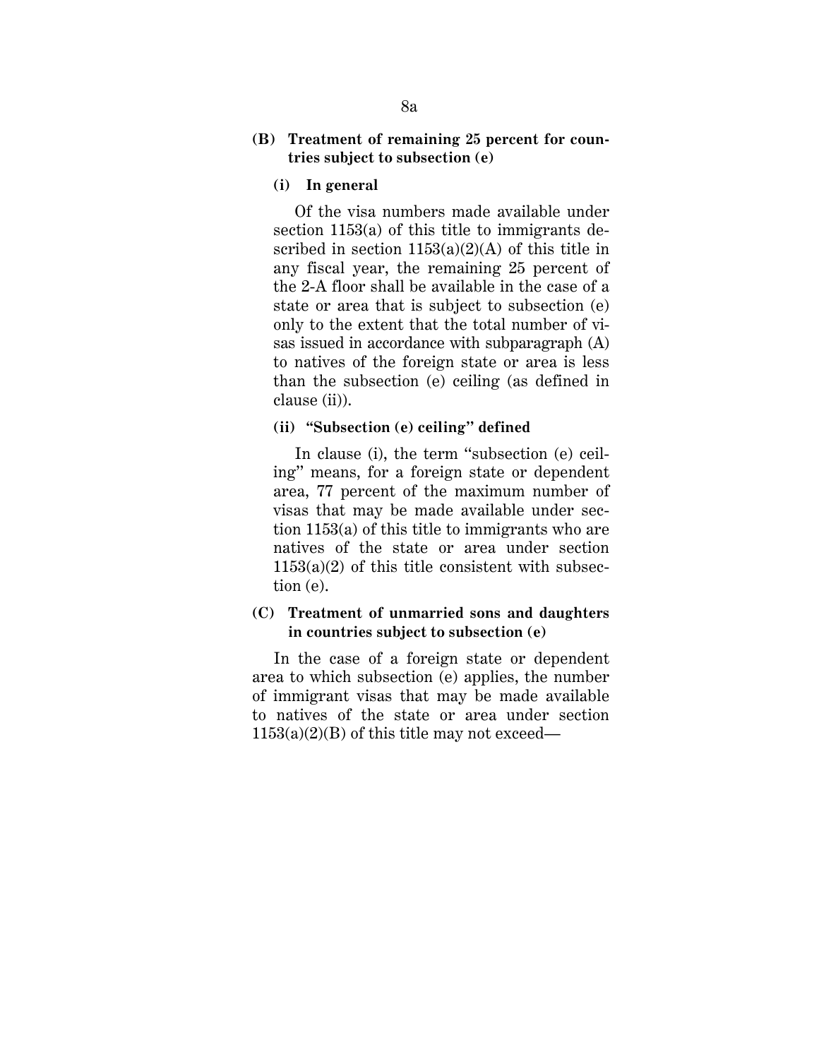**(B) Treatment of remaining 25 percent for countries subject to subsection (e)**

**(i) In general**

Of the visa numbers made available under section 1153(a) of this title to immigrants described in section 1153(a)(2)(A) of this title in any fiscal year, the remaining 25 percent of the 2-A floor shall be available in the case of a state or area that is subject to subsection (e) only to the extent that the total number of visas issued in accordance with subparagraph (A) to natives of the foreign state or area is less than the subsection (e) ceiling (as defined in clause (ii)).

**(ii) "Subsection (e) ceiling" defined**

In clause (i), the term "subsection (e) ceiling" means, for a foreign state or dependent area, 77 percent of the maximum number of visas that may be made available under section 1153(a) of this title to immigrants who are natives of the state or area under section 1153(a)(2) of this title consistent with subsection (e).

**(C) Treatment of unmarried sons and daughters in countries subject to subsection (e)**

In the case of a foreign state or dependent area to which subsection (e) applies, the number of immigrant visas that may be made available to natives of the state or area under section 1153(a)(2)(B) of this title may not exceed—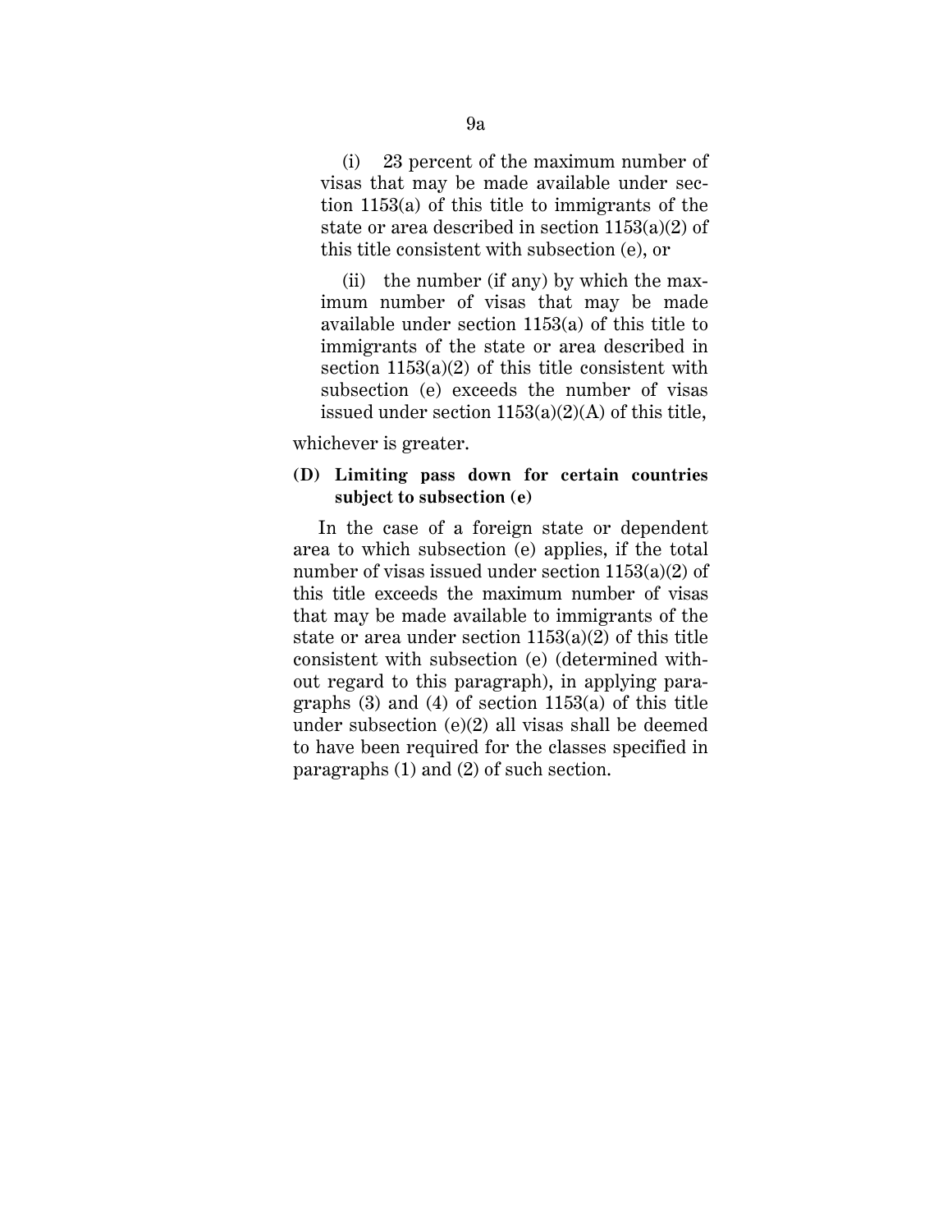(i) 23 percent of the maximum number of visas that may be made available under section 1153(a) of this title to immigrants of the state or area described in section 1153(a)(2) of this title consistent with subsection (e), or

(ii) the number (if any) by which the maximum number of visas that may be made available under section 1153(a) of this title to immigrants of the state or area described in section 1153(a)(2) of this title consistent with subsection (e) exceeds the number of visas issued under section 1153(a)(2)(A) of this title,

whichever is greater.

**(D) Limiting pass down for certain countries subject to subsection (e)**

In the case of a foreign state or dependent area to which subsection (e) applies, if the total number of visas issued under section 1153(a)(2) of this title exceeds the maximum number of visas that may be made available to immigrants of the state or area under section 1153(a)(2) of this title consistent with subsection (e) (determined without regard to this paragraph), in applying paragraphs (3) and (4) of section 1153(a) of this title under subsection (e)(2) all visas shall be deemed to have been required for the classes specified in paragraphs (1) and (2) of such section.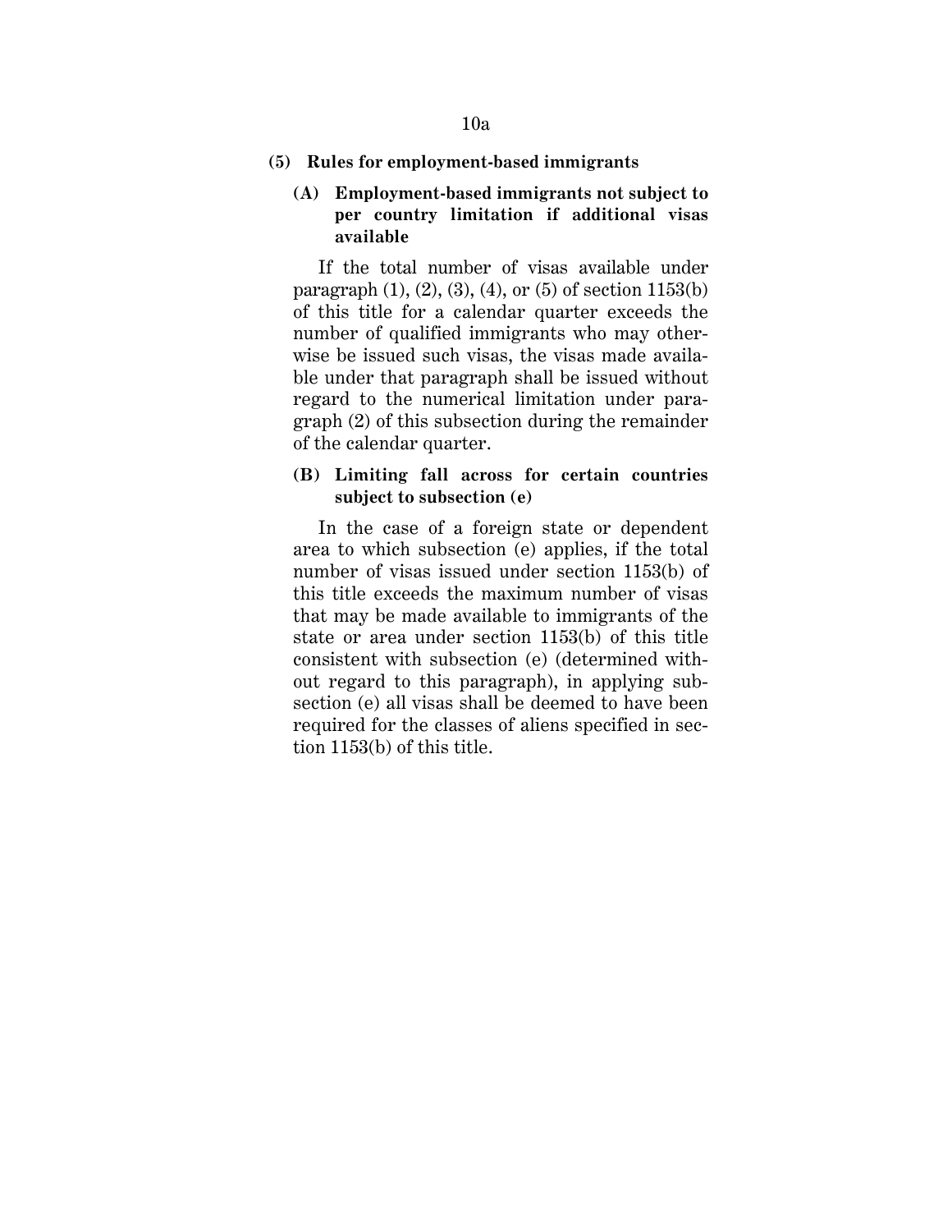**(5) Rules for employment-based immigrants**

**(A) Employment-based immigrants not subject to per country limitation if additional visas available**

If the total number of visas available under paragraph (1), (2), (3), (4), or (5) of section 1153(b) of this title for a calendar quarter exceeds the number of qualified immigrants who may otherwise be issued such visas, the visas made available under that paragraph shall be issued without regard to the numerical limitation under paragraph (2) of this subsection during the remainder of the calendar quarter.

**(B) Limiting fall across for certain countries subject to subsection (e)**

In the case of a foreign state or dependent area to which subsection (e) applies, if the total number of visas issued under section 1153(b) of this title exceeds the maximum number of visas that may be made available to immigrants of the state or area under section 1153(b) of this title consistent with subsection (e) (determined without regard to this paragraph), in applying subsection (e) all visas shall be deemed to have been required for the classes of aliens specified in section 1153(b) of this title.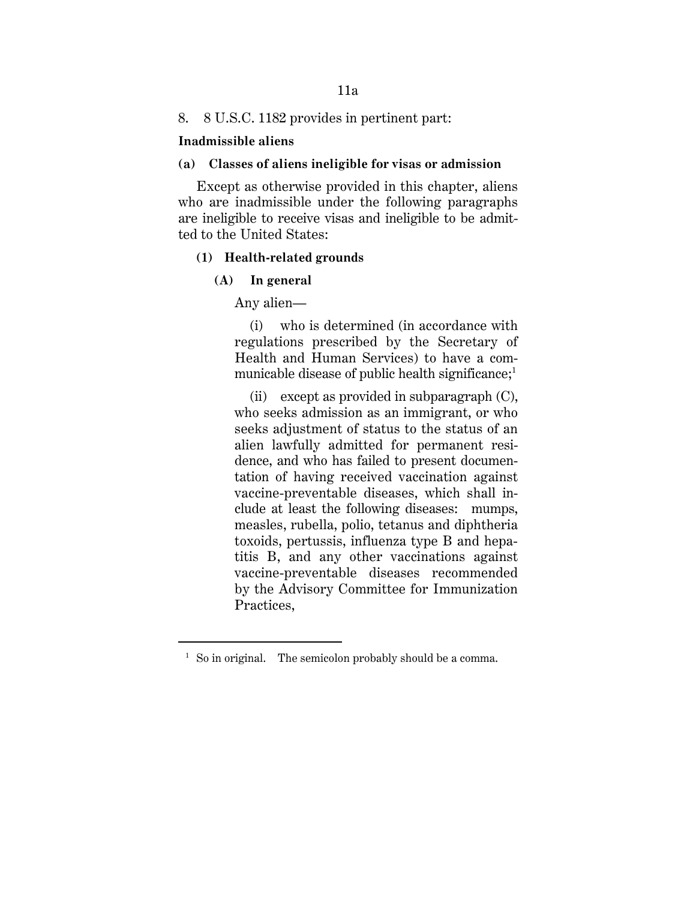8. 8 U.S.C. 1182 provides in pertinent part:

**Inadmissible aliens**

**(a) Classes of aliens ineligible for visas or admission**

Except as otherwise provided in this chapter, aliens who are inadmissible under the following paragraphs are ineligible to receive visas and ineligible to be admitted to the United States:

**(1) Health-related grounds**

**(A) In general**

Any alien—

(i) who is determined (in accordance with regulations prescribed by the Secretary of Health and Human Services) to have a communicable disease of public health significance;[1]

(ii) except as provided in subparagraph (C), who seeks admission as an immigrant, or who seeks adjustment of status to the status of an alien lawfully admitted for permanent residence, and who has failed to present documentation of having received vaccination against vaccine-preventable diseases, which shall include at least the following diseases: mumps, measles, rubella, polio, tetanus and diphtheria toxoids, pertussis, influenza type B and hepatitis B, and any other vaccinations against vaccine-preventable diseases recommended by the Advisory Committee for Immunization Practices,

---

[1] So in original. The semicolon probably should be a comma.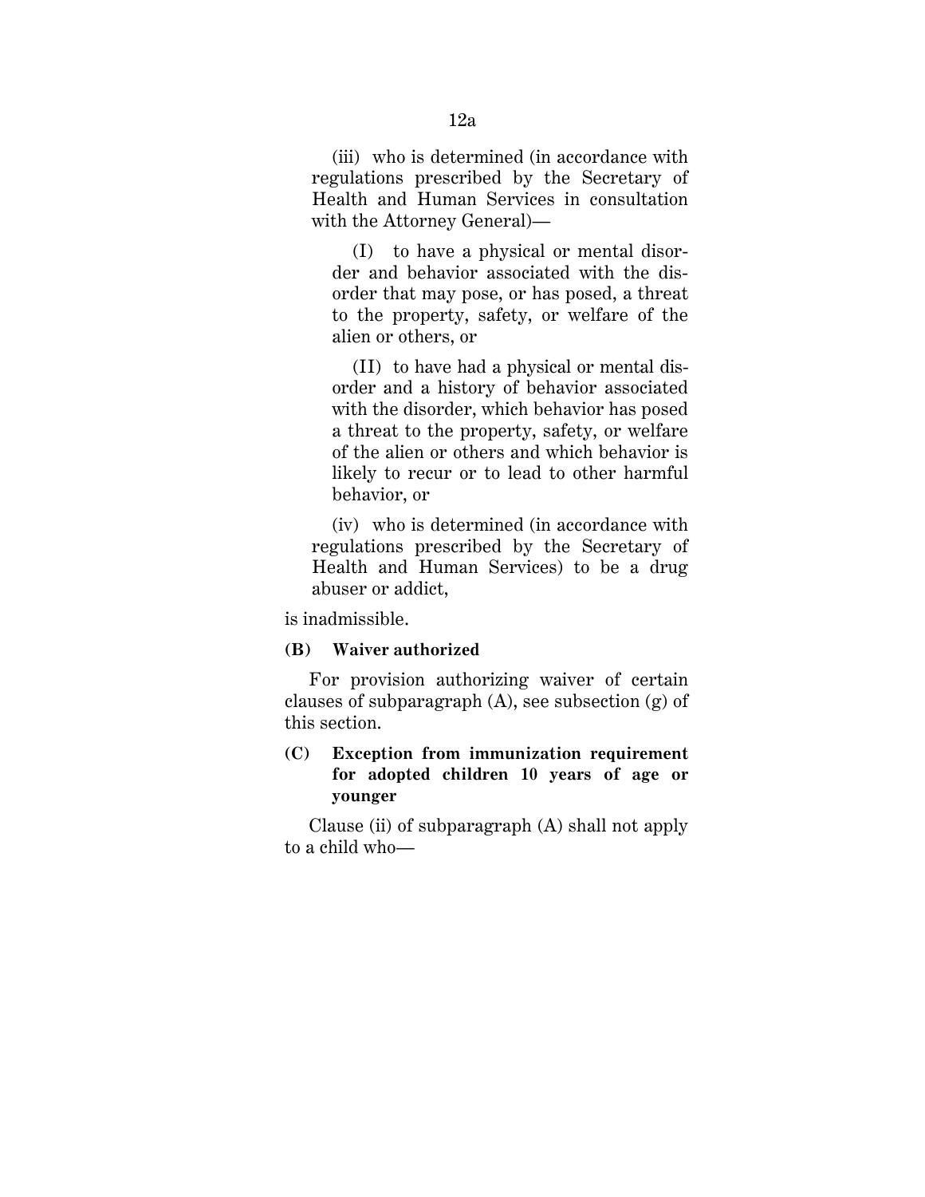(iii) who is determined (in accordance with regulations prescribed by the Secretary of Health and Human Services in consultation with the Attorney General)—

(I) to have a physical or mental disorder and behavior associated with the disorder that may pose, or has posed, a threat to the property, safety, or welfare of the alien or others, or

(II) to have had a physical or mental disorder and a history of behavior associated with the disorder, which behavior has posed a threat to the property, safety, or welfare of the alien or others and which behavior is likely to recur or to lead to other harmful behavior, or

(iv) who is determined (in accordance with regulations prescribed by the Secretary of Health and Human Services) to be a drug abuser or addict,

is inadmissible.

**(B) Waiver authorized**

For provision authorizing waiver of certain clauses of subparagraph (A), see subsection (g) of this section.

**(C) Exception from immunization requirement for adopted children 10 years of age or younger**

Clause (ii) of subparagraph (A) shall not apply to a child who—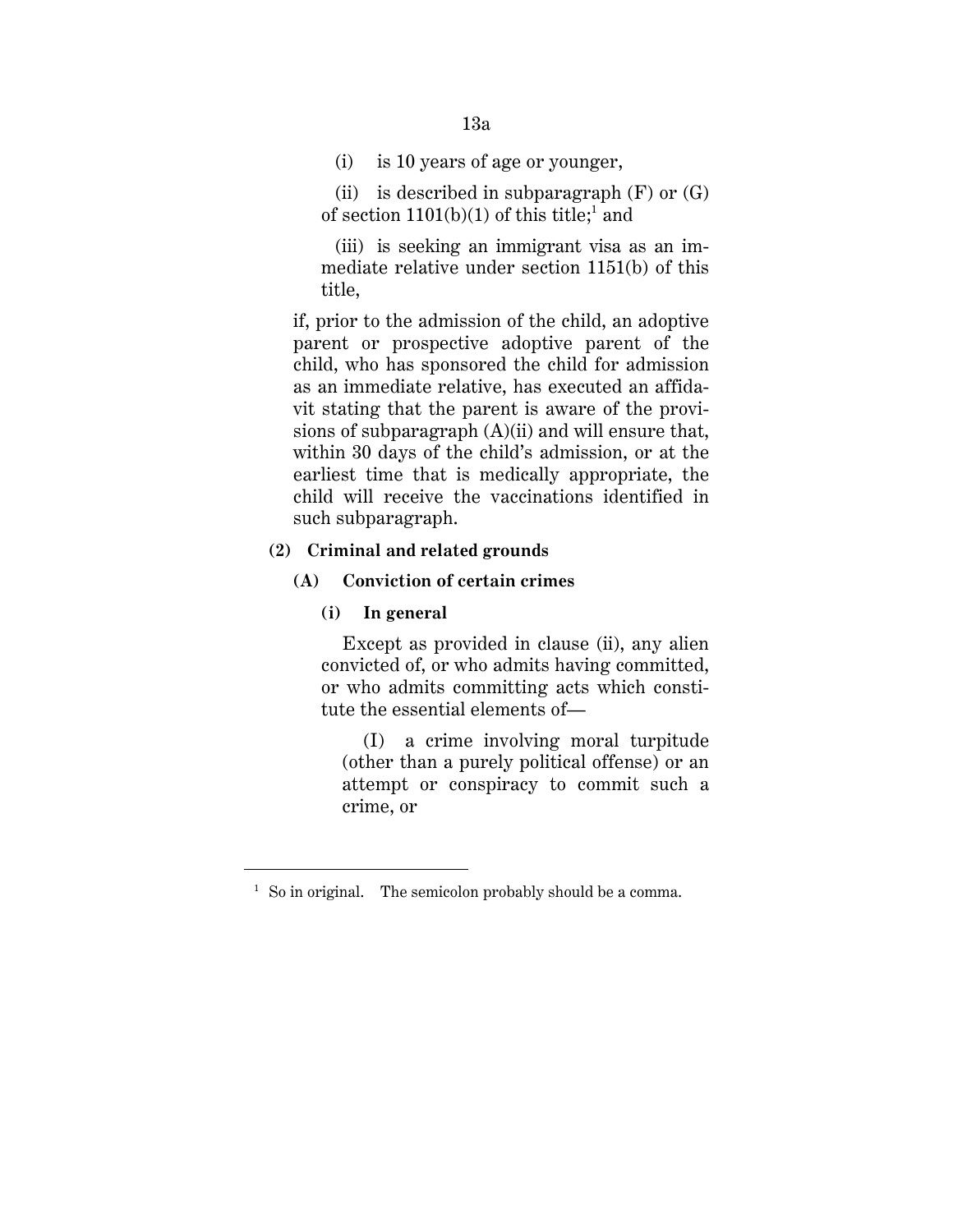(i) is 10 years of age or younger,

(ii) is described in subparagraph (F) or (G) of section 1101(b)(1) of this title;[1] and

(iii) is seeking an immigrant visa as an immediate relative under section 1151(b) of this title,

if, prior to the admission of the child, an adoptive parent or prospective adoptive parent of the child, who has sponsored the child for admission as an immediate relative, has executed an affidavit stating that the parent is aware of the provisions of subparagraph (A)(ii) and will ensure that, within 30 days of the child's admission, or at the earliest time that is medically appropriate, the child will receive the vaccinations identified in such subparagraph.

**(2) Criminal and related grounds**

**(A) Conviction of certain crimes**

**(i) In general**

Except as provided in clause (ii), any alien convicted of, or who admits having committed, or who admits committing acts which constitute the essential elements of—

(I) a crime involving moral turpitude (other than a purely political offense) or an attempt or conspiracy to commit such a crime, or

---

[1] So in original. The semicolon probably should be a comma.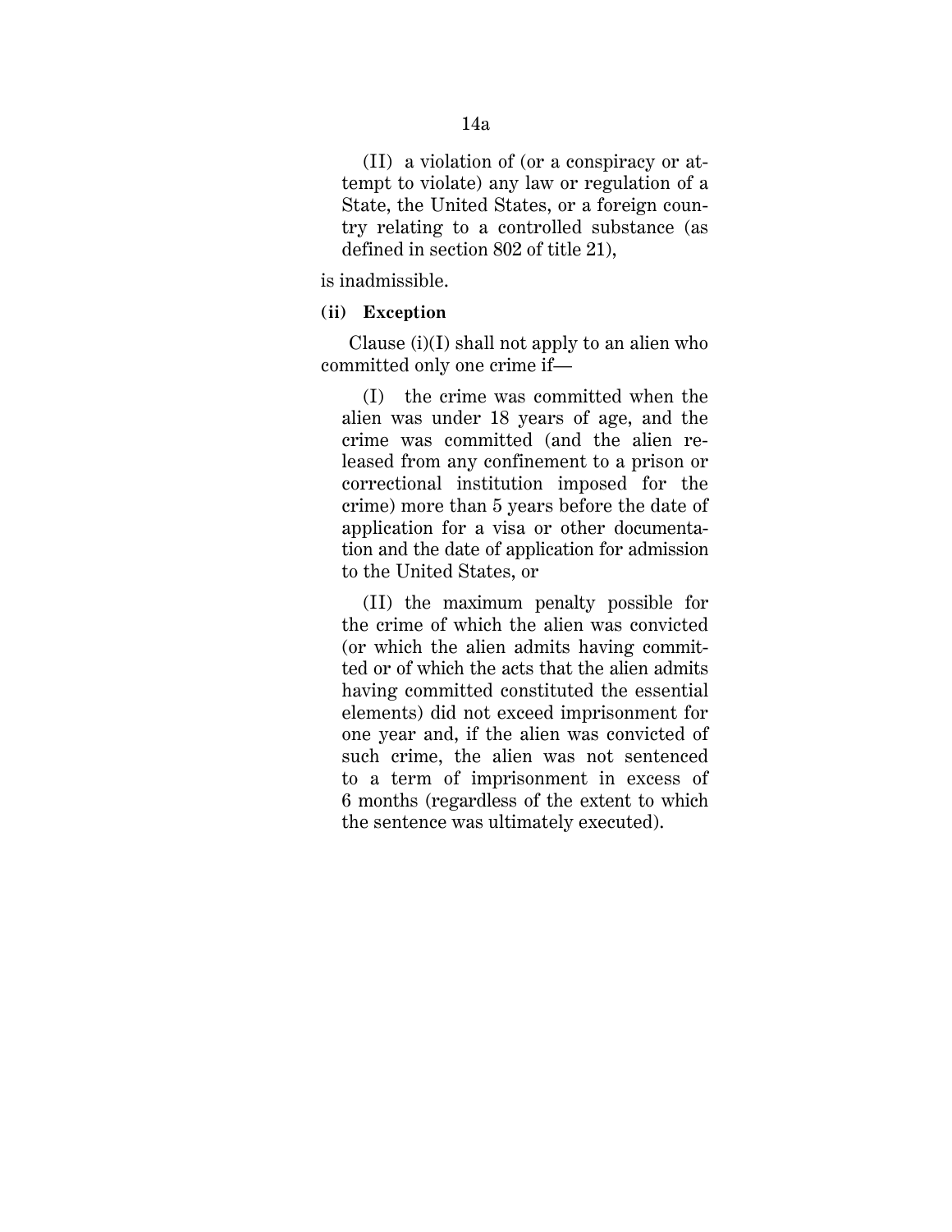(II) a violation of (or a conspiracy or attempt to violate) any law or regulation of a State, the United States, or a foreign country relating to a controlled substance (as defined in section 802 of title 21),

is inadmissible.

**(ii) Exception**

Clause (i)(I) shall not apply to an alien who committed only one crime if—

(I) the crime was committed when the alien was under 18 years of age, and the crime was committed (and the alien released from any confinement to a prison or correctional institution imposed for the crime) more than 5 years before the date of application for a visa or other documentation and the date of application for admission to the United States, or

(II) the maximum penalty possible for the crime of which the alien was convicted (or which the alien admits having committed or of which the acts that the alien admits having committed constituted the essential elements) did not exceed imprisonment for one year and, if the alien was convicted of such crime, the alien was not sentenced to a term of imprisonment in excess of 6 months (regardless of the extent to which the sentence was ultimately executed).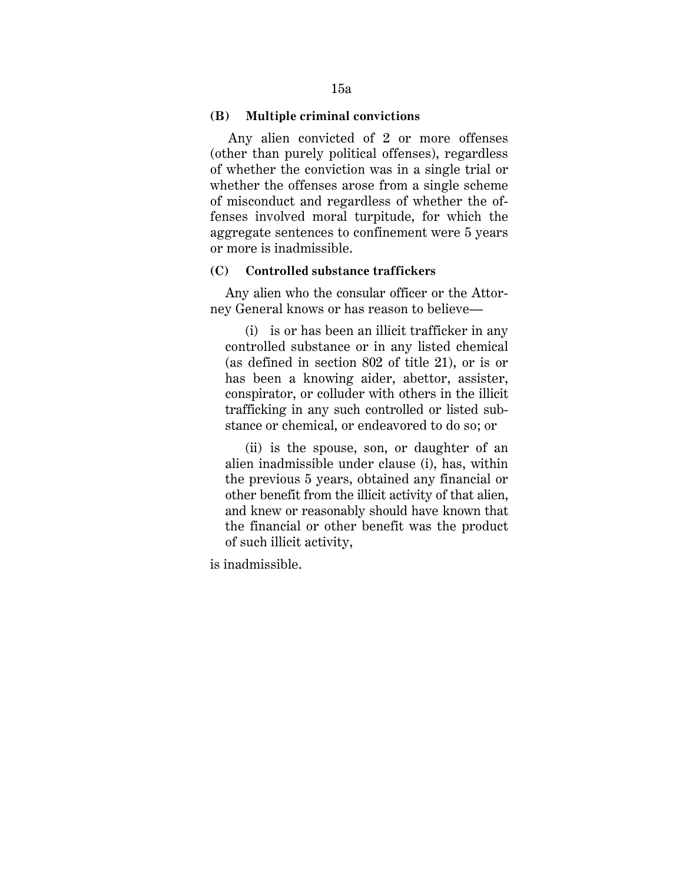**(B) Multiple criminal convictions**

Any alien convicted of 2 or more offenses (other than purely political offenses), regardless of whether the conviction was in a single trial or whether the offenses arose from a single scheme of misconduct and regardless of whether the offenses involved moral turpitude, for which the aggregate sentences to confinement were 5 years or more is inadmissible.

**(C) Controlled substance traffickers**

Any alien who the consular officer or the Attorney General knows or has reason to believe—

(i) is or has been an illicit trafficker in any controlled substance or in any listed chemical (as defined in section 802 of title 21), or is or has been a knowing aider, abettor, assister, conspirator, or colluder with others in the illicit trafficking in any such controlled or listed substance or chemical, or endeavored to do so; or

(ii) is the spouse, son, or daughter of an alien inadmissible under clause (i), has, within the previous 5 years, obtained any financial or other benefit from the illicit activity of that alien, and knew or reasonably should have known that the financial or other benefit was the product of such illicit activity,

is inadmissible.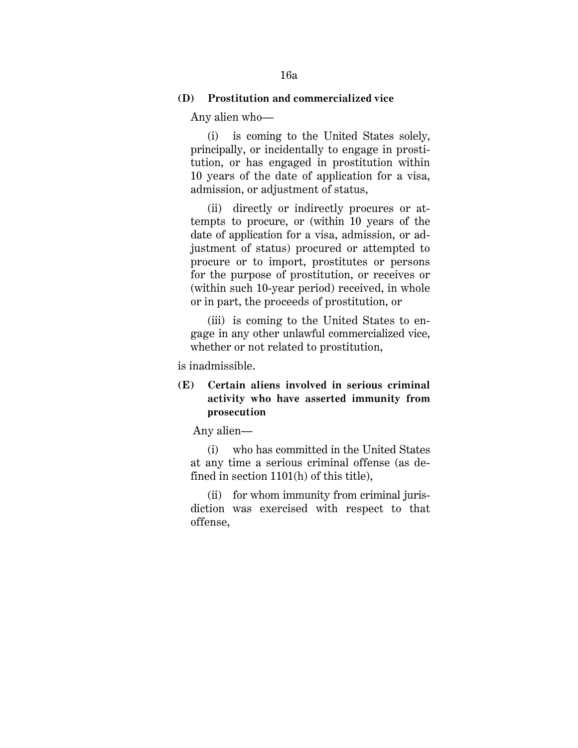**(D) Prostitution and commercialized vice**

Any alien who—

(i) is coming to the United States solely, principally, or incidentally to engage in prostitution, or has engaged in prostitution within 10 years of the date of application for a visa, admission, or adjustment of status,

(ii) directly or indirectly procures or attempts to procure, or (within 10 years of the date of application for a visa, admission, or adjustment of status) procured or attempted to procure or to import, prostitutes or persons for the purpose of prostitution, or receives or (within such 10-year period) received, in whole or in part, the proceeds of prostitution, or

(iii) is coming to the United States to engage in any other unlawful commercialized vice, whether or not related to prostitution,

is inadmissible.

**(E) Certain aliens involved in serious criminal activity who have asserted immunity from prosecution**

Any alien—

(i) who has committed in the United States at any time a serious criminal offense (as defined in section 1101(h) of this title),

(ii) for whom immunity from criminal jurisdiction was exercised with respect to that offense,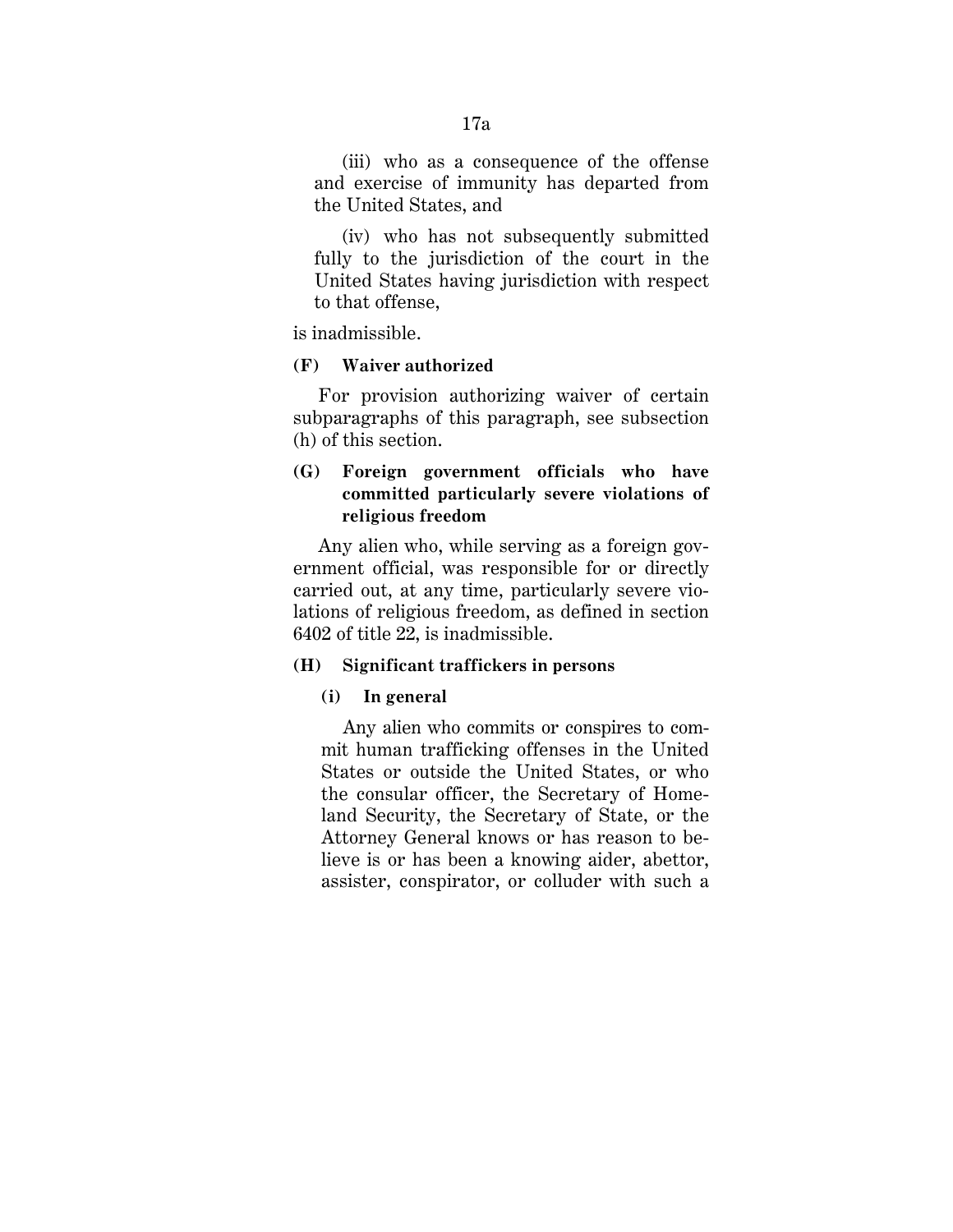(iii) who as a consequence of the offense and exercise of immunity has departed from the United States, and

(iv) who has not subsequently submitted fully to the jurisdiction of the court in the United States having jurisdiction with respect to that offense,

is inadmissible.

**(F) Waiver authorized**

For provision authorizing waiver of certain subparagraphs of this paragraph, see subsection (h) of this section.

**(G) Foreign government officials who have committed particularly severe violations of religious freedom**

Any alien who, while serving as a foreign government official, was responsible for or directly carried out, at any time, particularly severe violations of religious freedom, as defined in section 6402 of title 22, is inadmissible.

**(H) Significant traffickers in persons**

**(i) In general**

Any alien who commits or conspires to commit human trafficking offenses in the United States or outside the United States, or who the consular officer, the Secretary of Homeland Security, the Secretary of State, or the Attorney General knows or has reason to believe is or has been a knowing aider, abettor, assister, conspirator, or colluder with such a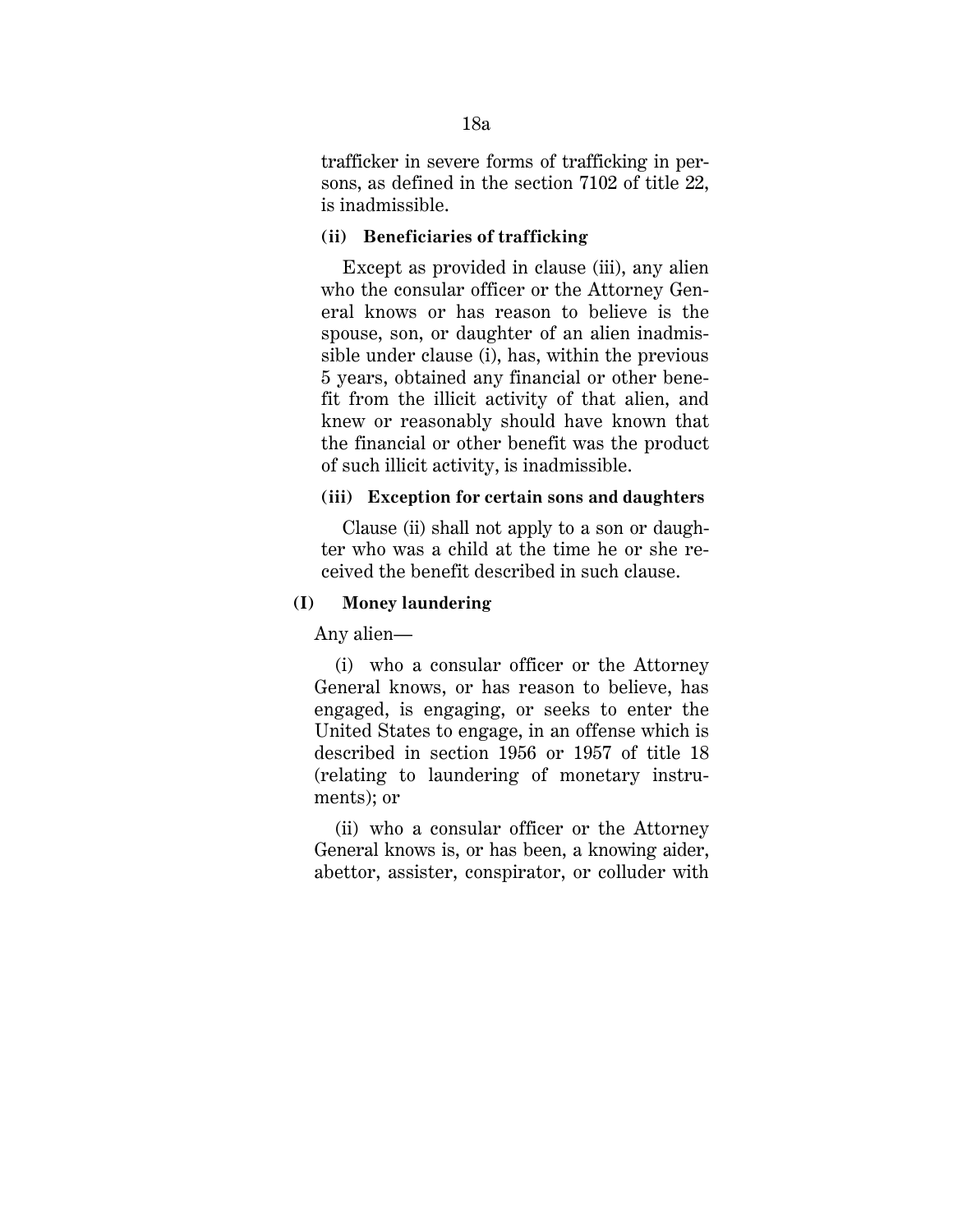trafficker in severe forms of trafficking in persons, as defined in the section 7102 of title 22, is inadmissible.

**(ii) Beneficiaries of trafficking**

Except as provided in clause (iii), any alien who the consular officer or the Attorney General knows or has reason to believe is the spouse, son, or daughter of an alien inadmissible under clause (i), has, within the previous 5 years, obtained any financial or other benefit from the illicit activity of that alien, and knew or reasonably should have known that the financial or other benefit was the product of such illicit activity, is inadmissible.

**(iii) Exception for certain sons and daughters**

Clause (ii) shall not apply to a son or daughter who was a child at the time he or she received the benefit described in such clause.

**(I) Money laundering**

Any alien—

(i) who a consular officer or the Attorney General knows, or has reason to believe, has engaged, is engaging, or seeks to enter the United States to engage, in an offense which is described in section 1956 or 1957 of title 18 (relating to laundering of monetary instruments); or

(ii) who a consular officer or the Attorney General knows is, or has been, a knowing aider, abettor, assister, conspirator, or colluder with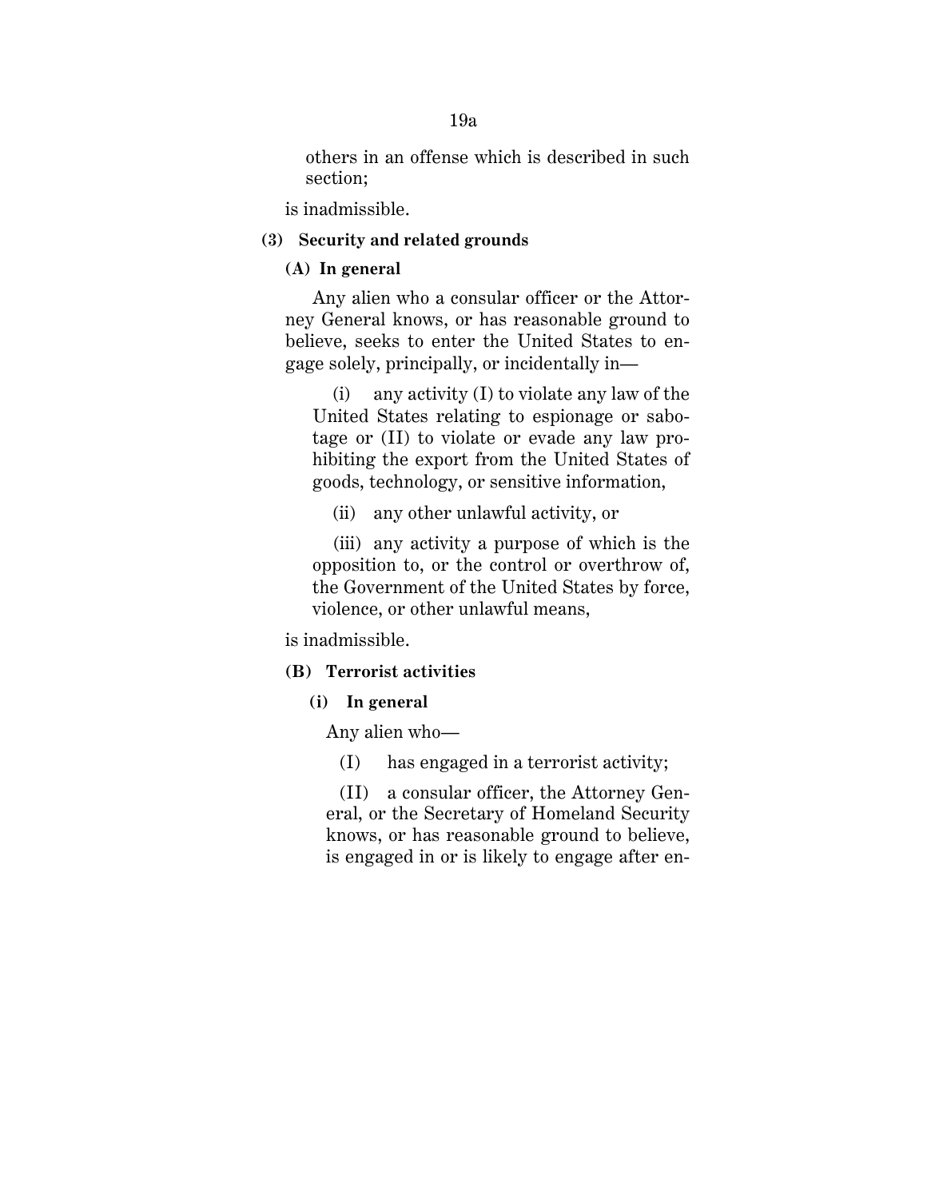others in an offense which is described in such section;

is inadmissible.

**(3) Security and related grounds**

**(A) In general**

Any alien who a consular officer or the Attorney General knows, or has reasonable ground to believe, seeks to enter the United States to engage solely, principally, or incidentally in—

(i) any activity (I) to violate any law of the United States relating to espionage or sabotage or (II) to violate or evade any law prohibiting the export from the United States of goods, technology, or sensitive information,

(ii) any other unlawful activity, or

(iii) any activity a purpose of which is the opposition to, or the control or overthrow of, the Government of the United States by force, violence, or other unlawful means,

is inadmissible.

**(B) Terrorist activities**

**(i) In general**

Any alien who—

(I) has engaged in a terrorist activity;

(II) a consular officer, the Attorney General, or the Secretary of Homeland Security knows, or has reasonable ground to believe, is engaged in or is likely to engage after en-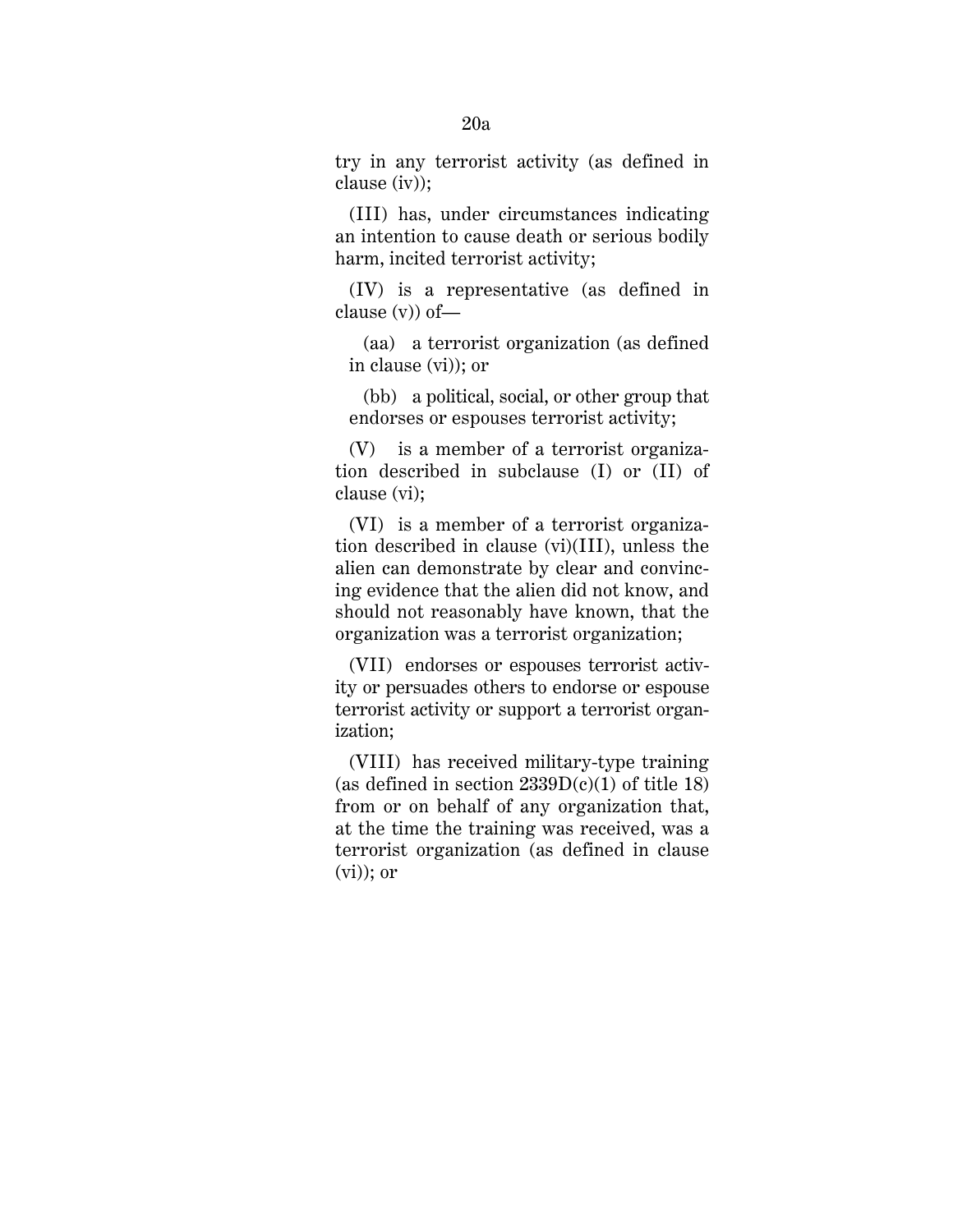try in any terrorist activity (as defined in clause (iv));

(III) has, under circumstances indicating an intention to cause death or serious bodily harm, incited terrorist activity;

(IV) is a representative (as defined in clause (v)) of—

(aa) a terrorist organization (as defined in clause (vi)); or

(bb) a political, social, or other group that endorses or espouses terrorist activity;

(V) is a member of a terrorist organization described in subclause (I) or (II) of clause (vi);

(VI) is a member of a terrorist organization described in clause (vi)(III), unless the alien can demonstrate by clear and convincing evidence that the alien did not know, and should not reasonably have known, that the organization was a terrorist organization;

(VII) endorses or espouses terrorist activity or persuades others to endorse or espouse terrorist activity or support a terrorist organization;

(VIII) has received military-type training (as defined in section 2339D(c)(1) of title 18) from or on behalf of any organization that, at the time the training was received, was a terrorist organization (as defined in clause (vi)); or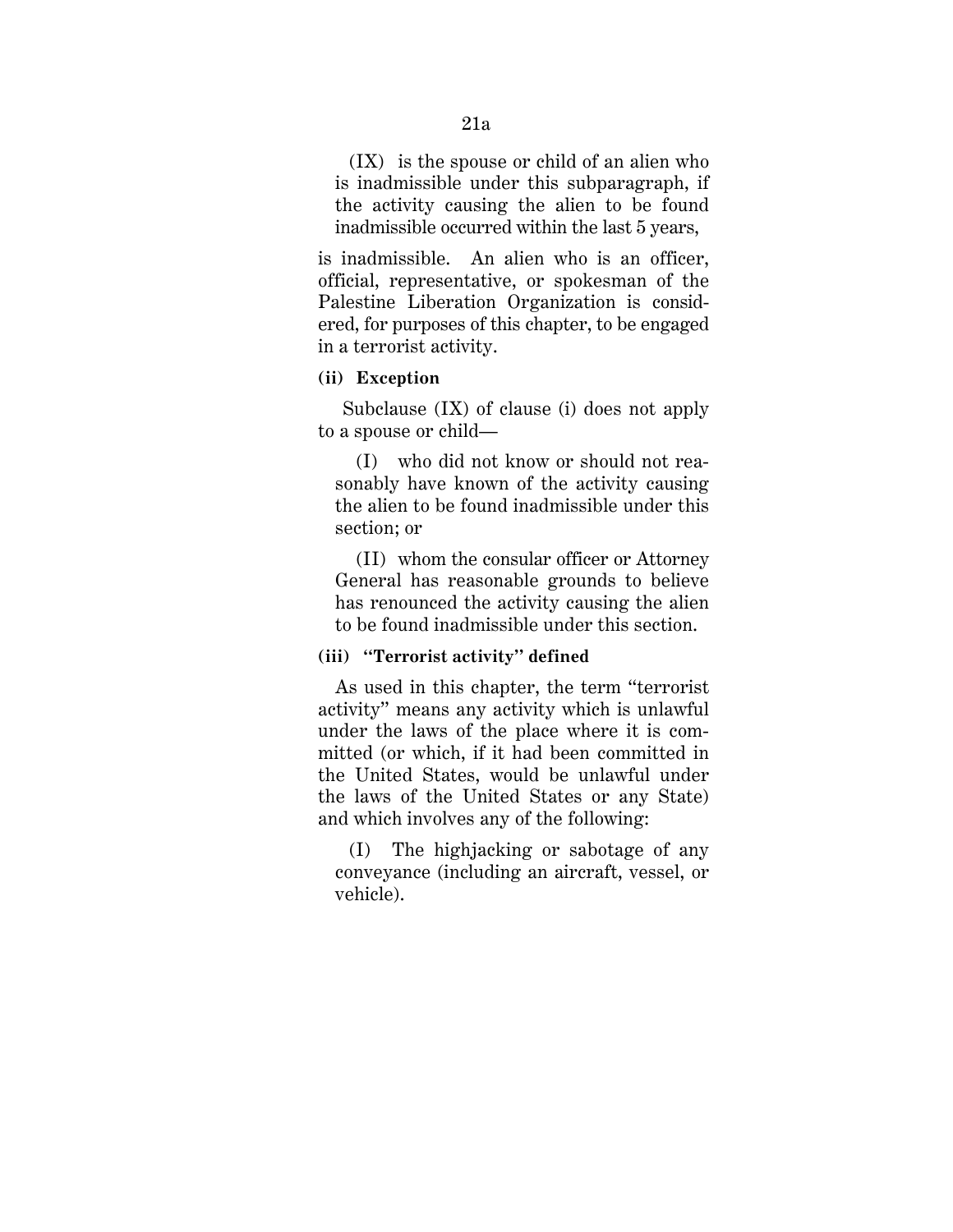(IX) is the spouse or child of an alien who is inadmissible under this subparagraph, if the activity causing the alien to be found inadmissible occurred within the last 5 years,

is inadmissible. An alien who is an officer, official, representative, or spokesman of the Palestine Liberation Organization is considered, for purposes of this chapter, to be engaged in a terrorist activity.

**(ii) Exception**

Subclause (IX) of clause (i) does not apply to a spouse or child—

(I) who did not know or should not reasonably have known of the activity causing the alien to be found inadmissible under this section; or

(II) whom the consular officer or Attorney General has reasonable grounds to believe has renounced the activity causing the alien to be found inadmissible under this section.

**(iii) "Terrorist activity" defined**

As used in this chapter, the term "terrorist activity" means any activity which is unlawful under the laws of the place where it is committed (or which, if it had been committed in the United States, would be unlawful under the laws of the United States or any State) and which involves any of the following:

(I) The highjacking or sabotage of any conveyance (including an aircraft, vessel, or vehicle).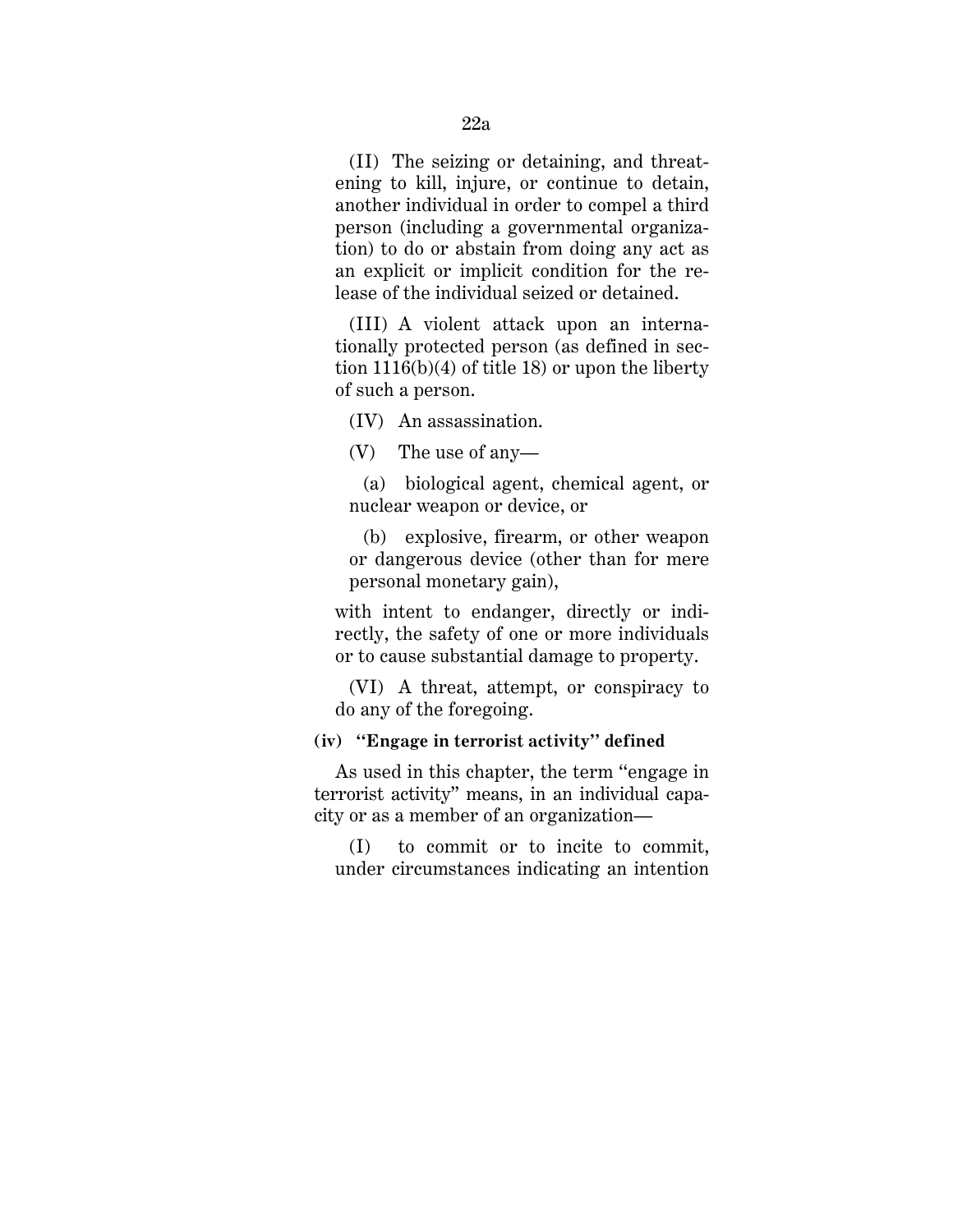(II) The seizing or detaining, and threatening to kill, injure, or continue to detain, another individual in order to compel a third person (including a governmental organization) to do or abstain from doing any act as an explicit or implicit condition for the release of the individual seized or detained.

(III) A violent attack upon an internationally protected person (as defined in section 1116(b)(4) of title 18) or upon the liberty of such a person.

(IV) An assassination.

(V) The use of any—

(a) biological agent, chemical agent, or nuclear weapon or device, or

(b) explosive, firearm, or other weapon or dangerous device (other than for mere personal monetary gain),

with intent to endanger, directly or indirectly, the safety of one or more individuals or to cause substantial damage to property.

(VI) A threat, attempt, or conspiracy to do any of the foregoing.

**(iv) "Engage in terrorist activity" defined**

As used in this chapter, the term "engage in terrorist activity" means, in an individual capacity or as a member of an organization—

(I) to commit or to incite to commit, under circumstances indicating an intention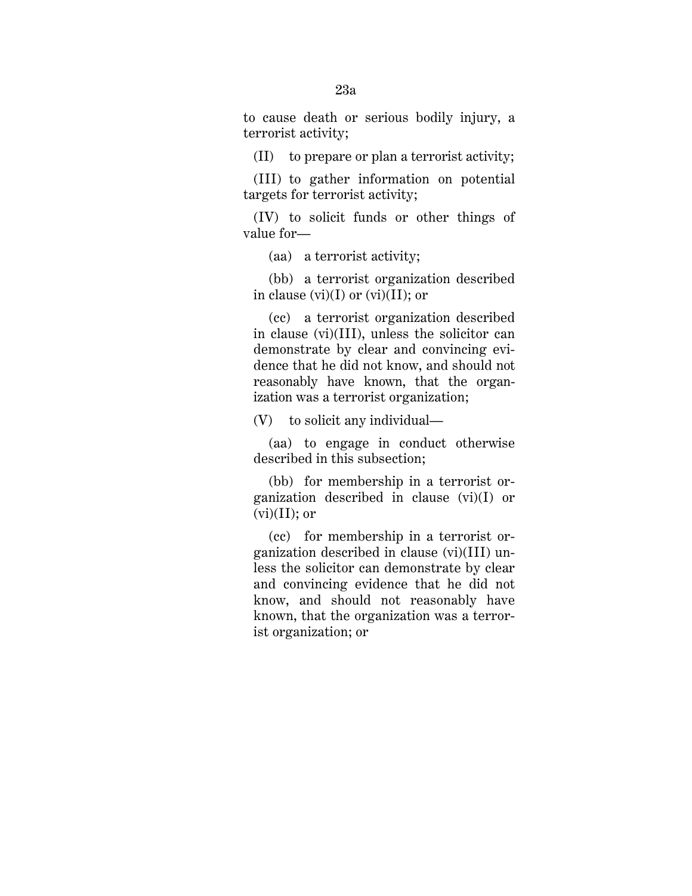to cause death or serious bodily injury, a terrorist activity;

(II) to prepare or plan a terrorist activity;

(III) to gather information on potential targets for terrorist activity;

(IV) to solicit funds or other things of value for—

(aa) a terrorist activity;

(bb) a terrorist organization described in clause (vi)(I) or (vi)(II); or

(cc) a terrorist organization described in clause (vi)(III), unless the solicitor can demonstrate by clear and convincing evidence that he did not know, and should not reasonably have known, that the organization was a terrorist organization;

(V) to solicit any individual—

(aa) to engage in conduct otherwise described in this subsection;

(bb) for membership in a terrorist organization described in clause (vi)(I) or (vi)(II); or

(cc) for membership in a terrorist organization described in clause (vi)(III) unless the solicitor can demonstrate by clear and convincing evidence that he did not know, and should not reasonably have known, that the organization was a terrorist organization; or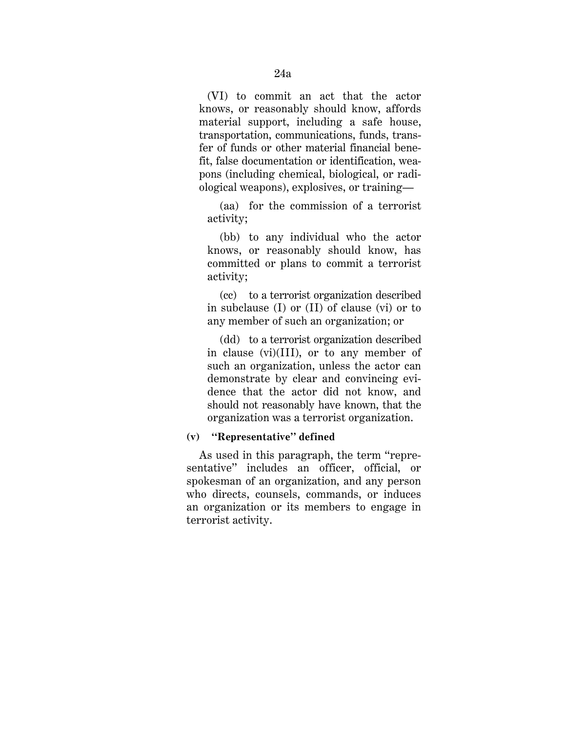(VI) to commit an act that the actor knows, or reasonably should know, affords material support, including a safe house, transportation, communications, funds, transfer of funds or other material financial benefit, false documentation or identification, weapons (including chemical, biological, or radiological weapons), explosives, or training—

(aa) for the commission of a terrorist activity;

(bb) to any individual who the actor knows, or reasonably should know, has committed or plans to commit a terrorist activity;

(cc) to a terrorist organization described in subclause (I) or (II) of clause (vi) or to any member of such an organization; or

(dd) to a terrorist organization described in clause (vi)(III), or to any member of such an organization, unless the actor can demonstrate by clear and convincing evidence that the actor did not know, and should not reasonably have known, that the organization was a terrorist organization.

**(v) "Representative" defined**

As used in this paragraph, the term "representative" includes an officer, official, or spokesman of an organization, and any person who directs, counsels, commands, or induces an organization or its members to engage in terrorist activity.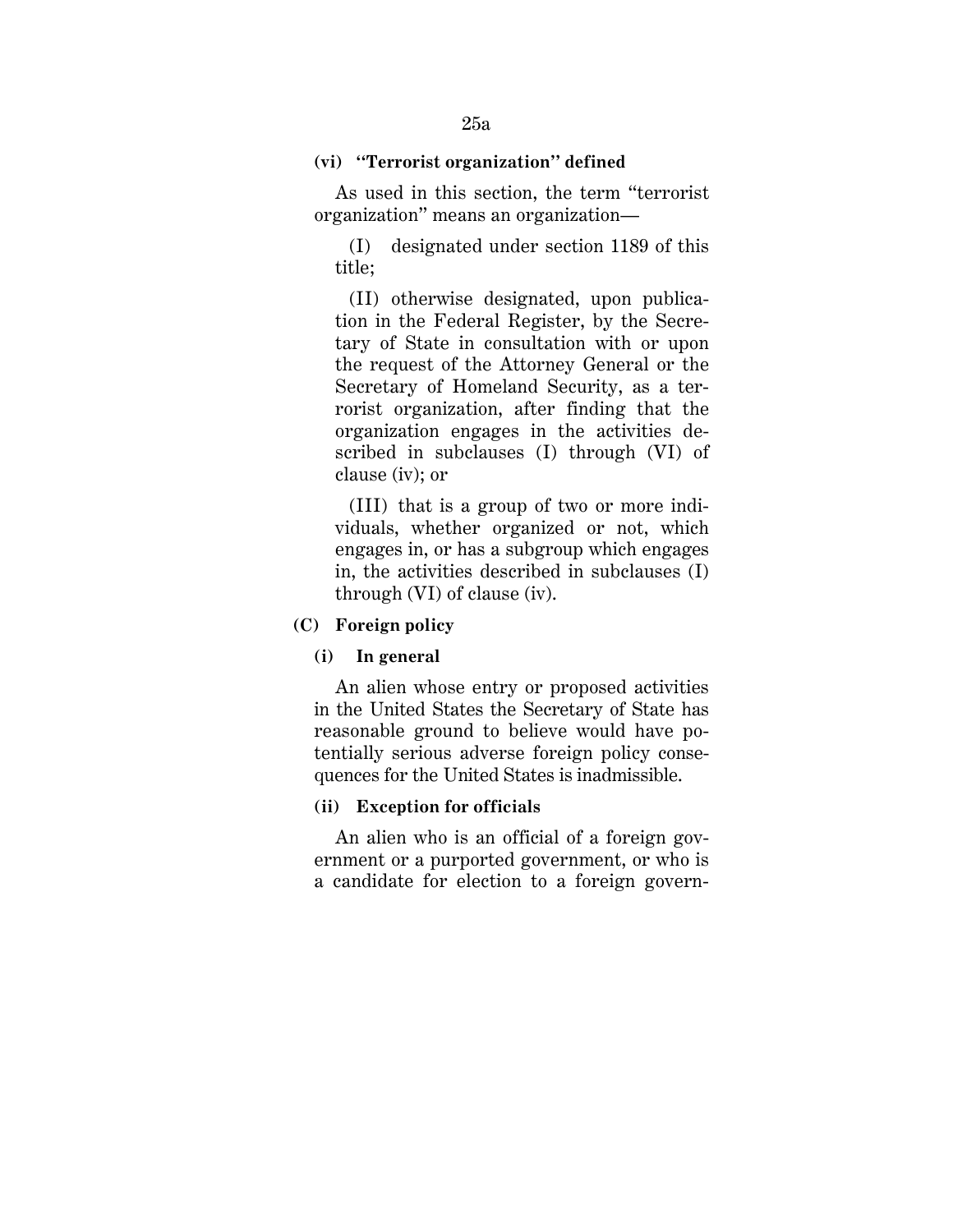**(vi) "Terrorist organization" defined**

As used in this section, the term "terrorist organization" means an organization—

(I) designated under section 1189 of this title;

(II) otherwise designated, upon publication in the Federal Register, by the Secretary of State in consultation with or upon the request of the Attorney General or the Secretary of Homeland Security, as a terrorist organization, after finding that the organization engages in the activities described in subclauses (I) through (VI) of clause (iv); or

(III) that is a group of two or more individuals, whether organized or not, which engages in, or has a subgroup which engages in, the activities described in subclauses (I) through (VI) of clause (iv).

**(C) Foreign policy**

**(i) In general**

An alien whose entry or proposed activities in the United States the Secretary of State has reasonable ground to believe would have potentially serious adverse foreign policy consequences for the United States is inadmissible.

**(ii) Exception for officials**

An alien who is an official of a foreign government or a purported government, or who is a candidate for election to a foreign govern-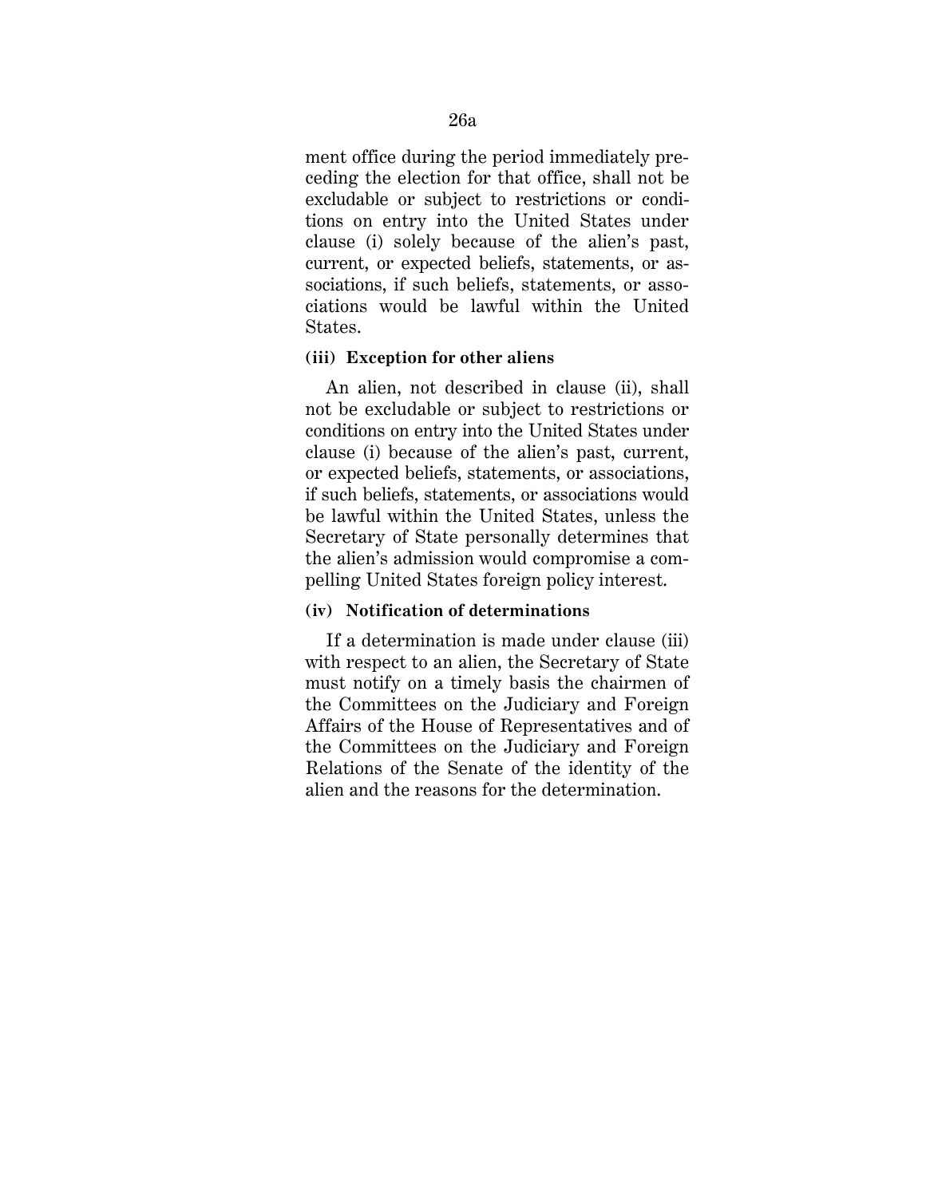ment office during the period immediately preceding the election for that office, shall not be excludable or subject to restrictions or conditions on entry into the United States under clause (i) solely because of the alien's past, current, or expected beliefs, statements, or associations, if such beliefs, statements, or associations would be lawful within the United States.

**(iii) Exception for other aliens**

An alien, not described in clause (ii), shall not be excludable or subject to restrictions or conditions on entry into the United States under clause (i) because of the alien's past, current, or expected beliefs, statements, or associations, if such beliefs, statements, or associations would be lawful within the United States, unless the Secretary of State personally determines that the alien's admission would compromise a compelling United States foreign policy interest.

**(iv) Notification of determinations**

If a determination is made under clause (iii) with respect to an alien, the Secretary of State must notify on a timely basis the chairmen of the Committees on the Judiciary and Foreign Affairs of the House of Representatives and of the Committees on the Judiciary and Foreign Relations of the Senate of the identity of the alien and the reasons for the determination.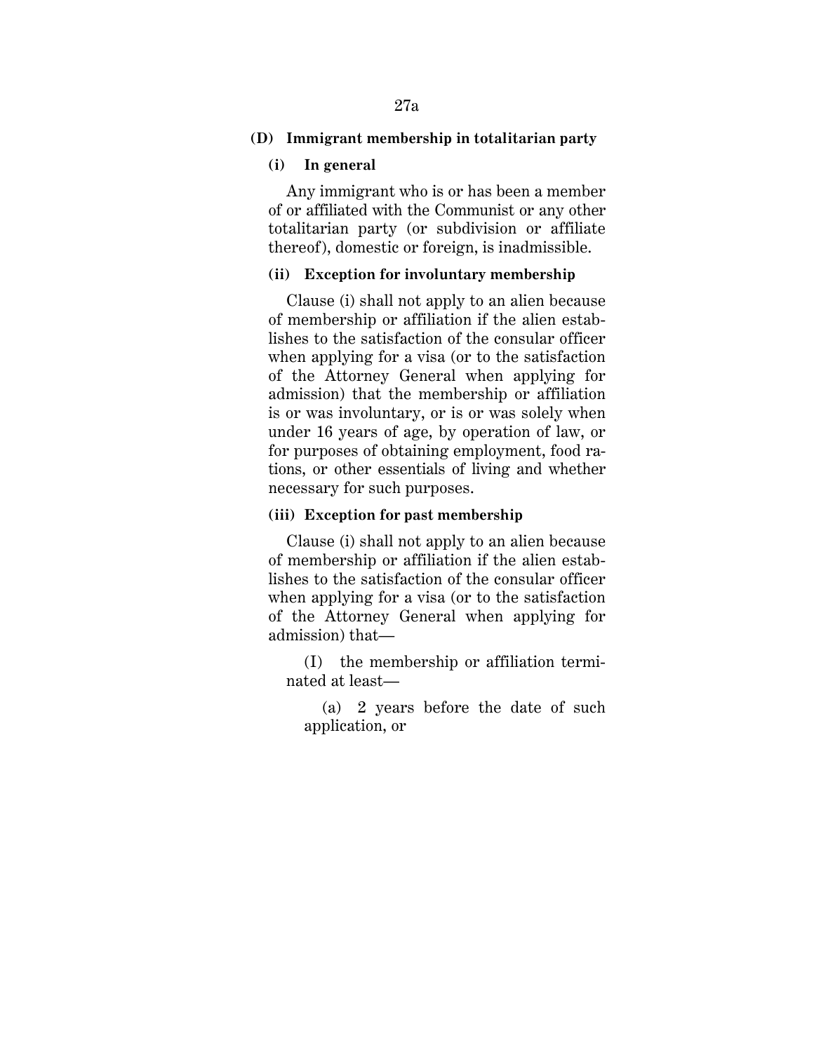**(D) Immigrant membership in totalitarian party**

**(i) In general**

Any immigrant who is or has been a member of or affiliated with the Communist or any other totalitarian party (or subdivision or affiliate thereof), domestic or foreign, is inadmissible.

**(ii) Exception for involuntary membership**

Clause (i) shall not apply to an alien because of membership or affiliation if the alien establishes to the satisfaction of the consular officer when applying for a visa (or to the satisfaction of the Attorney General when applying for admission) that the membership or affiliation is or was involuntary, or is or was solely when under 16 years of age, by operation of law, or for purposes of obtaining employment, food rations, or other essentials of living and whether necessary for such purposes.

**(iii) Exception for past membership**

Clause (i) shall not apply to an alien because of membership or affiliation if the alien establishes to the satisfaction of the consular officer when applying for a visa (or to the satisfaction of the Attorney General when applying for admission) that—

(I) the membership or affiliation terminated at least—

(a) 2 years before the date of such application, or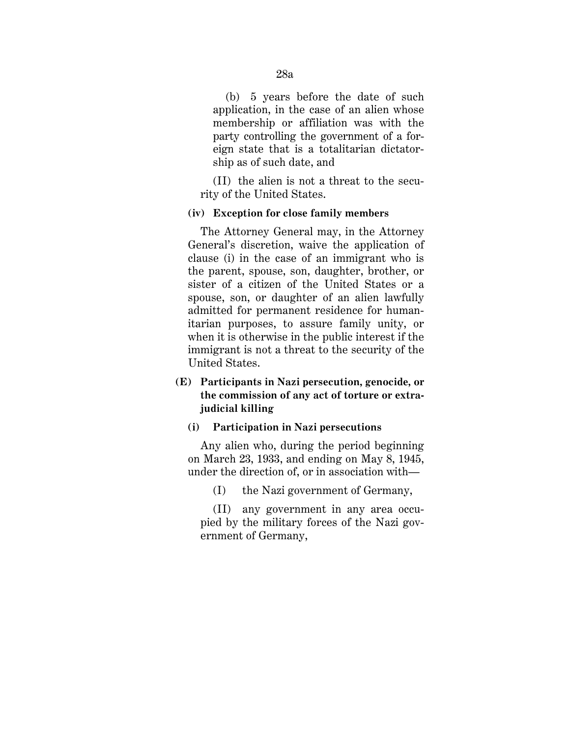(b) 5 years before the date of such application, in the case of an alien whose membership or affiliation was with the party controlling the government of a foreign state that is a totalitarian dictatorship as of such date, and

(II) the alien is not a threat to the security of the United States.

**(iv) Exception for close family members**

The Attorney General may, in the Attorney General's discretion, waive the application of clause (i) in the case of an immigrant who is the parent, spouse, son, daughter, brother, or sister of a citizen of the United States or a spouse, son, or daughter of an alien lawfully admitted for permanent residence for humanitarian purposes, to assure family unity, or when it is otherwise in the public interest if the immigrant is not a threat to the security of the United States.

**(E) Participants in Nazi persecution, genocide, or the commission of any act of torture or extrajudicial killing**

**(i) Participation in Nazi persecutions**

Any alien who, during the period beginning on March 23, 1933, and ending on May 8, 1945, under the direction of, or in association with—

(I) the Nazi government of Germany,

(II) any government in any area occupied by the military forces of the Nazi government of Germany,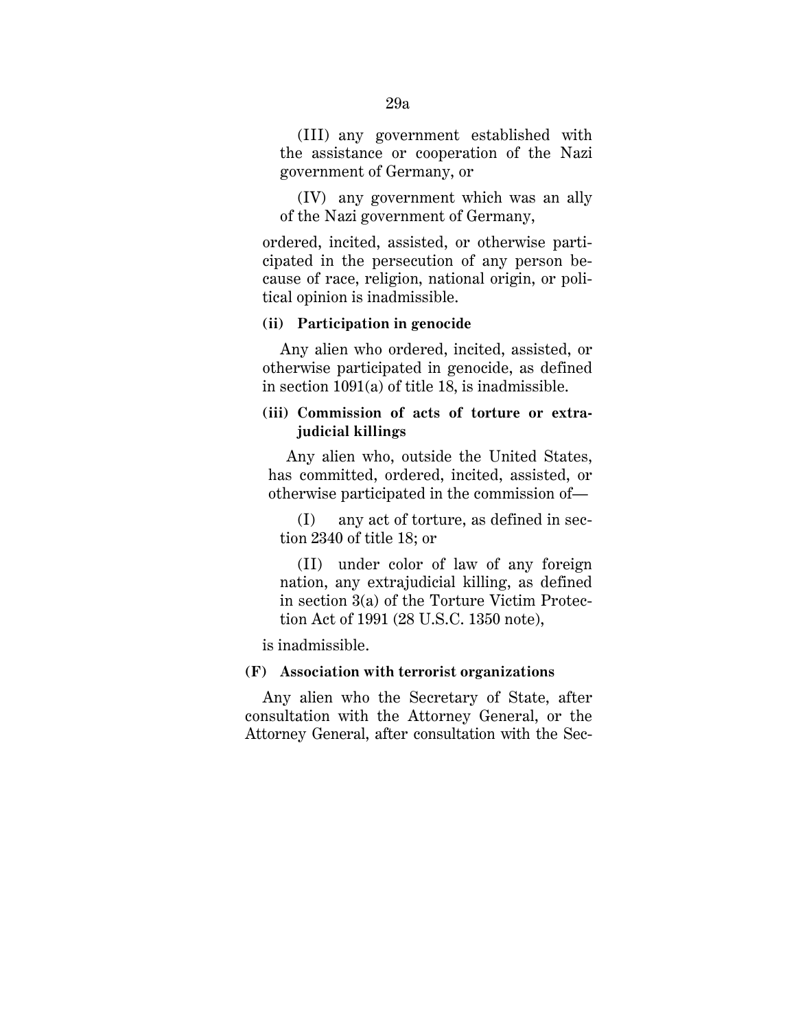(III) any government established with the assistance or cooperation of the Nazi government of Germany, or

(IV) any government which was an ally of the Nazi government of Germany,

ordered, incited, assisted, or otherwise participated in the persecution of any person because of race, religion, national origin, or political opinion is inadmissible.

**(ii) Participation in genocide**

Any alien who ordered, incited, assisted, or otherwise participated in genocide, as defined in section 1091(a) of title 18, is inadmissible.

**(iii) Commission of acts of torture or extrajudicial killings**

Any alien who, outside the United States, has committed, ordered, incited, assisted, or otherwise participated in the commission of—

(I) any act of torture, as defined in section 2340 of title 18; or

(II) under color of law of any foreign nation, any extrajudicial killing, as defined in section 3(a) of the Torture Victim Protection Act of 1991 (28 U.S.C. 1350 note),

is inadmissible.

**(F) Association with terrorist organizations**

Any alien who the Secretary of State, after consultation with the Attorney General, or the Attorney General, after consultation with the Sec-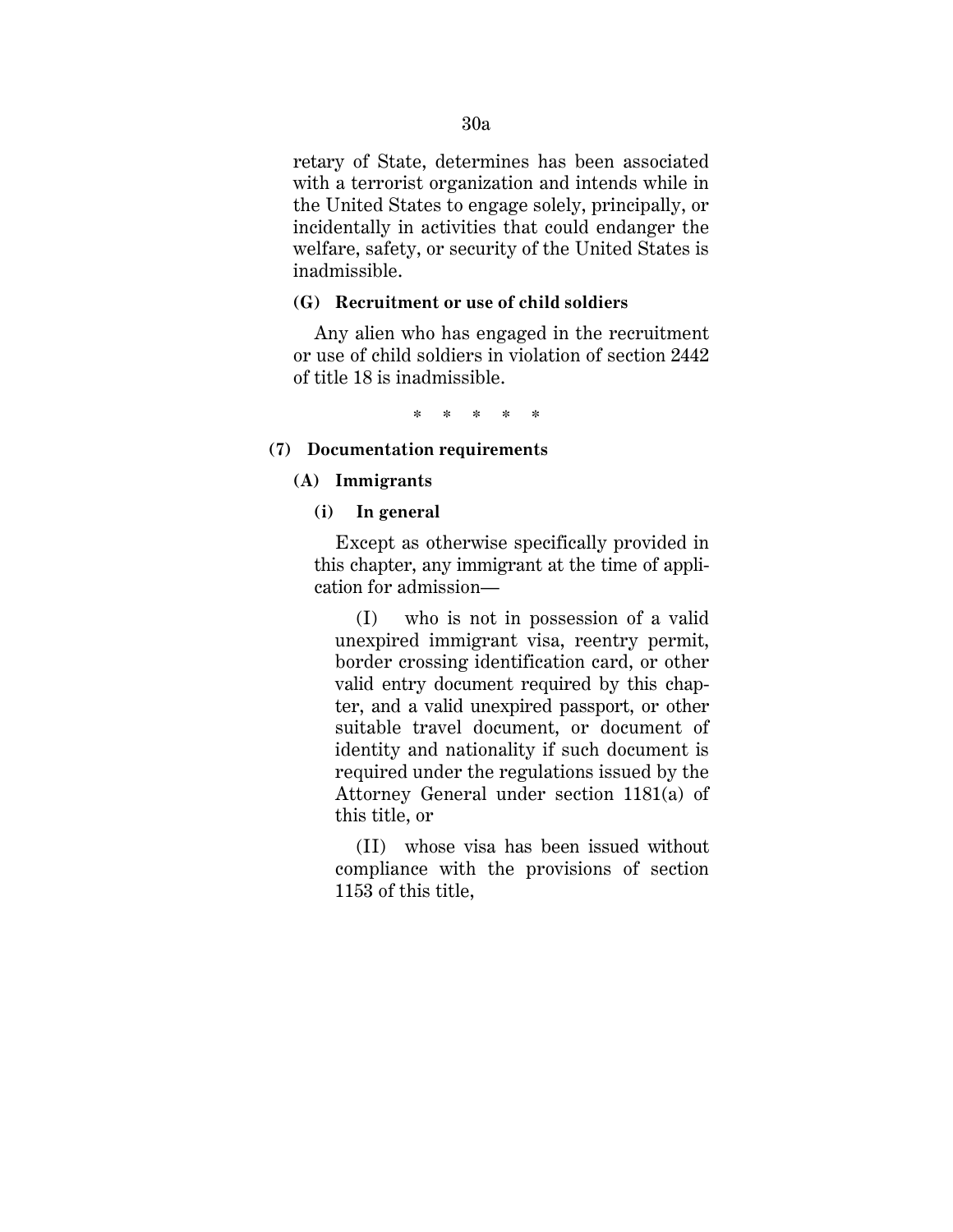retary of State, determines has been associated with a terrorist organization and intends while in the United States to engage solely, principally, or incidentally in activities that could endanger the welfare, safety, or security of the United States is inadmissible.

**(G) Recruitment or use of child soldiers**

Any alien who has engaged in the recruitment or use of child soldiers in violation of section 2442 of title 18 is inadmissible.

\* \* \* \* \*

**(7) Documentation requirements**

**(A) Immigrants**

**(i) In general**

Except as otherwise specifically provided in this chapter, any immigrant at the time of application for admission—

(I) who is not in possession of a valid unexpired immigrant visa, reentry permit, border crossing identification card, or other valid entry document required by this chapter, and a valid unexpired passport, or other suitable travel document, or document of identity and nationality if such document is required under the regulations issued by the Attorney General under section 1181(a) of this title, or

(II) whose visa has been issued without compliance with the provisions of section 1153 of this title,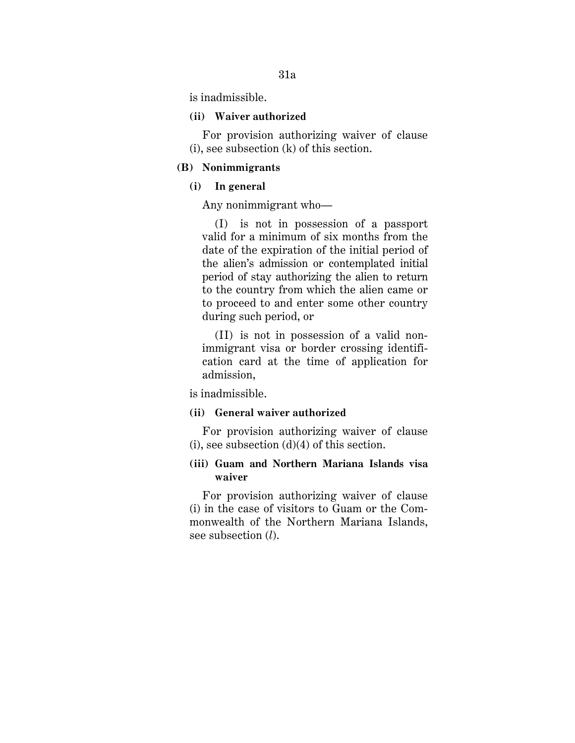is inadmissible.

**(ii) Waiver authorized**

For provision authorizing waiver of clause (i), see subsection (k) of this section.

**(B) Nonimmigrants**

**(i) In general**

Any nonimmigrant who—

(I) is not in possession of a passport valid for a minimum of six months from the date of the expiration of the initial period of the alien's admission or contemplated initial period of stay authorizing the alien to return to the country from which the alien came or to proceed to and enter some other country during such period, or

(II) is not in possession of a valid nonimmigrant visa or border crossing identification card at the time of application for admission,

is inadmissible.

**(ii) General waiver authorized**

For provision authorizing waiver of clause (i), see subsection (d)(4) of this section.

**(iii) Guam and Northern Mariana Islands visa waiver**

For provision authorizing waiver of clause (i) in the case of visitors to Guam or the Commonwealth of the Northern Mariana Islands, see subsection (*l*).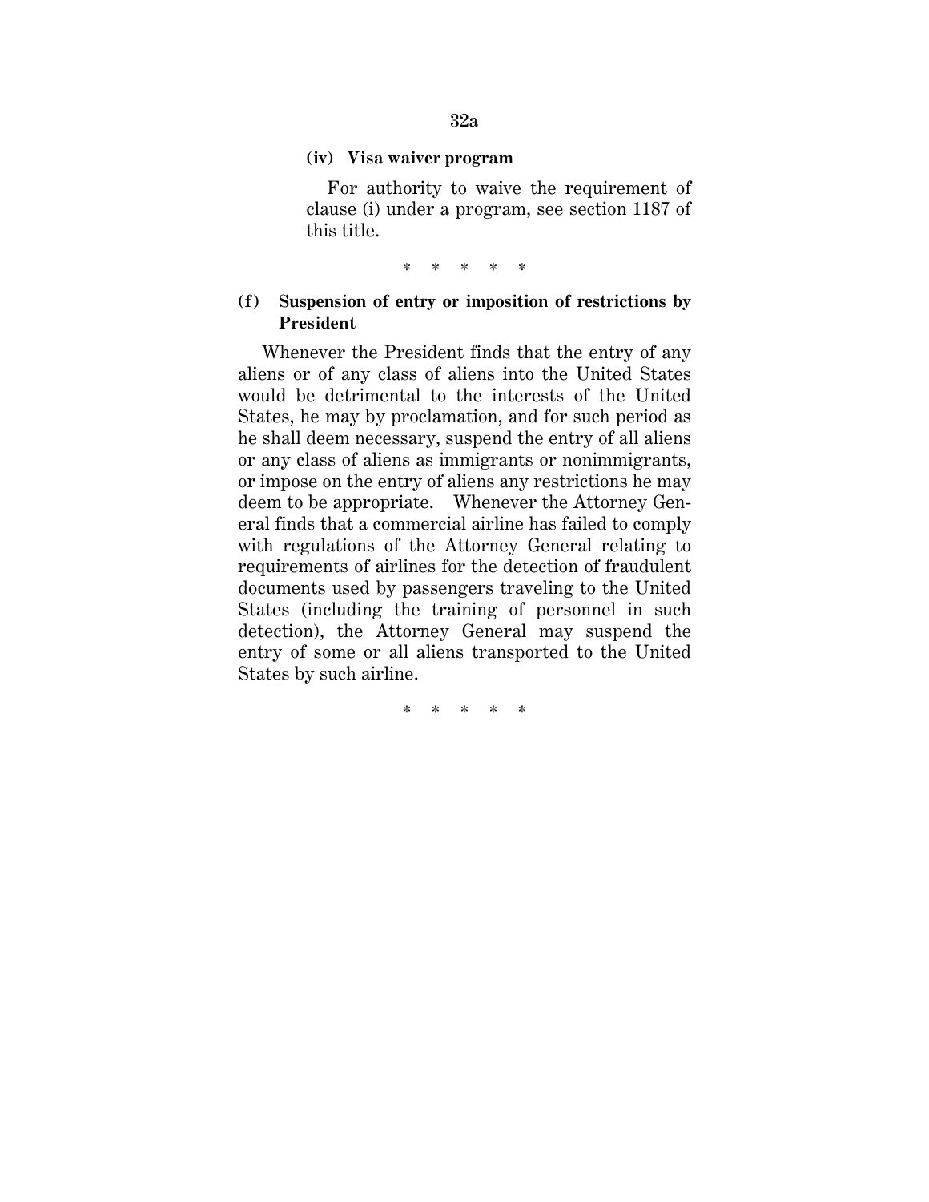**(iv) Visa waiver program**

For authority to waive the requirement of clause (i) under a program, see section 1187 of this title.

\* \* \* \* \*

**(f) Suspension of entry or imposition of restrictions by President**

Whenever the President finds that the entry of any aliens or of any class of aliens into the United States would be detrimental to the interests of the United States, he may by proclamation, and for such period as he shall deem necessary, suspend the entry of all aliens or any class of aliens as immigrants or nonimmigrants, or impose on the entry of aliens any restrictions he may deem to be appropriate. Whenever the Attorney General finds that a commercial airline has failed to comply with regulations of the Attorney General relating to requirements of airlines for the detection of fraudulent documents used by passengers traveling to the United States (including the training of personnel in such detection), the Attorney General may suspend the entry of some or all aliens transported to the United States by such airline.

\* \* \* \* \*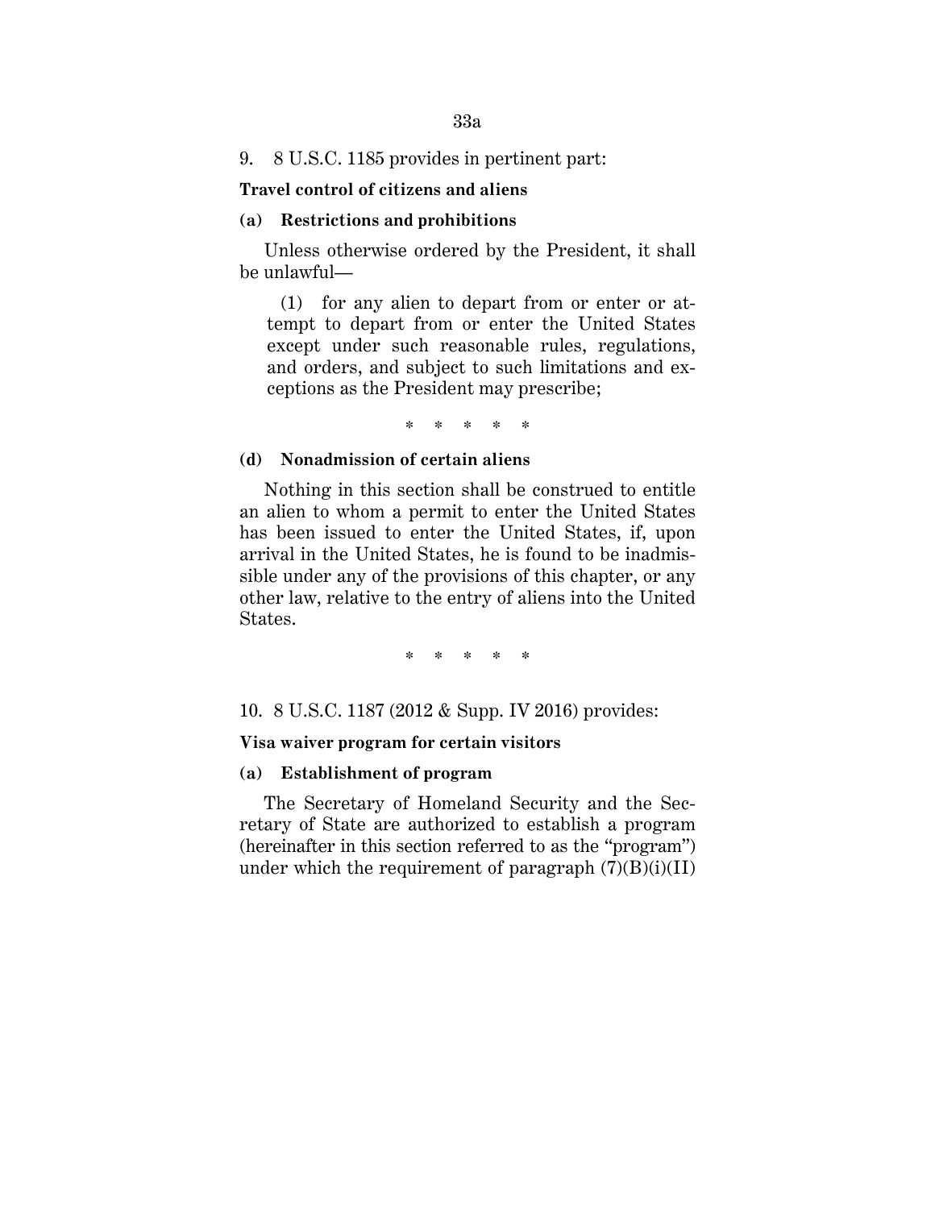9. 8 U.S.C. 1185 provides in pertinent part:

**Travel control of citizens and aliens**

**(a) Restrictions and prohibitions**

Unless otherwise ordered by the President, it shall be unlawful—

(1) for any alien to depart from or enter or attempt to depart from or enter the United States except under such reasonable rules, regulations, and orders, and subject to such limitations and exceptions as the President may prescribe;

\* \* \* \* \*

**(d) Nonadmission of certain aliens**

Nothing in this section shall be construed to entitle an alien to whom a permit to enter the United States has been issued to enter the United States, if, upon arrival in the United States, he is found to be inadmissible under any of the provisions of this chapter, or any other law, relative to the entry of aliens into the United States.

\* \* \* \* \*

10. 8 U.S.C. 1187 (2012 & Supp. IV 2016) provides:

**Visa waiver program for certain visitors**

**(a) Establishment of program**

The Secretary of Homeland Security and the Secretary of State are authorized to establish a program (hereinafter in this section referred to as the "program") under which the requirement of paragraph (7)(B)(i)(II)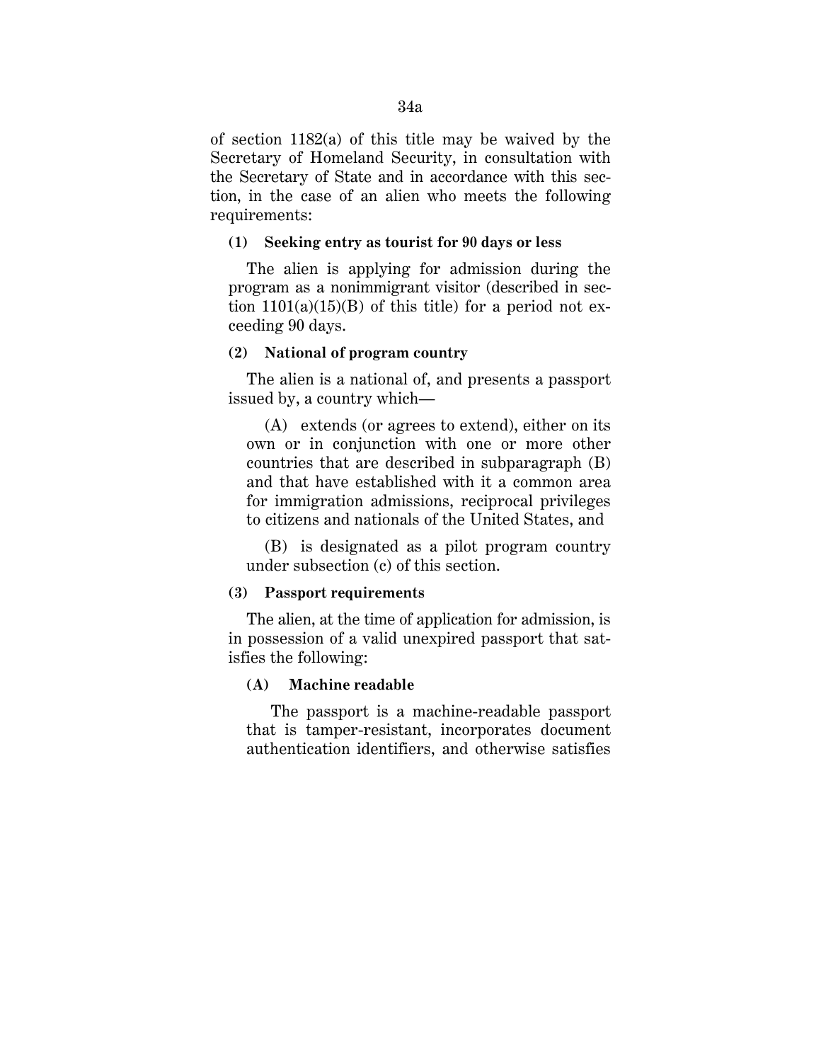of section 1182(a) of this title may be waived by the Secretary of Homeland Security, in consultation with the Secretary of State and in accordance with this section, in the case of an alien who meets the following requirements:

**(1) Seeking entry as tourist for 90 days or less**

The alien is applying for admission during the program as a nonimmigrant visitor (described in section 1101(a)(15)(B) of this title) for a period not exceeding 90 days.

**(2) National of program country**

The alien is a national of, and presents a passport issued by, a country which—

(A) extends (or agrees to extend), either on its own or in conjunction with one or more other countries that are described in subparagraph (B) and that have established with it a common area for immigration admissions, reciprocal privileges to citizens and nationals of the United States, and

(B) is designated as a pilot program country under subsection (c) of this section.

**(3) Passport requirements**

The alien, at the time of application for admission, is in possession of a valid unexpired passport that satisfies the following:

**(A) Machine readable**

The passport is a machine-readable passport that is tamper-resistant, incorporates document authentication identifiers, and otherwise satisfies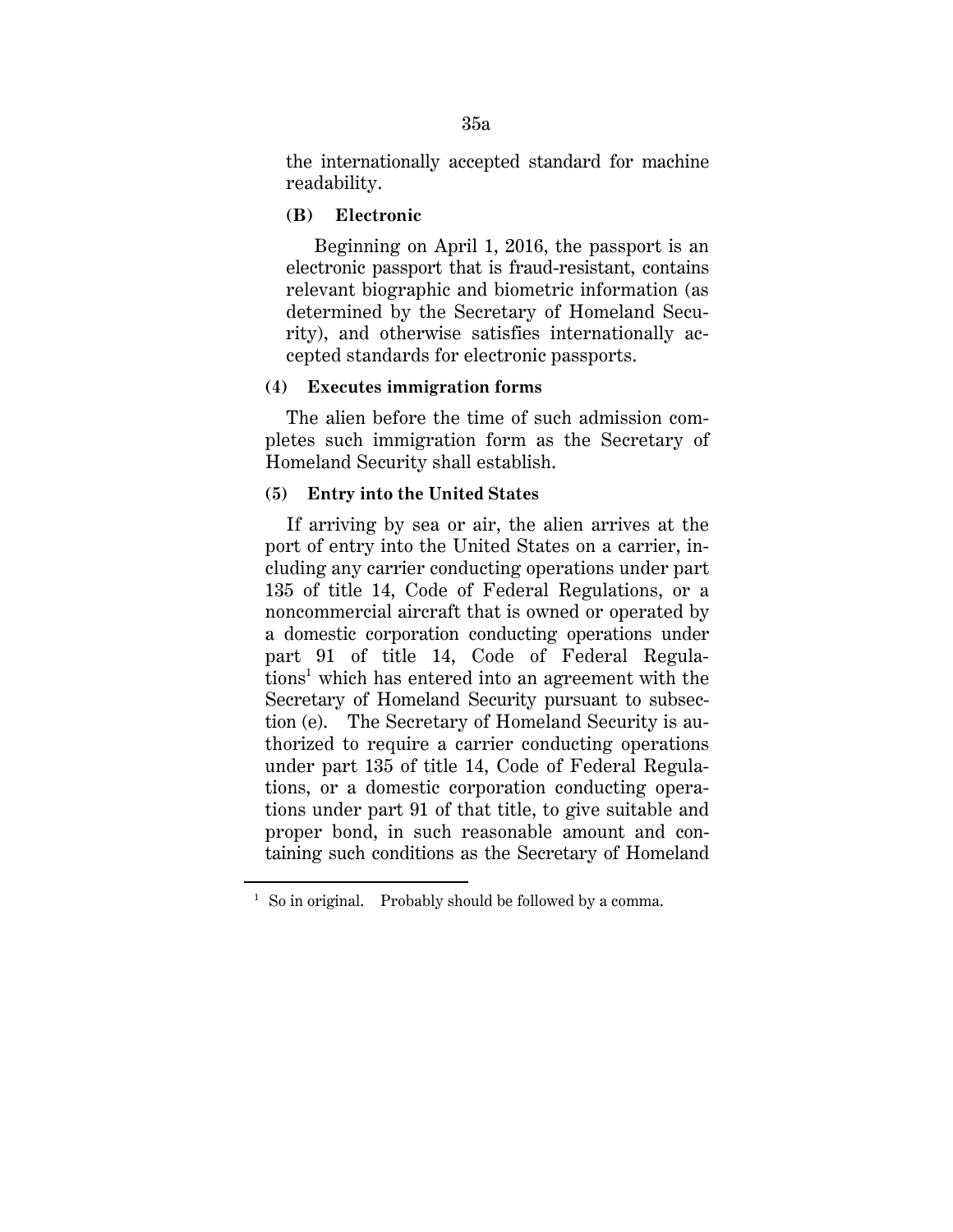the internationally accepted standard for machine readability.

**(B) Electronic**

Beginning on April 1, 2016, the passport is an electronic passport that is fraud-resistant, contains relevant biographic and biometric information (as determined by the Secretary of Homeland Security), and otherwise satisfies internationally accepted standards for electronic passports.

**(4) Executes immigration forms**

The alien before the time of such admission completes such immigration form as the Secretary of Homeland Security shall establish.

**(5) Entry into the United States**

If arriving by sea or air, the alien arrives at the port of entry into the United States on a carrier, including any carrier conducting operations under part 135 of title 14, Code of Federal Regulations, or a noncommercial aircraft that is owned or operated by a domestic corporation conducting operations under part 91 of title 14, Code of Federal Regulations[1] which has entered into an agreement with the Secretary of Homeland Security pursuant to subsection (e). The Secretary of Homeland Security is authorized to require a carrier conducting operations under part 135 of title 14, Code of Federal Regulations, or a domestic corporation conducting operations under part 91 of that title, to give suitable and proper bond, in such reasonable amount and containing such conditions as the Secretary of Homeland

---

[1] So in original. Probably should be followed by a comma.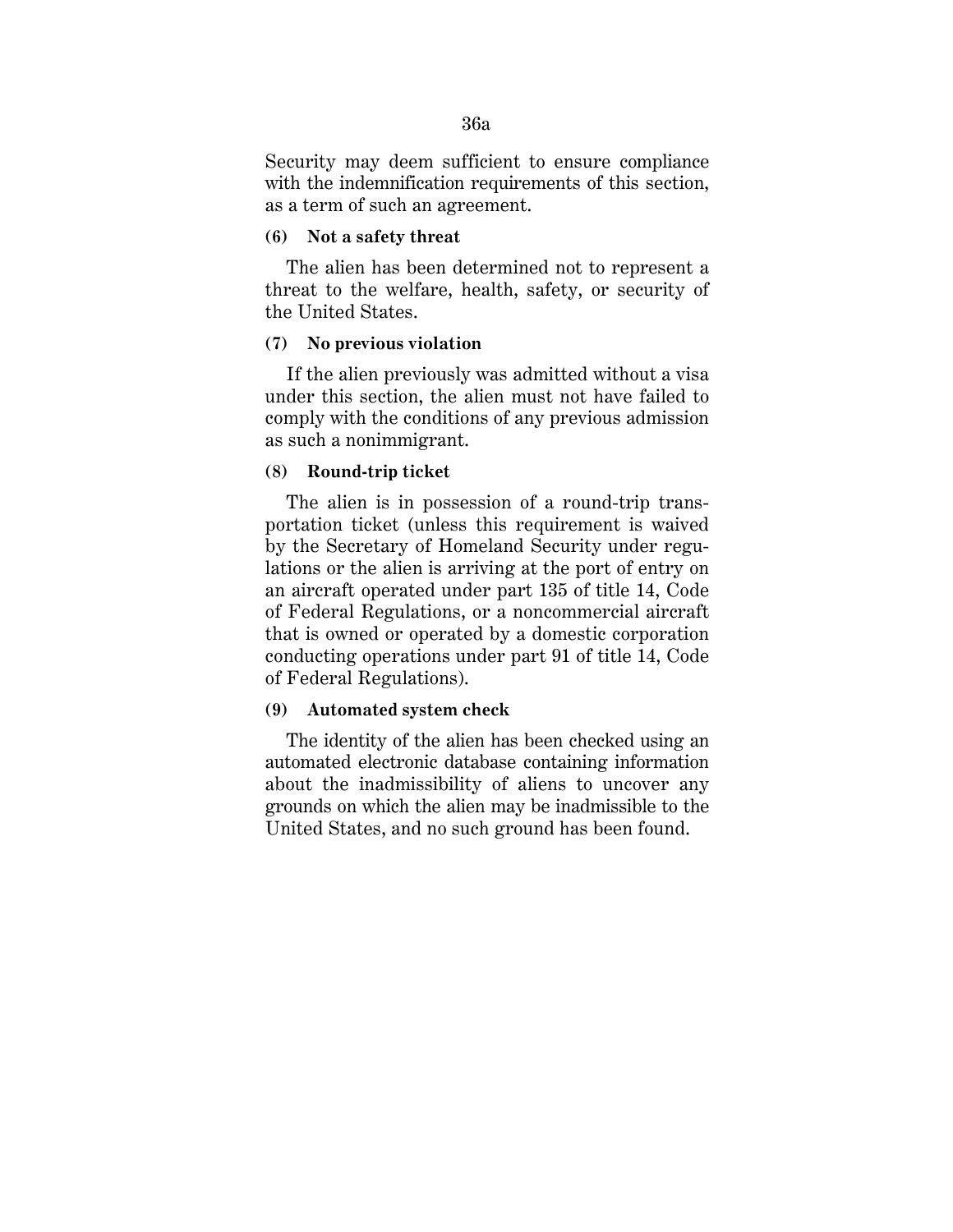Security may deem sufficient to ensure compliance with the indemnification requirements of this section, as a term of such an agreement.

**(6) Not a safety threat**

The alien has been determined not to represent a threat to the welfare, health, safety, or security of the United States.

**(7) No previous violation**

If the alien previously was admitted without a visa under this section, the alien must not have failed to comply with the conditions of any previous admission as such a nonimmigrant.

**(8) Round-trip ticket**

The alien is in possession of a round-trip transportation ticket (unless this requirement is waived by the Secretary of Homeland Security under regulations or the alien is arriving at the port of entry on an aircraft operated under part 135 of title 14, Code of Federal Regulations, or a noncommercial aircraft that is owned or operated by a domestic corporation conducting operations under part 91 of title 14, Code of Federal Regulations).

**(9) Automated system check**

The identity of the alien has been checked using an automated electronic database containing information about the inadmissibility of aliens to uncover any grounds on which the alien may be inadmissible to the United States, and no such ground has been found.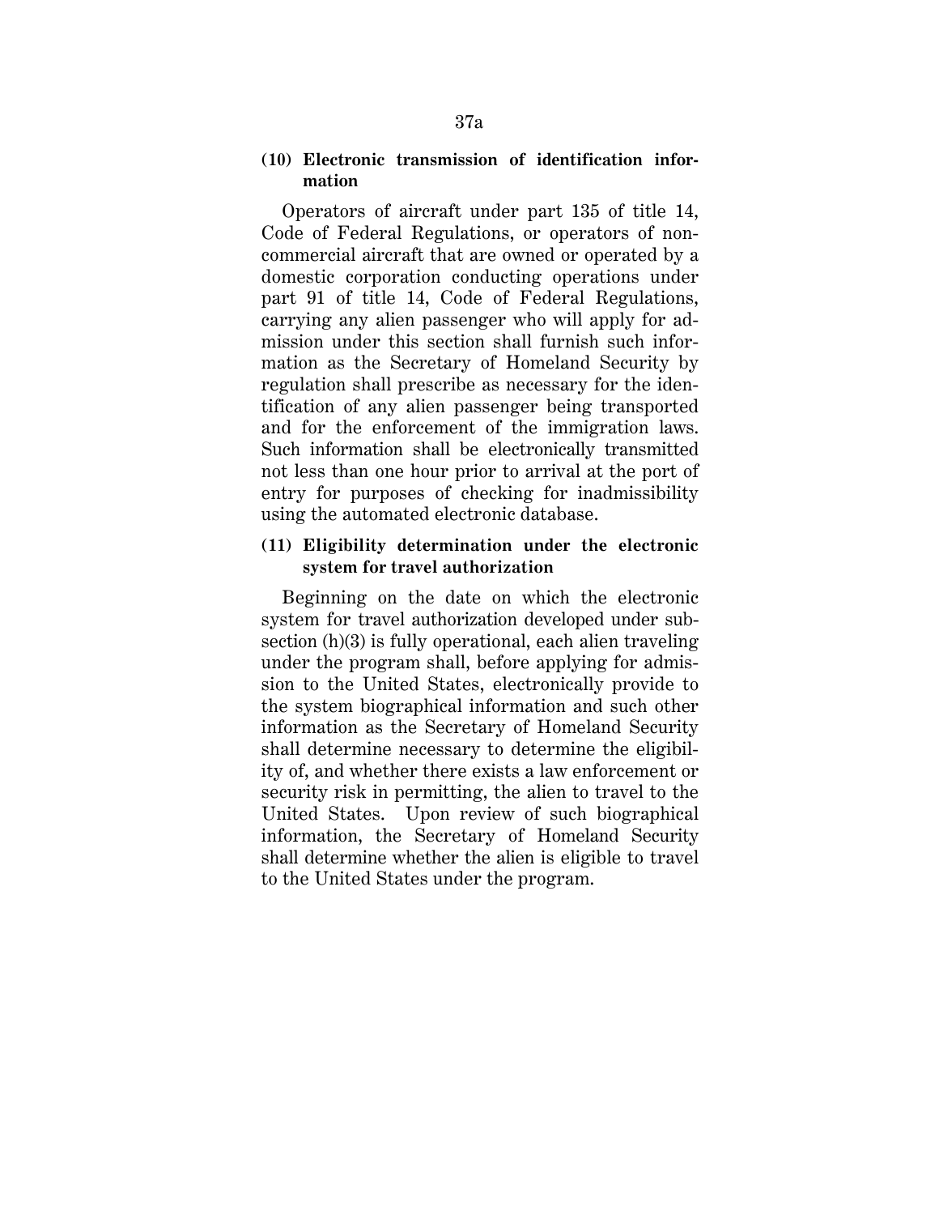**(10) Electronic transmission of identification information**

Operators of aircraft under part 135 of title 14, Code of Federal Regulations, or operators of noncommercial aircraft that are owned or operated by a domestic corporation conducting operations under part 91 of title 14, Code of Federal Regulations, carrying any alien passenger who will apply for admission under this section shall furnish such information as the Secretary of Homeland Security by regulation shall prescribe as necessary for the identification of any alien passenger being transported and for the enforcement of the immigration laws. Such information shall be electronically transmitted not less than one hour prior to arrival at the port of entry for purposes of checking for inadmissibility using the automated electronic database.

**(11) Eligibility determination under the electronic system for travel authorization**

Beginning on the date on which the electronic system for travel authorization developed under subsection (h)(3) is fully operational, each alien traveling under the program shall, before applying for admission to the United States, electronically provide to the system biographical information and such other information as the Secretary of Homeland Security shall determine necessary to determine the eligibility of, and whether there exists a law enforcement or security risk in permitting, the alien to travel to the United States. Upon review of such biographical information, the Secretary of Homeland Security shall determine whether the alien is eligible to travel to the United States under the program.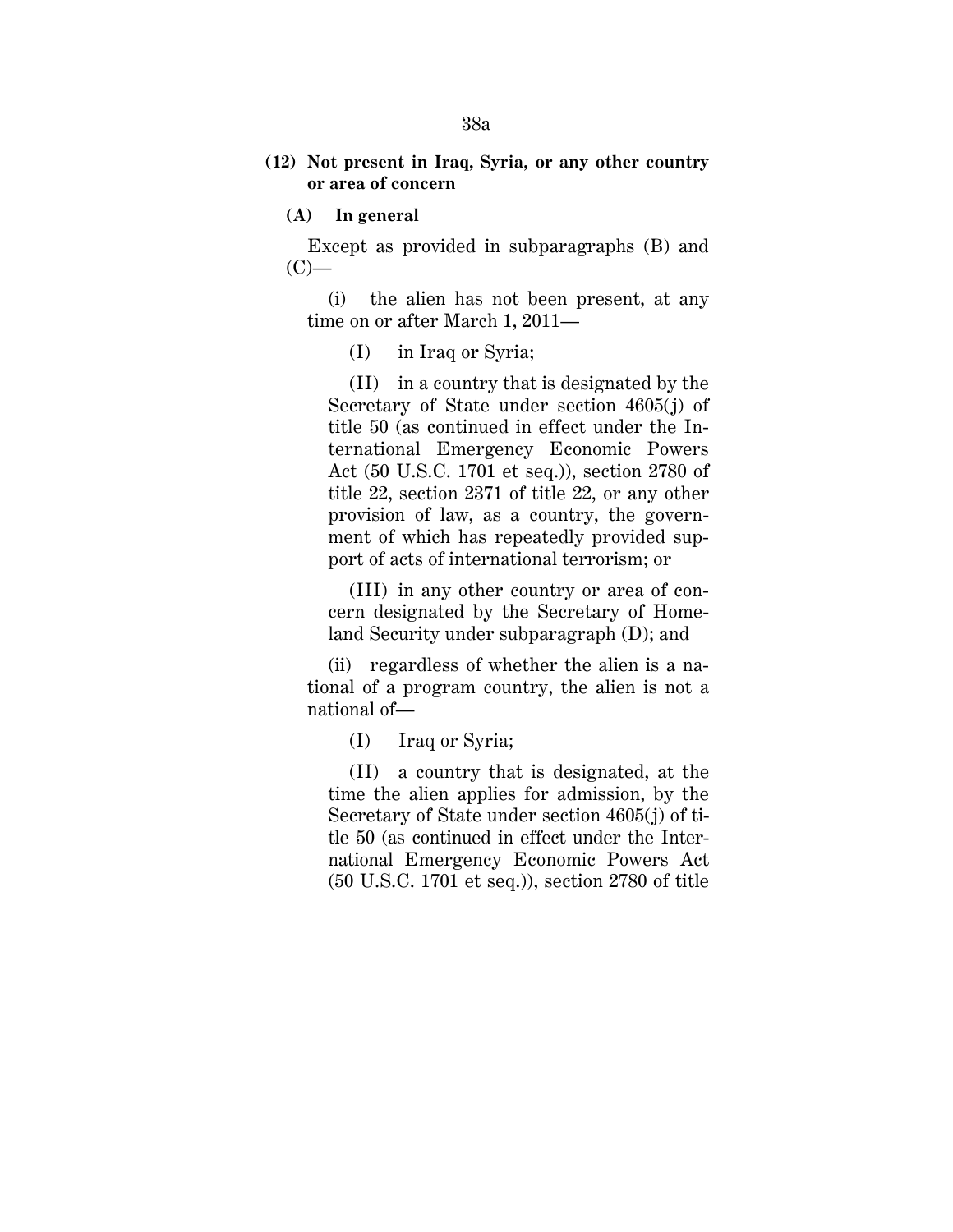**(12) Not present in Iraq, Syria, or any other country or area of concern**

**(A) In general**

Except as provided in subparagraphs (B) and (C)—

(i) the alien has not been present, at any time on or after March 1, 2011—

(I) in Iraq or Syria;

(II) in a country that is designated by the Secretary of State under section 4605(j) of title 50 (as continued in effect under the International Emergency Economic Powers Act (50 U.S.C. 1701 et seq.)), section 2780 of title 22, section 2371 of title 22, or any other provision of law, as a country, the government of which has repeatedly provided support of acts of international terrorism; or

(III) in any other country or area of concern designated by the Secretary of Homeland Security under subparagraph (D); and

(ii) regardless of whether the alien is a national of a program country, the alien is not a national of—

(I) Iraq or Syria;

(II) a country that is designated, at the time the alien applies for admission, by the Secretary of State under section 4605(j) of title 50 (as continued in effect under the International Emergency Economic Powers Act (50 U.S.C. 1701 et seq.)), section 2780 of title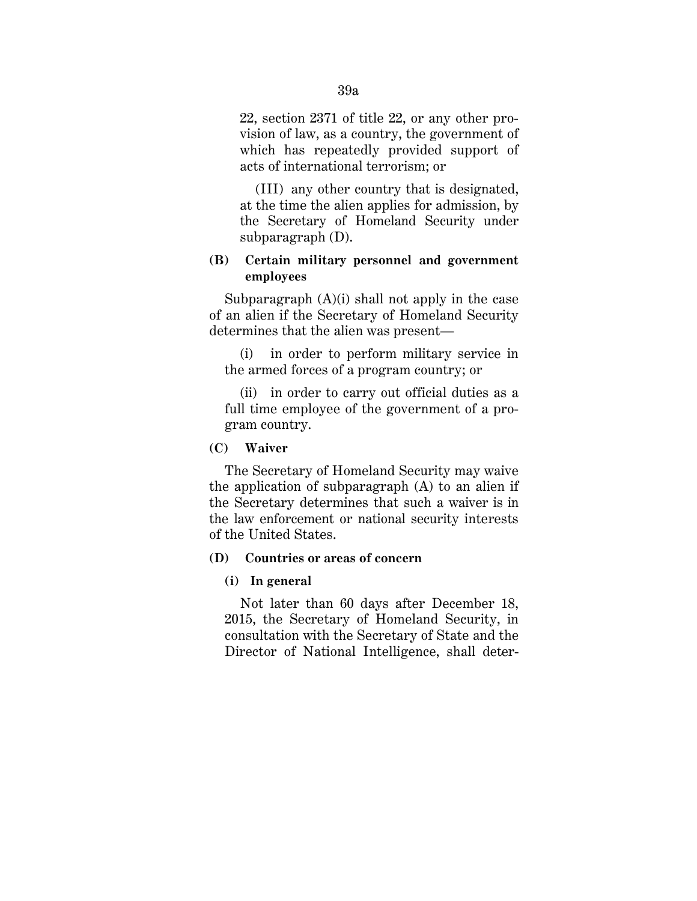22, section 2371 of title 22, or any other provision of law, as a country, the government of which has repeatedly provided support of acts of international terrorism; or

(III) any other country that is designated, at the time the alien applies for admission, by the Secretary of Homeland Security under subparagraph (D).

**(B) Certain military personnel and government employees**

Subparagraph (A)(i) shall not apply in the case of an alien if the Secretary of Homeland Security determines that the alien was present—

(i) in order to perform military service in the armed forces of a program country; or

(ii) in order to carry out official duties as a full time employee of the government of a program country.

**(C) Waiver**

The Secretary of Homeland Security may waive the application of subparagraph (A) to an alien if the Secretary determines that such a waiver is in the law enforcement or national security interests of the United States.

**(D) Countries or areas of concern**

**(i) In general**

Not later than 60 days after December 18, 2015, the Secretary of Homeland Security, in consultation with the Secretary of State and the Director of National Intelligence, shall deter-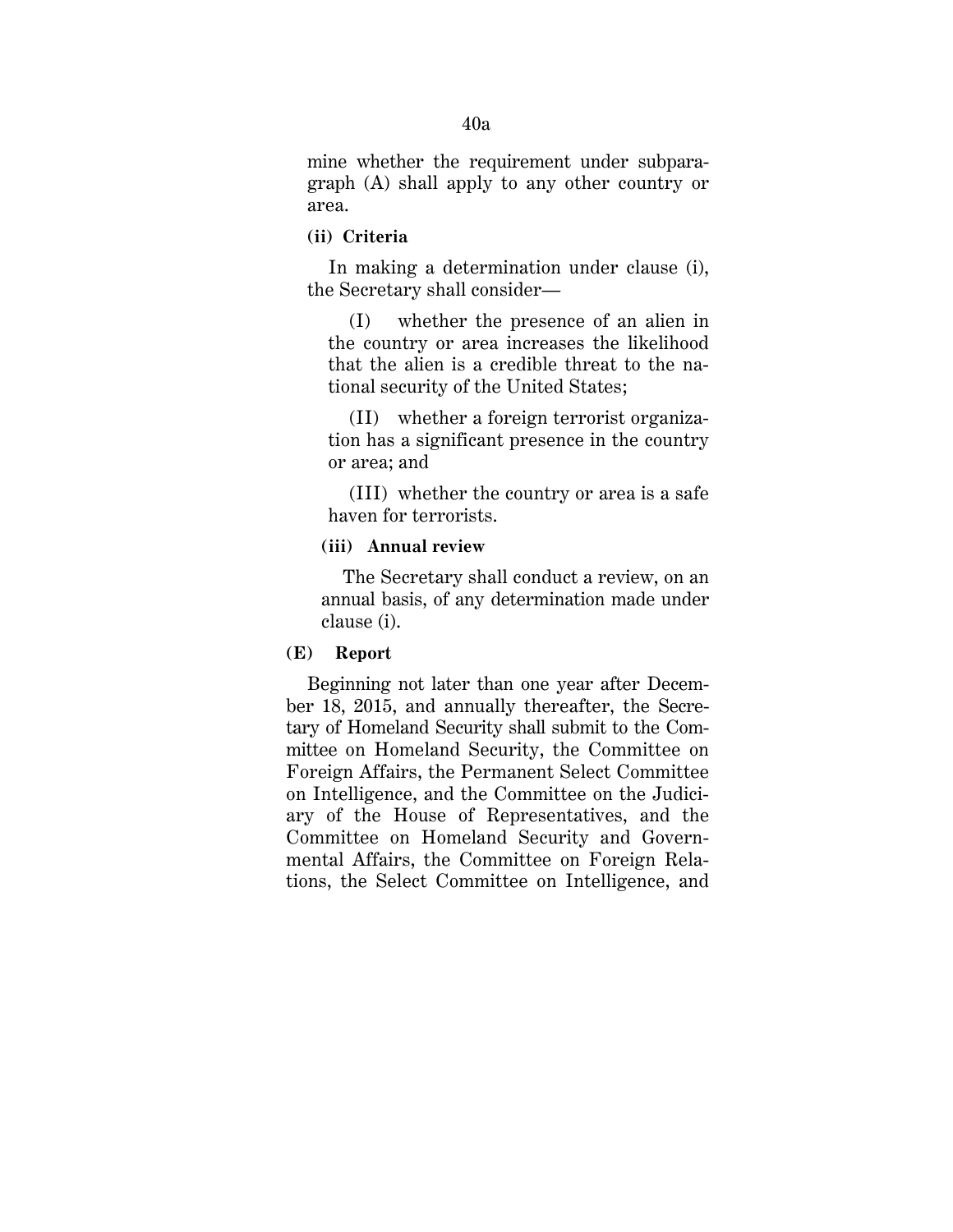mine whether the requirement under subparagraph (A) shall apply to any other country or area.

**(ii) Criteria**

In making a determination under clause (i), the Secretary shall consider—

(I) whether the presence of an alien in the country or area increases the likelihood that the alien is a credible threat to the national security of the United States;

(II) whether a foreign terrorist organization has a significant presence in the country or area; and

(III) whether the country or area is a safe haven for terrorists.

**(iii) Annual review**

The Secretary shall conduct a review, on an annual basis, of any determination made under clause (i).

**(E) Report**

Beginning not later than one year after December 18, 2015, and annually thereafter, the Secretary of Homeland Security shall submit to the Committee on Homeland Security, the Committee on Foreign Affairs, the Permanent Select Committee on Intelligence, and the Committee on the Judiciary of the House of Representatives, and the Committee on Homeland Security and Governmental Affairs, the Committee on Foreign Relations, the Select Committee on Intelligence, and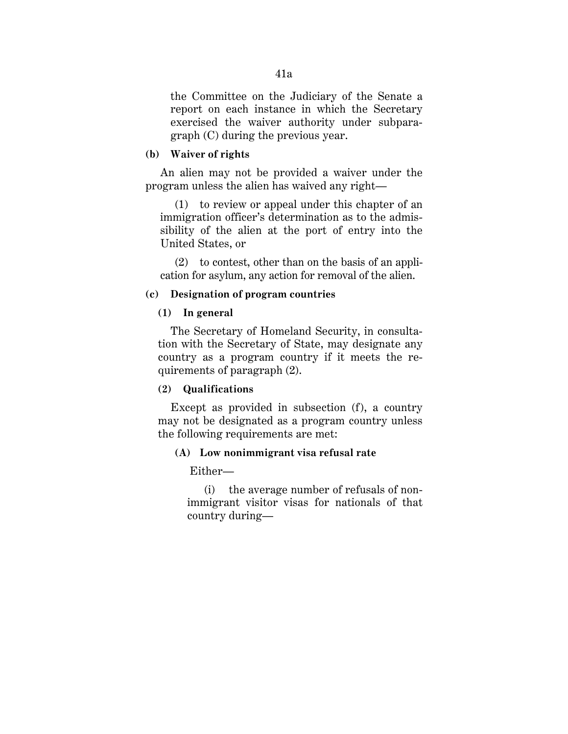the Committee on the Judiciary of the Senate a report on each instance in which the Secretary exercised the waiver authority under subparagraph (C) during the previous year.

**(b) Waiver of rights**

An alien may not be provided a waiver under the program unless the alien has waived any right—

(1) to review or appeal under this chapter of an immigration officer's determination as to the admissibility of the alien at the port of entry into the United States, or

(2) to contest, other than on the basis of an application for asylum, any action for removal of the alien.

**(c) Designation of program countries**

**(1) In general**

The Secretary of Homeland Security, in consultation with the Secretary of State, may designate any country as a program country if it meets the requirements of paragraph (2).

**(2) Qualifications**

Except as provided in subsection (f), a country may not be designated as a program country unless the following requirements are met:

**(A) Low nonimmigrant visa refusal rate**

Either—

(i) the average number of refusals of nonimmigrant visitor visas for nationals of that country during—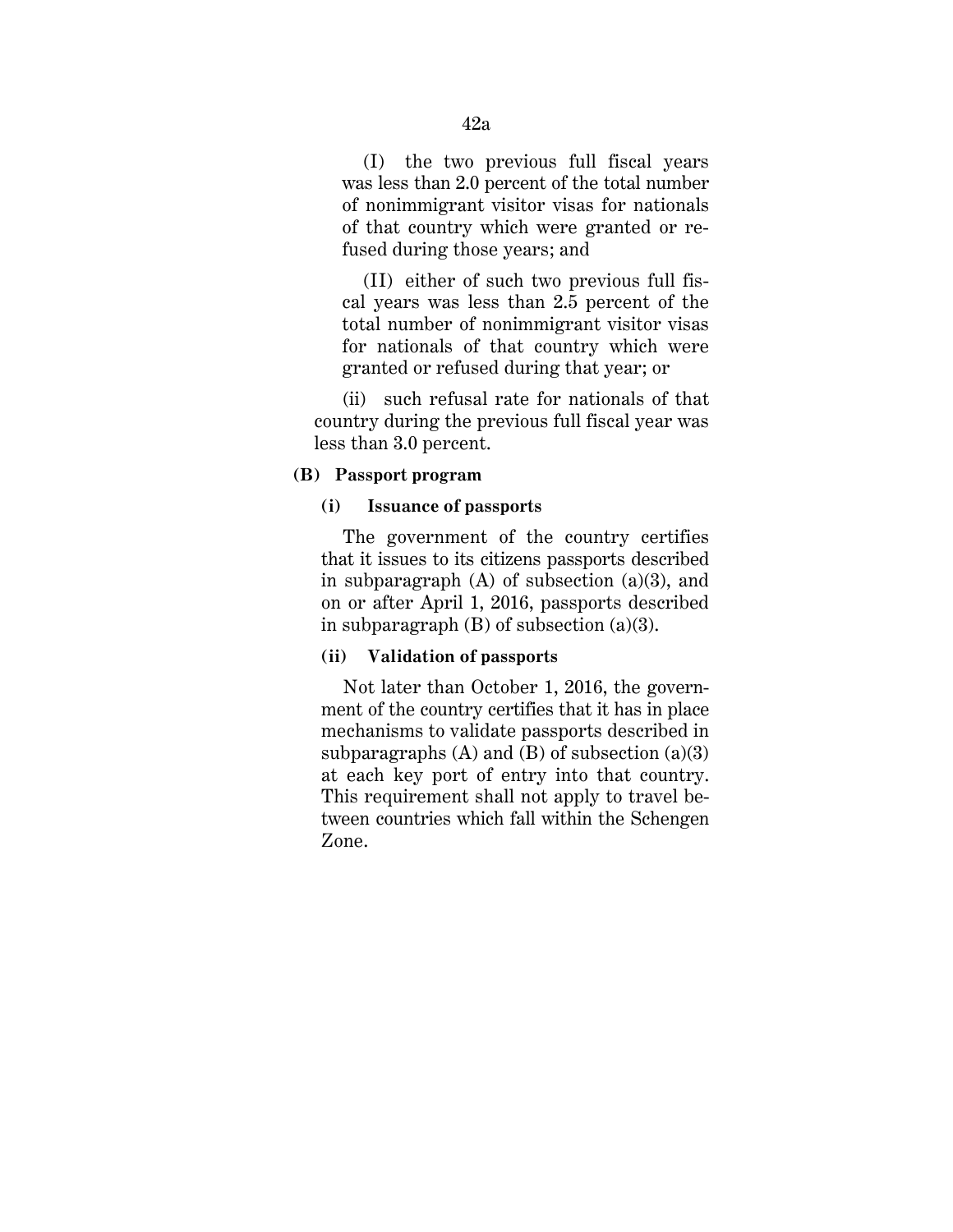(I) the two previous full fiscal years was less than 2.0 percent of the total number of nonimmigrant visitor visas for nationals of that country which were granted or refused during those years; and

(II) either of such two previous full fiscal years was less than 2.5 percent of the total number of nonimmigrant visitor visas for nationals of that country which were granted or refused during that year; or

(ii) such refusal rate for nationals of that country during the previous full fiscal year was less than 3.0 percent.

**(B) Passport program**

**(i) Issuance of passports**

The government of the country certifies that it issues to its citizens passports described in subparagraph (A) of subsection (a)(3), and on or after April 1, 2016, passports described in subparagraph (B) of subsection (a)(3).

**(ii) Validation of passports**

Not later than October 1, 2016, the government of the country certifies that it has in place mechanisms to validate passports described in subparagraphs (A) and (B) of subsection (a)(3) at each key port of entry into that country. This requirement shall not apply to travel between countries which fall within the Schengen Zone.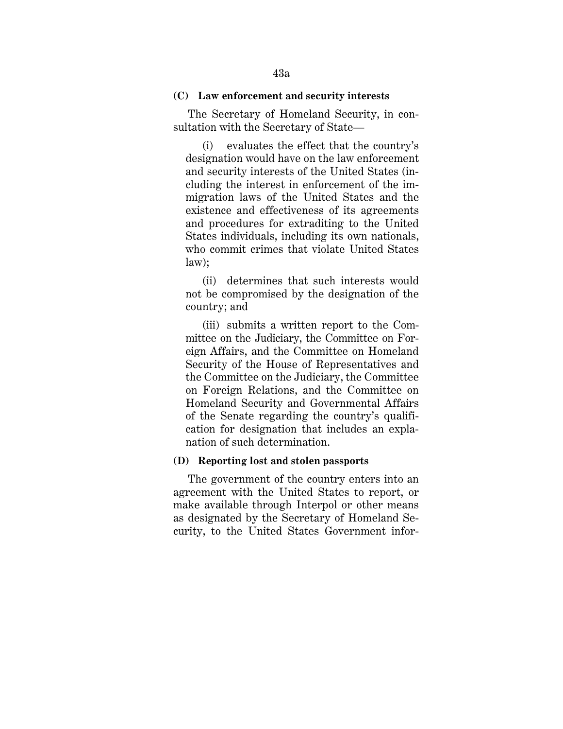**(C) Law enforcement and security interests**

The Secretary of Homeland Security, in consultation with the Secretary of State—

(i) evaluates the effect that the country's designation would have on the law enforcement and security interests of the United States (including the interest in enforcement of the immigration laws of the United States and the existence and effectiveness of its agreements and procedures for extraditing to the United States individuals, including its own nationals, who commit crimes that violate United States law);

(ii) determines that such interests would not be compromised by the designation of the country; and

(iii) submits a written report to the Committee on the Judiciary, the Committee on Foreign Affairs, and the Committee on Homeland Security of the House of Representatives and the Committee on the Judiciary, the Committee on Foreign Relations, and the Committee on Homeland Security and Governmental Affairs of the Senate regarding the country's qualification for designation that includes an explanation of such determination.

**(D) Reporting lost and stolen passports**

The government of the country enters into an agreement with the United States to report, or make available through Interpol or other means as designated by the Secretary of Homeland Security, to the United States Government infor-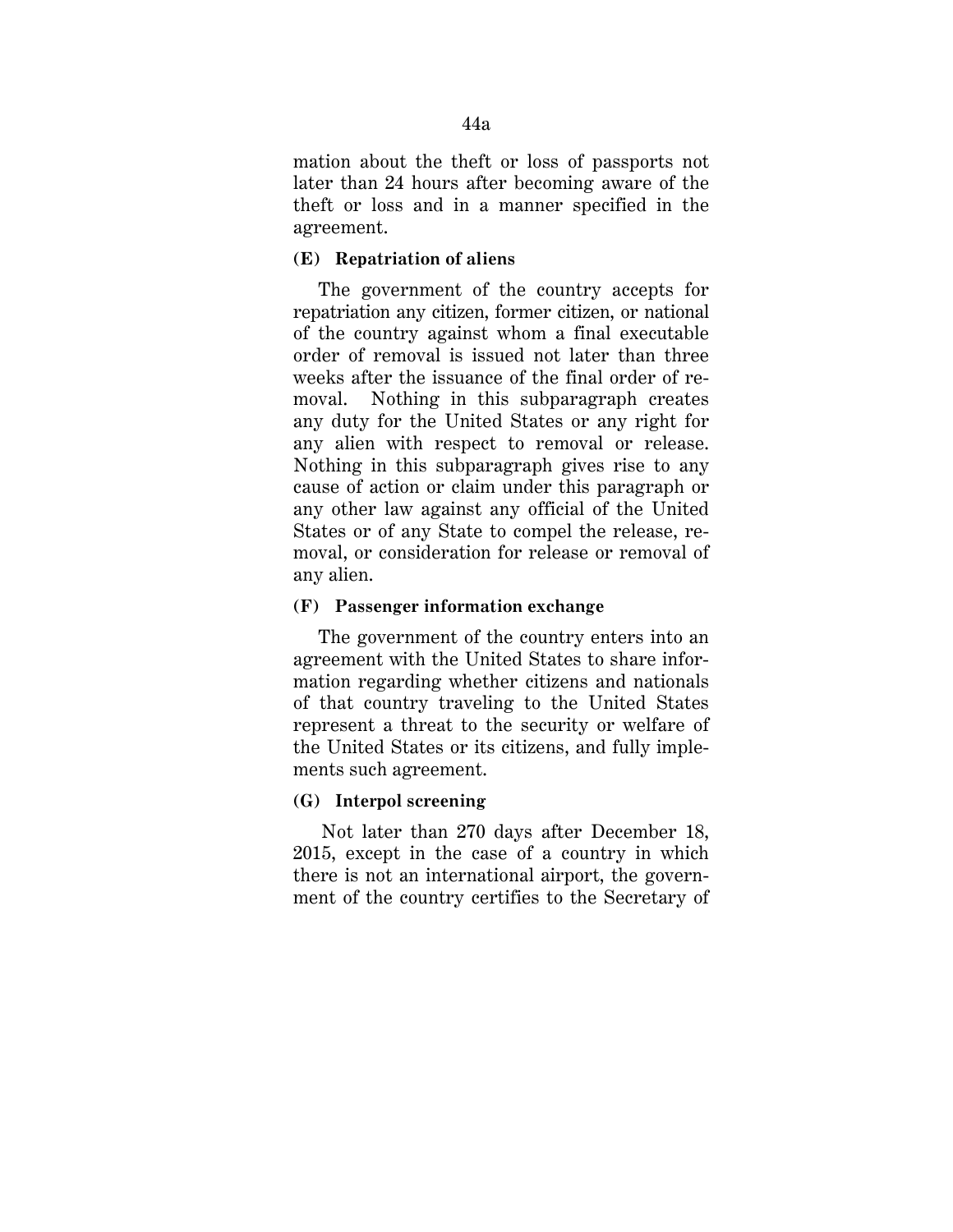mation about the theft or loss of passports not later than 24 hours after becoming aware of the theft or loss and in a manner specified in the agreement.

**(E) Repatriation of aliens**

The government of the country accepts for repatriation any citizen, former citizen, or national of the country against whom a final executable order of removal is issued not later than three weeks after the issuance of the final order of removal. Nothing in this subparagraph creates any duty for the United States or any right for any alien with respect to removal or release. Nothing in this subparagraph gives rise to any cause of action or claim under this paragraph or any other law against any official of the United States or of any State to compel the release, removal, or consideration for release or removal of any alien.

**(F) Passenger information exchange**

The government of the country enters into an agreement with the United States to share information regarding whether citizens and nationals of that country traveling to the United States represent a threat to the security or welfare of the United States or its citizens, and fully implements such agreement.

**(G) Interpol screening**

Not later than 270 days after December 18, 2015, except in the case of a country in which there is not an international airport, the government of the country certifies to the Secretary of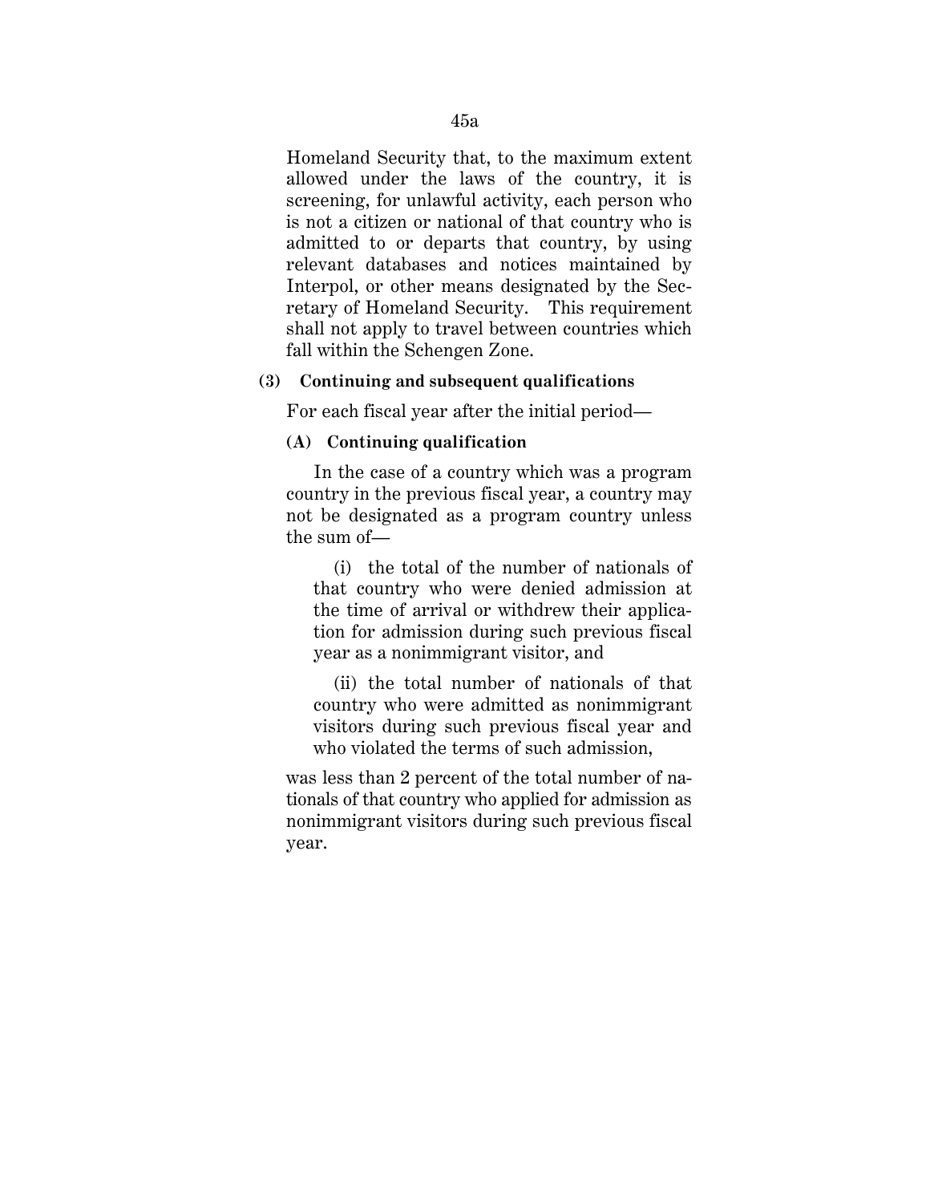Homeland Security that, to the maximum extent allowed under the laws of the country, it is screening, for unlawful activity, each person who is not a citizen or national of that country who is admitted to or departs that country, by using relevant databases and notices maintained by Interpol, or other means designated by the Secretary of Homeland Security. This requirement shall not apply to travel between countries which fall within the Schengen Zone.

**(3) Continuing and subsequent qualifications**

For each fiscal year after the initial period—

**(A) Continuing qualification**

In the case of a country which was a program country in the previous fiscal year, a country may not be designated as a program country unless the sum of—

(i) the total of the number of nationals of that country who were denied admission at the time of arrival or withdrew their application for admission during such previous fiscal year as a nonimmigrant visitor, and

(ii) the total number of nationals of that country who were admitted as nonimmigrant visitors during such previous fiscal year and who violated the terms of such admission,

was less than 2 percent of the total number of nationals of that country who applied for admission as nonimmigrant visitors during such previous fiscal year.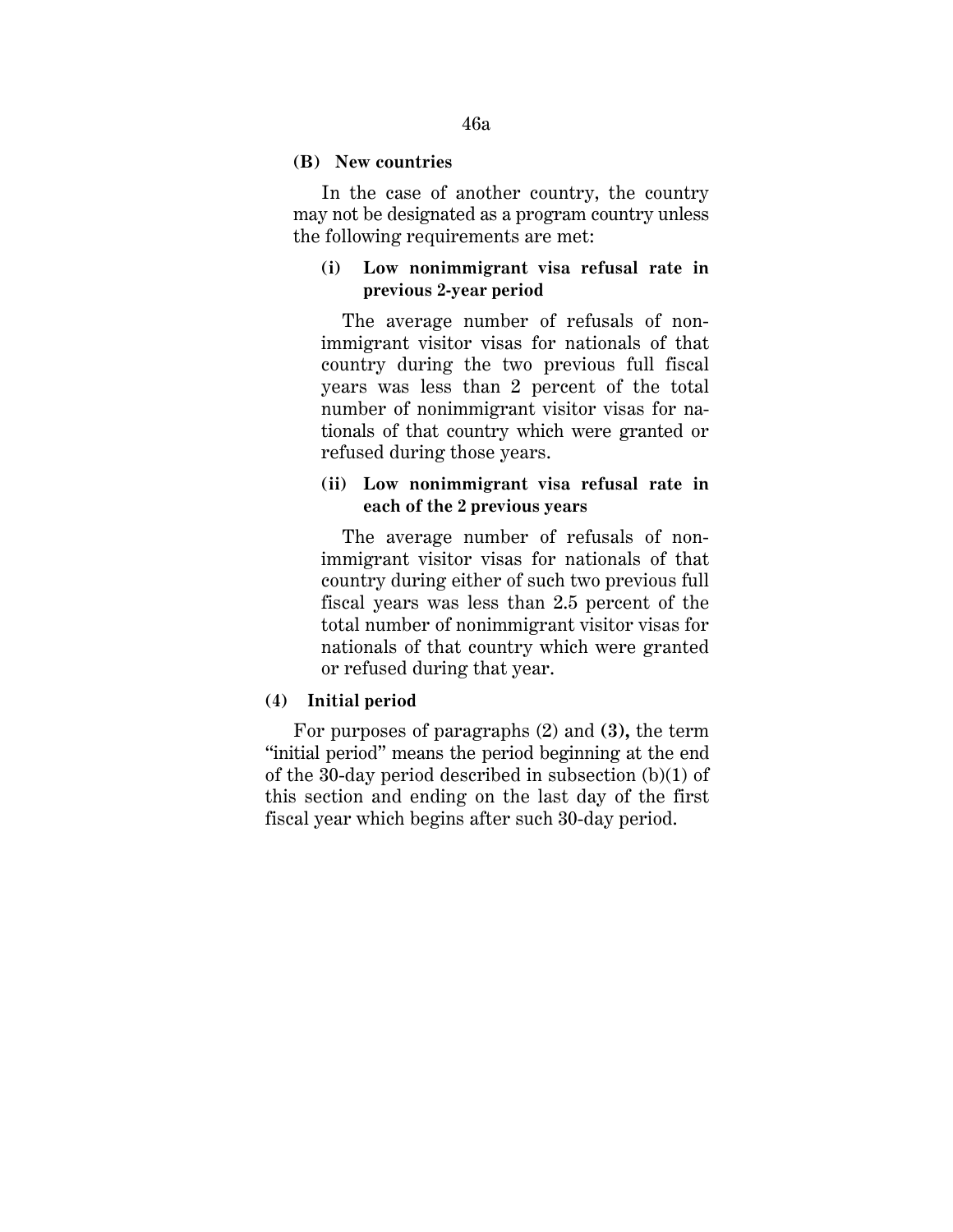**(B) New countries**

In the case of another country, the country may not be designated as a program country unless the following requirements are met:

**(i) Low nonimmigrant visa refusal rate in previous 2-year period**

The average number of refusals of nonimmigrant visitor visas for nationals of that country during the two previous full fiscal years was less than 2 percent of the total number of nonimmigrant visitor visas for nationals of that country which were granted or refused during those years.

**(ii) Low nonimmigrant visa refusal rate in each of the 2 previous years**

The average number of refusals of nonimmigrant visitor visas for nationals of that country during either of such two previous full fiscal years was less than 2.5 percent of the total number of nonimmigrant visitor visas for nationals of that country which were granted or refused during that year.

**(4) Initial period**

For purposes of paragraphs (2) and **(3),** the term "initial period" means the period beginning at the end of the 30-day period described in subsection (b)(1) of this section and ending on the last day of the first fiscal year which begins after such 30-day period.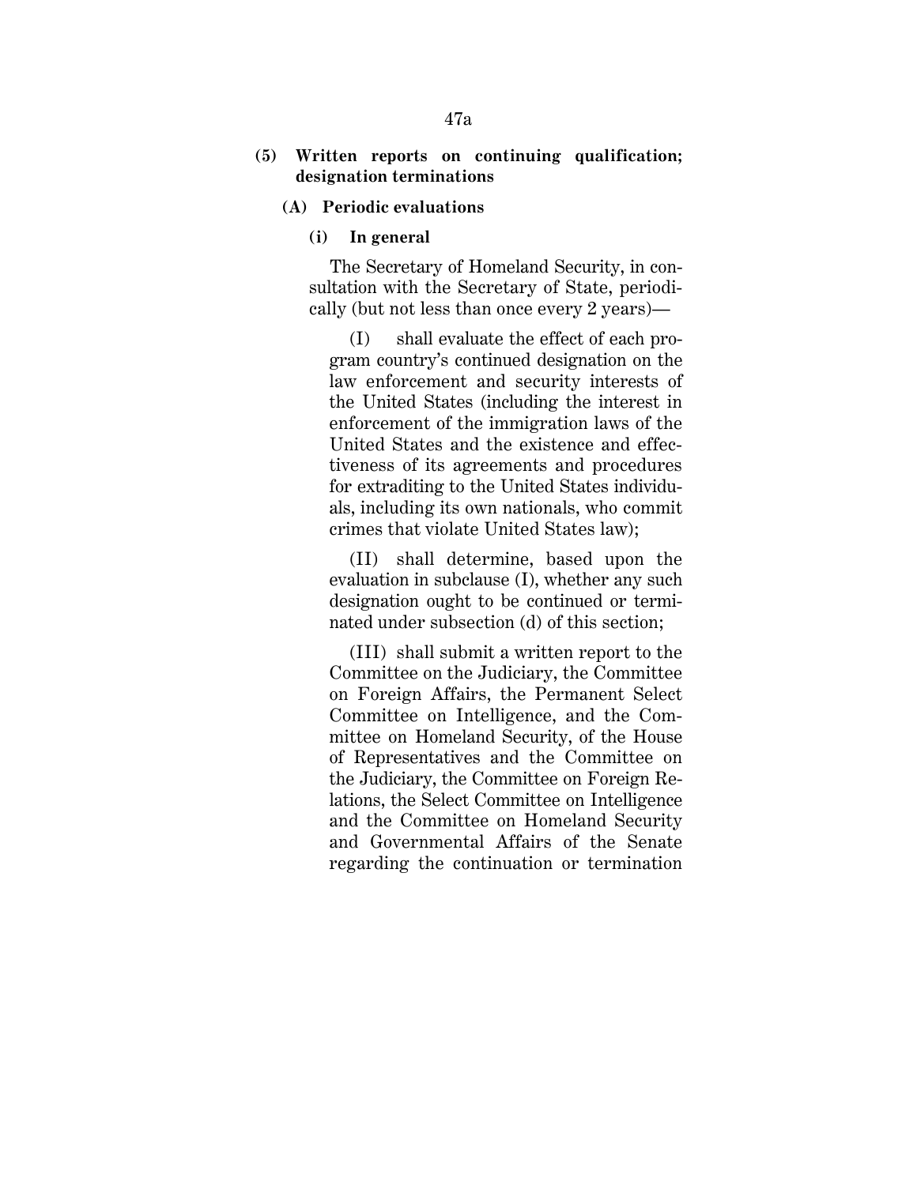**(5) Written reports on continuing qualification; designation terminations**

**(A) Periodic evaluations**

**(i) In general**

The Secretary of Homeland Security, in consultation with the Secretary of State, periodically (but not less than once every 2 years)—

(I) shall evaluate the effect of each program country's continued designation on the law enforcement and security interests of the United States (including the interest in enforcement of the immigration laws of the United States and the existence and effectiveness of its agreements and procedures for extraditing to the United States individuals, including its own nationals, who commit crimes that violate United States law);

(II) shall determine, based upon the evaluation in subclause (I), whether any such designation ought to be continued or terminated under subsection (d) of this section;

(III) shall submit a written report to the Committee on the Judiciary, the Committee on Foreign Affairs, the Permanent Select Committee on Intelligence, and the Committee on Homeland Security, of the House of Representatives and the Committee on the Judiciary, the Committee on Foreign Relations, the Select Committee on Intelligence and the Committee on Homeland Security and Governmental Affairs of the Senate regarding the continuation or termination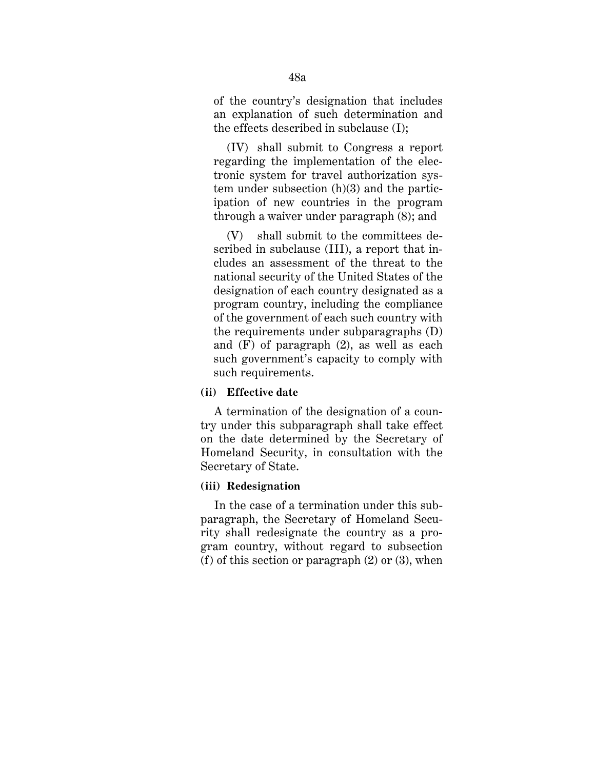of the country's designation that includes an explanation of such determination and the effects described in subclause (I);

(IV) shall submit to Congress a report regarding the implementation of the electronic system for travel authorization system under subsection (h)(3) and the participation of new countries in the program through a waiver under paragraph (8); and

(V) shall submit to the committees described in subclause (III), a report that includes an assessment of the threat to the national security of the United States of the designation of each country designated as a program country, including the compliance of the government of each such country with the requirements under subparagraphs (D) and (F) of paragraph (2), as well as each such government's capacity to comply with such requirements.

**(ii) Effective date**

A termination of the designation of a country under this subparagraph shall take effect on the date determined by the Secretary of Homeland Security, in consultation with the Secretary of State.

**(iii) Redesignation**

In the case of a termination under this subparagraph, the Secretary of Homeland Security shall redesignate the country as a program country, without regard to subsection (f) of this section or paragraph (2) or (3), when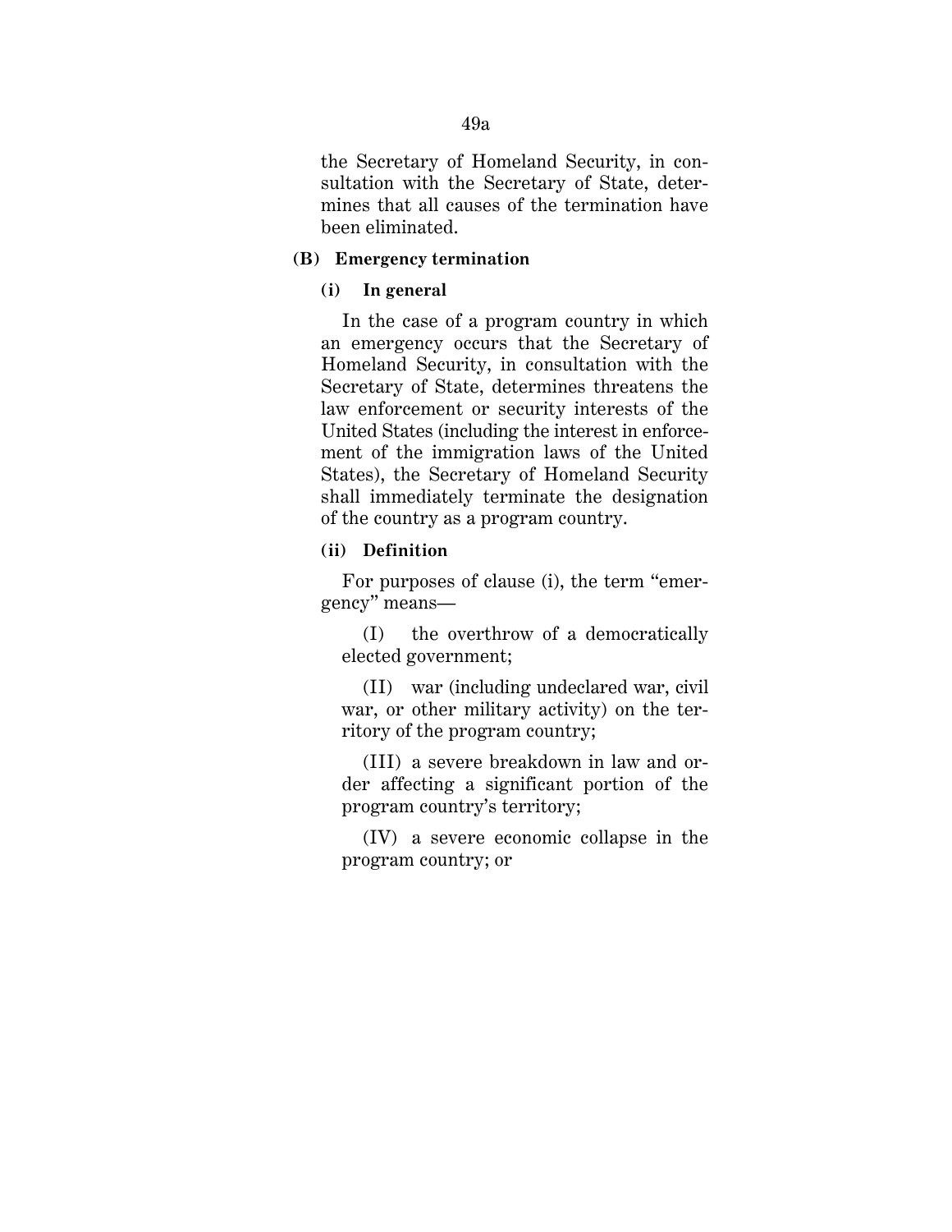the Secretary of Homeland Security, in consultation with the Secretary of State, determines that all causes of the termination have been eliminated.

**(B) Emergency termination**

**(i) In general**

In the case of a program country in which an emergency occurs that the Secretary of Homeland Security, in consultation with the Secretary of State, determines threatens the law enforcement or security interests of the United States (including the interest in enforcement of the immigration laws of the United States), the Secretary of Homeland Security shall immediately terminate the designation of the country as a program country.

**(ii) Definition**

For purposes of clause (i), the term "emergency" means—

(I) the overthrow of a democratically elected government;

(II) war (including undeclared war, civil war, or other military activity) on the territory of the program country;

(III) a severe breakdown in law and order affecting a significant portion of the program country's territory;

(IV) a severe economic collapse in the program country; or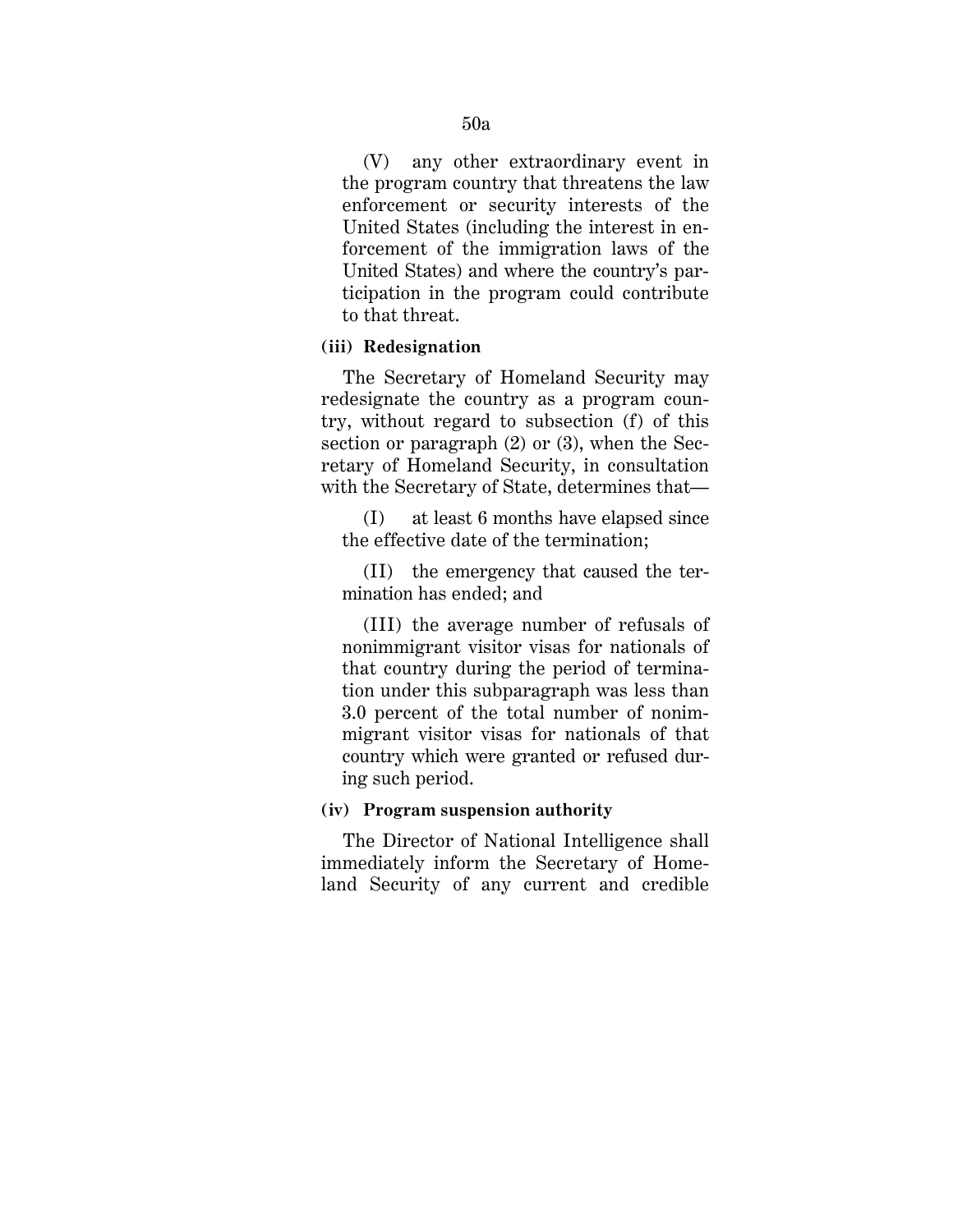(V) any other extraordinary event in the program country that threatens the law enforcement or security interests of the United States (including the interest in enforcement of the immigration laws of the United States) and where the country's participation in the program could contribute to that threat.

**(iii) Redesignation**

The Secretary of Homeland Security may redesignate the country as a program country, without regard to subsection (f) of this section or paragraph (2) or (3), when the Secretary of Homeland Security, in consultation with the Secretary of State, determines that—

(I) at least 6 months have elapsed since the effective date of the termination;

(II) the emergency that caused the termination has ended; and

(III) the average number of refusals of nonimmigrant visitor visas for nationals of that country during the period of termination under this subparagraph was less than 3.0 percent of the total number of nonimmigrant visitor visas for nationals of that country which were granted or refused during such period.

**(iv) Program suspension authority**

The Director of National Intelligence shall immediately inform the Secretary of Homeland Security of any current and credible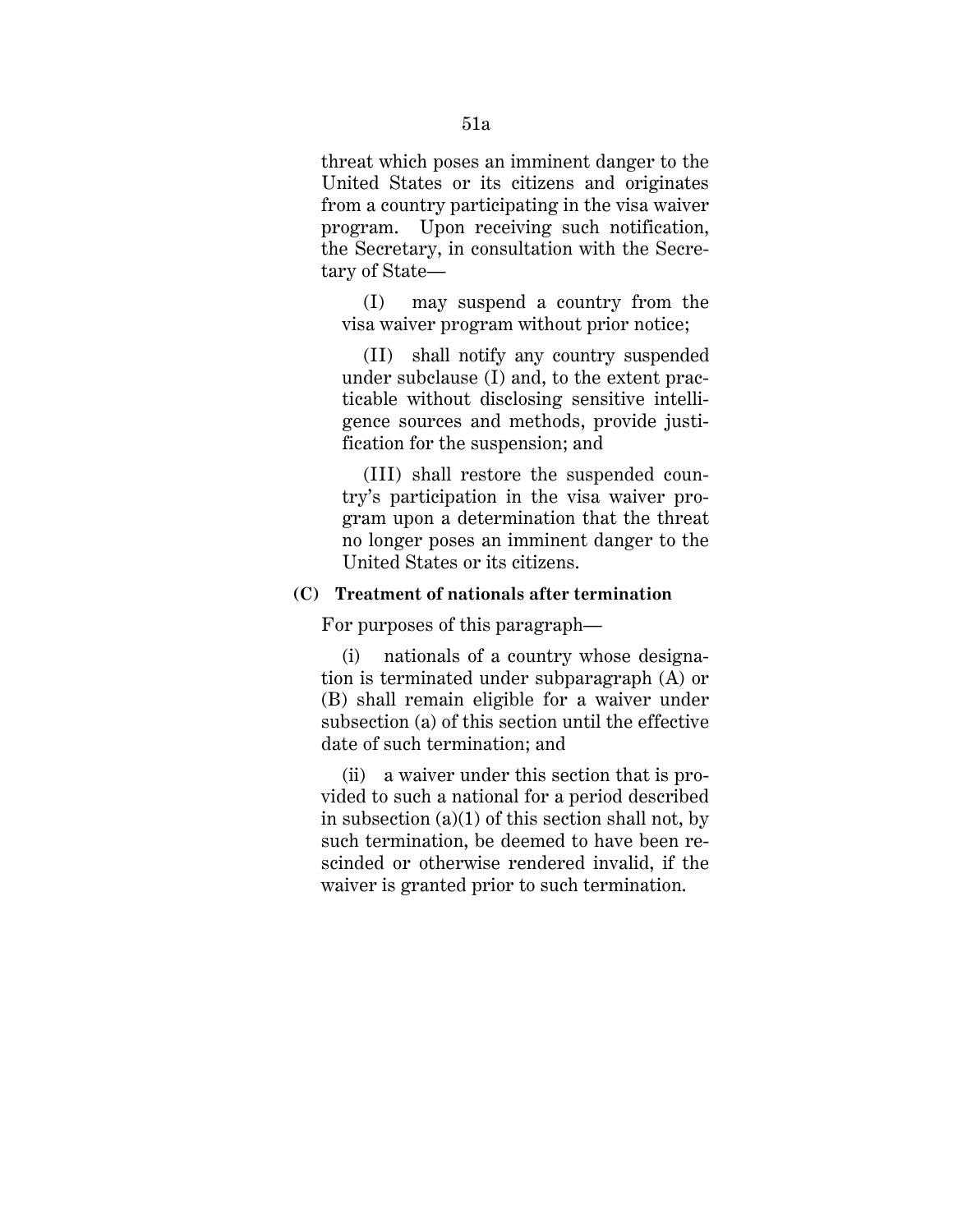threat which poses an imminent danger to the United States or its citizens and originates from a country participating in the visa waiver program. Upon receiving such notification, the Secretary, in consultation with the Secretary of State—

(I) may suspend a country from the visa waiver program without prior notice;

(II) shall notify any country suspended under subclause (I) and, to the extent practicable without disclosing sensitive intelligence sources and methods, provide justification for the suspension; and

(III) shall restore the suspended country's participation in the visa waiver program upon a determination that the threat no longer poses an imminent danger to the United States or its citizens.

**(C) Treatment of nationals after termination**

For purposes of this paragraph—

(i) nationals of a country whose designation is terminated under subparagraph (A) or (B) shall remain eligible for a waiver under subsection (a) of this section until the effective date of such termination; and

(ii) a waiver under this section that is provided to such a national for a period described in subsection (a)(1) of this section shall not, by such termination, be deemed to have been rescinded or otherwise rendered invalid, if the waiver is granted prior to such termination.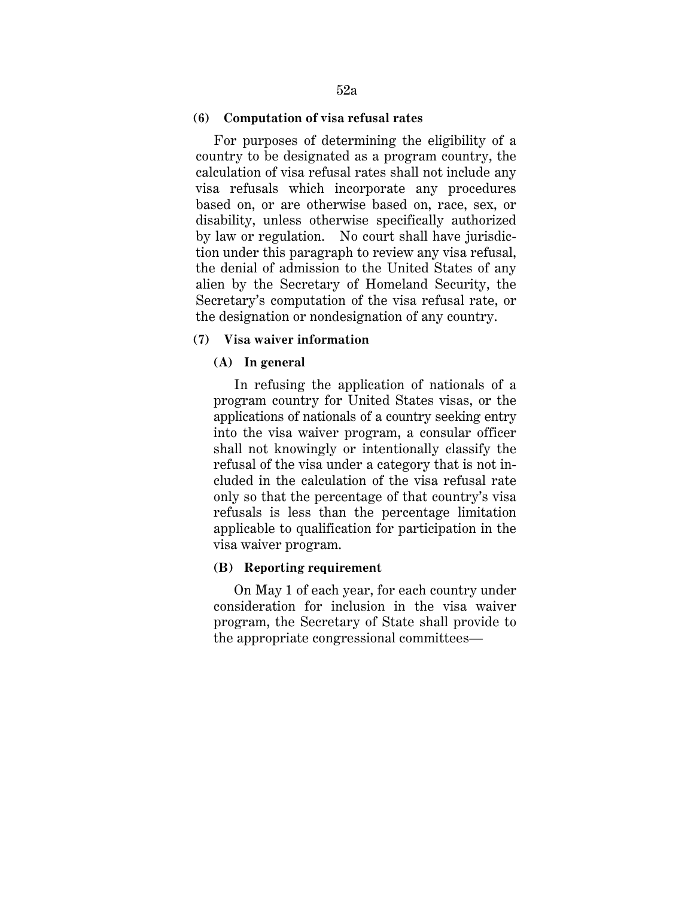**(6) Computation of visa refusal rates**

For purposes of determining the eligibility of a country to be designated as a program country, the calculation of visa refusal rates shall not include any visa refusals which incorporate any procedures based on, or are otherwise based on, race, sex, or disability, unless otherwise specifically authorized by law or regulation. No court shall have jurisdiction under this paragraph to review any visa refusal, the denial of admission to the United States of any alien by the Secretary of Homeland Security, the Secretary's computation of the visa refusal rate, or the designation or nondesignation of any country.

**(7) Visa waiver information**

**(A) In general**

In refusing the application of nationals of a program country for United States visas, or the applications of nationals of a country seeking entry into the visa waiver program, a consular officer shall not knowingly or intentionally classify the refusal of the visa under a category that is not included in the calculation of the visa refusal rate only so that the percentage of that country's visa refusals is less than the percentage limitation applicable to qualification for participation in the visa waiver program.

**(B) Reporting requirement**

On May 1 of each year, for each country under consideration for inclusion in the visa waiver program, the Secretary of State shall provide to the appropriate congressional committees—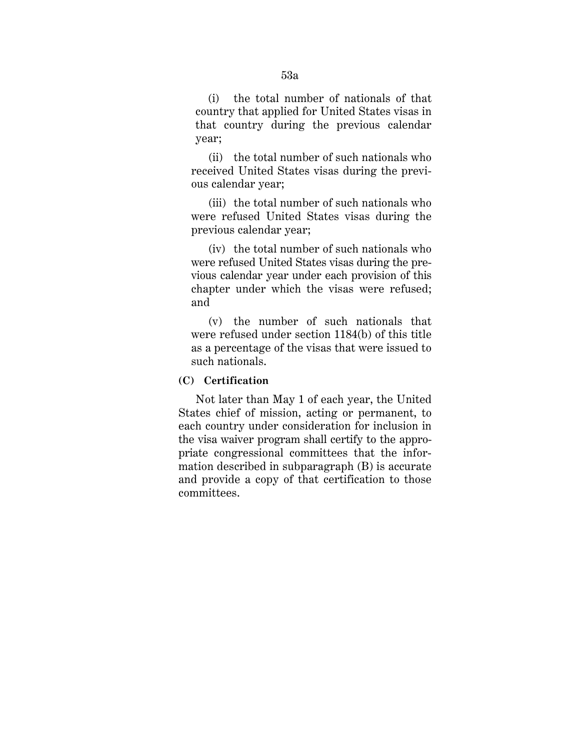(i) the total number of nationals of that country that applied for United States visas in that country during the previous calendar year;

(ii) the total number of such nationals who received United States visas during the previous calendar year;

(iii) the total number of such nationals who were refused United States visas during the previous calendar year;

(iv) the total number of such nationals who were refused United States visas during the previous calendar year under each provision of this chapter under which the visas were refused; and

(v) the number of such nationals that were refused under section 1184(b) of this title as a percentage of the visas that were issued to such nationals.

**(C) Certification**

Not later than May 1 of each year, the United States chief of mission, acting or permanent, to each country under consideration for inclusion in the visa waiver program shall certify to the appropriate congressional committees that the information described in subparagraph (B) is accurate and provide a copy of that certification to those committees.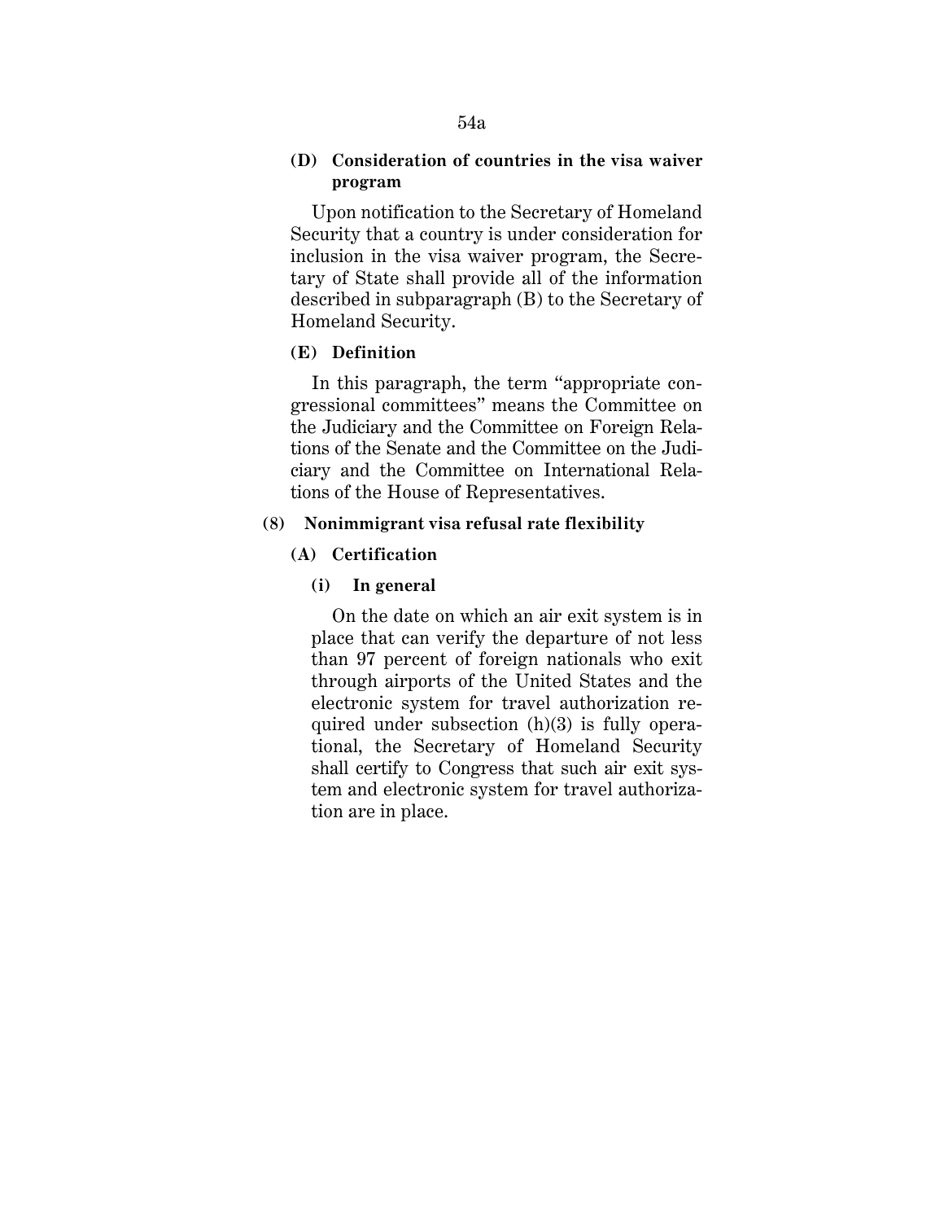**(D) Consideration of countries in the visa waiver program**

Upon notification to the Secretary of Homeland Security that a country is under consideration for inclusion in the visa waiver program, the Secretary of State shall provide all of the information described in subparagraph (B) to the Secretary of Homeland Security.

**(E) Definition**

In this paragraph, the term "appropriate congressional committees" means the Committee on the Judiciary and the Committee on Foreign Relations of the Senate and the Committee on the Judiciary and the Committee on International Relations of the House of Representatives.

**(8) Nonimmigrant visa refusal rate flexibility**

**(A) Certification**

**(i) In general**

On the date on which an air exit system is in place that can verify the departure of not less than 97 percent of foreign nationals who exit through airports of the United States and the electronic system for travel authorization required under subsection (h)(3) is fully operational, the Secretary of Homeland Security shall certify to Congress that such air exit system and electronic system for travel authorization are in place.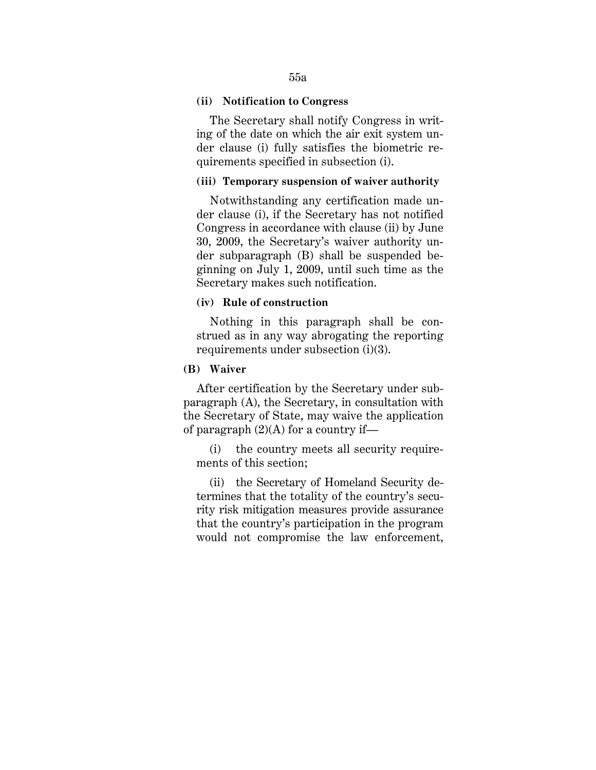**(ii) Notification to Congress**

The Secretary shall notify Congress in writing of the date on which the air exit system under clause (i) fully satisfies the biometric requirements specified in subsection (i).

**(iii) Temporary suspension of waiver authority**

Notwithstanding any certification made under clause (i), if the Secretary has not notified Congress in accordance with clause (ii) by June 30, 2009, the Secretary's waiver authority under subparagraph (B) shall be suspended beginning on July 1, 2009, until such time as the Secretary makes such notification.

**(iv) Rule of construction**

Nothing in this paragraph shall be construed as in any way abrogating the reporting requirements under subsection (i)(3).

**(B) Waiver**

After certification by the Secretary under subparagraph (A), the Secretary, in consultation with the Secretary of State, may waive the application of paragraph (2)(A) for a country if—

(i) the country meets all security requirements of this section;

(ii) the Secretary of Homeland Security determines that the totality of the country's security risk mitigation measures provide assurance that the country's participation in the program would not compromise the law enforcement,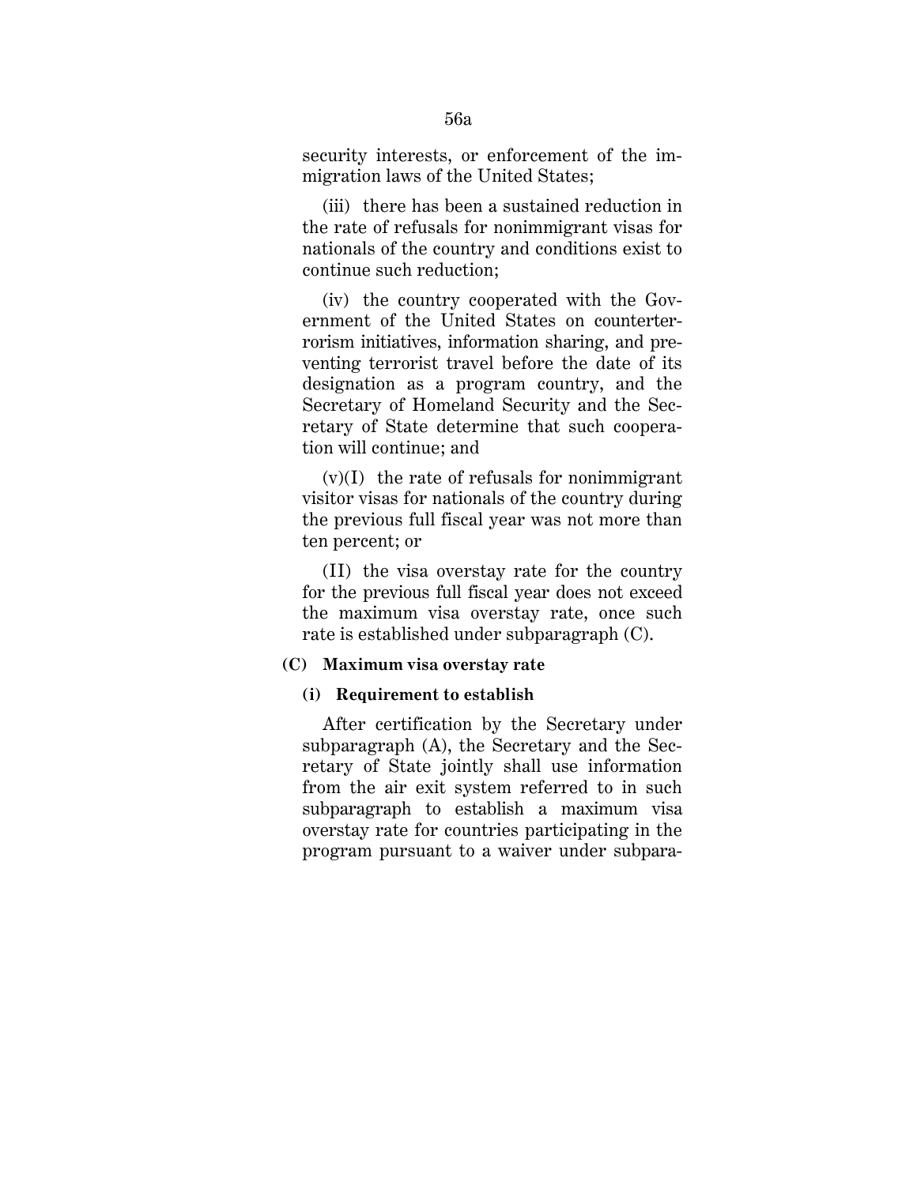security interests, or enforcement of the immigration laws of the United States;

(iii) there has been a sustained reduction in the rate of refusals for nonimmigrant visas for nationals of the country and conditions exist to continue such reduction;

(iv) the country cooperated with the Government of the United States on counterterrorism initiatives, information sharing, and preventing terrorist travel before the date of its designation as a program country, and the Secretary of Homeland Security and the Secretary of State determine that such cooperation will continue; and

(v)(I) the rate of refusals for nonimmigrant visitor visas for nationals of the country during the previous full fiscal year was not more than ten percent; or

(II) the visa overstay rate for the country for the previous full fiscal year does not exceed the maximum visa overstay rate, once such rate is established under subparagraph (C).

**(C) Maximum visa overstay rate**

**(i) Requirement to establish**

After certification by the Secretary under subparagraph (A), the Secretary and the Secretary of State jointly shall use information from the air exit system referred to in such subparagraph to establish a maximum visa overstay rate for countries participating in the program pursuant to a waiver under subpara-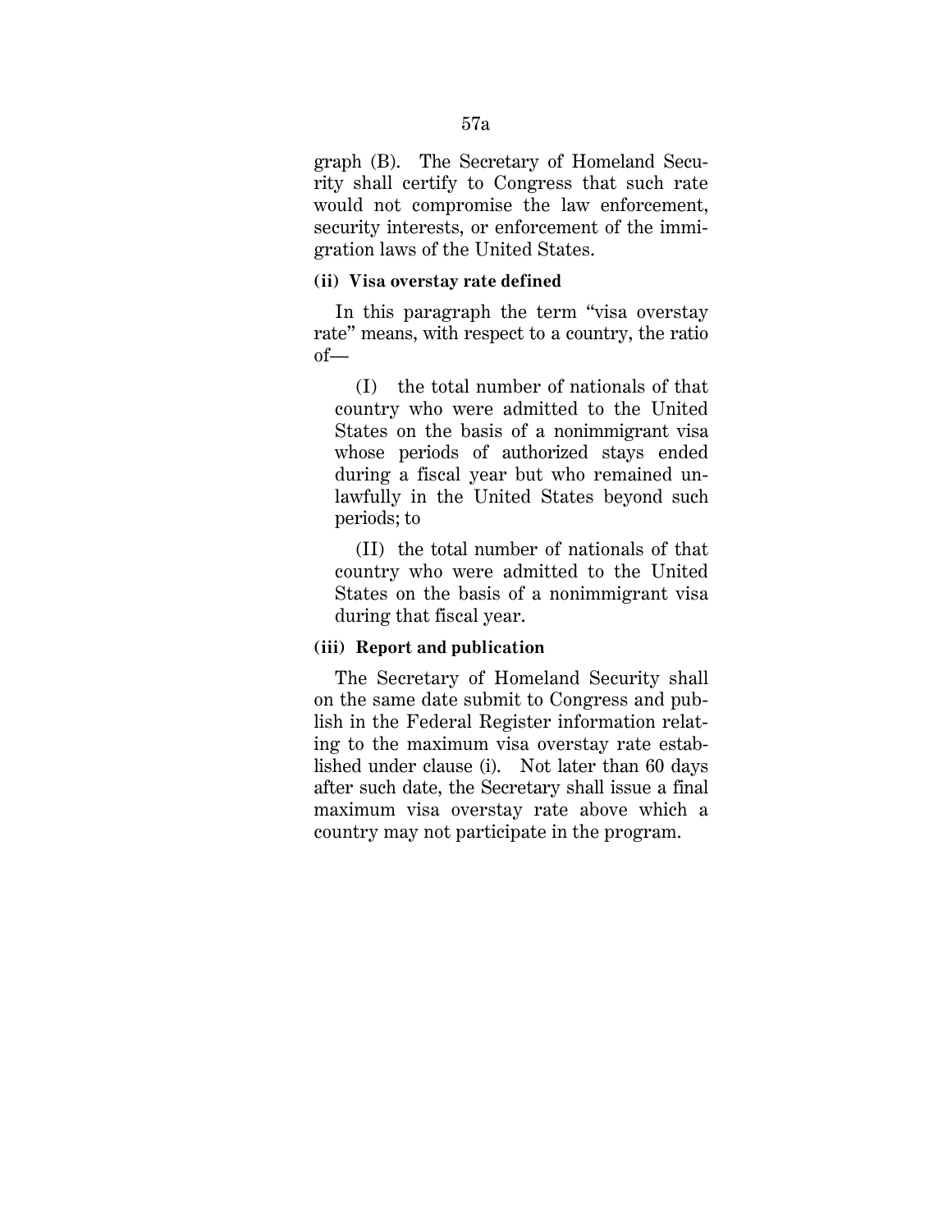graph (B). The Secretary of Homeland Security shall certify to Congress that such rate would not compromise the law enforcement, security interests, or enforcement of the immigration laws of the United States.

**(ii) Visa overstay rate defined**

In this paragraph the term "visa overstay rate" means, with respect to a country, the ratio of—

(I) the total number of nationals of that country who were admitted to the United States on the basis of a nonimmigrant visa whose periods of authorized stays ended during a fiscal year but who remained unlawfully in the United States beyond such periods; to

(II) the total number of nationals of that country who were admitted to the United States on the basis of a nonimmigrant visa during that fiscal year.

**(iii) Report and publication**

The Secretary of Homeland Security shall on the same date submit to Congress and publish in the Federal Register information relating to the maximum visa overstay rate established under clause (i). Not later than 60 days after such date, the Secretary shall issue a final maximum visa overstay rate above which a country may not participate in the program.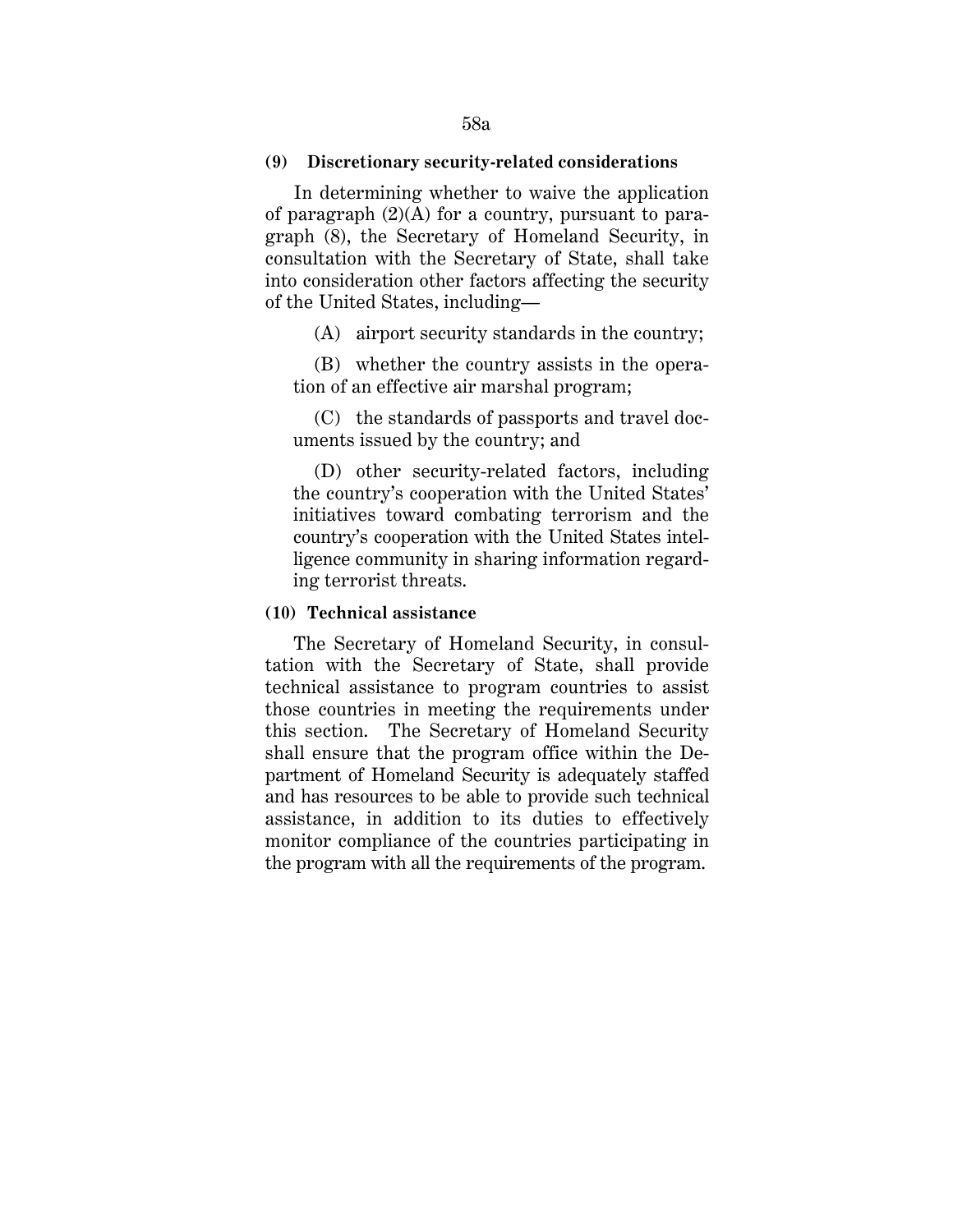**(9) Discretionary security-related considerations**

In determining whether to waive the application of paragraph (2)(A) for a country, pursuant to paragraph (8), the Secretary of Homeland Security, in consultation with the Secretary of State, shall take into consideration other factors affecting the security of the United States, including—

(A) airport security standards in the country;

(B) whether the country assists in the operation of an effective air marshal program;

(C) the standards of passports and travel documents issued by the country; and

(D) other security-related factors, including the country's cooperation with the United States' initiatives toward combating terrorism and the country's cooperation with the United States intelligence community in sharing information regarding terrorist threats.

**(10) Technical assistance**

The Secretary of Homeland Security, in consultation with the Secretary of State, shall provide technical assistance to program countries to assist those countries in meeting the requirements under this section. The Secretary of Homeland Security shall ensure that the program office within the Department of Homeland Security is adequately staffed and has resources to be able to provide such technical assistance, in addition to its duties to effectively monitor compliance of the countries participating in the program with all the requirements of the program.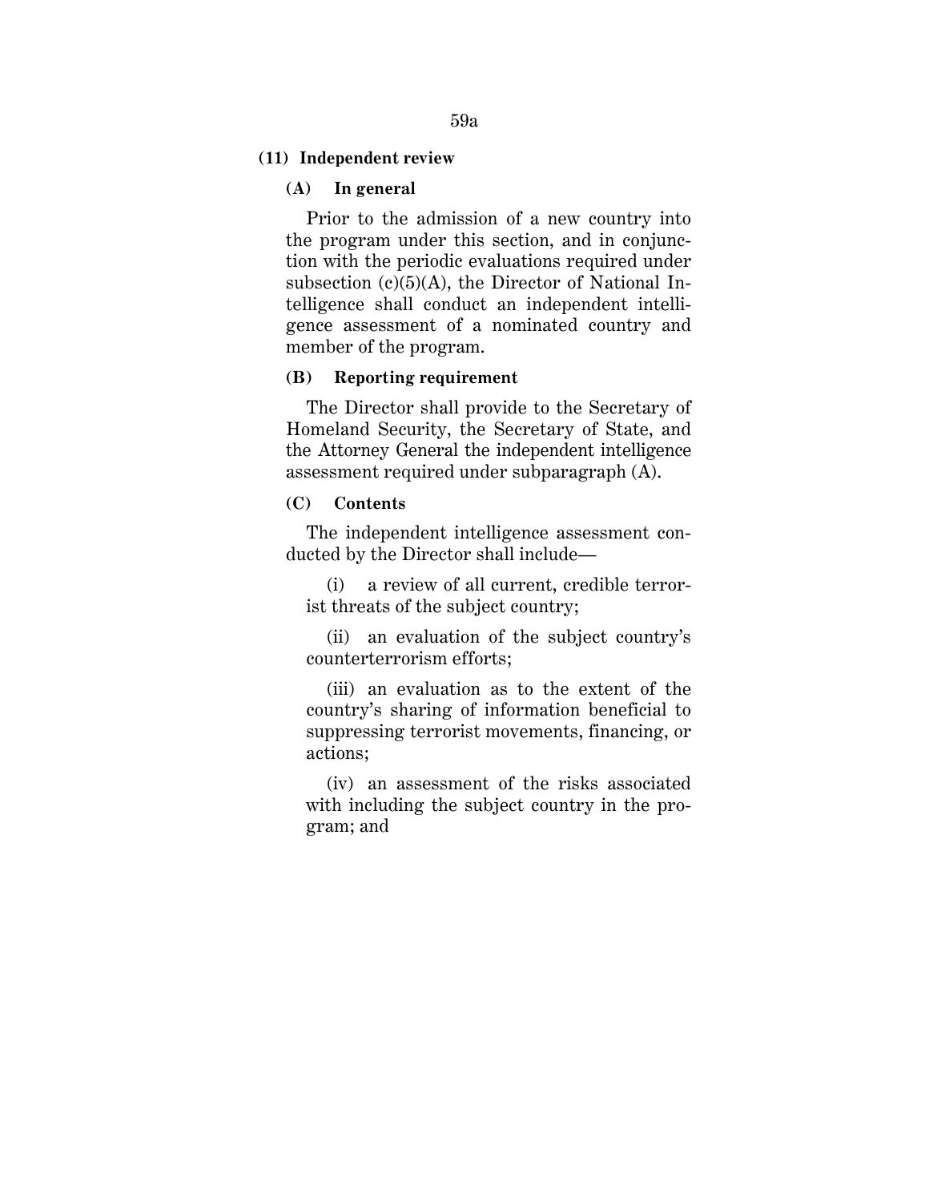**(11) Independent review**

**(A) In general**

Prior to the admission of a new country into the program under this section, and in conjunction with the periodic evaluations required under subsection (c)(5)(A), the Director of National Intelligence shall conduct an independent intelligence assessment of a nominated country and member of the program.

**(B) Reporting requirement**

The Director shall provide to the Secretary of Homeland Security, the Secretary of State, and the Attorney General the independent intelligence assessment required under subparagraph (A).

**(C) Contents**

The independent intelligence assessment conducted by the Director shall include—

(i) a review of all current, credible terrorist threats of the subject country;

(ii) an evaluation of the subject country's counterterrorism efforts;

(iii) an evaluation as to the extent of the country's sharing of information beneficial to suppressing terrorist movements, financing, or actions;

(iv) an assessment of the risks associated with including the subject country in the program; and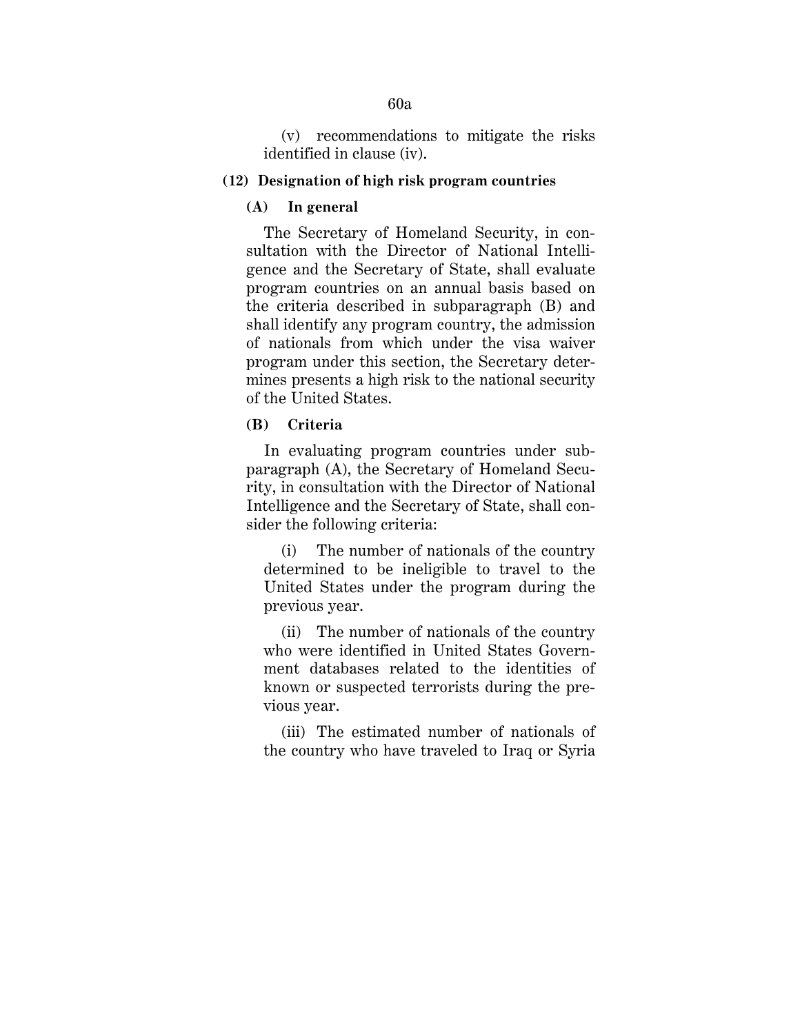(v) recommendations to mitigate the risks identified in clause (iv).

**(12) Designation of high risk program countries**

**(A) In general**

The Secretary of Homeland Security, in consultation with the Director of National Intelligence and the Secretary of State, shall evaluate program countries on an annual basis based on the criteria described in subparagraph (B) and shall identify any program country, the admission of nationals from which under the visa waiver program under this section, the Secretary determines presents a high risk to the national security of the United States.

**(B) Criteria**

In evaluating program countries under subparagraph (A), the Secretary of Homeland Security, in consultation with the Director of National Intelligence and the Secretary of State, shall consider the following criteria:

(i) The number of nationals of the country determined to be ineligible to travel to the United States under the program during the previous year.

(ii) The number of nationals of the country who were identified in United States Government databases related to the identities of known or suspected terrorists during the previous year.

(iii) The estimated number of nationals of the country who have traveled to Iraq or Syria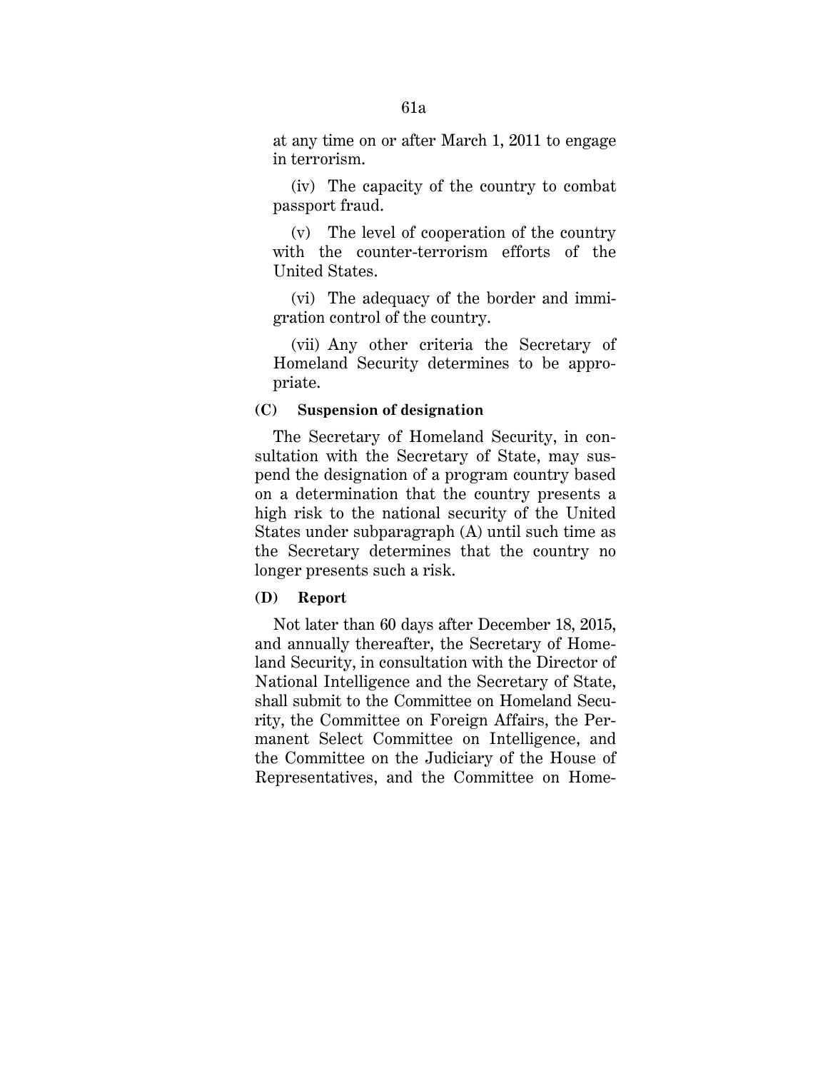at any time on or after March 1, 2011 to engage in terrorism.

(iv) The capacity of the country to combat passport fraud.

(v) The level of cooperation of the country with the counter-terrorism efforts of the United States.

(vi) The adequacy of the border and immigration control of the country.

(vii) Any other criteria the Secretary of Homeland Security determines to be appropriate.

**(C) Suspension of designation**

The Secretary of Homeland Security, in consultation with the Secretary of State, may suspend the designation of a program country based on a determination that the country presents a high risk to the national security of the United States under subparagraph (A) until such time as the Secretary determines that the country no longer presents such a risk.

**(D) Report**

Not later than 60 days after December 18, 2015, and annually thereafter, the Secretary of Homeland Security, in consultation with the Director of National Intelligence and the Secretary of State, shall submit to the Committee on Homeland Security, the Committee on Foreign Affairs, the Permanent Select Committee on Intelligence, and the Committee on the Judiciary of the House of Representatives, and the Committee on Home-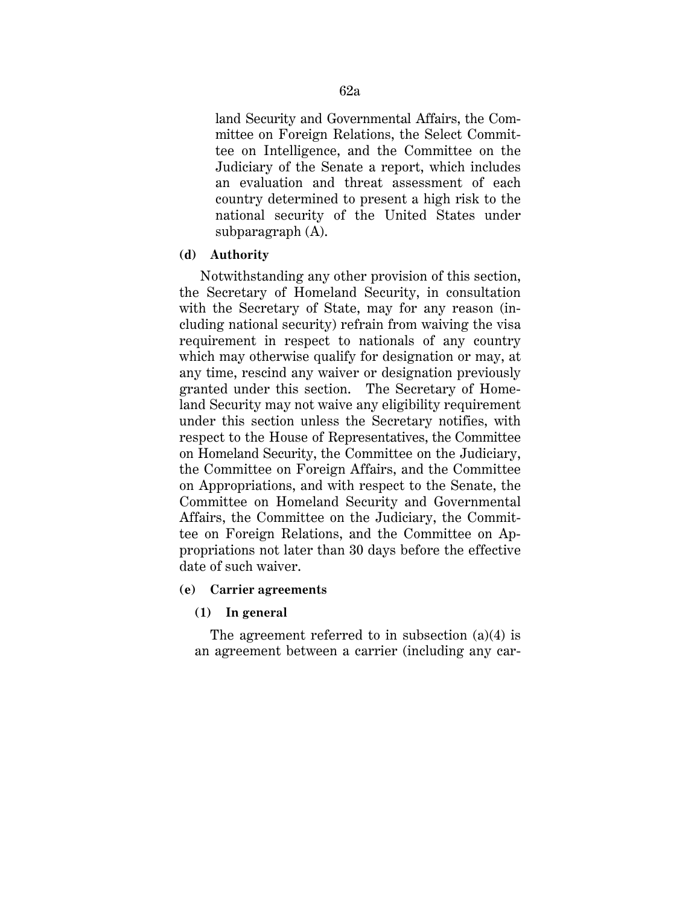land Security and Governmental Affairs, the Committee on Foreign Relations, the Select Committee on Intelligence, and the Committee on the Judiciary of the Senate a report, which includes an evaluation and threat assessment of each country determined to present a high risk to the national security of the United States under subparagraph (A).

**(d) Authority**

Notwithstanding any other provision of this section, the Secretary of Homeland Security, in consultation with the Secretary of State, may for any reason (including national security) refrain from waiving the visa requirement in respect to nationals of any country which may otherwise qualify for designation or may, at any time, rescind any waiver or designation previously granted under this section. The Secretary of Homeland Security may not waive any eligibility requirement under this section unless the Secretary notifies, with respect to the House of Representatives, the Committee on Homeland Security, the Committee on the Judiciary, the Committee on Foreign Affairs, and the Committee on Appropriations, and with respect to the Senate, the Committee on Homeland Security and Governmental Affairs, the Committee on the Judiciary, the Committee on Foreign Relations, and the Committee on Appropriations not later than 30 days before the effective date of such waiver.

**(e) Carrier agreements**

**(1) In general**

The agreement referred to in subsection (a)(4) is an agreement between a carrier (including any car-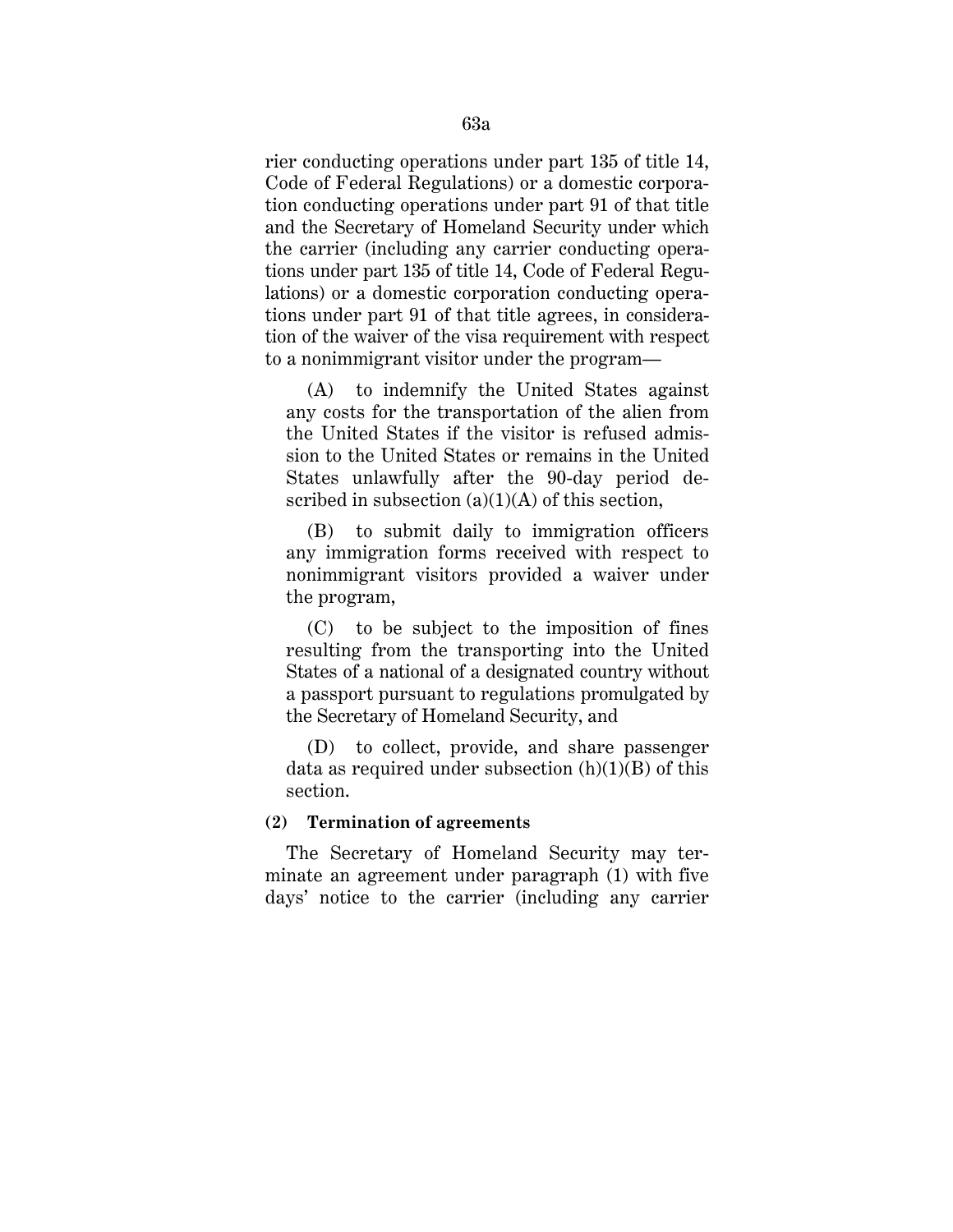rier conducting operations under part 135 of title 14, Code of Federal Regulations) or a domestic corporation conducting operations under part 91 of that title and the Secretary of Homeland Security under which the carrier (including any carrier conducting operations under part 135 of title 14, Code of Federal Regulations) or a domestic corporation conducting operations under part 91 of that title agrees, in consideration of the waiver of the visa requirement with respect to a nonimmigrant visitor under the program—

(A) to indemnify the United States against any costs for the transportation of the alien from the United States if the visitor is refused admission to the United States or remains in the United States unlawfully after the 90-day period described in subsection (a)(1)(A) of this section,

(B) to submit daily to immigration officers any immigration forms received with respect to nonimmigrant visitors provided a waiver under the program,

(C) to be subject to the imposition of fines resulting from the transporting into the United States of a national of a designated country without a passport pursuant to regulations promulgated by the Secretary of Homeland Security, and

(D) to collect, provide, and share passenger data as required under subsection (h)(1)(B) of this section.

**(2) Termination of agreements**

The Secretary of Homeland Security may terminate an agreement under paragraph (1) with five days' notice to the carrier (including any carrier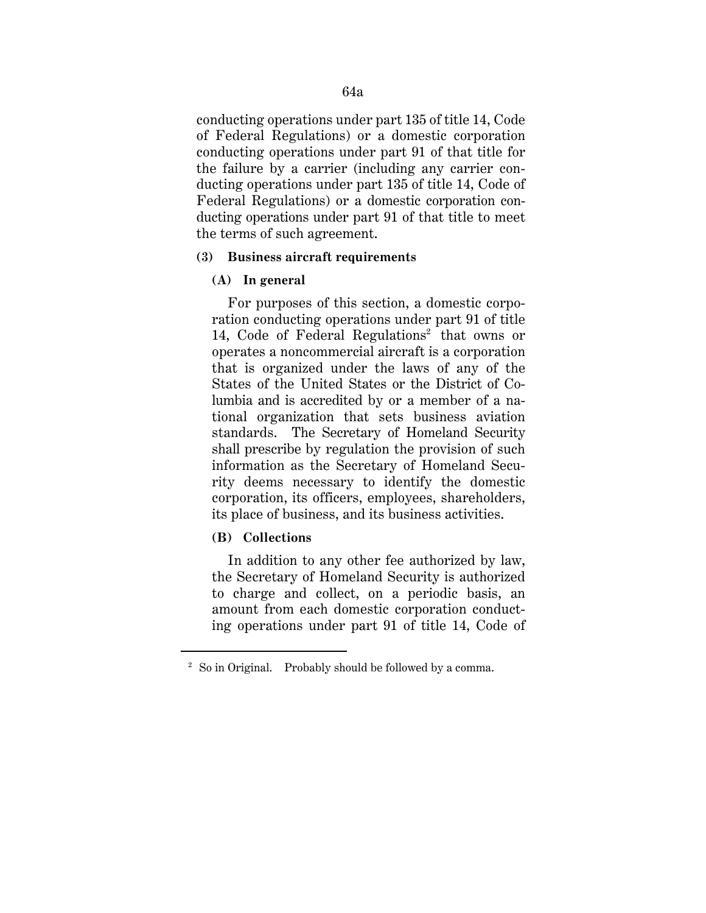conducting operations under part 135 of title 14, Code of Federal Regulations) or a domestic corporation conducting operations under part 91 of that title for the failure by a carrier (including any carrier conducting operations under part 135 of title 14, Code of Federal Regulations) or a domestic corporation conducting operations under part 91 of that title to meet the terms of such agreement.

**(3) Business aircraft requirements**

**(A) In general**

For purposes of this section, a domestic corporation conducting operations under part 91 of title 14, Code of Federal Regulations[2] that owns or operates a noncommercial aircraft is a corporation that is organized under the laws of any of the States of the United States or the District of Columbia and is accredited by or a member of a national organization that sets business aviation standards. The Secretary of Homeland Security shall prescribe by regulation the provision of such information as the Secretary of Homeland Security deems necessary to identify the domestic corporation, its officers, employees, shareholders, its place of business, and its business activities.

**(B) Collections**

In addition to any other fee authorized by law, the Secretary of Homeland Security is authorized to charge and collect, on a periodic basis, an amount from each domestic corporation conducting operations under part 91 of title 14, Code of

---

[2] So in Original. Probably should be followed by a comma.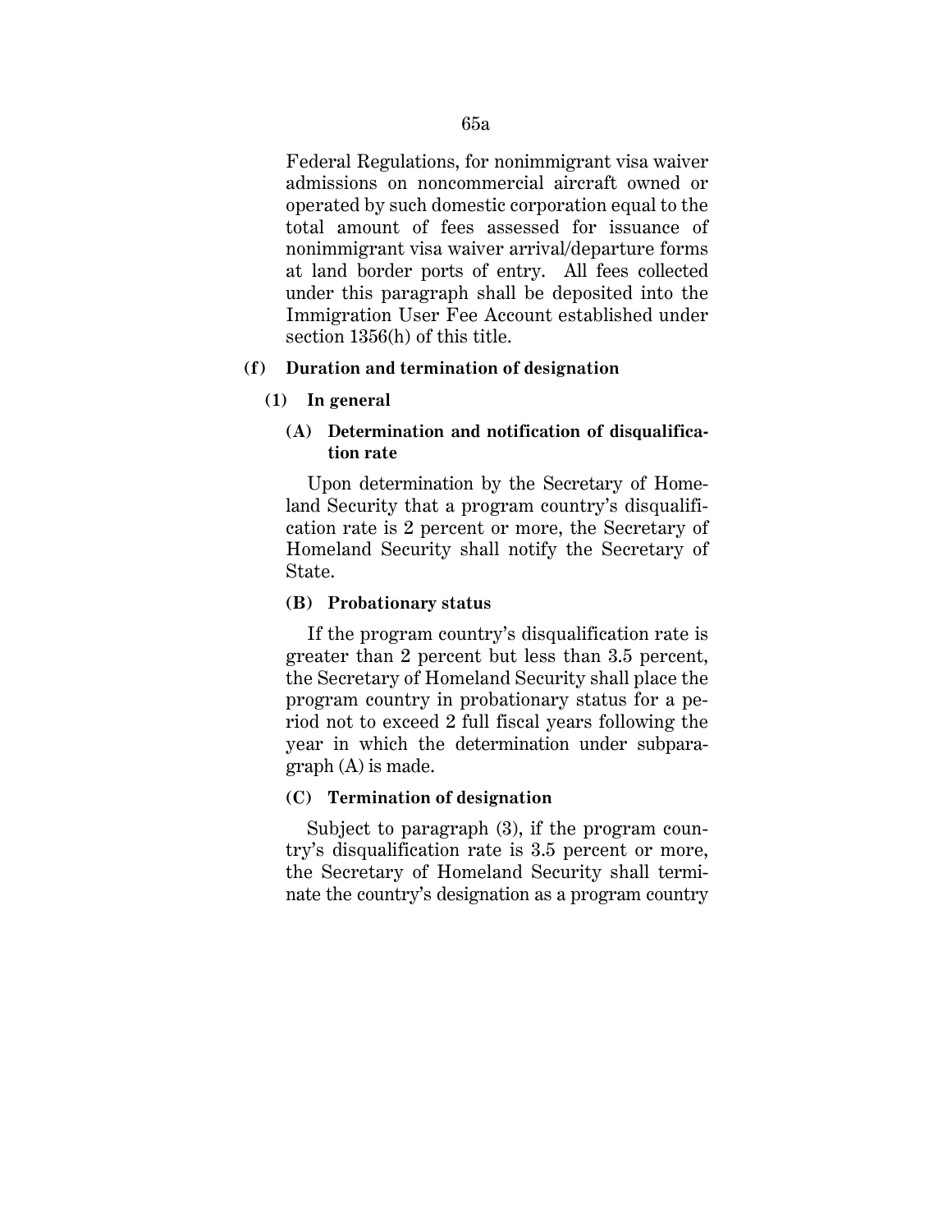Federal Regulations, for nonimmigrant visa waiver admissions on noncommercial aircraft owned or operated by such domestic corporation equal to the total amount of fees assessed for issuance of nonimmigrant visa waiver arrival/departure forms at land border ports of entry. All fees collected under this paragraph shall be deposited into the Immigration User Fee Account established under section 1356(h) of this title.

**(f) Duration and termination of designation**

**(1) In general**

**(A) Determination and notification of disqualification rate**

Upon determination by the Secretary of Homeland Security that a program country's disqualification rate is 2 percent or more, the Secretary of Homeland Security shall notify the Secretary of State.

**(B) Probationary status**

If the program country's disqualification rate is greater than 2 percent but less than 3.5 percent, the Secretary of Homeland Security shall place the program country in probationary status for a period not to exceed 2 full fiscal years following the year in which the determination under subparagraph (A) is made.

**(C) Termination of designation**

Subject to paragraph (3), if the program country's disqualification rate is 3.5 percent or more, the Secretary of Homeland Security shall terminate the country's designation as a program country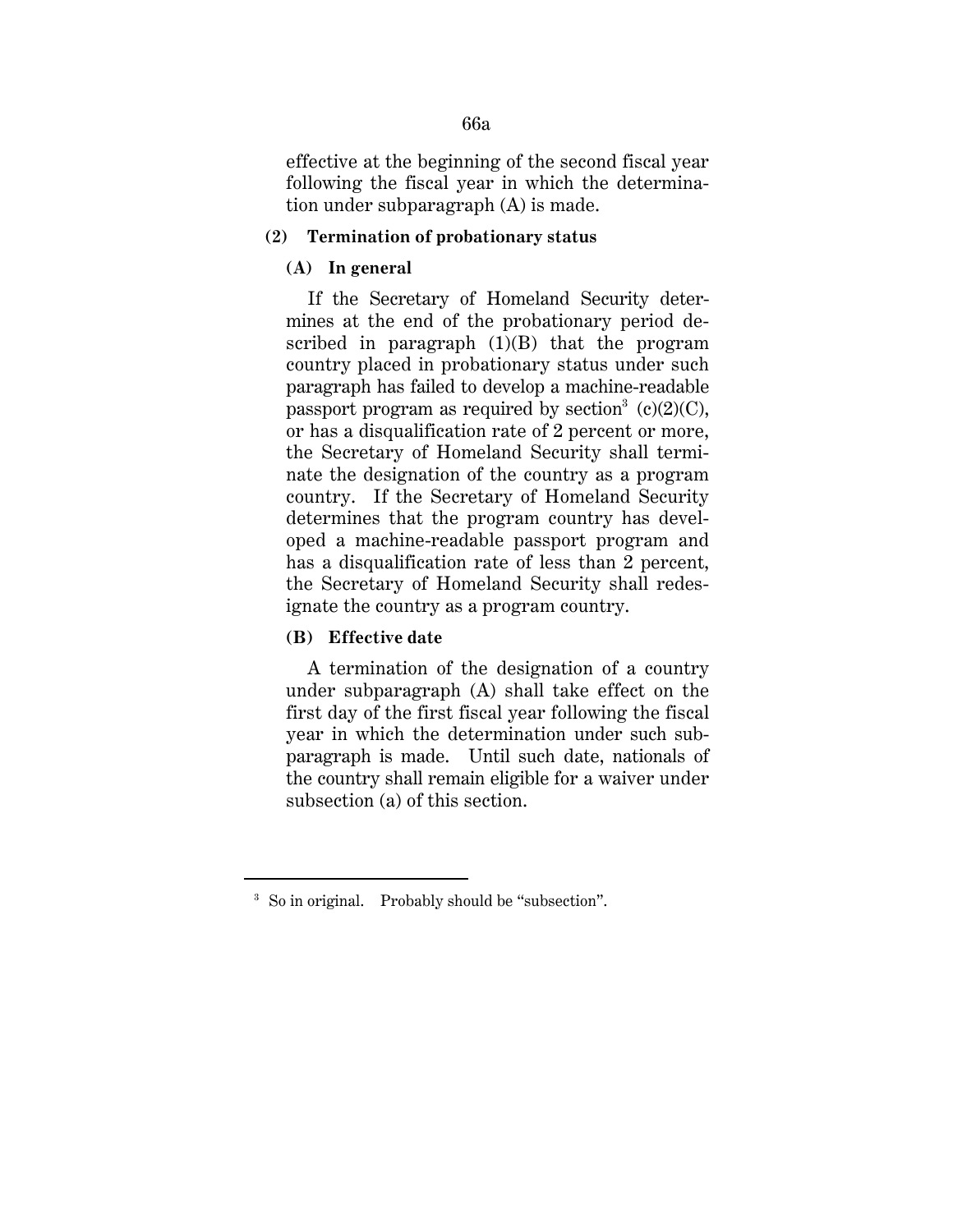effective at the beginning of the second fiscal year following the fiscal year in which the determination under subparagraph (A) is made.

**(2) Termination of probationary status**

**(A) In general**

If the Secretary of Homeland Security determines at the end of the probationary period described in paragraph (1)(B) that the program country placed in probationary status under such paragraph has failed to develop a machine-readable passport program as required by section[3] (c)(2)(C), or has a disqualification rate of 2 percent or more, the Secretary of Homeland Security shall terminate the designation of the country as a program country. If the Secretary of Homeland Security determines that the program country has developed a machine-readable passport program and has a disqualification rate of less than 2 percent, the Secretary of Homeland Security shall redesignate the country as a program country.

**(B) Effective date**

A termination of the designation of a country under subparagraph (A) shall take effect on the first day of the first fiscal year following the fiscal year in which the determination under such subparagraph is made. Until such date, nationals of the country shall remain eligible for a waiver under subsection (a) of this section.

---

[3] So in original. Probably should be "subsection".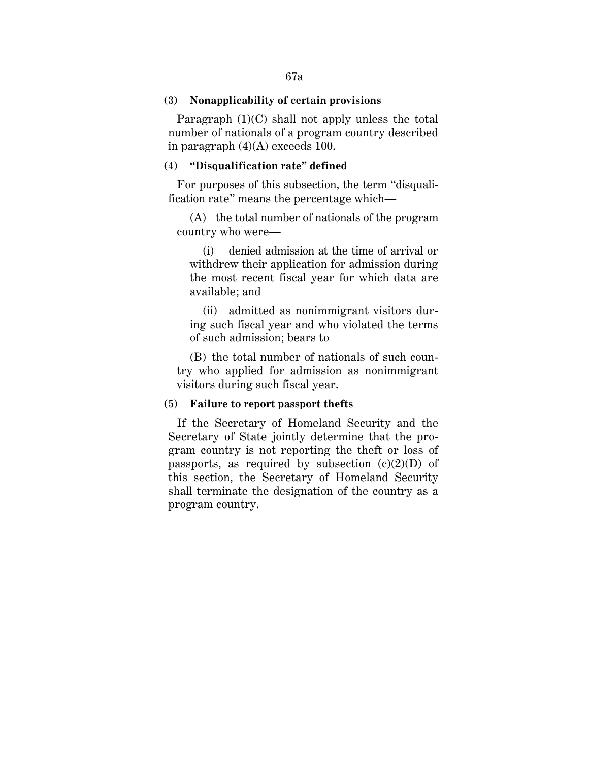**(3) Nonapplicability of certain provisions**

Paragraph (1)(C) shall not apply unless the total number of nationals of a program country described in paragraph (4)(A) exceeds 100.

**(4) "Disqualification rate" defined**

For purposes of this subsection, the term "disqualification rate" means the percentage which—

(A) the total number of nationals of the program country who were—

(i) denied admission at the time of arrival or withdrew their application for admission during the most recent fiscal year for which data are available; and

(ii) admitted as nonimmigrant visitors during such fiscal year and who violated the terms of such admission; bears to

(B) the total number of nationals of such country who applied for admission as nonimmigrant visitors during such fiscal year.

**(5) Failure to report passport thefts**

If the Secretary of Homeland Security and the Secretary of State jointly determine that the program country is not reporting the theft or loss of passports, as required by subsection (c)(2)(D) of this section, the Secretary of Homeland Security shall terminate the designation of the country as a program country.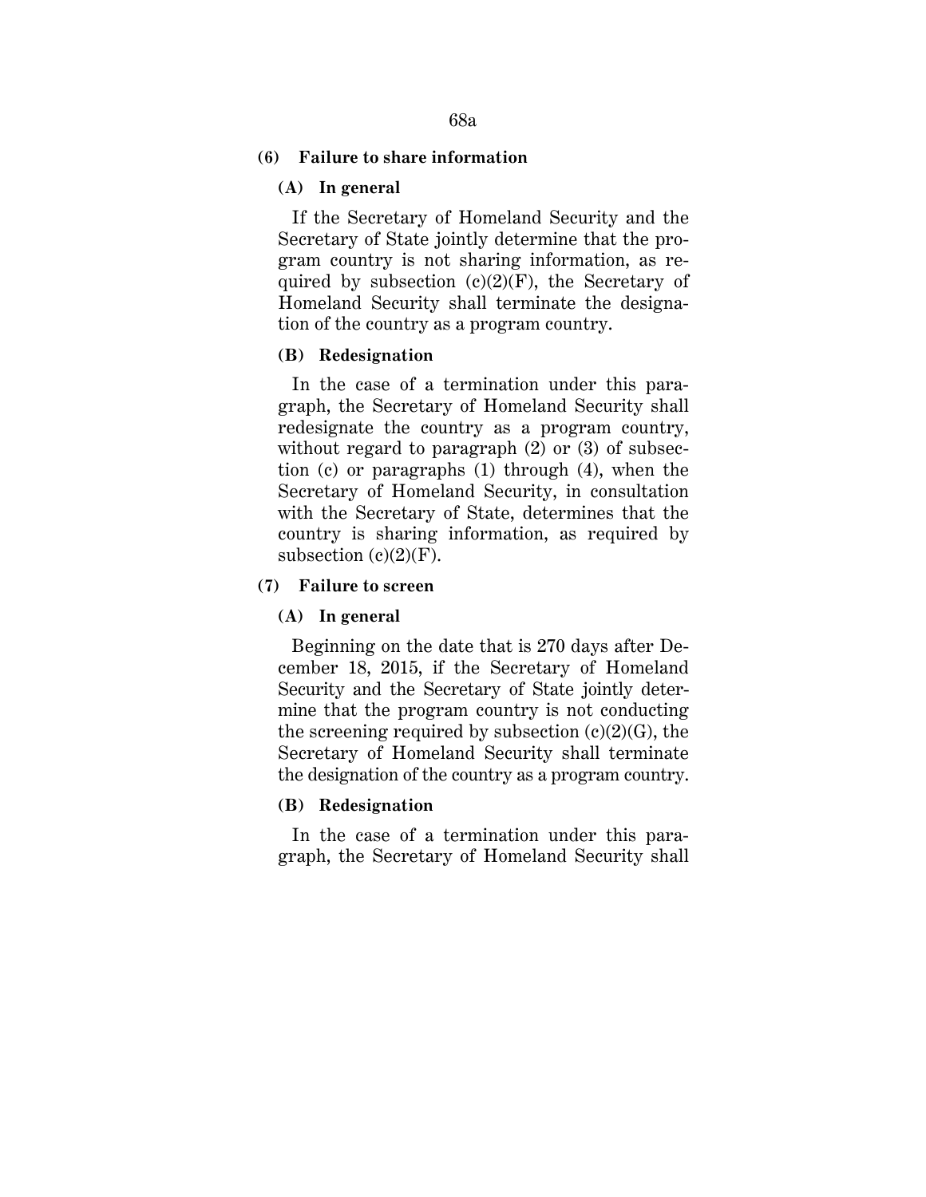**(6) Failure to share information**

**(A) In general**

If the Secretary of Homeland Security and the Secretary of State jointly determine that the program country is not sharing information, as required by subsection (c)(2)(F), the Secretary of Homeland Security shall terminate the designation of the country as a program country.

**(B) Redesignation**

In the case of a termination under this paragraph, the Secretary of Homeland Security shall redesignate the country as a program country, without regard to paragraph (2) or (3) of subsection (c) or paragraphs (1) through (4), when the Secretary of Homeland Security, in consultation with the Secretary of State, determines that the country is sharing information, as required by subsection (c)(2)(F).

**(7) Failure to screen**

**(A) In general**

Beginning on the date that is 270 days after December 18, 2015, if the Secretary of Homeland Security and the Secretary of State jointly determine that the program country is not conducting the screening required by subsection (c)(2)(G), the Secretary of Homeland Security shall terminate the designation of the country as a program country.

**(B) Redesignation**

In the case of a termination under this paragraph, the Secretary of Homeland Security shall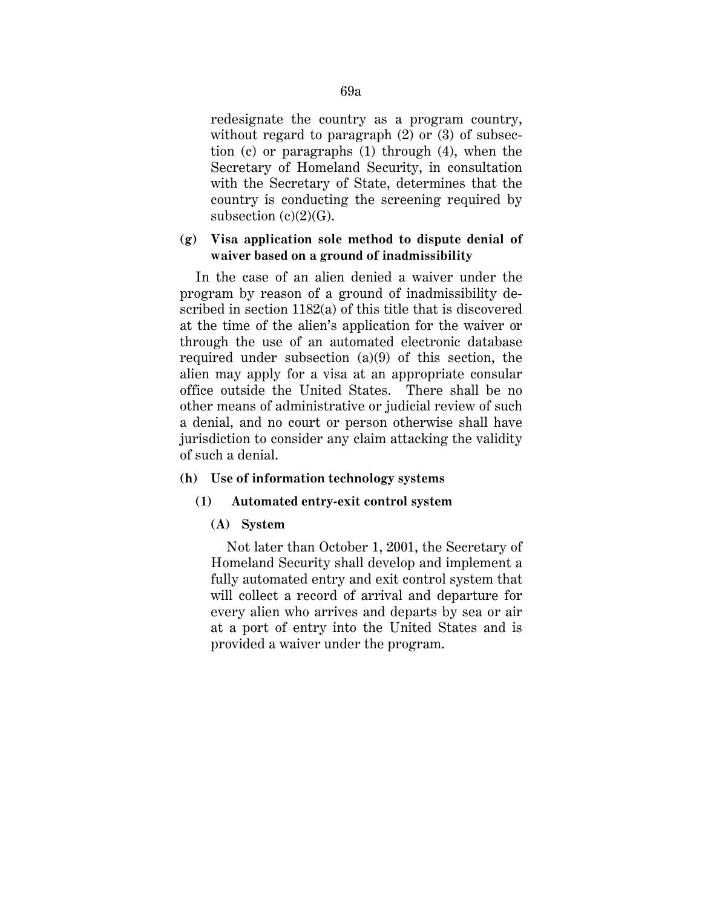redesignate the country as a program country, without regard to paragraph (2) or (3) of subsection (c) or paragraphs (1) through (4), when the Secretary of Homeland Security, in consultation with the Secretary of State, determines that the country is conducting the screening required by subsection (c)(2)(G).

**(g) Visa application sole method to dispute denial of waiver based on a ground of inadmissibility**

In the case of an alien denied a waiver under the program by reason of a ground of inadmissibility described in section 1182(a) of this title that is discovered at the time of the alien's application for the waiver or through the use of an automated electronic database required under subsection (a)(9) of this section, the alien may apply for a visa at an appropriate consular office outside the United States. There shall be no other means of administrative or judicial review of such a denial, and no court or person otherwise shall have jurisdiction to consider any claim attacking the validity of such a denial.

**(h) Use of information technology systems**

**(1) Automated entry-exit control system**

**(A) System**

Not later than October 1, 2001, the Secretary of Homeland Security shall develop and implement a fully automated entry and exit control system that will collect a record of arrival and departure for every alien who arrives and departs by sea or air at a port of entry into the United States and is provided a waiver under the program.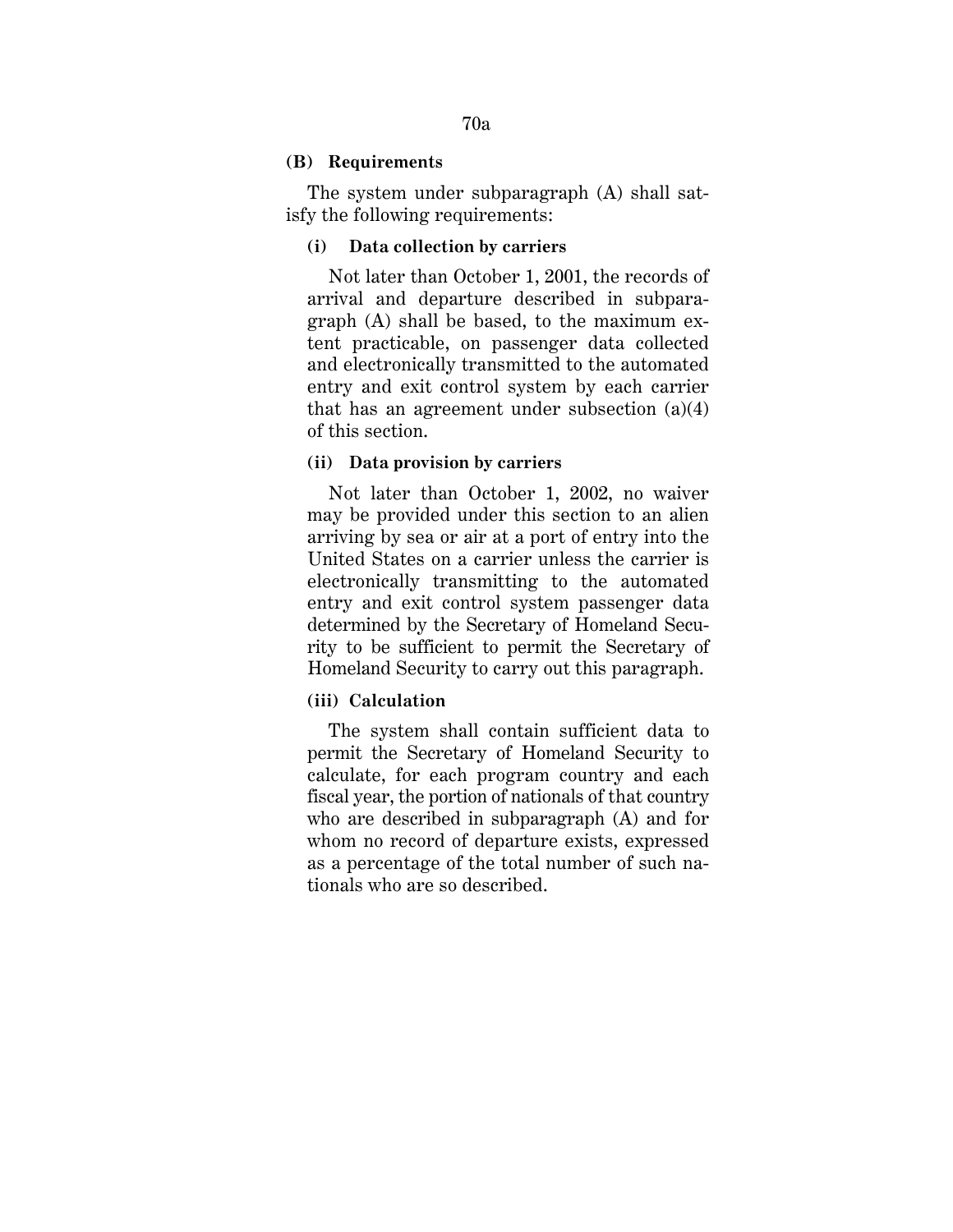**(B) Requirements**

The system under subparagraph (A) shall satisfy the following requirements:

**(i) Data collection by carriers**

Not later than October 1, 2001, the records of arrival and departure described in subparagraph (A) shall be based, to the maximum extent practicable, on passenger data collected and electronically transmitted to the automated entry and exit control system by each carrier that has an agreement under subsection (a)(4) of this section.

**(ii) Data provision by carriers**

Not later than October 1, 2002, no waiver may be provided under this section to an alien arriving by sea or air at a port of entry into the United States on a carrier unless the carrier is electronically transmitting to the automated entry and exit control system passenger data determined by the Secretary of Homeland Security to be sufficient to permit the Secretary of Homeland Security to carry out this paragraph.

**(iii) Calculation**

The system shall contain sufficient data to permit the Secretary of Homeland Security to calculate, for each program country and each fiscal year, the portion of nationals of that country who are described in subparagraph (A) and for whom no record of departure exists, expressed as a percentage of the total number of such nationals who are so described.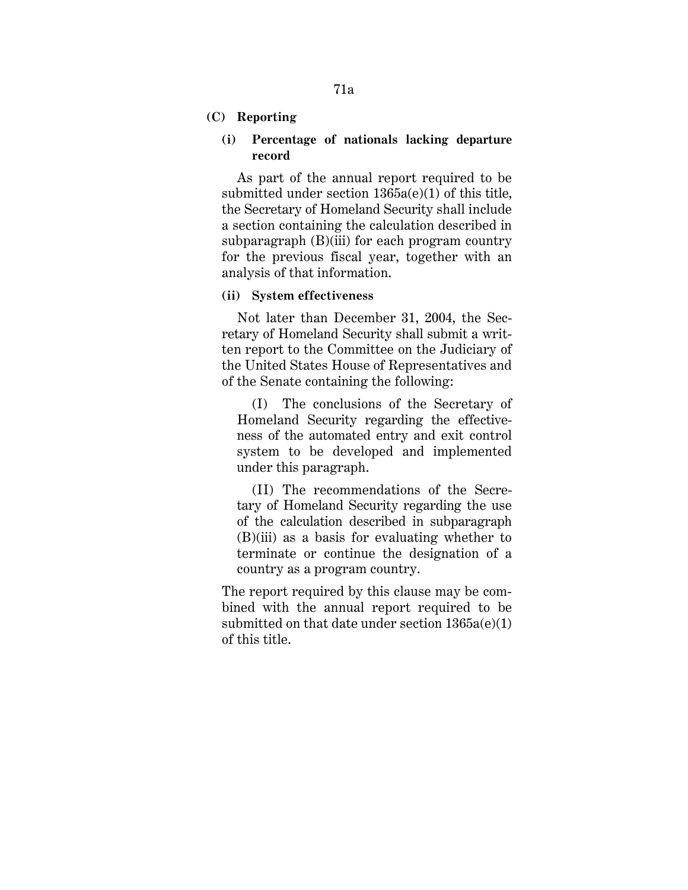**(C) Reporting**

**(i) Percentage of nationals lacking departure record**

As part of the annual report required to be submitted under section 1365a(e)(1) of this title, the Secretary of Homeland Security shall include a section containing the calculation described in subparagraph (B)(iii) for each program country for the previous fiscal year, together with an analysis of that information.

**(ii) System effectiveness**

Not later than December 31, 2004, the Secretary of Homeland Security shall submit a written report to the Committee on the Judiciary of the United States House of Representatives and of the Senate containing the following:

(I) The conclusions of the Secretary of Homeland Security regarding the effectiveness of the automated entry and exit control system to be developed and implemented under this paragraph.

(II) The recommendations of the Secretary of Homeland Security regarding the use of the calculation described in subparagraph (B)(iii) as a basis for evaluating whether to terminate or continue the designation of a country as a program country.

The report required by this clause may be combined with the annual report required to be submitted on that date under section 1365a(e)(1) of this title.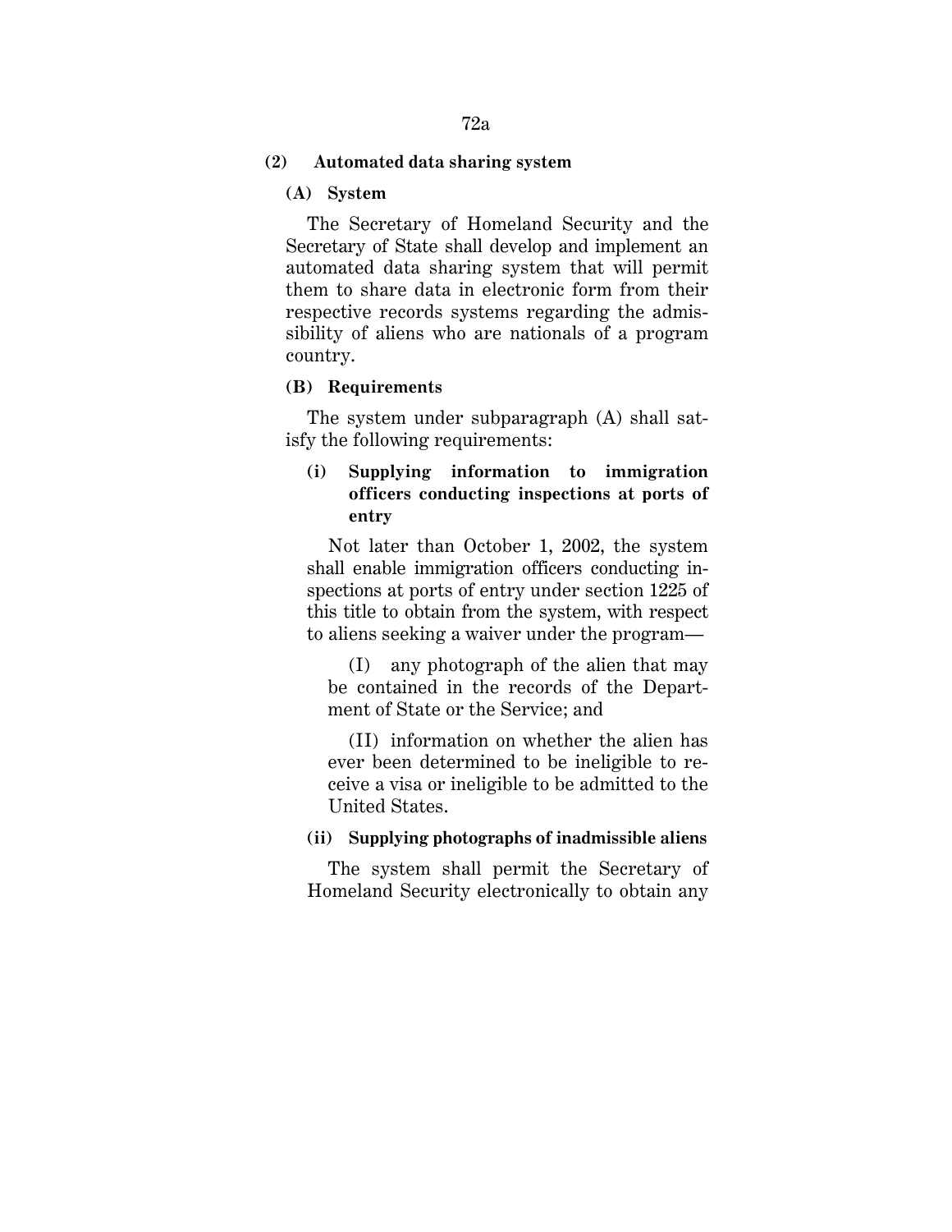**(2) Automated data sharing system**

**(A) System**

The Secretary of Homeland Security and the Secretary of State shall develop and implement an automated data sharing system that will permit them to share data in electronic form from their respective records systems regarding the admissibility of aliens who are nationals of a program country.

**(B) Requirements**

The system under subparagraph (A) shall satisfy the following requirements:

**(i) Supplying information to immigration officers conducting inspections at ports of entry**

Not later than October 1, 2002, the system shall enable immigration officers conducting inspections at ports of entry under section 1225 of this title to obtain from the system, with respect to aliens seeking a waiver under the program—

(I) any photograph of the alien that may be contained in the records of the Department of State or the Service; and

(II) information on whether the alien has ever been determined to be ineligible to receive a visa or ineligible to be admitted to the United States.

**(ii) Supplying photographs of inadmissible aliens**

The system shall permit the Secretary of Homeland Security electronically to obtain any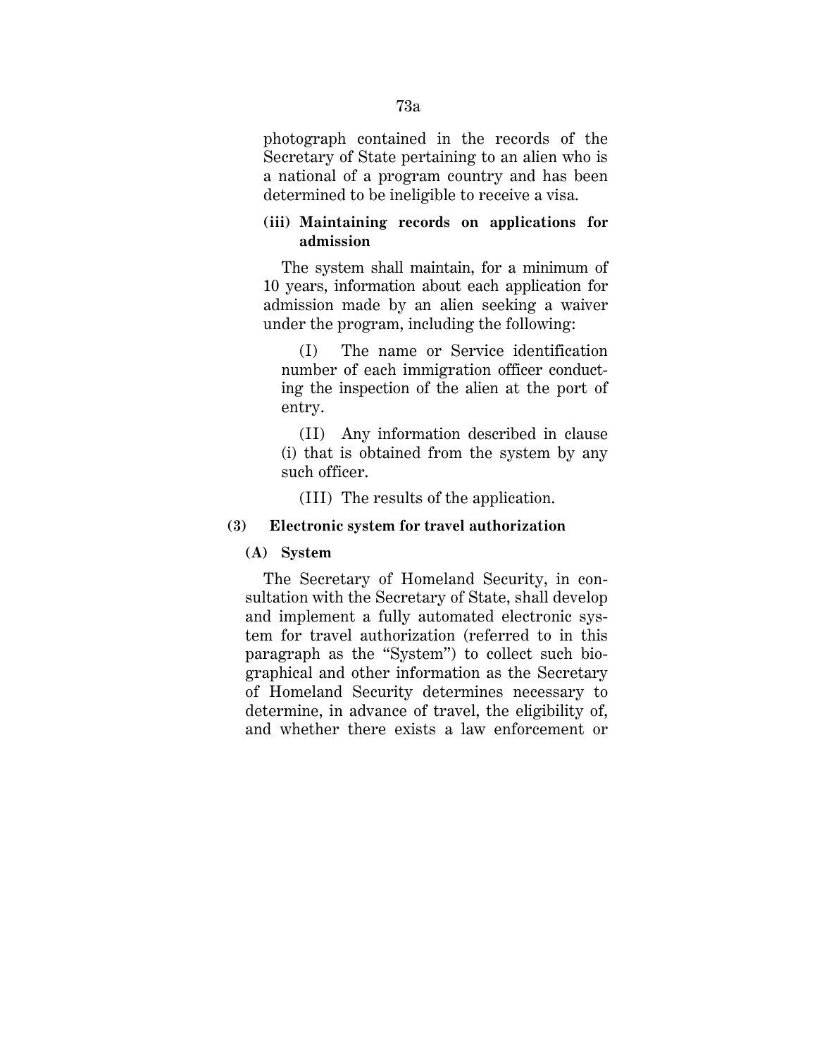photograph contained in the records of the Secretary of State pertaining to an alien who is a national of a program country and has been determined to be ineligible to receive a visa.

**(iii) Maintaining records on applications for admission**

The system shall maintain, for a minimum of 10 years, information about each application for admission made by an alien seeking a waiver under the program, including the following:

(I) The name or Service identification number of each immigration officer conducting the inspection of the alien at the port of entry.

(II) Any information described in clause (i) that is obtained from the system by any such officer.

(III) The results of the application.

**(3) Electronic system for travel authorization**

**(A) System**

The Secretary of Homeland Security, in consultation with the Secretary of State, shall develop and implement a fully automated electronic system for travel authorization (referred to in this paragraph as the "System") to collect such biographical and other information as the Secretary of Homeland Security determines necessary to determine, in advance of travel, the eligibility of, and whether there exists a law enforcement or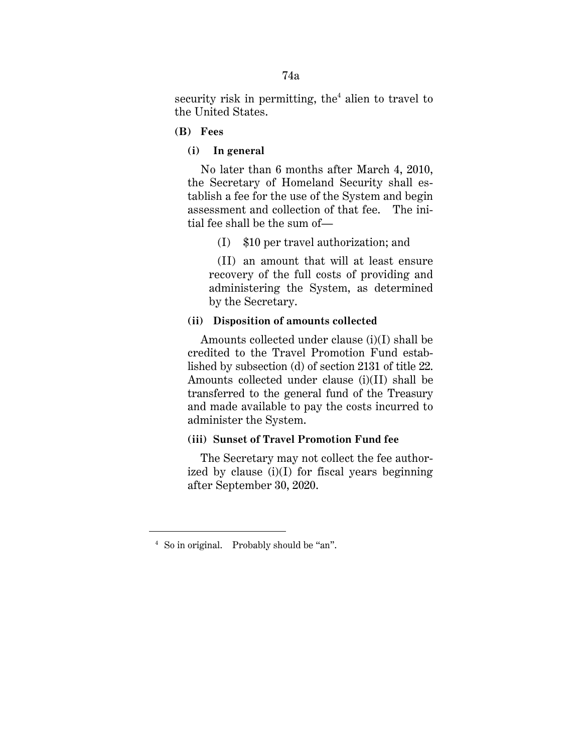security risk in permitting, the[4] alien to travel to the United States.

**(B) Fees**

**(i) In general**

No later than 6 months after March 4, 2010, the Secretary of Homeland Security shall establish a fee for the use of the System and begin assessment and collection of that fee. The initial fee shall be the sum of—

(I) $10 per travel authorization; and

(II) an amount that will at least ensure recovery of the full costs of providing and administering the System, as determined by the Secretary.

**(ii) Disposition of amounts collected**

Amounts collected under clause (i)(I) shall be credited to the Travel Promotion Fund established by subsection (d) of section 2131 of title 22. Amounts collected under clause (i)(II) shall be transferred to the general fund of the Treasury and made available to pay the costs incurred to administer the System.

**(iii) Sunset of Travel Promotion Fund fee**

The Secretary may not collect the fee authorized by clause (i)(I) for fiscal years beginning after September 30, 2020.

---

[4] So in original. Probably should be "an".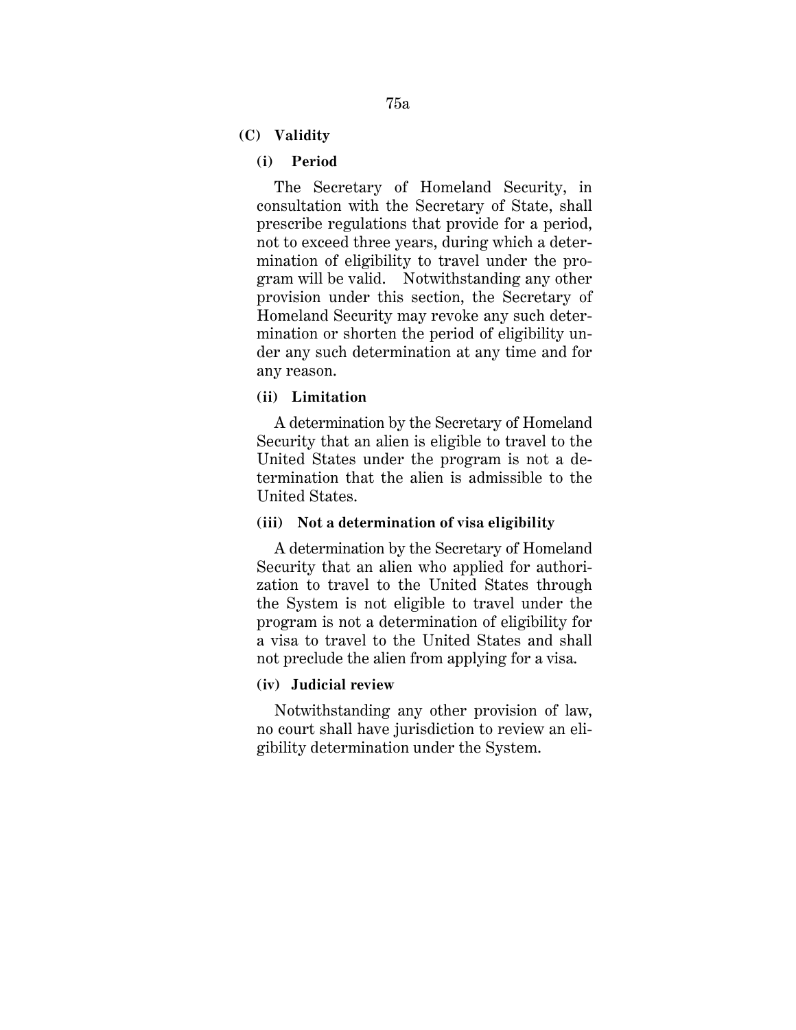### (C) Validity

#### (i) Period

The Secretary of Homeland Security, in consultation with the Secretary of State, shall prescribe regulations that provide for a period, not to exceed three years, during which a determination of eligibility to travel under the program will be valid. Notwithstanding any other provision under this section, the Secretary of Homeland Security may revoke any such determination or shorten the period of eligibility under any such determination at any time and for any reason.

#### (ii) Limitation

A determination by the Secretary of Homeland Security that an alien is eligible to travel to the United States under the program is not a determination that the alien is admissible to the United States.

#### (iii) Not a determination of visa eligibility

A determination by the Secretary of Homeland Security that an alien who applied for authorization to travel to the United States through the System is not eligible to travel under the program is not a determination of eligibility for a visa to travel to the United States and shall not preclude the alien from applying for a visa.

#### (iv) Judicial review

Notwithstanding any other provision of law, no court shall have jurisdiction to review an eligibility determination under the System.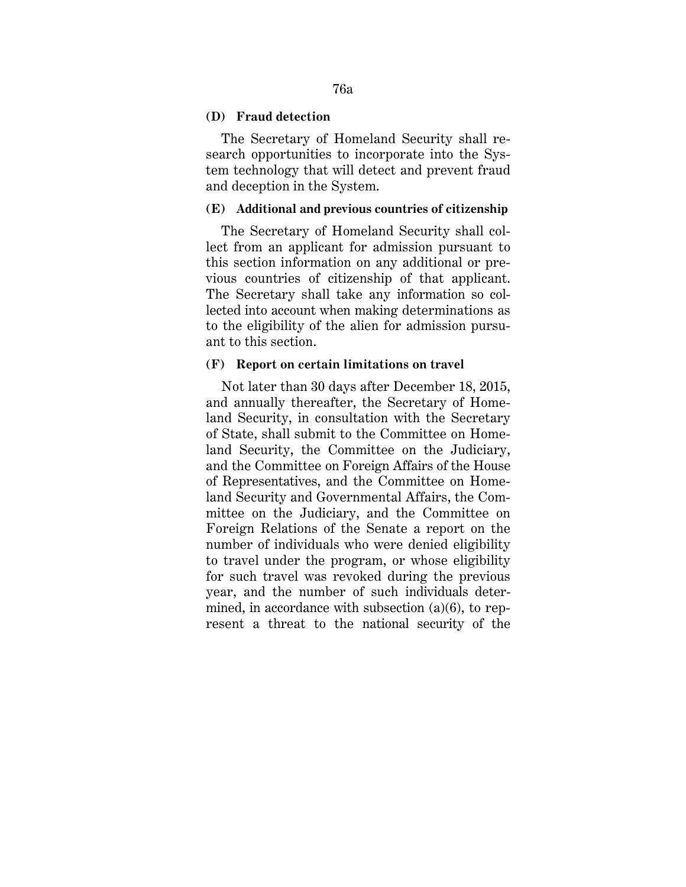**(D) Fraud detection**

The Secretary of Homeland Security shall research opportunities to incorporate into the System technology that will detect and prevent fraud and deception in the System.

**(E) Additional and previous countries of citizenship**

The Secretary of Homeland Security shall collect from an applicant for admission pursuant to this section information on any additional or previous countries of citizenship of that applicant. The Secretary shall take any information so collected into account when making determinations as to the eligibility of the alien for admission pursuant to this section.

**(F) Report on certain limitations on travel**

Not later than 30 days after December 18, 2015, and annually thereafter, the Secretary of Homeland Security, in consultation with the Secretary of State, shall submit to the Committee on Homeland Security, the Committee on the Judiciary, and the Committee on Foreign Affairs of the House of Representatives, and the Committee on Homeland Security and Governmental Affairs, the Committee on the Judiciary, and the Committee on Foreign Relations of the Senate a report on the number of individuals who were denied eligibility to travel under the program, or whose eligibility for such travel was revoked during the previous year, and the number of such individuals determined, in accordance with subsection (a)(6), to represent a threat to the national security of the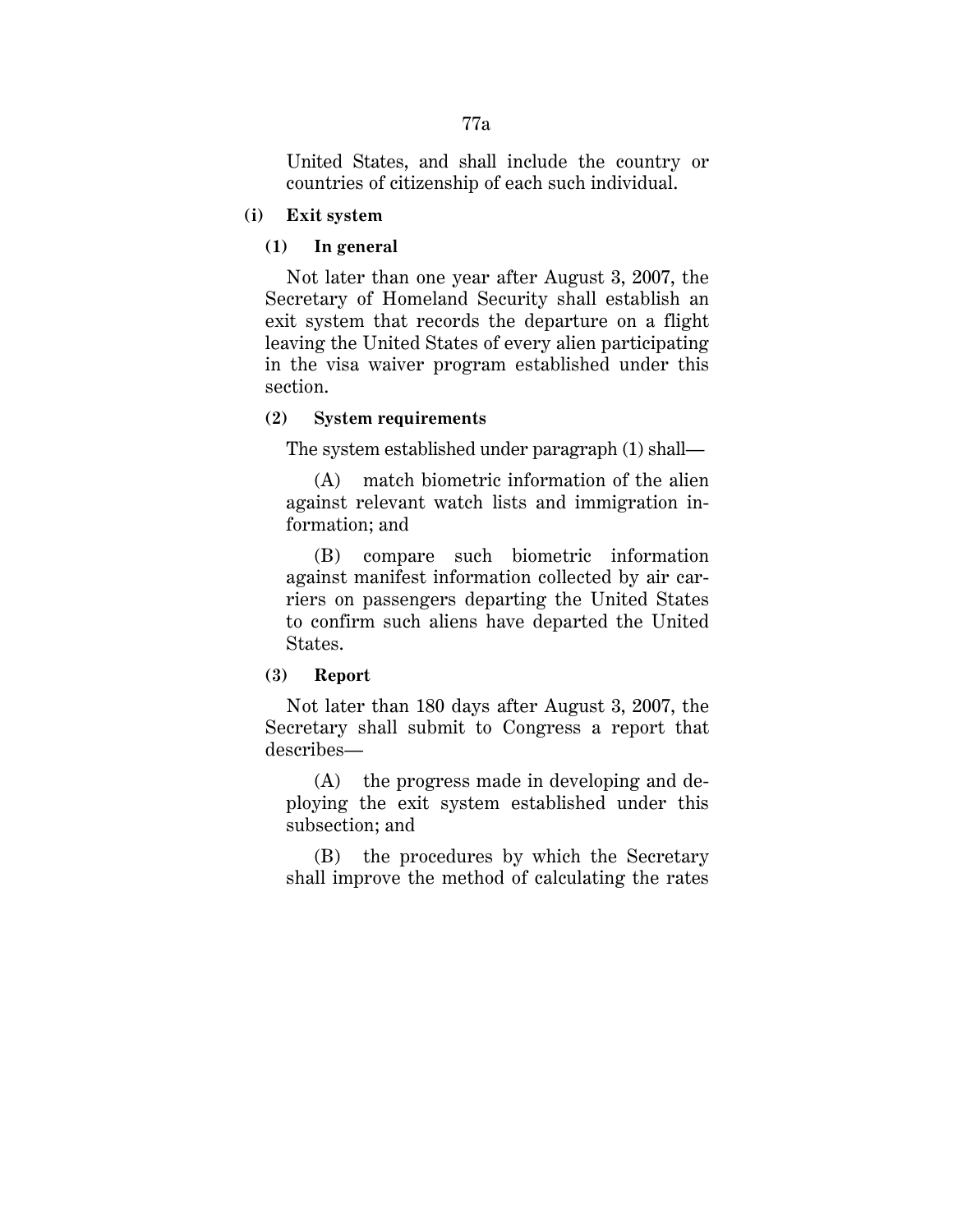United States, and shall include the country or countries of citizenship of each such individual.

**(i) Exit system**

**(1) In general**

Not later than one year after August 3, 2007, the Secretary of Homeland Security shall establish an exit system that records the departure on a flight leaving the United States of every alien participating in the visa waiver program established under this section.

**(2) System requirements**

The system established under paragraph (1) shall—

(A) match biometric information of the alien against relevant watch lists and immigration information; and

(B) compare such biometric information against manifest information collected by air carriers on passengers departing the United States to confirm such aliens have departed the United States.

**(3) Report**

Not later than 180 days after August 3, 2007, the Secretary shall submit to Congress a report that describes—

(A) the progress made in developing and deploying the exit system established under this subsection; and

(B) the procedures by which the Secretary shall improve the method of calculating the rates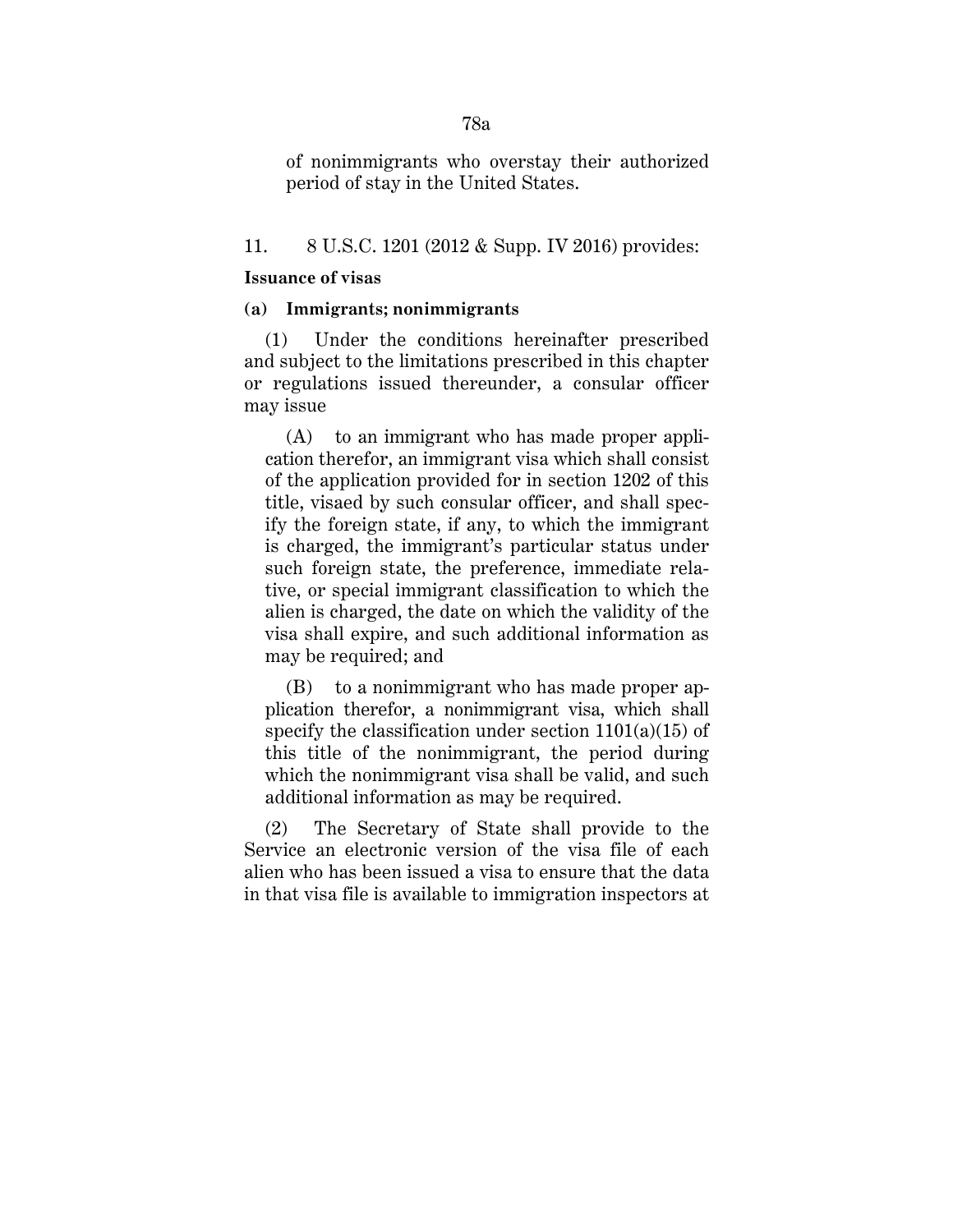of nonimmigrants who overstay their authorized period of stay in the United States.

11. 8 U.S.C. 1201 (2012 & Supp. IV 2016) provides:

**Issuance of visas**

**(a) Immigrants; nonimmigrants**

(1) Under the conditions hereinafter prescribed and subject to the limitations prescribed in this chapter or regulations issued thereunder, a consular officer may issue

(A) to an immigrant who has made proper application therefor, an immigrant visa which shall consist of the application provided for in section 1202 of this title, visaed by such consular officer, and shall specify the foreign state, if any, to which the immigrant is charged, the immigrant's particular status under such foreign state, the preference, immediate relative, or special immigrant classification to which the alien is charged, the date on which the validity of the visa shall expire, and such additional information as may be required; and

(B) to a nonimmigrant who has made proper application therefor, a nonimmigrant visa, which shall specify the classification under section 1101(a)(15) of this title of the nonimmigrant, the period during which the nonimmigrant visa shall be valid, and such additional information as may be required.

(2) The Secretary of State shall provide to the Service an electronic version of the visa file of each alien who has been issued a visa to ensure that the data in that visa file is available to immigration inspectors at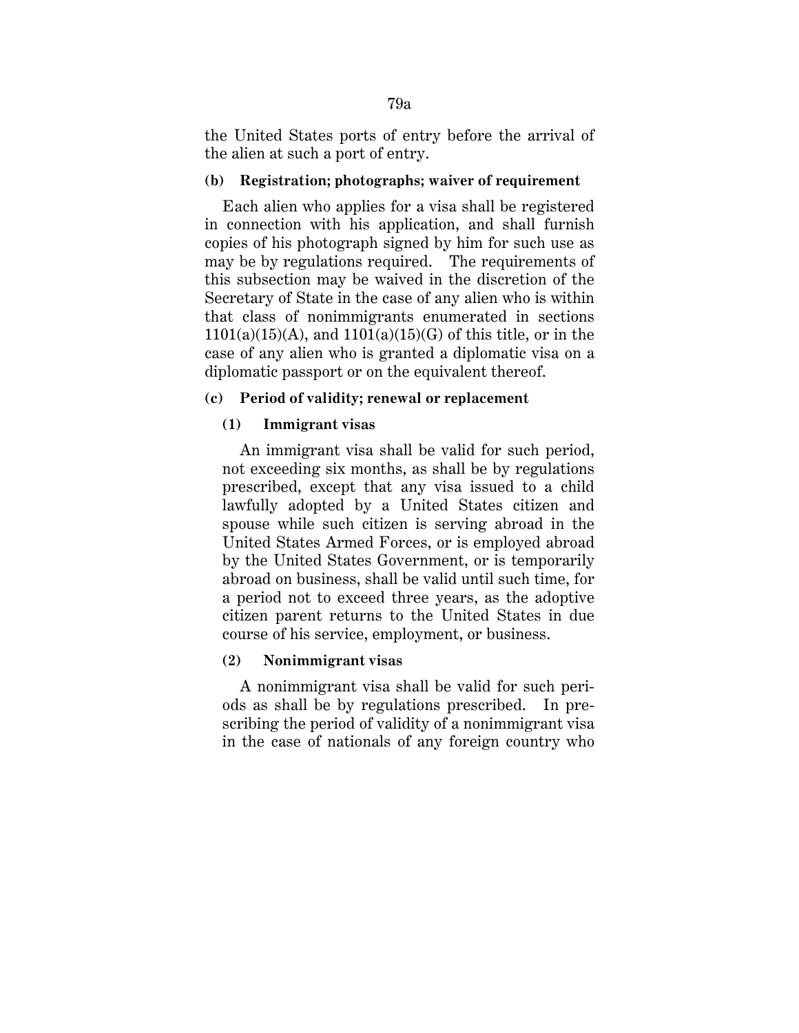the United States ports of entry before the arrival of the alien at such a port of entry.

**(b) Registration; photographs; waiver of requirement**

Each alien who applies for a visa shall be registered in connection with his application, and shall furnish copies of his photograph signed by him for such use as may be by regulations required. The requirements of this subsection may be waived in the discretion of the Secretary of State in the case of any alien who is within that class of nonimmigrants enumerated in sections 1101(a)(15)(A), and 1101(a)(15)(G) of this title, or in the case of any alien who is granted a diplomatic visa on a diplomatic passport or on the equivalent thereof.

**(c) Period of validity; renewal or replacement**

**(1) Immigrant visas**

An immigrant visa shall be valid for such period, not exceeding six months, as shall be by regulations prescribed, except that any visa issued to a child lawfully adopted by a United States citizen and spouse while such citizen is serving abroad in the United States Armed Forces, or is employed abroad by the United States Government, or is temporarily abroad on business, shall be valid until such time, for a period not to exceed three years, as the adoptive citizen parent returns to the United States in due course of his service, employment, or business.

**(2) Nonimmigrant visas**

A nonimmigrant visa shall be valid for such periods as shall be by regulations prescribed. In prescribing the period of validity of a nonimmigrant visa in the case of nationals of any foreign country who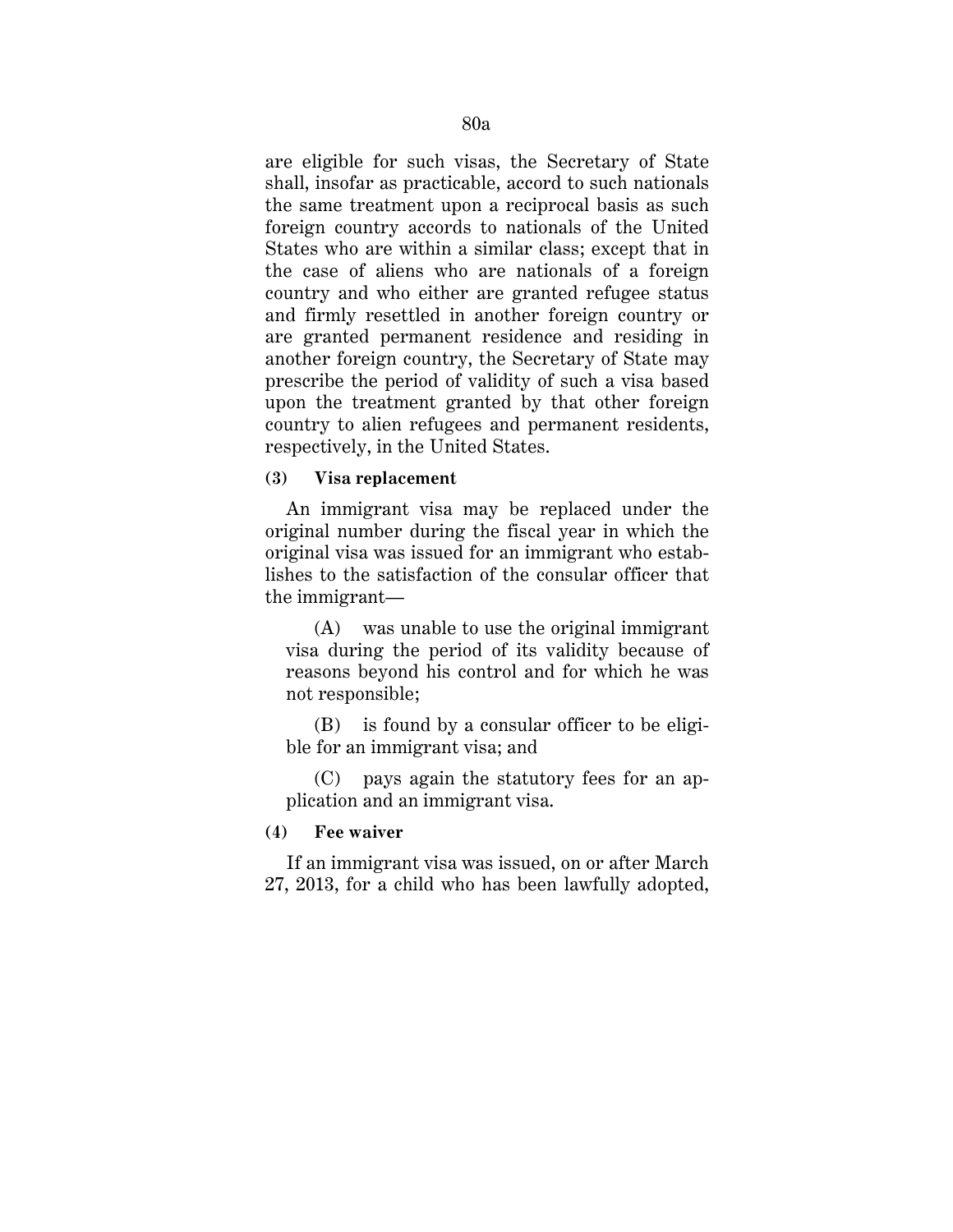are eligible for such visas, the Secretary of State shall, insofar as practicable, accord to such nationals the same treatment upon a reciprocal basis as such foreign country accords to nationals of the United States who are within a similar class; except that in the case of aliens who are nationals of a foreign country and who either are granted refugee status and firmly resettled in another foreign country or are granted permanent residence and residing in another foreign country, the Secretary of State may prescribe the period of validity of such a visa based upon the treatment granted by that other foreign country to alien refugees and permanent residents, respectively, in the United States.

**(3) Visa replacement**

An immigrant visa may be replaced under the original number during the fiscal year in which the original visa was issued for an immigrant who establishes to the satisfaction of the consular officer that the immigrant—

(A) was unable to use the original immigrant visa during the period of its validity because of reasons beyond his control and for which he was not responsible;

(B) is found by a consular officer to be eligible for an immigrant visa; and

(C) pays again the statutory fees for an application and an immigrant visa.

**(4) Fee waiver**

If an immigrant visa was issued, on or after March 27, 2013, for a child who has been lawfully adopted,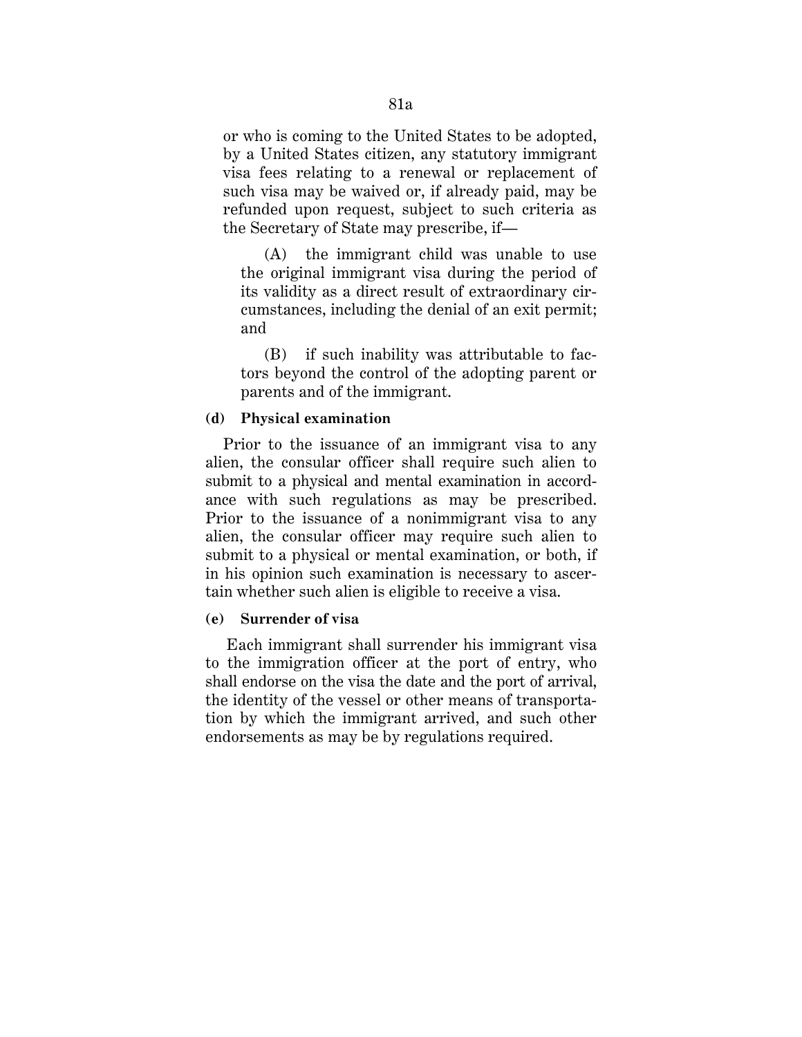or who is coming to the United States to be adopted, by a United States citizen, any statutory immigrant visa fees relating to a renewal or replacement of such visa may be waived or, if already paid, may be refunded upon request, subject to such criteria as the Secretary of State may prescribe, if—

(A) the immigrant child was unable to use the original immigrant visa during the period of its validity as a direct result of extraordinary circumstances, including the denial of an exit permit; and

(B) if such inability was attributable to factors beyond the control of the adopting parent or parents and of the immigrant.

**(d) Physical examination**

Prior to the issuance of an immigrant visa to any alien, the consular officer shall require such alien to submit to a physical and mental examination in accordance with such regulations as may be prescribed. Prior to the issuance of a nonimmigrant visa to any alien, the consular officer may require such alien to submit to a physical or mental examination, or both, if in his opinion such examination is necessary to ascertain whether such alien is eligible to receive a visa.

**(e) Surrender of visa**

Each immigrant shall surrender his immigrant visa to the immigration officer at the port of entry, who shall endorse on the visa the date and the port of arrival, the identity of the vessel or other means of transportation by which the immigrant arrived, and such other endorsements as may be by regulations required.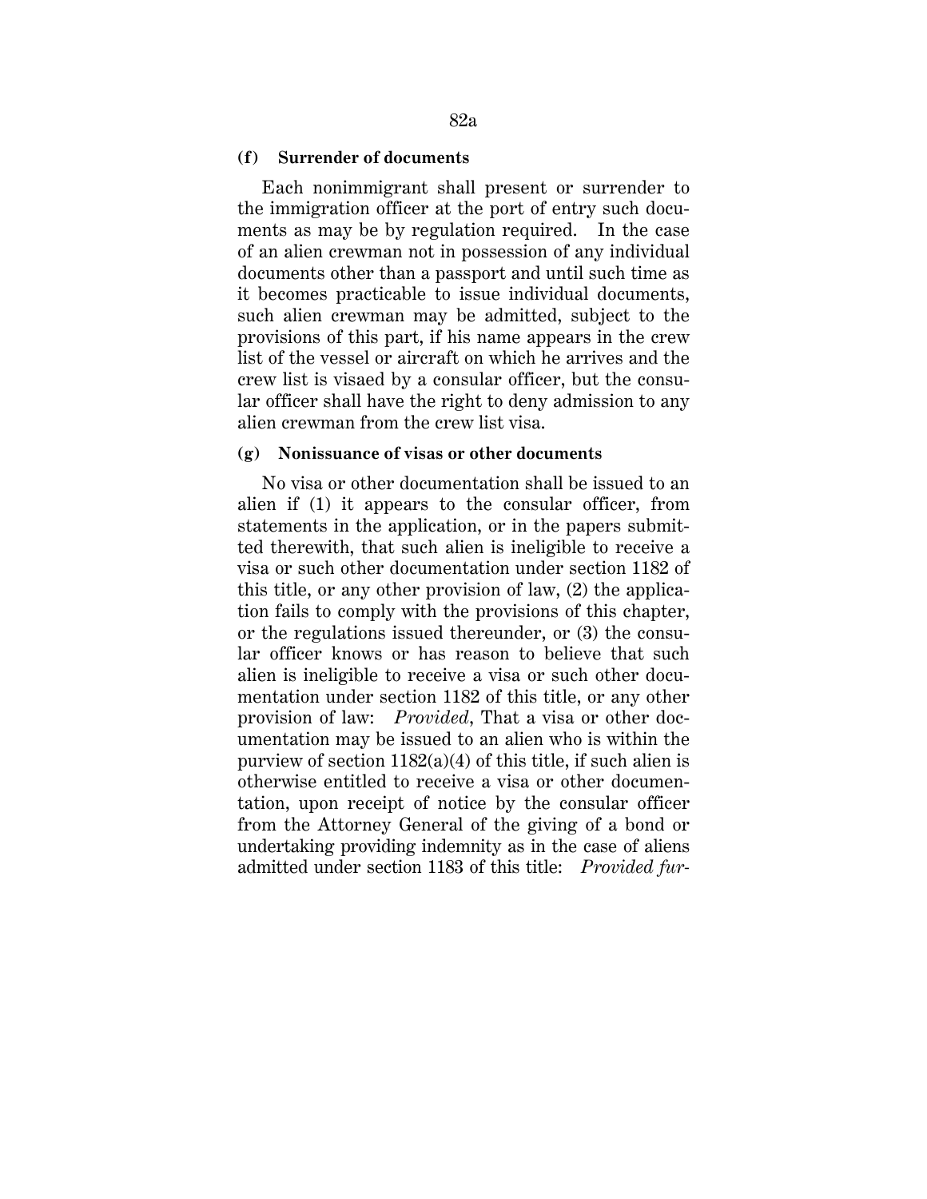**(f) Surrender of documents**

Each nonimmigrant shall present or surrender to the immigration officer at the port of entry such documents as may be by regulation required. In the case of an alien crewman not in possession of any individual documents other than a passport and until such time as it becomes practicable to issue individual documents, such alien crewman may be admitted, subject to the provisions of this part, if his name appears in the crew list of the vessel or aircraft on which he arrives and the crew list is visaed by a consular officer, but the consular officer shall have the right to deny admission to any alien crewman from the crew list visa.

**(g) Nonissuance of visas or other documents**

No visa or other documentation shall be issued to an alien if (1) it appears to the consular officer, from statements in the application, or in the papers submitted therewith, that such alien is ineligible to receive a visa or such other documentation under section 1182 of this title, or any other provision of law, (2) the application fails to comply with the provisions of this chapter, or the regulations issued thereunder, or (3) the consular officer knows or has reason to believe that such alien is ineligible to receive a visa or such other documentation under section 1182 of this title, or any other provision of law: *Provided*, That a visa or other documentation may be issued to an alien who is within the purview of section 1182(a)(4) of this title, if such alien is otherwise entitled to receive a visa or other documentation, upon receipt of notice by the consular officer from the Attorney General of the giving of a bond or undertaking providing indemnity as in the case of aliens admitted under section 1183 of this title: *Provided fur-*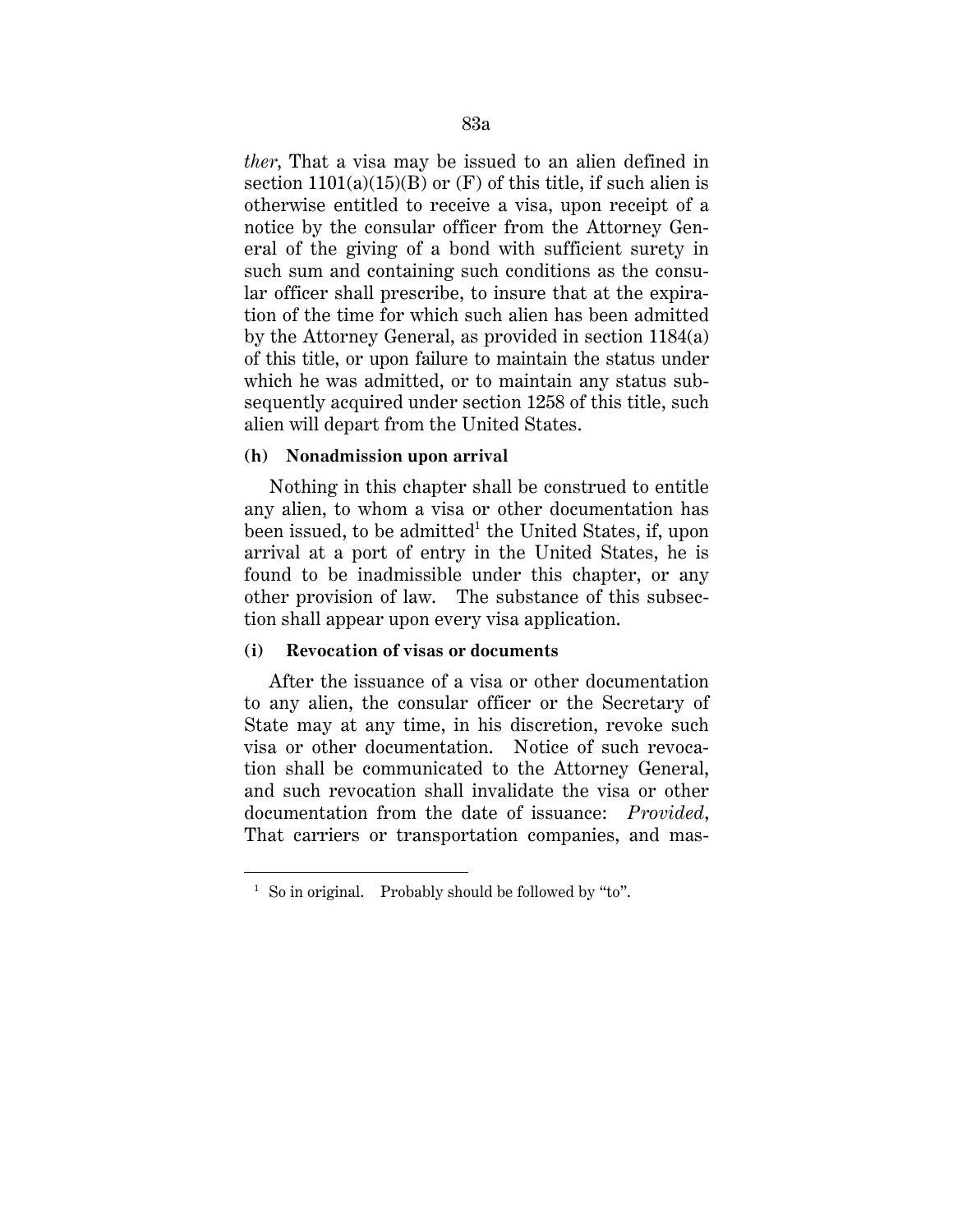*ther*, That a visa may be issued to an alien defined in section 1101(a)(15)(B) or (F) of this title, if such alien is otherwise entitled to receive a visa, upon receipt of a notice by the consular officer from the Attorney General of the giving of a bond with sufficient surety in such sum and containing such conditions as the consular officer shall prescribe, to insure that at the expiration of the time for which such alien has been admitted by the Attorney General, as provided in section 1184(a) of this title, or upon failure to maintain the status under which he was admitted, or to maintain any status subsequently acquired under section 1258 of this title, such alien will depart from the United States.

**(h) Nonadmission upon arrival**

Nothing in this chapter shall be construed to entitle any alien, to whom a visa or other documentation has been issued, to be admitted[1] the United States, if, upon arrival at a port of entry in the United States, he is found to be inadmissible under this chapter, or any other provision of law. The substance of this subsection shall appear upon every visa application.

**(i) Revocation of visas or documents**

After the issuance of a visa or other documentation to any alien, the consular officer or the Secretary of State may at any time, in his discretion, revoke such visa or other documentation. Notice of such revocation shall be communicated to the Attorney General, and such revocation shall invalidate the visa or other documentation from the date of issuance: *Provided*, That carriers or transportation companies, and mas-

---

[1] So in original. Probably should be followed by "to".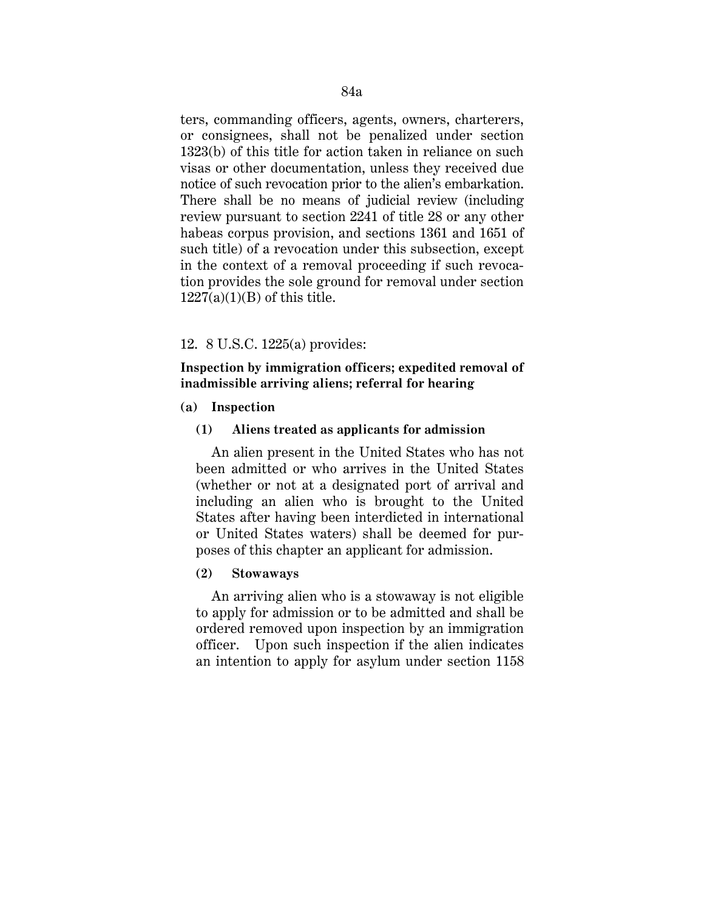ters, commanding officers, agents, owners, charterers, or consignees, shall not be penalized under section 1323(b) of this title for action taken in reliance on such visas or other documentation, unless they received due notice of such revocation prior to the alien's embarkation. There shall be no means of judicial review (including review pursuant to section 2241 of title 28 or any other habeas corpus provision, and sections 1361 and 1651 of such title) of a revocation under this subsection, except in the context of a removal proceeding if such revocation provides the sole ground for removal under section 1227(a)(1)(B) of this title.

12. 8 U.S.C. 1225(a) provides:

**Inspection by immigration officers; expedited removal of inadmissible arriving aliens; referral for hearing**

**(a) Inspection**

**(1) Aliens treated as applicants for admission**

An alien present in the United States who has not been admitted or who arrives in the United States (whether or not at a designated port of arrival and including an alien who is brought to the United States after having been interdicted in international or United States waters) shall be deemed for purposes of this chapter an applicant for admission.

**(2) Stowaways**

An arriving alien who is a stowaway is not eligible to apply for admission or to be admitted and shall be ordered removed upon inspection by an immigration officer. Upon such inspection if the alien indicates an intention to apply for asylum under section 1158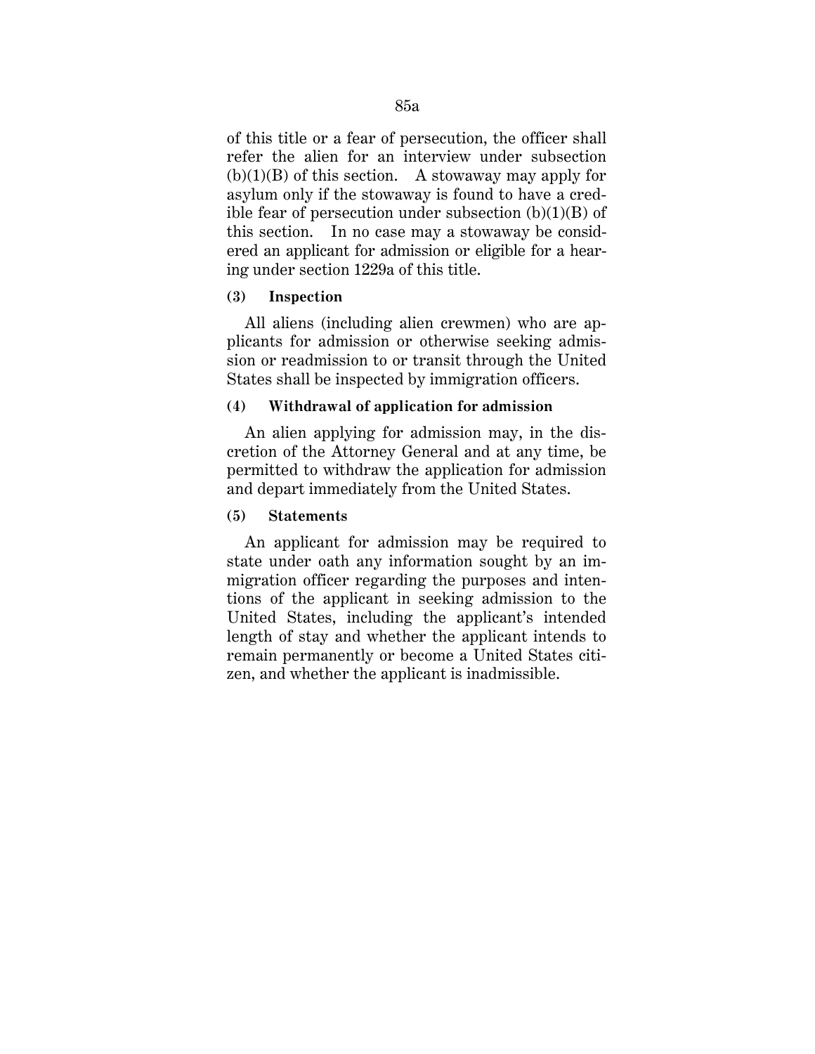of this title or a fear of persecution, the officer shall refer the alien for an interview under subsection (b)(1)(B) of this section. A stowaway may apply for asylum only if the stowaway is found to have a credible fear of persecution under subsection (b)(1)(B) of this section. In no case may a stowaway be considered an applicant for admission or eligible for a hearing under section 1229a of this title.

**(3) Inspection**

All aliens (including alien crewmen) who are applicants for admission or otherwise seeking admission or readmission to or transit through the United States shall be inspected by immigration officers.

**(4) Withdrawal of application for admission**

An alien applying for admission may, in the discretion of the Attorney General and at any time, be permitted to withdraw the application for admission and depart immediately from the United States.

**(5) Statements**

An applicant for admission may be required to state under oath any information sought by an immigration officer regarding the purposes and intentions of the applicant in seeking admission to the United States, including the applicant's intended length of stay and whether the applicant intends to remain permanently or become a United States citizen, and whether the applicant is inadmissible.